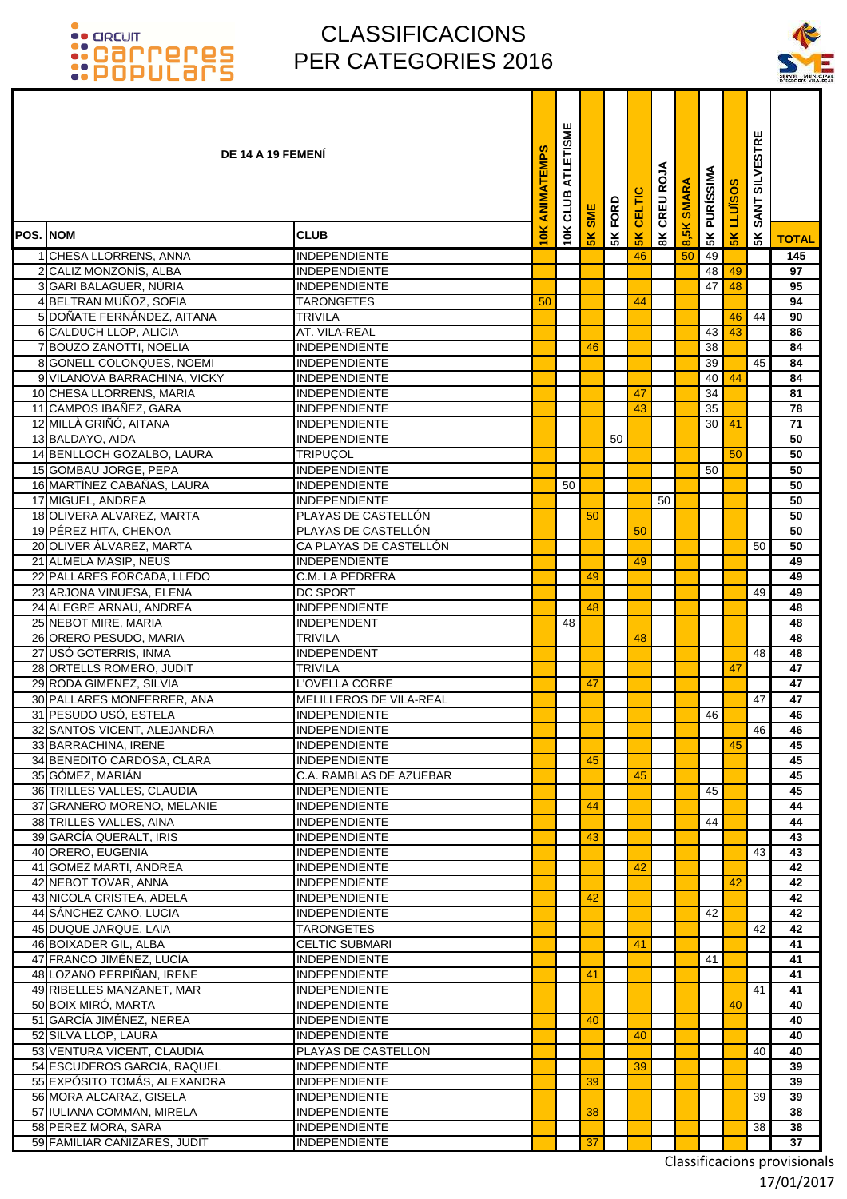# CLASSIFICACIONS PER CATEGORIES 2016

| POS. | NOM | CLUB | 10K ANIMATEMPS | 10K CLUB ATLETISME | 5K SME | 5K FORD | 5K CELTIC | 8K CREU ROJA | 8,5K SMARA | 5K PURÍSSIMA | 5K LLUÏSOS | 5K SANT SILVESTRE | TOTAL |
|---|---|---|---|---|---|---|---|---|---|---|---|---|---|
| DE 14 A 19 FEMENÍ | | | | | | | | | | | | | |
| 1 | CHESA LLORRENS, ANNA | INDEPENDIENTE | | | | | 46 | | 50 | 49 | | | 145 |
| 2 | CALIZ MONZONÍS, ALBA | INDEPENDIENTE | | | | | | | | 48 | 49 | | 97 |
| 3 | GARI BALAGUER, NÚRIA | INDEPENDIENTE | | | | | | | | 47 | 48 | | 95 |
| 4 | BELTRAN MUÑOZ, SOFIA | TARONGETES | 50 | | | | 44 | | | | | | 94 |
| 5 | DOÑATE FERNÁNDEZ, AITANA | TRIVILA | | | | | | | | | 46 | 44 | 90 |
| 6 | CALDUCH LLOP, ALICIA | AT. VILA-REAL | | | | | | | | 43 | 43 | | 86 |
| 7 | BOUZO ZANOTTI, NOELIA | INDEPENDIENTE | | | 46 | | | | | 38 | | | 84 |
| 8 | GONELL COLONQUES, NOEMI | INDEPENDIENTE | | | | | | | | 39 | | 45 | 84 |
| 9 | VILANOVA BARRACHINA, VICKY | INDEPENDIENTE | | | | | | | | 40 | 44 | | 84 |
| 10 | CHESA LLORRENS, MARIA | INDEPENDIENTE | | | | | 47 | | | 34 | | | 81 |
| 11 | CAMPOS IBAÑEZ, GARA | INDEPENDIENTE | | | | | 43 | | | 35 | | | 78 |
| 12 | MILLÀ GRIÑÓ, AITANA | INDEPENDIENTE | | | | | | | | 30 | 41 | | 71 |
| 13 | BALDAYO, AIDA | INDEPENDIENTE | | | | 50 | | | | | | | 50 |
| 14 | BENLLOCH GOZALBO, LAURA | TRIPUÇOL | | | | | | | | | 50 | | 50 |
| 15 | GOMBAU JORGE, PEPA | INDEPENDIENTE | | | | | | | | 50 | | | 50 |
| 16 | MARTÍNEZ CABAÑAS, LAURA | INDEPENDIENTE | | 50 | | | | | | | | | 50 |
| 17 | MIGUEL, ANDREA | INDEPENDIENTE | | | | | | 50 | | | | | 50 |
| 18 | OLIVERA ALVAREZ, MARTA | PLAYAS DE CASTELLÓN | | | 50 | | | | | | | | 50 |
| 19 | PÉREZ HITA, CHENOA | PLAYAS DE CASTELLÓN | | | | | 50 | | | | | | 50 |
| 20 | OLIVER ÁLVAREZ, MARTA | CA PLAYAS DE CASTELLÓN | | | | | | | | | | 50 | 50 |
| 21 | ALMELA MASIP, NEUS | INDEPENDIENTE | | | | | 49 | | | | | | 49 |
| 22 | PALLARES FORCADA, LLEDO | C.M. LA PEDRERA | | | 49 | | | | | | | | 49 |
| 23 | ARJONA VINUESA, ELENA | DC SPORT | | | | | | | | | | 49 | 49 |
| 24 | ALEGRE ARNAU, ANDREA | INDEPENDIENTE | | | 48 | | | | | | | | 48 |
| 25 | NEBOT MIRE, MARIA | INDEPENDENT | | 48 | | | | | | | | | 48 |
| 26 | ORERO PESUDO, MARIA | TRIVILA | | | | | 48 | | | | | | 48 |
| 27 | USÓ GOTERRIS, INMA | INDEPENDENT | | | | | | | | | | 48 | 48 |
| 28 | ORTELLS ROMERO, JUDIT | TRIVILA | | | | | | | | | 47 | | 47 |
| 29 | RODA GIMENEZ, SILVIA | L'OVELLA CORRE | | | 47 | | | | | | | | 47 |
| 30 | PALLARES MONFERRER, ANA | MELILLEROS DE VILA-REAL | | | | | | | | | | 47 | 47 |
| 31 | PESUDO USÓ, ESTELA | INDEPENDIENTE | | | | | | | | 46 | | | 46 |
| 32 | SANTOS VICENT, ALEJANDRA | INDEPENDIENTE | | | | | | | | | | 46 | 46 |
| 33 | BARRACHINA, IRENE | INDEPENDIENTE | | | | | | | | | 45 | | 45 |
| 34 | BENEDITO CARDOSA, CLARA | INDEPENDIENTE | | | 45 | | | | | | | | 45 |
| 35 | GÓMEZ, MARIÁN | C.A. RAMBLAS DE AZUEBAR | | | | | 45 | | | | | | 45 |
| 36 | TRILLES VALLES, CLAUDIA | INDEPENDIENTE | | | | | | | | 45 | | | 45 |
| 37 | GRANERO MORENO, MELANIE | INDEPENDIENTE | | | 44 | | | | | | | | 44 |
| 38 | TRILLES VALLES, AINA | INDEPENDIENTE | | | | | | | | 44 | | | 44 |
| 39 | GARCÍA QUERALT, IRIS | INDEPENDIENTE | | | 43 | | | | | | | | 43 |
| 40 | ORERO, EUGENIA | INDEPENDIENTE | | | | | | | | | | 43 | 43 |
| 41 | GOMEZ MARTI, ANDREA | INDEPENDIENTE | | | | | 42 | | | | | | 42 |
| 42 | NEBOT TOVAR, ANNA | INDEPENDIENTE | | | | | | | | | 42 | | 42 |
| 43 | NICOLA CRISTEA, ADELA | INDEPENDIENTE | | | 42 | | | | | | | | 42 |
| 44 | SÁNCHEZ CANO, LUCIA | INDEPENDIENTE | | | | | | | | 42 | | | 42 |
| 45 | DUQUE JARQUE, LAIA | TARONGETES | | | | | | | | | | 42 | 42 |
| 46 | BOIXADER GIL, ALBA | CELTIC SUBMARI | | | | | 41 | | | | | | 41 |
| 47 | FRANCO JIMÉNEZ, LUCÍA | INDEPENDIENTE | | | | | | | | 41 | | | 41 |
| 48 | LOZANO PERPIÑAN, IRENE | INDEPENDIENTE | | | 41 | | | | | | | | 41 |
| 49 | RIBELLES MANZANET, MAR | INDEPENDIENTE | | | | | | | | | | 41 | 41 |
| 50 | BOIX MIRÓ, MARTA | INDEPENDIENTE | | | | | | | | | 40 | | 40 |
| 51 | GARCÍA JIMÉNEZ, NEREA | INDEPENDIENTE | | | 40 | | | | | | | | 40 |
| 52 | SILVA LLOP, LAURA | INDEPENDIENTE | | | | | 40 | | | | | | 40 |
| 53 | VENTURA VICENT, CLAUDIA | PLAYAS DE CASTELLON | | | | | | | | | | 40 | 40 |
| 54 | ESCUDEROS GARCIA, RAQUEL | INDEPENDIENTE | | | | | 39 | | | | | | 39 |
| 55 | EXPÓSITO TOMÁS, ALEXANDRA | INDEPENDIENTE | | | 39 | | | | | | | | 39 |
| 56 | MORA ALCARAZ, GISELA | INDEPENDIENTE | | | | | | | | | | 39 | 39 |
| 57 | IULIANA COMMAN, MIRELA | INDEPENDIENTE | | | 38 | | | | | | | | 38 |
| 58 | PEREZ MORA, SARA | INDEPENDIENTE | | | | | | | | | | 38 | 38 |
| 59 | FAMILIAR CAÑIZARES, JUDIT | INDEPENDIENTE | | | 37 | | | | | | | | 37 |

Classificacions provisionals
17/01/2017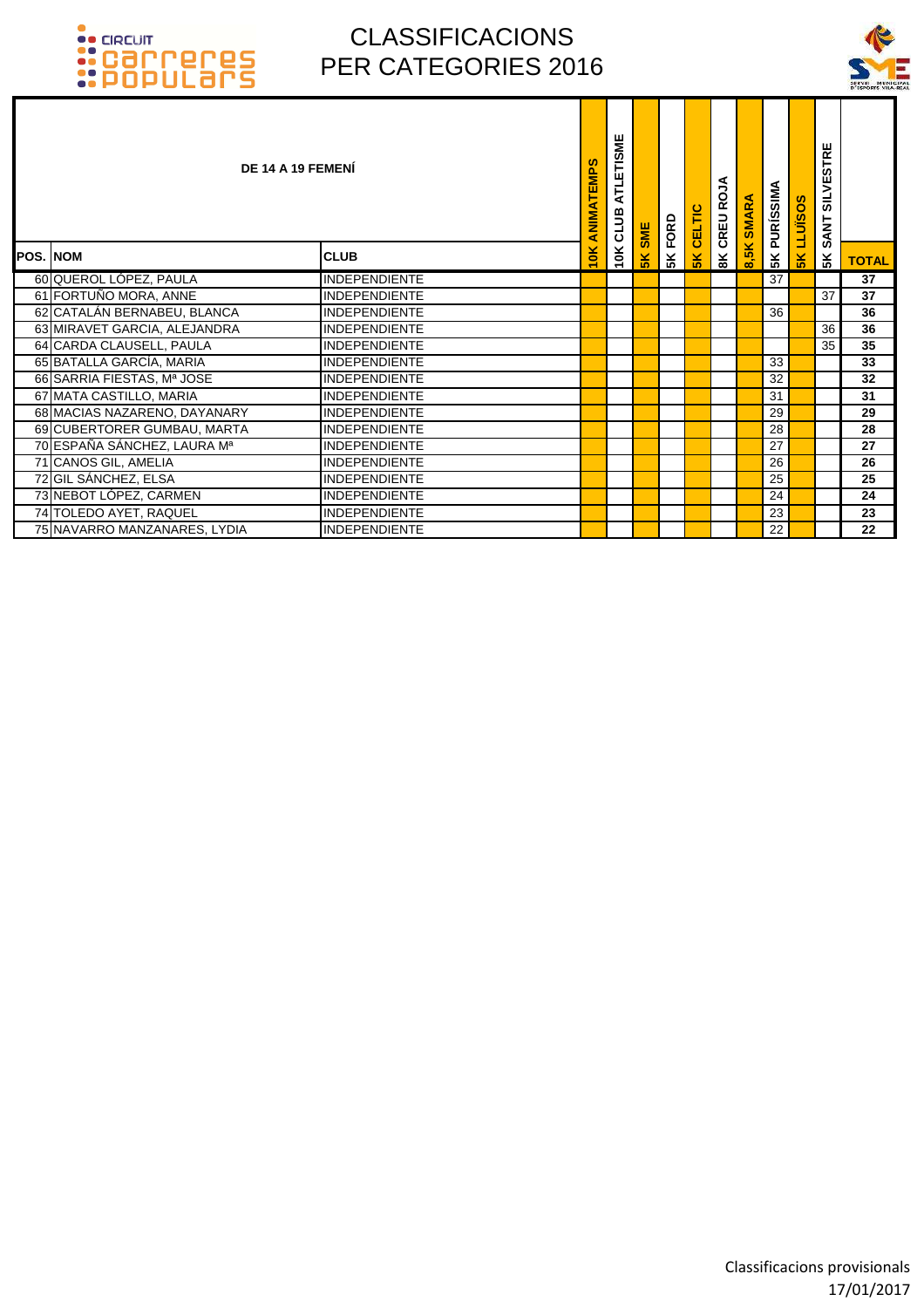# CLASSIFICACIONS PER CATEGORIES 2016

| DE 14 A 19 FEMENÍ | | | | | | | | | | | | | |
|---|---|---|---|---|---|---|---|---|---|---|---|---|---|
| **POS.** | **NOM** | **CLUB** | **10K ANIMATEMPS** | **10K CLUB ATLETISME** | **5K SME** | **5K FORD** | **5K CELTIC** | **8K CREU ROJA** | **8,5K SMARA** | **5K PURÍSSIMA** | **5K LLUÏSOS** | **5K SANT SILVESTRE** | **TOTAL** |
| 60 | QUEROL LÓPEZ, PAULA | INDEPENDIENTE | | | | | | | | 37 | | | **37** |
| 61 | FORTUÑO MORA, ANNE | INDEPENDIENTE | | | | | | | | | | 37 | **37** |
| 62 | CATALÁN BERNABEU, BLANCA | INDEPENDIENTE | | | | | | | | 36 | | | **36** |
| 63 | MIRAVET GARCIA, ALEJANDRA | INDEPENDIENTE | | | | | | | | | | 36 | **36** |
| 64 | CARDA CLAUSELL, PAULA | INDEPENDIENTE | | | | | | | | | | 35 | **35** |
| 65 | BATALLA GARCÍA, MARIA | INDEPENDIENTE | | | | | | | | 33 | | | **33** |
| 66 | SARRIA FIESTAS, Mª JOSE | INDEPENDIENTE | | | | | | | | 32 | | | **32** |
| 67 | MATA CASTILLO, MARIA | INDEPENDIENTE | | | | | | | | 31 | | | **31** |
| 68 | MACIAS NAZARENO, DAYANARY | INDEPENDIENTE | | | | | | | | 29 | | | **29** |
| 69 | CUBERTORER GUMBAU, MARTA | INDEPENDIENTE | | | | | | | | 28 | | | **28** |
| 70 | ESPAÑA SÁNCHEZ, LAURA Mª | INDEPENDIENTE | | | | | | | | 27 | | | **27** |
| 71 | CANOS GIL, AMELIA | INDEPENDIENTE | | | | | | | | 26 | | | **26** |
| 72 | GIL SÁNCHEZ, ELSA | INDEPENDIENTE | | | | | | | | 25 | | | **25** |
| 73 | NEBOT LÓPEZ, CARMEN | INDEPENDIENTE | | | | | | | | 24 | | | **24** |
| 74 | TOLEDO AYET, RAQUEL | INDEPENDIENTE | | | | | | | | 23 | | | **23** |
| 75 | NAVARRO MANZANARES, LYDIA | INDEPENDIENTE | | | | | | | | 22 | | | **22** |

Classificacions provisionals
17/01/2017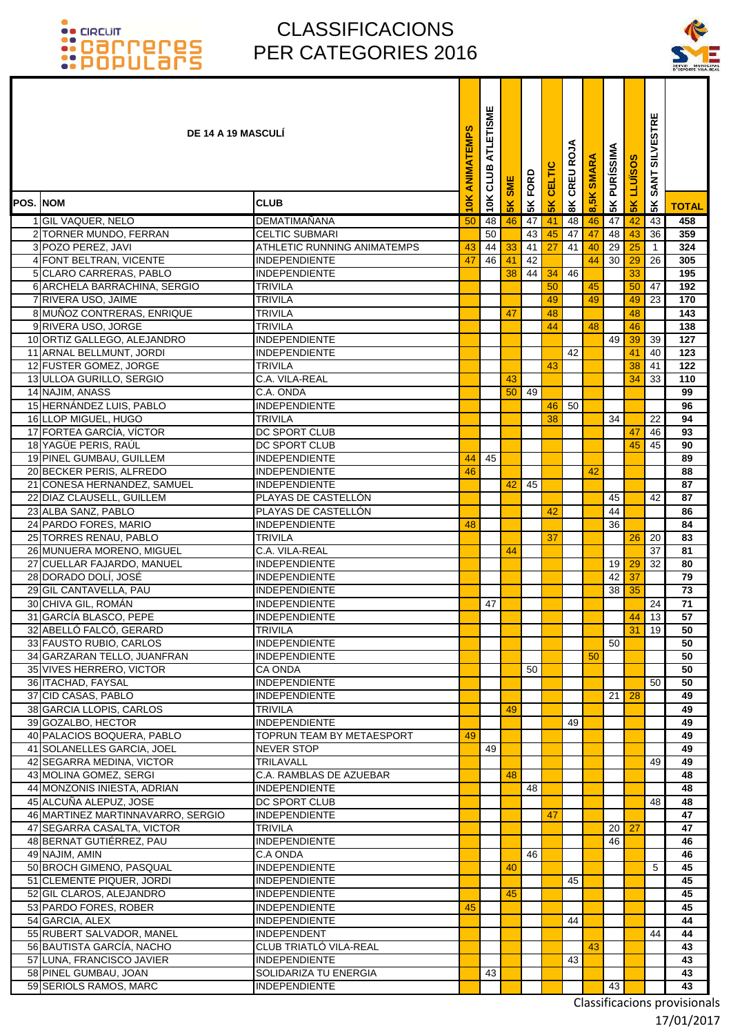# CLASSIFICACIONS PER CATEGORIES 2016

| POS. | NOM | CLUB | 10K ANIMATEMPS | 10K CLUB ATLETISME | 5K SME | 5K FORD | 5K CELTIC | 8K CREU ROJA | 8,5K SMARA | 5K PURÍSSIMA | 5K LLUÏSOS | 5K SANT SILVESTRE | TOTAL |
|---|---|---|---|---|---|---|---|---|---|---|---|---|---|
| **DE 14 A 19 MASCULÍ** | | | | | | | | | | | | | |
| 1 | GIL VAQUER, NELO | DEMATIMAÑANA | 50 | 48 | 46 | 47 | 41 | 48 | 46 | 47 | 42 | 43 | 458 |
| 2 | TORNER MUNDO, FERRAN | CELTIC SUBMARI | | 50 | | 43 | 45 | 47 | 47 | 48 | 43 | 36 | 359 |
| 3 | POZO PEREZ, JAVI | ATHLETIC RUNNING ANIMATEMPS | 43 | 44 | 33 | 41 | 27 | 41 | 40 | 29 | 25 | 1 | 324 |
| 4 | FONT BELTRAN, VICENTE | INDEPENDIENTE | 47 | 46 | 41 | 42 | | | 44 | 30 | 29 | 26 | 305 |
| 5 | CLARO CARRERAS, PABLO | INDEPENDIENTE | | | 38 | 44 | 34 | 46 | | | 33 | | 195 |
| 6 | ARCHELA BARRACHINA, SERGIO | TRIVILA | | | | | 50 | | 45 | | 50 | 47 | 192 |
| 7 | RIVERA USO, JAIME | TRIVILA | | | | | 49 | | 49 | | 49 | 23 | 170 |
| 8 | MUÑOZ CONTRERAS, ENRIQUE | TRIVILA | | | 47 | | 48 | | | | 48 | | 143 |
| 9 | RIVERA USO, JORGE | TRIVILA | | | | | 44 | | 48 | | 46 | | 138 |
| 10 | ORTIZ GALLEGO, ALEJANDRO | INDEPENDIENTE | | | | | | | | 49 | 39 | 39 | 127 |
| 11 | ARNAL BELLMUNT, JORDI | INDEPENDIENTE | | | | | | 42 | | | 41 | 40 | 123 |
| 12 | FUSTER GOMEZ, JORGE | TRIVILA | | | | | 43 | | | | 38 | 41 | 122 |
| 13 | ULLOA GURILLO, SERGIO | C.A. VILA-REAL | | | 43 | | | | | | 34 | 33 | 110 |
| 14 | NAJIM, ANASS | C.A. ONDA | | | 50 | 49 | | | | | | | 99 |
| 15 | HERNÁNDEZ LUIS, PABLO | INDEPENDIENTE | | | | | 46 | 50 | | | | | 96 |
| 16 | LLOP MIGUEL, HUGO | TRIVILA | | | | | 38 | | | 34 | | 22 | 94 |
| 17 | FORTEA GARCÍA, VÍCTOR | DC SPORT CLUB | | | | | | | | | 47 | 46 | 93 |
| 18 | YAGÜE PERIS, RAÚL | DC SPORT CLUB | | | | | | | | | 45 | 45 | 90 |
| 19 | PINEL GUMBAU, GUILLEM | INDEPENDIENTE | 44 | 45 | | | | | | | | | 89 |
| 20 | BECKER PERIS, ALFREDO | INDEPENDIENTE | 46 | | | | | | 42 | | | | 88 |
| 21 | CONESA HERNANDEZ, SAMUEL | INDEPENDIENTE | | | 42 | 45 | | | | | | | 87 |
| 22 | DIAZ CLAUSELL, GUILLEM | PLAYAS DE CASTELLÓN | | | | | | | | 45 | | 42 | 87 |
| 23 | ALBA SANZ, PABLO | PLAYAS DE CASTELLÓN | | | | | 42 | | | 44 | | | 86 |
| 24 | PARDO FORES, MARIO | INDEPENDIENTE | 48 | | | | | | | 36 | | | 84 |
| 25 | TORRES RENAU, PABLO | TRIVILA | | | | | 37 | | | | 26 | 20 | 83 |
| 26 | MUNUERA MORENO, MIGUEL | C.A. VILA-REAL | | | 44 | | | | | | | 37 | 81 |
| 27 | CUELLAR FAJARDO, MANUEL | INDEPENDIENTE | | | | | | | | 19 | 29 | 32 | 80 |
| 28 | DORADO DOLÍ, JOSÉ | INDEPENDIENTE | | | | | | | | 42 | 37 | | 79 |
| 29 | GIL CANTAVELLA, PAU | INDEPENDIENTE | | | | | | | | 38 | 35 | | 73 |
| 30 | CHIVA GIL, ROMÁN | INDEPENDIENTE | | 47 | | | | | | | | 24 | 71 |
| 31 | GARCÍA BLASCO, PEPE | INDEPENDIENTE | | | | | | | | | 44 | 13 | 57 |
| 32 | ABELLÓ FALCÓ, GERARD | TRIVILA | | | | | | | | | 31 | 19 | 50 |
| 33 | FAUSTO RUBIO, CARLOS | INDEPENDIENTE | | | | | | | | 50 | | | 50 |
| 34 | GARZARAN TELLO, JUANFRAN | INDEPENDIENTE | | | | | | | 50 | | | | 50 |
| 35 | VIVES HERRERO, VICTOR | CA ONDA | | | | 50 | | | | | | | 50 |
| 36 | ITACHAD, FAYSAL | INDEPENDIENTE | | | | | | | | | | 50 | 50 |
| 37 | CID CASAS, PABLO | INDEPENDIENTE | | | | | | | | 21 | 28 | | 49 |
| 38 | GARCIA LLOPIS, CARLOS | TRIVILA | | | 49 | | | | | | | | 49 |
| 39 | GOZALBO, HECTOR | INDEPENDIENTE | | | | | | 49 | | | | | 49 |
| 40 | PALACIOS BOQUERA, PABLO | TOPRUN TEAM BY METAESPORT | 49 | | | | | | | | | | 49 |
| 41 | SOLANELLES GARCIA, JOEL | NEVER STOP | | 49 | | | | | | | | | 49 |
| 42 | SEGARRA MEDINA, VICTOR | TRILAVALL | | | | | | | | | | 49 | 49 |
| 43 | MOLINA GOMEZ, SERGI | C.A. RAMBLAS DE AZUEBAR | | | 48 | | | | | | | | 48 |
| 44 | MONZONIS INIESTA, ADRIAN | INDEPENDIENTE | | | | 48 | | | | | | | 48 |
| 45 | ALCUÑA ALEPUZ, JOSE | DC SPORT CLUB | | | | | | | | | | 48 | 48 |
| 46 | MARTINEZ MARTINNAVARRO, SERGIO | INDEPENDIENTE | | | | | 47 | | | | | | 47 |
| 47 | SEGARRA CASALTA, VICTOR | TRIVILA | | | | | | | | 20 | 27 | | 47 |
| 48 | BERNAT GUTIÉRREZ, PAU | INDEPENDIENTE | | | | | | | | 46 | | | 46 |
| 49 | NAJIM, AMIN | C.A ONDA | | | | 46 | | | | | | | 46 |
| 50 | BROCH GIMENO, PASQUAL | INDEPENDIENTE | | | 40 | | | | | | | 5 | 45 |
| 51 | CLEMENTE PIQUER, JORDI | INDEPENDIENTE | | | | | | 45 | | | | | 45 |
| 52 | GIL CLAROS, ALEJANDRO | INDEPENDIENTE | | | 45 | | | | | | | | 45 |
| 53 | PARDO FORES, ROBER | INDEPENDIENTE | 45 | | | | | | | | | | 45 |
| 54 | GARCIA, ALEX | INDEPENDIENTE | | | | | | 44 | | | | | 44 |
| 55 | RUBERT SALVADOR, MANEL | INDEPENDENT | | | | | | | | | | 44 | 44 |
| 56 | BAUTISTA GARCÍA, NACHO | CLUB TRIATLÓ VILA-REAL | | | | | | | 43 | | | | 43 |
| 57 | LUNA, FRANCISCO JAVIER | INDEPENDIENTE | | | | | | 43 | | | | | 43 |
| 58 | PINEL GUMBAU, JOAN | SOLIDARIZA TU ENERGIA | | 43 | | | | | | | | | 43 |
| 59 | SERIOLS RAMOS, MARC | INDEPENDIENTE | | | | | | | | 43 | | | 43 |

Classificacions provisionals
17/01/2017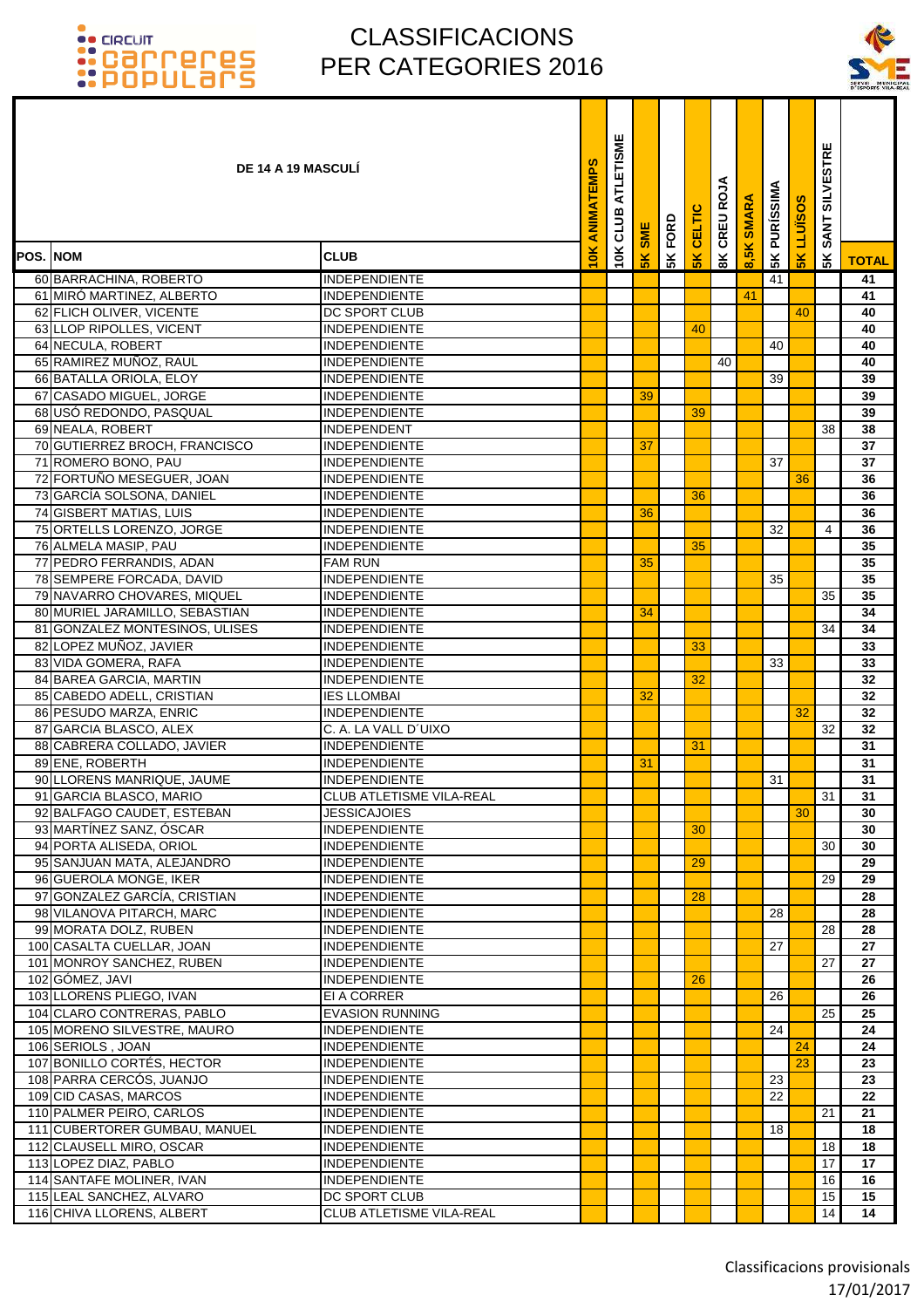# CLASSIFICACIONS PER CATEGORIES 2016

| POS. | NOM | CLUB | 10K ANIMATEMPS | 10K CLUB ATLETISME | 5K SME | 5K FORD | 5K CELTIC | 8K CREU ROJA | 8,5K SMARA | 5K PURÍSSIMA | 5K LLUÏSOS | 5K SANT SILVESTRE | TOTAL |
|---|---|---|---|---|---|---|---|---|---|---|---|---|---|
| **DE 14 A 19 MASCULÍ** | | | | | | | | | | | | | |
| 60 | BARRACHINA, ROBERTO | INDEPENDIENTE | | | | | | | | 41 | | | 41 |
| 61 | MIRÓ MARTINEZ, ALBERTO | INDEPENDIENTE | | | | | | | 41 | | | | 41 |
| 62 | FLICH OLIVER, VICENTE | DC SPORT CLUB | | | | | | | | | 40 | | 40 |
| 63 | LLOP RIPOLLES, VICENT | INDEPENDIENTE | | | | | 40 | | | | | | 40 |
| 64 | NECULA, ROBERT | INDEPENDIENTE | | | | | | | | 40 | | | 40 |
| 65 | RAMIREZ MUÑOZ, RAUL | INDEPENDIENTE | | | | | | 40 | | | | | 40 |
| 66 | BATALLA ORIOLA, ELOY | INDEPENDIENTE | | | | | | | | 39 | | | 39 |
| 67 | CASADO MIGUEL, JORGE | INDEPENDIENTE | | | 39 | | | | | | | | 39 |
| 68 | USÓ REDONDO, PASQUAL | INDEPENDIENTE | | | | | 39 | | | | | | 39 |
| 69 | NEALA, ROBERT | INDEPENDENT | | | | | | | | | | 38 | 38 |
| 70 | GUTIERREZ BROCH, FRANCISCO | INDEPENDIENTE | | | 37 | | | | | | | | 37 |
| 71 | ROMERO BONO, PAU | INDEPENDIENTE | | | | | | | | 37 | | | 37 |
| 72 | FORTUÑO MESEGUER, JOAN | INDEPENDIENTE | | | | | | | | | 36 | | 36 |
| 73 | GARCÍA SOLSONA, DANIEL | INDEPENDIENTE | | | | | 36 | | | | | | 36 |
| 74 | GISBERT MATIAS, LUIS | INDEPENDIENTE | | | 36 | | | | | | | | 36 |
| 75 | ORTELLS LORENZO, JORGE | INDEPENDIENTE | | | | | | | | 32 | | 4 | 36 |
| 76 | ALMELA MASIP, PAU | INDEPENDIENTE | | | | | 35 | | | | | | 35 |
| 77 | PEDRO FERRANDIS, ADAN | FAM RUN | | | 35 | | | | | | | | 35 |
| 78 | SEMPERE FORCADA, DAVID | INDEPENDIENTE | | | | | | | | 35 | | | 35 |
| 79 | NAVARRO CHOVARES, MIQUEL | INDEPENDIENTE | | | | | | | | | | 35 | 35 |
| 80 | MURIEL JARAMILLO, SEBASTIAN | INDEPENDIENTE | | | 34 | | | | | | | | 34 |
| 81 | GONZALEZ MONTESINOS, ULISES | INDEPENDIENTE | | | | | | | | | | 34 | 34 |
| 82 | LOPEZ MUÑOZ, JAVIER | INDEPENDIENTE | | | | | 33 | | | | | | 33 |
| 83 | VIDA GOMERA, RAFA | INDEPENDIENTE | | | | | | | | 33 | | | 33 |
| 84 | BAREA GARCIA, MARTIN | INDEPENDIENTE | | | | | 32 | | | | | | 32 |
| 85 | CABEDO ADELL, CRISTIAN | IES LLOMBAI | | | 32 | | | | | | | | 32 |
| 86 | PESUDO MARZA, ENRIC | INDEPENDIENTE | | | | | | | | | 32 | | 32 |
| 87 | GARCIA BLASCO, ALEX | C. A. LA VALL D´UIXO | | | | | | | | | | 32 | 32 |
| 88 | CABRERA COLLADO, JAVIER | INDEPENDIENTE | | | | | 31 | | | | | | 31 |
| 89 | ENE, ROBERTH | INDEPENDIENTE | | | 31 | | | | | | | | 31 |
| 90 | LLORENS MANRIQUE, JAUME | INDEPENDIENTE | | | | | | | | 31 | | | 31 |
| 91 | GARCIA BLASCO, MARIO | CLUB ATLETISME VILA-REAL | | | | | | | | | | 31 | 31 |
| 92 | BALFAGO CAUDET, ESTEBAN | JESSICAJOIES | | | | | | | | | 30 | | 30 |
| 93 | MARTÍNEZ SANZ, ÓSCAR | INDEPENDIENTE | | | | | 30 | | | | | | 30 |
| 94 | PORTA ALISEDA, ORIOL | INDEPENDIENTE | | | | | | | | | | 30 | 30 |
| 95 | SANJUAN MATA, ALEJANDRO | INDEPENDIENTE | | | | | 29 | | | | | | 29 |
| 96 | GUEROLA MONGE, IKER | INDEPENDIENTE | | | | | | | | | | 29 | 29 |
| 97 | GONZALEZ GARCÍA, CRISTIAN | INDEPENDIENTE | | | | | 28 | | | | | | 28 |
| 98 | VILANOVA PITARCH, MARC | INDEPENDIENTE | | | | | | | | 28 | | | 28 |
| 99 | MORATA DOLZ, RUBEN | INDEPENDIENTE | | | | | | | | | | 28 | 28 |
| 100 | CASALTA CUELLAR, JOAN | INDEPENDIENTE | | | | | | | | 27 | | | 27 |
| 101 | MONROY SANCHEZ, RUBEN | INDEPENDIENTE | | | | | | | | | | 27 | 27 |
| 102 | GÓMEZ, JAVI | INDEPENDIENTE | | | | | 26 | | | | | | 26 |
| 103 | LLORENS PLIEGO, IVAN | EI A CORRER | | | | | | | | 26 | | | 26 |
| 104 | CLARO CONTRERAS, PABLO | EVASION RUNNING | | | | | | | | | | 25 | 25 |
| 105 | MORENO SILVESTRE, MAURO | INDEPENDIENTE | | | | | | | | 24 | | | 24 |
| 106 | SERIOLS , JOAN | INDEPENDIENTE | | | | | | | | | 24 | | 24 |
| 107 | BONILLO CORTÉS, HECTOR | INDEPENDIENTE | | | | | | | | | 23 | | 23 |
| 108 | PARRA CERCÓS, JUANJO | INDEPENDIENTE | | | | | | | | 23 | | | 23 |
| 109 | CID CASAS, MARCOS | INDEPENDIENTE | | | | | | | | 22 | | | 22 |
| 110 | PALMER PEIRO, CARLOS | INDEPENDIENTE | | | | | | | | | | 21 | 21 |
| 111 | CUBERTORER GUMBAU, MANUEL | INDEPENDIENTE | | | | | | | | 18 | | | 18 |
| 112 | CLAUSELL MIRO, OSCAR | INDEPENDIENTE | | | | | | | | | | 18 | 18 |
| 113 | LOPEZ DIAZ, PABLO | INDEPENDIENTE | | | | | | | | | | 17 | 17 |
| 114 | SANTAFE MOLINER, IVAN | INDEPENDIENTE | | | | | | | | | | 16 | 16 |
| 115 | LEAL SANCHEZ, ALVARO | DC SPORT CLUB | | | | | | | | | | 15 | 15 |
| 116 | CHIVA LLORENS, ALBERT | CLUB ATLETISME VILA-REAL | | | | | | | | | | 14 | 14 |

Classificacions provisionals
17/01/2017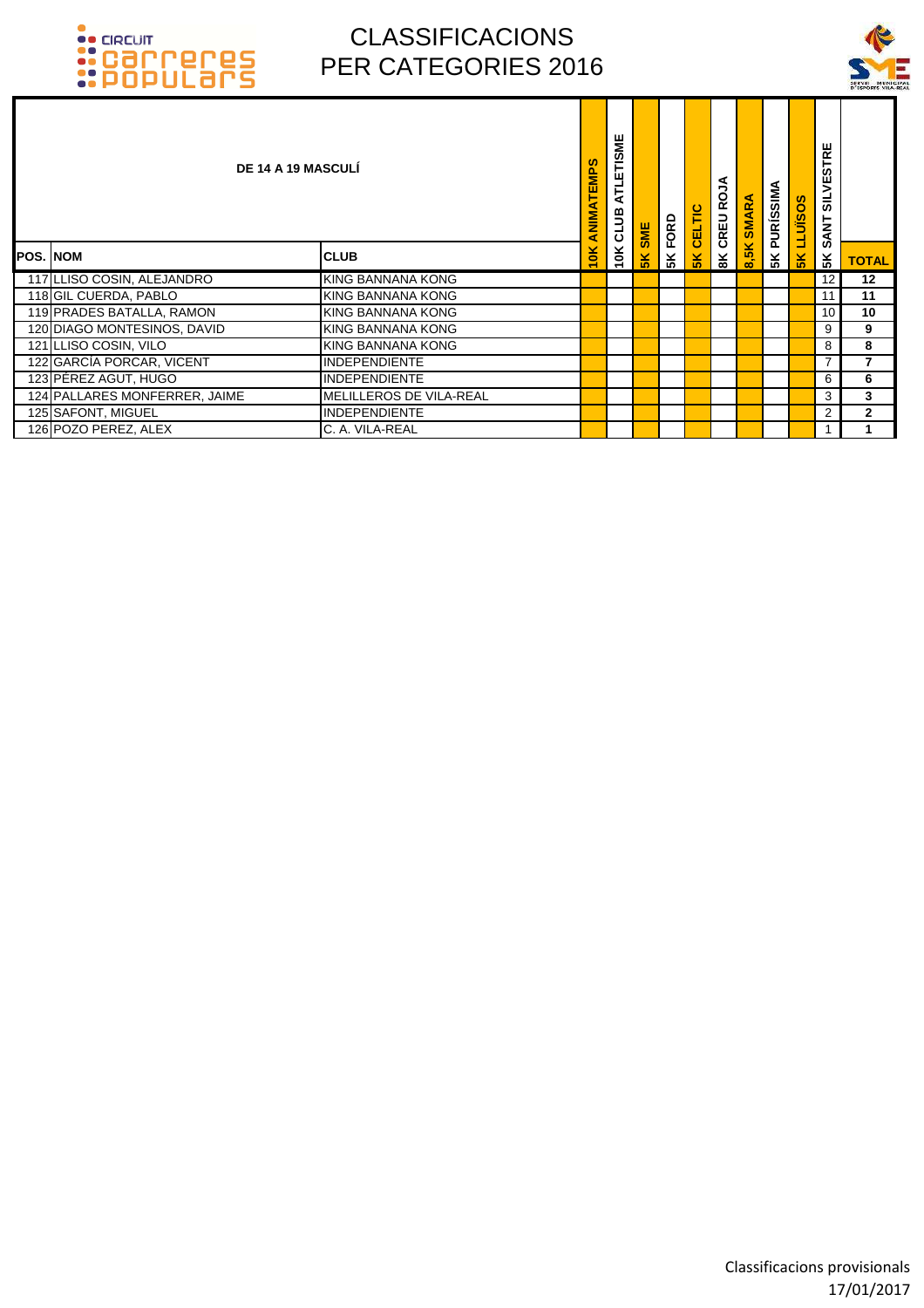# CLASSIFICACIONS PER CATEGORIES 2016

## DE 14 A 19 MASCULÍ

| POS. | NOM | CLUB | 10K ANIMATEMPS | 10K CLUB ATLETISME | 5K SME | 5K FORD | 5K CELTIC | 8K CREU ROJA | 8,5K SMARA | 5K PURÍSSIMA | 5K LLUÏSOS | 5K SANT SILVESTRE | TOTAL |
|---|---|---|---|---|---|---|---|---|---|---|---|---|---|
| 117 | LLISO COSIN, ALEJANDRO | KING BANNANA KONG | | | | | | | | | | 12 | 12 |
| 118 | GIL CUERDA, PABLO | KING BANNANA KONG | | | | | | | | | | 11 | 11 |
| 119 | PRADES BATALLA, RAMON | KING BANNANA KONG | | | | | | | | | | 10 | 10 |
| 120 | DIAGO MONTESINOS, DAVID | KING BANNANA KONG | | | | | | | | | | 9 | 9 |
| 121 | LLISO COSIN, VILO | KING BANNANA KONG | | | | | | | | | | 8 | 8 |
| 122 | GARCÍA PORCAR, VICENT | INDEPENDIENTE | | | | | | | | | | 7 | 7 |
| 123 | PÉREZ AGUT, HUGO | INDEPENDIENTE | | | | | | | | | | 6 | 6 |
| 124 | PALLARES MONFERRER, JAIME | MELILLEROS DE VILA-REAL | | | | | | | | | | 3 | 3 |
| 125 | SAFONT, MIGUEL | INDEPENDIENTE | | | | | | | | | | 2 | 2 |
| 126 | POZO PEREZ, ALEX | C. A. VILA-REAL | | | | | | | | | | 1 | 1 |

Classificacions provisionals
17/01/2017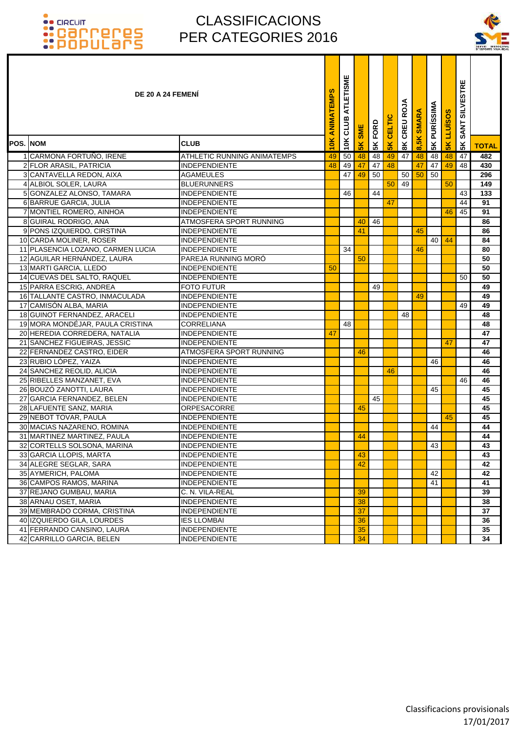# CLASSIFICACIONS PER CATEGORIES 2016

| POS. | NOM | CLUB | 10K ANIMATEMPS | 10K CLUB ATLETISME | 5K SME | 5K FORD | 5K CELTIC | 8K CREU ROJA | 8,5K SMARA | 5K PURÍSSIMA | 5K LLUÏSOS | 5K SANT SILVESTRE | TOTAL |
|---|---|---|---|---|---|---|---|---|---|---|---|---|---|
| **DE 20 A 24 FEMENÍ** | | | | | | | | | | | | | |
| 1 | CARMONA FORTUÑO, IRENE | ATHLETIC RUNNING ANIMATEMPS | 49 | 50 | 48 | 48 | 49 | 47 | 48 | 48 | 48 | 47 | **482** |
| 2 | FLOR ARASIL, PATRICIA | INDEPENDIENTE | 48 | 49 | 47 | 47 | 48 | | 47 | 47 | 49 | 48 | **430** |
| 3 | CANTAVELLA REDON, AIXA | AGAMEULES | | 47 | 49 | 50 | | 50 | 50 | 50 | | | **296** |
| 4 | ALBIOL SOLER, LAURA | BLUERUNNERS | | | | | 50 | 49 | | | 50 | | **149** |
| 5 | GONZALEZ ALONSO, TAMARA | INDEPENDIENTE | | 46 | | 44 | | | | | | 43 | **133** |
| 6 | BARRUE GARCIA, JULIA | INDEPENDIENTE | | | | | 47 | | | | | 44 | **91** |
| 7 | MONTIEL ROMERO, AINHOA | INDEPENDIENTE | | | | | | | | | 46 | 45 | **91** |
| 8 | GUIRAL RODRIGO, ANA | ATMOSFERA SPORT RUNNING | | | 40 | 46 | | | | | | | **86** |
| 9 | PONS IZQUIERDO, CIRSTINA | INDEPENDIENTE | | | 41 | | | | 45 | | | | **86** |
| 10 | CARDA MOLINER, ROSER | INDEPENDIENTE | | | | | | | | 40 | 44 | | **84** |
| 11 | PLASENCIA LOZANO, CARMEN LUCIA | INDEPENDIENTE | | 34 | | | | | 46 | | | | **80** |
| 12 | AGUILAR HERNÁNDEZ, LAURA | PAREJA RUNNING MORÓ | | | 50 | | | | | | | | **50** |
| 13 | MARTI GARCIA, LLEDO | INDEPENDIENTE | 50 | | | | | | | | | | **50** |
| 14 | CUEVAS DEL SALTO, RAQUEL | INDEPENDIENTE | | | | | | | | | | 50 | **50** |
| 15 | PARRA ESCRIG, ANDREA | FOTO FUTUR | | | | 49 | | | | | | | **49** |
| 16 | TALLANTE CASTRO, INMACULADA | INDEPENDIENTE | | | | | | | 49 | | | | **49** |
| 17 | CAMISÓN ALBA, MARIA | INDEPENDIENTE | | | | | | | | | | 49 | **49** |
| 18 | GUINOT FERNANDEZ, ARACELI | INDEPENDIENTE | | | | | | 48 | | | | | **48** |
| 19 | MORA MONDÉJAR, PAULA CRISTINA | CORRELIANA | | 48 | | | | | | | | | **48** |
| 20 | HEREDIA CORREDERA, NATALIA | INDEPENDIENTE | 47 | | | | | | | | | | **47** |
| 21 | SANCHEZ FIGUEIRAS, JESSIC | INDEPENDIENTE | | | | | | | | | 47 | | **47** |
| 22 | FERNANDEZ CASTRO, EIDER | ATMOSFERA SPORT RUNNING | | | 46 | | | | | | | | **46** |
| 23 | RUBIO LÓPEZ, YAIZA | INDEPENDIENTE | | | | | | | | 46 | | | **46** |
| 24 | SANCHEZ REOLID, ALICIA | INDEPENDIENTE | | | | | 46 | | | | | | **46** |
| 25 | RIBELLES MANZANET, EVA | INDEPENDIENTE | | | | | | | | | | 46 | **46** |
| 26 | BOUZÓ ZANOTTI, LAURA | INDEPENDIENTE | | | | | | | | 45 | | | **45** |
| 27 | GARCIA FERNANDEZ, BELEN | INDEPENDIENTE | | | | 45 | | | | | | | **45** |
| 28 | LAFUENTE SANZ, MARIA | ORPESACORRE | | | 45 | | | | | | | | **45** |
| 29 | NEBOT TOVAR, PAULA | INDEPENDIENTE | | | | | | | | | 45 | | **45** |
| 30 | MACIAS NAZARENO, ROMINA | INDEPENDIENTE | | | | | | | | 44 | | | **44** |
| 31 | MARTINEZ MARTINEZ, PAULA | INDEPENDIENTE | | | 44 | | | | | | | | **44** |
| 32 | CORTELLS SOLSONA, MARINA | INDEPENDIENTE | | | | | | | | 43 | | | **43** |
| 33 | GARCIA LLOPIS, MARTA | INDEPENDIENTE | | | 43 | | | | | | | | **43** |
| 34 | ALEGRE SEGLAR, SARA | INDEPENDIENTE | | | 42 | | | | | | | | **42** |
| 35 | AYMERICH, PALOMA | INDEPENDIENTE | | | | | | | | 42 | | | **42** |
| 36 | CAMPOS RAMOS, MARINA | INDEPENDIENTE | | | | | | | | 41 | | | **41** |
| 37 | REJANO GUMBAU, MARIA | C. N. VILA-REAL | | | 39 | | | | | | | | **39** |
| 38 | ARNAU OSET, MARIA | INDEPENDIENTE | | | 38 | | | | | | | | **38** |
| 39 | MEMBRADO CORMA, CRISTINA | INDEPENDIENTE | | | 37 | | | | | | | | **37** |
| 40 | IZQUIERDO GILA, LOURDES | IES LLOMBAI | | | 36 | | | | | | | | **36** |
| 41 | FERRANDO CANSINO, LAURA | INDEPENDIENTE | | | 35 | | | | | | | | **35** |
| 42 | CARRILLO GARCIA, BELEN | INDEPENDIENTE | | | 34 | | | | | | | | **34** |

Classificacions provisionals
17/01/2017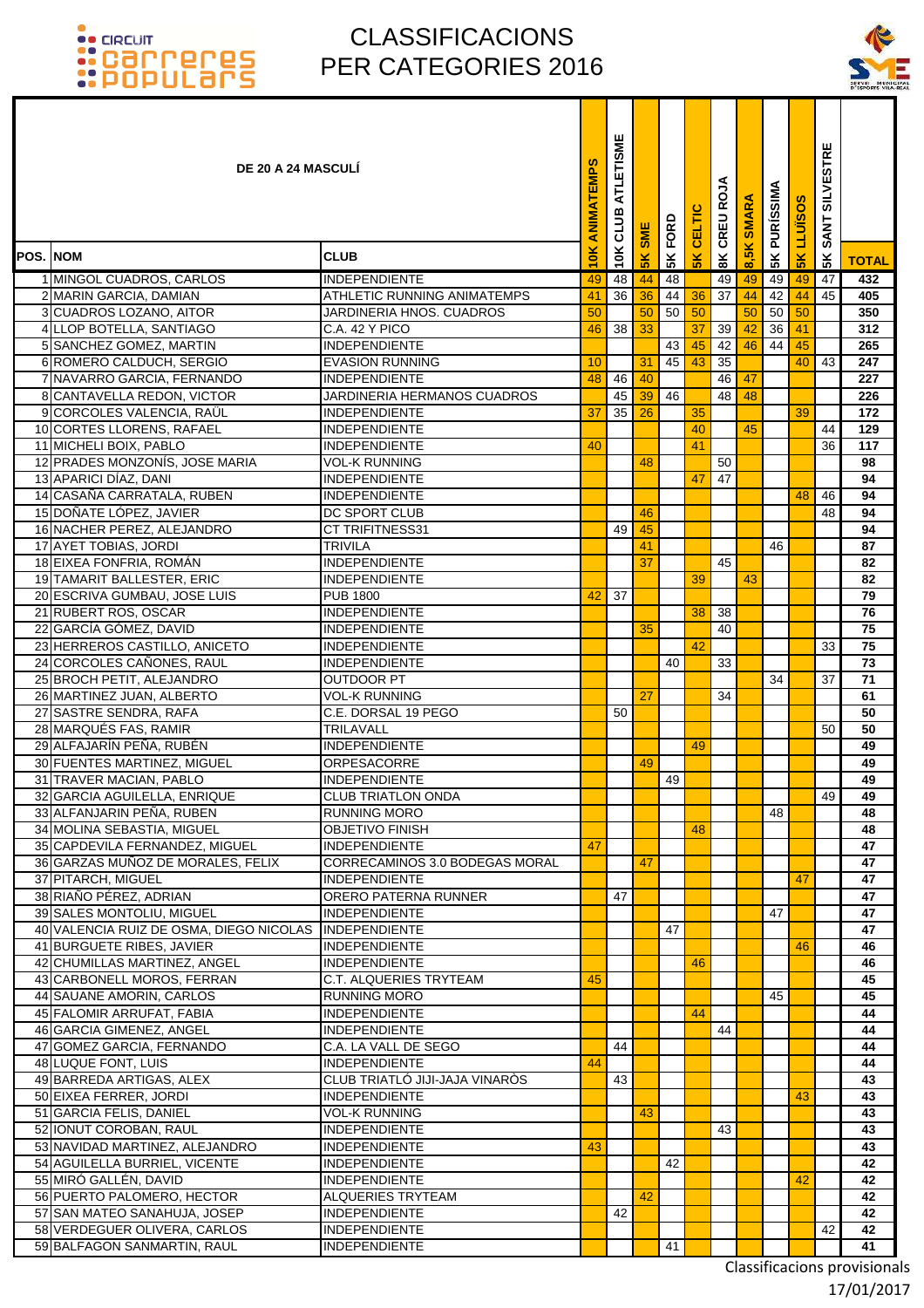# CLASSIFICACIONS PER CATEGORIES 2016

| POS. | NOM | CLUB | 10K ANIMATEMPS | 10K CLUB ATLETISME | 5K SME | 5K FORD | 5K CELTIC | 8K CREU ROJA | 8,5K SMARA | 5K PURISSIMA | 5K LLUÏSOS | 5K SANT SILVESTRE | TOTAL |
|---|---|---|---|---|---|---|---|---|---|---|---|---|---|
| DE 20 A 24 MASCULÍ | | | | | | | | | | | | | |
| 1 | MINGOL CUADROS, CARLOS | INDEPENDIENTE | 49 | 48 | 44 | 48 | | 49 | 49 | 49 | 49 | 47 | 432 |
| 2 | MARIN GARCIA, DAMIAN | ATHLETIC RUNNING ANIMATEMPS | 41 | 36 | 36 | 44 | 36 | 37 | 44 | 42 | 44 | 45 | 405 |
| 3 | CUADROS LOZANO, AITOR | JARDINERIA HNOS. CUADROS | 50 | | 50 | 50 | 50 | | 50 | 50 | 50 | | 350 |
| 4 | LLOP BOTELLA, SANTIAGO | C.A. 42 Y PICO | 46 | 38 | 33 | | 37 | 39 | 42 | 36 | 41 | | 312 |
| 5 | SANCHEZ GOMEZ, MARTIN | INDEPENDIENTE | | | | 43 | 45 | 42 | 46 | 44 | 45 | | 265 |
| 6 | ROMERO CALDUCH, SERGIO | EVASION RUNNING | 10 | | 31 | 45 | 43 | 35 | | | 40 | 43 | 247 |
| 7 | NAVARRO GARCIA, FERNANDO | INDEPENDIENTE | 48 | 46 | 40 | | | 46 | 47 | | | | 227 |
| 8 | CANTAVELLA REDON, VICTOR | JARDINERIA HERMANOS CUADROS | | 45 | 39 | 46 | | 48 | 48 | | | | 226 |
| 9 | CORCOLES VALENCIA, RAÜL | INDEPENDIENTE | 37 | 35 | 26 | | 35 | | | | 39 | | 172 |
| 10 | CORTES LLORENS, RAFAEL | INDEPENDIENTE | | | | | 40 | | 45 | | | 44 | 129 |
| 11 | MICHELI BOIX, PABLO | INDEPENDIENTE | 40 | | | | 41 | | | | | 36 | 117 |
| 12 | PRADES MONZONÍS, JOSE MARIA | VOL-K RUNNING | | | 48 | | | 50 | | | | | 98 |
| 13 | APARICI DÍAZ, DANI | INDEPENDIENTE | | | | | 47 | 47 | | | | | 94 |
| 14 | CASAÑA CARRATALA, RUBEN | INDEPENDIENTE | | | | | | | | | 48 | 46 | 94 |
| 15 | DOÑATE LÓPEZ, JAVIER | DC SPORT CLUB | | | 46 | | | | | | | 48 | 94 |
| 16 | NACHER PEREZ, ALEJANDRO | CT TRIFITNESS31 | | 49 | 45 | | | | | | | | 94 |
| 17 | AYET TOBIAS, JORDI | TRIVILA | | | 41 | | | | | 46 | | | 87 |
| 18 | EIXEA FONFRIA, ROMÁN | INDEPENDIENTE | | | 37 | | | 45 | | | | | 82 |
| 19 | TAMARIT BALLESTER, ERIC | INDEPENDIENTE | | | | | 39 | | 43 | | | | 82 |
| 20 | ESCRIVA GUMBAU, JOSE LUIS | PUB 1800 | 42 | 37 | | | | | | | | | 79 |
| 21 | RUBERT ROS, OSCAR | INDEPENDIENTE | | | | | 38 | 38 | | | | | 76 |
| 22 | GARCÍA GÓMEZ, DAVID | INDEPENDIENTE | | | 35 | | | 40 | | | | | 75 |
| 23 | HERREROS CASTILLO, ANICETO | INDEPENDIENTE | | | | | 42 | | | | | 33 | 75 |
| 24 | CORCOLES CAÑONES, RAUL | INDEPENDIENTE | | | | 40 | | 33 | | | | | 73 |
| 25 | BROCH PETIT, ALEJANDRO | OUTDOOR PT | | | | | | | | 34 | | 37 | 71 |
| 26 | MARTINEZ JUAN, ALBERTO | VOL-K RUNNING | | | 27 | | | 34 | | | | | 61 |
| 27 | SASTRE SENDRA, RAFA | C.E. DORSAL 19 PEGO | | 50 | | | | | | | | | 50 |
| 28 | MARQUÉS FAS, RAMIR | TRILAVALL | | | | | | | | | | 50 | 50 |
| 29 | ALFAJARÍN PEÑA, RUBÉN | INDEPENDIENTE | | | | | 49 | | | | | | 49 |
| 30 | FUENTES MARTINEZ, MIGUEL | ORPESACORRE | | | 49 | | | | | | | | 49 |
| 31 | TRAVER MACIAN, PABLO | INDEPENDIENTE | | | | 49 | | | | | | | 49 |
| 32 | GARCIA AGUILELLA, ENRIQUE | CLUB TRIATLON ONDA | | | | | | | | | | 49 | 49 |
| 33 | ALFANJARIN PEÑA, RUBEN | RUNNING MORO | | | | | | | | 48 | | | 48 |
| 34 | MOLINA SEBASTIA, MIGUEL | OBJETIVO FINISH | | | | | 48 | | | | | | 48 |
| 35 | CAPDEVILA FERNANDEZ, MIGUEL | INDEPENDIENTE | 47 | | | | | | | | | | 47 |
| 36 | GARZAS MUÑOZ DE MORALES, FELIX | CORRECAMINOS 3.0 BODEGAS MORAL | | | 47 | | | | | | | | 47 |
| 37 | PITARCH, MIGUEL | INDEPENDIENTE | | | | | | | | | 47 | | 47 |
| 38 | RIAÑO PÉREZ, ADRIAN | ORERO PATERNA RUNNER | | 47 | | | | | | | | | 47 |
| 39 | SALES MONTOLIU, MIGUEL | INDEPENDIENTE | | | | | | | | 47 | | | 47 |
| 40 | VALENCIA RUIZ DE OSMA, DIEGO NICOLAS | INDEPENDIENTE | | | | 47 | | | | | | | 47 |
| 41 | BURGUETE RIBES, JAVIER | INDEPENDIENTE | | | | | | | | | 46 | | 46 |
| 42 | CHUMILLAS MARTINEZ, ANGEL | INDEPENDIENTE | | | | | 46 | | | | | | 46 |
| 43 | CARBONELL MOROS, FERRAN | C.T. ALQUERIES TRYTEAM | 45 | | | | | | | | | | 45 |
| 44 | SAUANE AMORIN, CARLOS | RUNNING MORO | | | | | | | | 45 | | | 45 |
| 45 | FALOMIR ARRUFAT, FABIA | INDEPENDIENTE | | | | | 44 | | | | | | 44 |
| 46 | GARCIA GIMENEZ, ANGEL | INDEPENDIENTE | | | | | | 44 | | | | | 44 |
| 47 | GOMEZ GARCIA, FERNANDO | C.A. LA VALL DE SEGO | | 44 | | | | | | | | | 44 |
| 48 | LUQUE FONT, LUIS | INDEPENDIENTE | 44 | | | | | | | | | | 44 |
| 49 | BARREDA ARTIGAS, ALEX | CLUB TRIATLÓ JIJI-JAJA VINARÒS | | 43 | | | | | | | | | 43 |
| 50 | EIXEA FERRER, JORDI | INDEPENDIENTE | | | | | | | | | 43 | | 43 |
| 51 | GARCIA FELIS, DANIEL | VOL-K RUNNING | | | 43 | | | | | | | | 43 |
| 52 | IONUT COROBAN, RAUL | INDEPENDIENTE | | | | | | 43 | | | | | 43 |
| 53 | NAVIDAD MARTINEZ, ALEJANDRO | INDEPENDIENTE | 43 | | | | | | | | | | 43 |
| 54 | AGUILELLA BURRIEL, VICENTE | INDEPENDIENTE | | | | 42 | | | | | | | 42 |
| 55 | MIRÓ GALLÉN, DAVID | INDEPENDIENTE | | | | | | | | | 42 | | 42 |
| 56 | PUERTO PALOMERO, HECTOR | ALQUERIES TRYTEAM | | | 42 | | | | | | | | 42 |
| 57 | SAN MATEO SANAHUJA, JOSEP | INDEPENDIENTE | | 42 | | | | | | | | | 42 |
| 58 | VERDEGUER OLIVERA, CARLOS | INDEPENDIENTE | | | | | | | | | | 42 | 42 |
| 59 | BALFAGON SANMARTIN, RAUL | INDEPENDIENTE | | | | 41 | | | | | | | 41 |

Classificacions provisionals
17/01/2017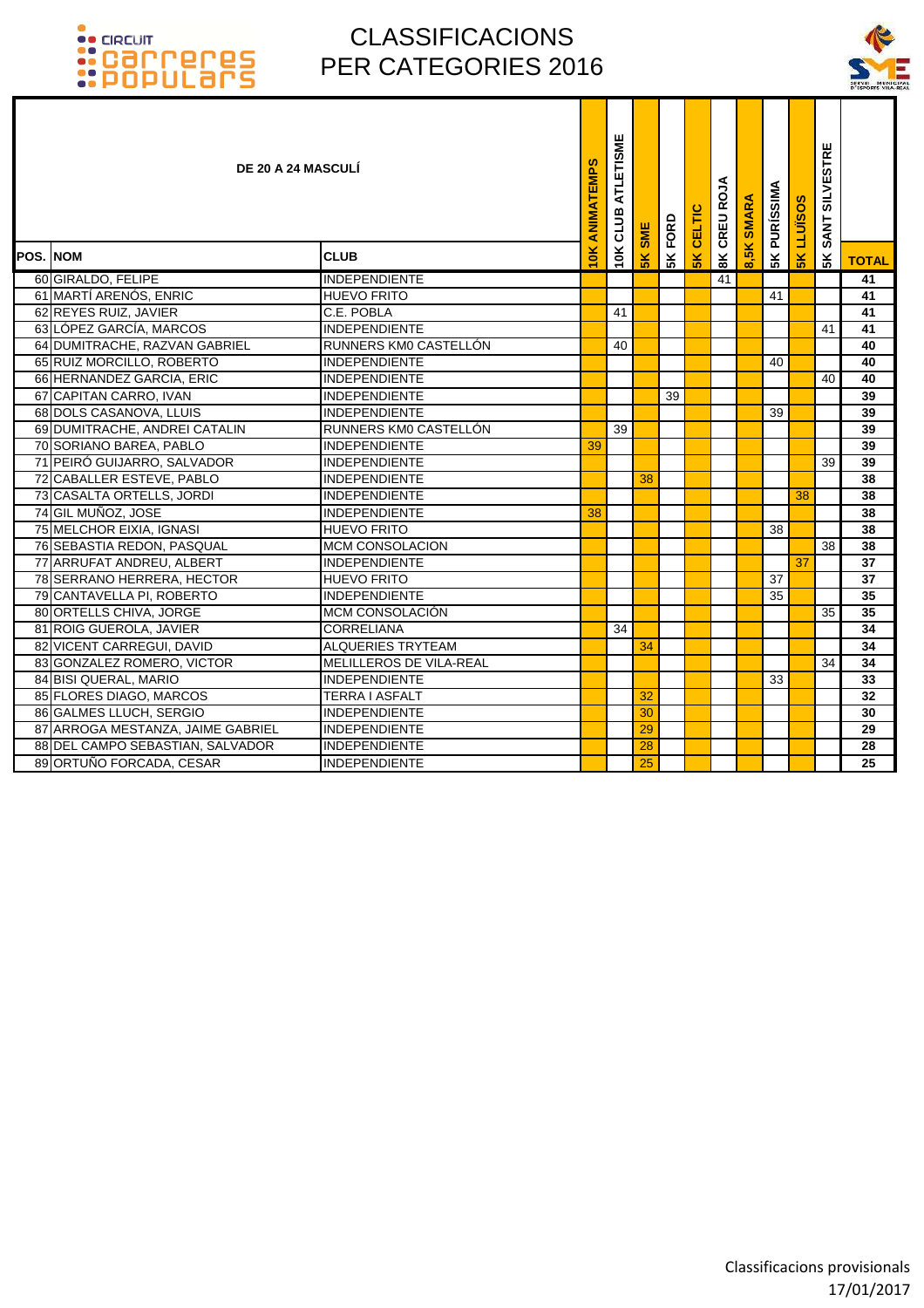# CLASSIFICACIONS PER CATEGORIES 2016

| POS. | NOM | CLUB | 10K ANIMATEMPS | 10K CLUB ATLETISME | 5K SME | 5K FORD | 5K CELTIC | 8K CREU ROJA | 8,5K SMARA | 5K PURÍSSIMA | 5K LLUÏSOS | 5K SANT SILVESTRE | TOTAL |
|---|---|---|---|---|---|---|---|---|---|---|---|---|---|
| **DE 20 A 24 MASCULÍ** | | | | | | | | | | | | | |
| 60 | GIRALDO, FELIPE | INDEPENDIENTE | | | | | | 41 | | | | | 41 |
| 61 | MARTÍ ARENÓS, ENRIC | HUEVO FRITO | | | | | | | | 41 | | | 41 |
| 62 | REYES RUIZ, JAVIER | C.E. POBLA | | 41 | | | | | | | | | 41 |
| 63 | LÓPEZ GARCÍA, MARCOS | INDEPENDIENTE | | | | | | | | | | 41 | 41 |
| 64 | DUMITRACHE, RAZVAN GABRIEL | RUNNERS KM0 CASTELLÓN | | 40 | | | | | | | | | 40 |
| 65 | RUIZ MORCILLO, ROBERTO | INDEPENDIENTE | | | | | | | | 40 | | | 40 |
| 66 | HERNANDEZ GARCIA, ERIC | INDEPENDIENTE | | | | | | | | | | 40 | 40 |
| 67 | CAPITAN CARRO, IVAN | INDEPENDIENTE | | | | 39 | | | | | | | 39 |
| 68 | DOLS CASANOVA, LLUIS | INDEPENDIENTE | | | | | | | | 39 | | | 39 |
| 69 | DUMITRACHE, ANDREI CATALIN | RUNNERS KM0 CASTELLÓN | | 39 | | | | | | | | | 39 |
| 70 | SORIANO BAREA, PABLO | INDEPENDIENTE | 39 | | | | | | | | | | 39 |
| 71 | PEIRÓ GUIJARRO, SALVADOR | INDEPENDIENTE | | | | | | | | | | 39 | 39 |
| 72 | CABALLER ESTEVE, PABLO | INDEPENDIENTE | | | 38 | | | | | | | | 38 |
| 73 | CASALTA ORTELLS, JORDI | INDEPENDIENTE | | | | | | | | | 38 | | 38 |
| 74 | GIL MUÑOZ, JOSE | INDEPENDIENTE | 38 | | | | | | | | | | 38 |
| 75 | MELCHOR EIXIA, IGNASI | HUEVO FRITO | | | | | | | | 38 | | | 38 |
| 76 | SEBASTIA REDON, PASQUAL | MCM CONSOLACION | | | | | | | | | | 38 | 38 |
| 77 | ARRUFAT ANDREU, ALBERT | INDEPENDIENTE | | | | | | | | | 37 | | 37 |
| 78 | SERRANO HERRERA, HECTOR | HUEVO FRITO | | | | | | | | 37 | | | 37 |
| 79 | CANTAVELLA PI, ROBERTO | INDEPENDIENTE | | | | | | | | 35 | | | 35 |
| 80 | ORTELLS CHIVA, JORGE | MCM CONSOLACIÓN | | | | | | | | | | 35 | 35 |
| 81 | ROIG GUEROLA, JAVIER | CORRELIANA | | 34 | | | | | | | | | 34 |
| 82 | VICENT CARREGUI, DAVID | ALQUERIES TRYTEAM | | | 34 | | | | | | | | 34 |
| 83 | GONZALEZ ROMERO, VICTOR | MELILLEROS DE VILA-REAL | | | | | | | | | | 34 | 34 |
| 84 | BISI QUERAL, MARIO | INDEPENDIENTE | | | | | | | | 33 | | | 33 |
| 85 | FLORES DIAGO, MARCOS | TERRA I ASFALT | | | 32 | | | | | | | | 32 |
| 86 | GALMES LLUCH, SERGIO | INDEPENDIENTE | | | 30 | | | | | | | | 30 |
| 87 | ARROGA MESTANZA, JAIME GABRIEL | INDEPENDIENTE | | | 29 | | | | | | | | 29 |
| 88 | DEL CAMPO SEBASTIAN, SALVADOR | INDEPENDIENTE | | | 28 | | | | | | | | 28 |
| 89 | ORTUÑO FORCADA, CESAR | INDEPENDIENTE | | | 25 | | | | | | | | 25 |

Classificacions provisionals
17/01/2017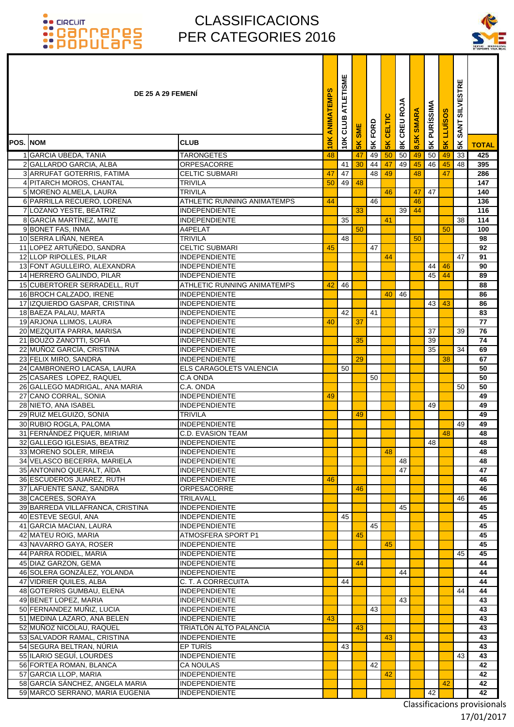# CLASSIFICACIONS PER CATEGORIES 2016

| POS. | NOM | CLUB | 10K ANIMATEMPS | 10K CLUB ATLETISME | 5K SME | 5K FORD | 5K CELTIC | 8K CREU ROJA | 8,5K SMARA | 5K PURÍSSIMA | 5K LLUÏSOS | 5K SANT SILVESTRE | TOTAL |
|---|---|---|---|---|---|---|---|---|---|---|---|---|---|
| | **DE 25 A 29 FEMENÍ** | | | | | | | | | | | | |
| 1 | GARCIA UBEDA, TANIA | TARONGETES | 48 | | 47 | 49 | 50 | 50 | 49 | 50 | 49 | 33 | 425 |
| 2 | GALLARDO GARCIA, ALBA | ORPESACORRE | | 41 | 30 | 44 | 47 | 49 | 45 | 46 | 45 | 48 | 395 |
| 3 | ARRUFAT GOTERRIS, FATIMA | CELTIC SUBMARI | 47 | 47 | | 48 | 49 | | 48 | | 47 | | 286 |
| 4 | PITARCH MOROS, CHANTAL | TRIVILA | 50 | 49 | 48 | | | | | | | | 147 |
| 5 | MORENO ALMELA, LAURA | TRIVILA | | | | | 46 | | 47 | 47 | | | 140 |
| 6 | PARRILLA RECUERO, LORENA | ATHLETIC RUNNING ANIMATEMPS | 44 | | | 46 | | | 46 | | | | 136 |
| 7 | LOZANO YESTE, BEATRIZ | INDEPENDIENTE | | | 33 | | | 39 | 44 | | | | 116 |
| 8 | GARCÍA MARTÍNEZ, MAITE | INDEPENDIENTE | | 35 | | | 41 | | | | | 38 | 114 |
| 9 | BONET FAS, INMA | A4PELAT | | | 50 | | | | | | 50 | | 100 |
| 10 | SERRA LIÑAN, NEREA | TRIVILA | | 48 | | | | | 50 | | | | 98 |
| 11 | LOPEZ ARTUÑEDO, SANDRA | CELTIC SUBMARI | 45 | | | 47 | | | | | | | 92 |
| 12 | LLOP RIPOLLES, PILAR | INDEPENDIENTE | | | | | 44 | | | | | 47 | 91 |
| 13 | FONT AGULLEIRO, ALEXANDRA | INDEPENDIENTE | | | | | | | | 44 | 46 | | 90 |
| 14 | HERRERO GALINDO, PILAR | INDEPENDIENTE | | | | | | | | 45 | 44 | | 89 |
| 15 | CUBERTORER SERRADELL, RUT | ATHLETIC RUNNING ANIMATEMPS | 42 | 46 | | | | | | | | | 88 |
| 16 | BROCH CALZADO, IRENE | INDEPENDIENTE | | | | | 40 | 46 | | | | | 86 |
| 17 | IZQUIERDO GASPAR, CRISTINA | INDEPENDIENTE | | | | | | | | 43 | 43 | | 86 |
| 18 | BAEZA PALAU, MARTA | INDEPENDIENTE | | 42 | | 41 | | | | | | | 83 |
| 19 | ARJONA LLIMOS, LAURA | INDEPENDIENTE | 40 | | 37 | | | | | | | | 77 |
| 20 | MEZQUITA PARRA, MARISA | INDEPENDIENTE | | | | | | | | 37 | | 39 | 76 |
| 21 | BOUZO ZANOTTI, SOFIA | INDEPENDIENTE | | | 35 | | | | | 39 | | | 74 |
| 22 | MUÑOZ GARCÍA, CRISTINA | INDEPENDIENTE | | | | | | | | 35 | | 34 | 69 |
| 23 | FELIX MIRO, SANDRA | INDEPENDIENTE | | | 29 | | | | | | 38 | | 67 |
| 24 | CAMBRONERO LACASA, LAURA | ELS CARAGOLETS VALENCIA | | 50 | | | | | | | | | 50 |
| 25 | CASARES LOPEZ, RAQUEL | C.A ONDA | | | | 50 | | | | | | | 50 |
| 26 | GALLEGO MADRIGAL, ANA MARIA | C.A. ONDA | | | | | | | | | | 50 | 50 |
| 27 | CANO CORRAL, SONIA | INDEPENDIENTE | 49 | | | | | | | | | | 49 |
| 28 | NIETO, ANA ISABEL | INDEPENDIENTE | | | | | | | | 49 | | | 49 |
| 29 | RUIZ MELGUIZO, SONIA | TRIVILA | | | 49 | | | | | | | | 49 |
| 30 | RUBIO ROGLA, PALOMA | INDEPENDIENTE | | | | | | | | | | 49 | 49 |
| 31 | FERNÁNDEZ PIQUER, MIRIAM | C.D. EVASION TEAM | | | | | | | | | 48 | | 48 |
| 32 | GALLEGO IGLESIAS, BEATRIZ | INDEPENDIENTE | | | | | | | | 48 | | | 48 |
| 33 | MORENO SOLER, MIREIA | INDEPENDIENTE | | | | | 48 | | | | | | 48 |
| 34 | VELASCO BECERRA, MARIELA | INDEPENDIENTE | | | | | | 48 | | | | | 48 |
| 35 | ANTONINO QUERALT, AÏDA | INDEPENDIENTE | | | | | | 47 | | | | | 47 |
| 36 | ESCUDEROS JUAREZ, RUTH | INDEPENDIENTE | 46 | | | | | | | | | | 46 |
| 37 | LAFUENTE SANZ, SANDRA | ORPESACORRE | | | 46 | | | | | | | | 46 |
| 38 | CACERES, SORAYA | TRILAVALL | | | | | | | | | | 46 | 46 |
| 39 | BARREDA VILLAFRANCA, CRISTINA | INDEPENDIENTE | | | | | | 45 | | | | | 45 |
| 40 | ESTEVE SEGUÍ, ANA | INDEPENDIENTE | | 45 | | | | | | | | | 45 |
| 41 | GARCIA MACIAN, LAURA | INDEPENDIENTE | | | | 45 | | | | | | | 45 |
| 42 | MATEU ROIG, MARIA | ATMOSFERA SPORT P1 | | | 45 | | | | | | | | 45 |
| 43 | NAVARRO GAYA, ROSER | INDEPENDIENTE | | | | | 45 | | | | | | 45 |
| 44 | PARRA RODIEL, MARIA | INDEPENDIENTE | | | | | | | | | | 45 | 45 |
| 45 | DIAZ GARZON, GEMA | INDEPENDIENTE | | | 44 | | | | | | | | 44 |
| 46 | SOLERA GONZÁLEZ, YOLANDA | INDEPENDIENTE | | | | | | 44 | | | | | 44 |
| 47 | VIDRIER QUILES, ALBA | C. T. A CORRECUITA | | 44 | | | | | | | | | 44 |
| 48 | GOTERRIS GUMBAU, ELENA | INDEPENDIENTE | | | | | | | | | | 44 | 44 |
| 49 | BENET LOPEZ, MARIA | INDEPENDIENTE | | | | | | 43 | | | | | 43 |
| 50 | FERNANDEZ MUÑIZ, LUCIA | INDEPENDIENTE | | | | 43 | | | | | | | 43 |
| 51 | MEDINA LAZARO, ANA BELEN | INDEPENDIENTE | 43 | | | | | | | | | | 43 |
| 52 | MUÑOZ NICOLAU, RAQUEL | TRIATLÓN ALTO PALANCIA | | | 43 | | | | | | | | 43 |
| 53 | SALVADOR RAMAL, CRISTINA | INDEPENDIENTE | | | | | 43 | | | | | | 43 |
| 54 | SEGURA BELTRAN, NÚRIA | EP TURÍS | | 43 | | | | | | | | | 43 |
| 55 | ILARIO SEGUÍ, LOURDES | INDEPENDIENTE | | | | | | | | | | 43 | 43 |
| 56 | FORTEA ROMAN, BLANCA | CA NOULAS | | | | 42 | | | | | | | 42 |
| 57 | GARCIA LLOP, MARIA | INDEPENDIENTE | | | | | 42 | | | | | | 42 |
| 58 | GARCÍA SÁNCHEZ, ANGELA MARIA | INDEPENDIENTE | | | | | | | | | 42 | | 42 |
| 59 | MARCO SERRANO, MARIA EUGENIA | INDEPENDIENTE | | | | | | | | 42 | | | 42 |

Classificacions provisionals
17/01/2017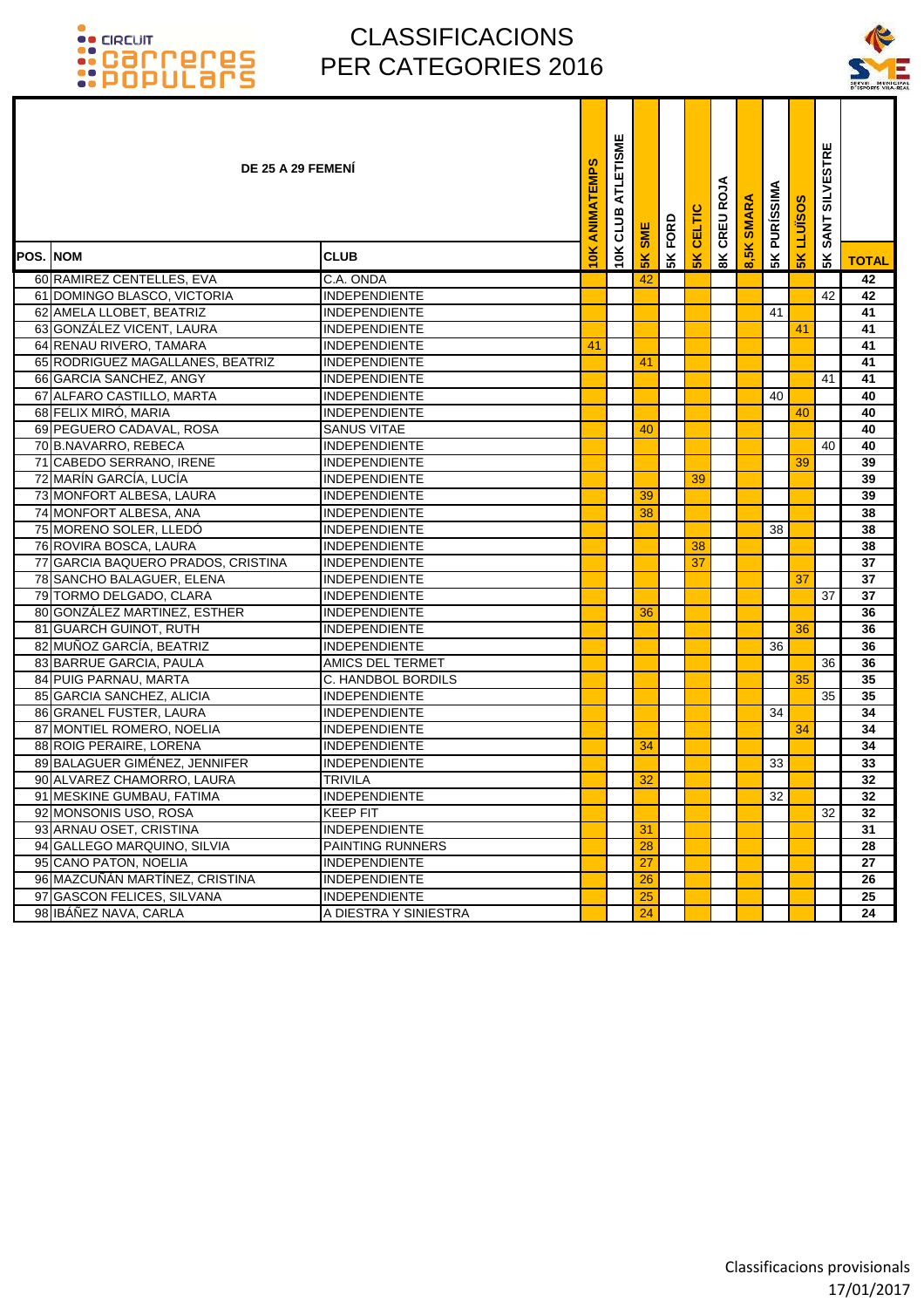# CLASSIFICACIONS PER CATEGORIES 2016

| POS. | NOM | CLUB | 10K ANIMATEMPS | 10K CLUB ATLETISME | 5K SME | 5K FORD | 5K CELTIC | 8K CREU ROJA | 8,5K SMARA | 5K PURÍSSIMA | 5K LLUÏSOS | 5K SANT SILVESTRE | TOTAL |
|---|---|---|---|---|---|---|---|---|---|---|---|---|---|
| **DE 25 A 29 FEMENÍ** | | | | | | | | | | | | | |
| 60 | RAMIREZ CENTELLES, EVA | C.A. ONDA | | | 42 | | | | | | | | 42 |
| 61 | DOMINGO BLASCO, VICTORIA | INDEPENDIENTE | | | | | | | | | | 42 | 42 |
| 62 | AMELA LLOBET, BEATRIZ | INDEPENDIENTE | | | | | | | | 41 | | | 41 |
| 63 | GONZÁLEZ VICENT, LAURA | INDEPENDIENTE | | | | | | | | | 41 | | 41 |
| 64 | RENAU RIVERO, TAMARA | INDEPENDIENTE | 41 | | | | | | | | | | 41 |
| 65 | RODRIGUEZ MAGALLANES, BEATRIZ | INDEPENDIENTE | | | 41 | | | | | | | | 41 |
| 66 | GARCIA SANCHEZ, ANGY | INDEPENDIENTE | | | | | | | | | | 41 | 41 |
| 67 | ALFARO CASTILLO, MARTA | INDEPENDIENTE | | | | | | | | 40 | | | 40 |
| 68 | FELIX MIRÓ, MARIA | INDEPENDIENTE | | | | | | | | | 40 | | 40 |
| 69 | PEGUERO CADAVAL, ROSA | SANUS VITAE | | | 40 | | | | | | | | 40 |
| 70 | B.NAVARRO, REBECA | INDEPENDIENTE | | | | | | | | | | 40 | 40 |
| 71 | CABEDO SERRANO, IRENE | INDEPENDIENTE | | | | | | | | | 39 | | 39 |
| 72 | MARÍN GARCÍA, LUCÍA | INDEPENDIENTE | | | | | 39 | | | | | | 39 |
| 73 | MONFORT ALBESA, LAURA | INDEPENDIENTE | | | 39 | | | | | | | | 39 |
| 74 | MONFORT ALBESA, ANA | INDEPENDIENTE | | | 38 | | | | | | | | 38 |
| 75 | MORENO SOLER, LLEDÓ | INDEPENDIENTE | | | | | | | | 38 | | | 38 |
| 76 | ROVIRA BOSCA, LAURA | INDEPENDIENTE | | | | | 38 | | | | | | 38 |
| 77 | GARCIA BAQUERO PRADOS, CRISTINA | INDEPENDIENTE | | | | | 37 | | | | | | 37 |
| 78 | SANCHO BALAGUER, ELENA | INDEPENDIENTE | | | | | | | | | 37 | | 37 |
| 79 | TORMO DELGADO, CLARA | INDEPENDIENTE | | | | | | | | | | 37 | 37 |
| 80 | GONZÁLEZ MARTINEZ, ESTHER | INDEPENDIENTE | | | 36 | | | | | | | | 36 |
| 81 | GUARCH GUINOT, RUTH | INDEPENDIENTE | | | | | | | | | 36 | | 36 |
| 82 | MUÑOZ GARCÍA, BEATRIZ | INDEPENDIENTE | | | | | | | | 36 | | | 36 |
| 83 | BARRUE GARCIA, PAULA | AMICS DEL TERMET | | | | | | | | | | 36 | 36 |
| 84 | PUIG PARNAU, MARTA | C. HANDBOL BORDILS | | | | | | | | | 35 | | 35 |
| 85 | GARCIA SANCHEZ, ALICIA | INDEPENDIENTE | | | | | | | | | | 35 | 35 |
| 86 | GRANEL FUSTER, LAURA | INDEPENDIENTE | | | | | | | | 34 | | | 34 |
| 87 | MONTIEL ROMERO, NOELIA | INDEPENDIENTE | | | | | | | | | 34 | | 34 |
| 88 | ROIG PERAIRE, LORENA | INDEPENDIENTE | | | 34 | | | | | | | | 34 |
| 89 | BALAGUER GIMÉNEZ, JENNIFER | INDEPENDIENTE | | | | | | | | 33 | | | 33 |
| 90 | ALVAREZ CHAMORRO, LAURA | TRIVILA | | | 32 | | | | | | | | 32 |
| 91 | MESKINE GUMBAU, FATIMA | INDEPENDIENTE | | | | | | | | 32 | | | 32 |
| 92 | MONSONIS USO, ROSA | KEEP FIT | | | | | | | | | | 32 | 32 |
| 93 | ARNAU OSET, CRISTINA | INDEPENDIENTE | | | 31 | | | | | | | | 31 |
| 94 | GALLEGO MARQUINO, SILVIA | PAINTING RUNNERS | | | 28 | | | | | | | | 28 |
| 95 | CANO PATON, NOELIA | INDEPENDIENTE | | | 27 | | | | | | | | 27 |
| 96 | MAZCUÑÁN MARTÍNEZ, CRISTINA | INDEPENDIENTE | | | 26 | | | | | | | | 26 |
| 97 | GASCON FELICES, SILVANA | INDEPENDIENTE | | | 25 | | | | | | | | 25 |
| 98 | IBÁÑEZ NAVA, CARLA | A DIESTRA Y SINIESTRA | | | 24 | | | | | | | | 24 |

Classificacions provisionals
17/01/2017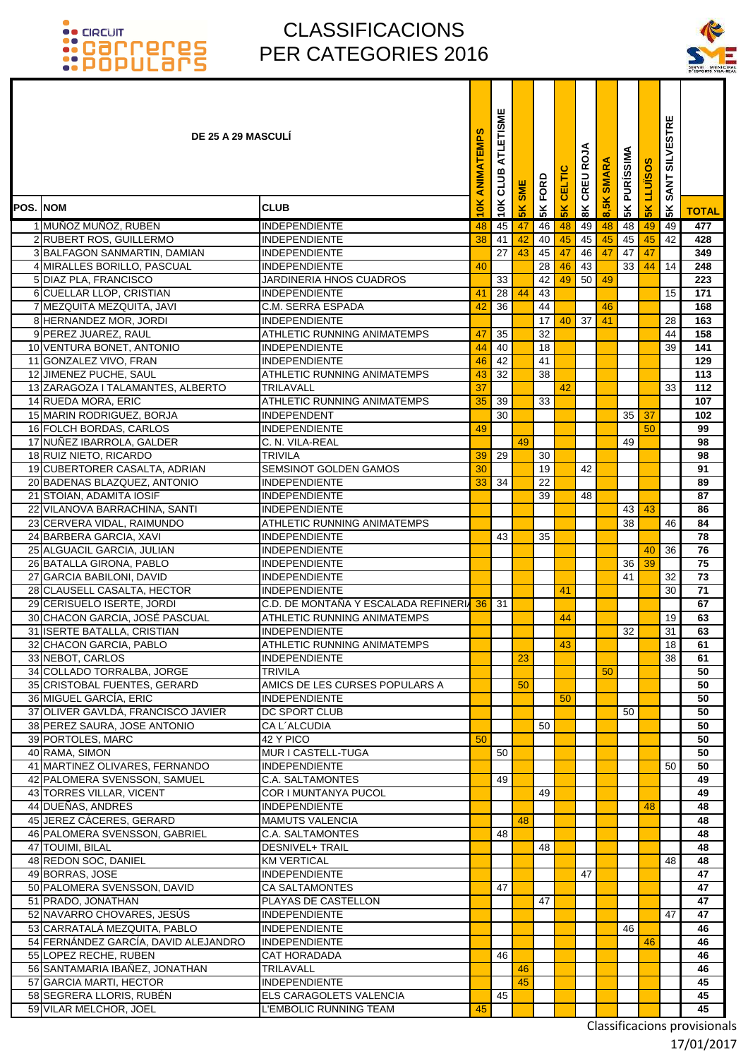# CLASSIFICACIONS PER CATEGORIES 2016

| POS. | NOM | CLUB | 10K ANIMATEMPS | 10K CLUB ATLETISME | 5K SME | 5K FORD | 5K CELTIC | 8K CREU ROJA | 8,5K SMARA | 5K PURÍSSIMA | 5K LLUÏSOS | 5K SANT SILVESTRE | TOTAL |
|---|---|---|---|---|---|---|---|---|---|---|---|---|---|
| | **DE 25 A 29 MASCULÍ** | | | | | | | | | | | | |
| 1 | MUÑOZ MUÑOZ, RUBEN | INDEPENDIENTE | 48 | 45 | 47 | 46 | 48 | 49 | 48 | 48 | 49 | 49 | 477 |
| 2 | RUBERT ROS, GUILLERMO | INDEPENDIENTE | 38 | 41 | 42 | 40 | 45 | 45 | 45 | 45 | 45 | 42 | 428 |
| 3 | BALFAGON SANMARTIN, DAMIAN | INDEPENDIENTE | | 27 | 43 | 45 | 47 | 46 | 47 | 47 | 47 | | 349 |
| 4 | MIRALLES BORILLO, PASCUAL | INDEPENDIENTE | 40 | | | 28 | 46 | 43 | | 33 | 44 | 14 | 248 |
| 5 | DIAZ PLA, FRANCISCO | JARDINERIA HNOS CUADROS | | 33 | | 42 | 49 | 50 | 49 | | | | 223 |
| 6 | CUELLAR LLOP, CRISTIAN | INDEPENDIENTE | 41 | 28 | 44 | 43 | | | | | | 15 | 171 |
| 7 | MEZQUITA MEZQUITA, JAVI | C.M. SERRA ESPADA | 42 | 36 | | 44 | | | 46 | | | | 168 |
| 8 | HERNANDEZ MOR, JORDI | INDEPENDIENTE | | | | 17 | 40 | 37 | 41 | | | 28 | 163 |
| 9 | PEREZ JUAREZ, RAUL | ATHLETIC RUNNING ANIMATEMPS | 47 | 35 | | 32 | | | | | | 44 | 158 |
| 10 | VENTURA BONET, ANTONIO | INDEPENDIENTE | 44 | 40 | | 18 | | | | | | 39 | 141 |
| 11 | GONZALEZ VIVO, FRAN | INDEPENDIENTE | 46 | 42 | | 41 | | | | | | | 129 |
| 12 | JIMENEZ PUCHE, SAUL | ATHLETIC RUNNING ANIMATEMPS | 43 | 32 | | 38 | | | | | | | 113 |
| 13 | ZARAGOZA I TALAMANTES, ALBERTO | TRILAVALL | 37 | | | | 42 | | | | | 33 | 112 |
| 14 | RUEDA MORA, ERIC | ATHLETIC RUNNING ANIMATEMPS | 35 | 39 | | 33 | | | | | | | 107 |
| 15 | MARIN RODRIGUEZ, BORJA | INDEPENDENT | | 30 | | | | | | 35 | 37 | | 102 |
| 16 | FOLCH BORDAS, CARLOS | INDEPENDIENTE | 49 | | | | | | | | 50 | | 99 |
| 17 | NUÑEZ IBARROLA, GALDER | C. N. VILA-REAL | | | 49 | | | | | 49 | | | 98 |
| 18 | RUIZ NIETO, RICARDO | TRIVILA | 39 | 29 | | 30 | | | | | | | 98 |
| 19 | CUBERTORER CASALTA, ADRIAN | SEMSINOT GOLDEN GAMOS | 30 | | | 19 | | 42 | | | | | 91 |
| 20 | BADENAS BLAZQUEZ, ANTONIO | INDEPENDIENTE | 33 | 34 | | 22 | | | | | | | 89 |
| 21 | STOIAN, ADAMITA IOSIF | INDEPENDIENTE | | | | 39 | | 48 | | | | | 87 |
| 22 | VILANOVA BARRACHINA, SANTI | INDEPENDIENTE | | | | | | | | 43 | 43 | | 86 |
| 23 | CERVERA VIDAL, RAIMUNDO | ATHLETIC RUNNING ANIMATEMPS | | | | | | | | 38 | | 46 | 84 |
| 24 | BARBERA GARCIA, XAVI | INDEPENDIENTE | | 43 | | 35 | | | | | | | 78 |
| 25 | ALGUACIL GARCIA, JULIAN | INDEPENDIENTE | | | | | | | | | 40 | 36 | 76 |
| 26 | BATALLA GIRONA, PABLO | INDEPENDIENTE | | | | | | | | 36 | 39 | | 75 |
| 27 | GARCIA BABILONI, DAVID | INDEPENDIENTE | | | | | | | | 41 | | 32 | 73 |
| 28 | CLAUSELL CASALTA, HECTOR | INDEPENDIENTE | | | | | 41 | | | | | 30 | 71 |
| 29 | CERISUELO ISERTE, JORDI | C.D. DE MONTAÑA Y ESCALADA REFINERIA | 36 | 31 | | | | | | | | | 67 |
| 30 | CHACON GARCIA, JOSÉ PASCUAL | ATHLETIC RUNNING ANIMATEMPS | | | | | 44 | | | | | 19 | 63 |
| 31 | ISERTE BATALLA, CRISTIAN | INDEPENDIENTE | | | | | | | | 32 | | 31 | 63 |
| 32 | CHACON GARCIA, PABLO | ATHLETIC RUNNING ANIMATEMPS | | | | | 43 | | | | | 18 | 61 |
| 33 | NEBOT, CARLOS | INDEPENDIENTE | | | 23 | | | | | | | 38 | 61 |
| 34 | COLLADO TORRALBA, JORGE | TRIVILA | | | | | | | 50 | | | | 50 |
| 35 | CRISTOBAL FUENTES, GERARD | AMICS DE LES CURSES POPULARS A | | | 50 | | | | | | | | 50 |
| 36 | MIGUEL GARCÍA, ERIC | INDEPENDIENTE | | | | | 50 | | | | | | 50 |
| 37 | OLIVER GAVLDÁ, FRANCISCO JAVIER | DC SPORT CLUB | | | | | | | | 50 | | | 50 |
| 38 | PEREZ SAURA, JOSE ANTONIO | CA L´ALCUDIA | | | | 50 | | | | | | | 50 |
| 39 | PORTOLES, MARC | 42 Y PICO | 50 | | | | | | | | | | 50 |
| 40 | RAMA, SIMON | MUR I CASTELL-TUGA | | 50 | | | | | | | | | 50 |
| 41 | MARTINEZ OLIVARES, FERNANDO | INDEPENDIENTE | | | | | | | | | | 50 | 50 |
| 42 | PALOMERA SVENSSON, SAMUEL | C.A. SALTAMONTES | | 49 | | | | | | | | | 49 |
| 43 | TORRES VILLAR, VICENT | COR I MUNTANYA PUCOL | | | | 49 | | | | | | | 49 |
| 44 | DUEÑAS, ANDRES | INDEPENDIENTE | | | | | | | | | 48 | | 48 |
| 45 | JEREZ CÁCERES, GERARD | MAMUTS VALENCIA | | | 48 | | | | | | | | 48 |
| 46 | PALOMERA SVENSSON, GABRIEL | C.A. SALTAMONTES | | 48 | | | | | | | | | 48 |
| 47 | TOUIMI, BILAL | DESNIVEL+ TRAIL | | | | 48 | | | | | | | 48 |
| 48 | REDON SOC, DANIEL | KM VERTICAL | | | | | | | | | | 48 | 48 |
| 49 | BORRAS, JOSE | INDEPENDIENTE | | | | | | 47 | | | | | 47 |
| 50 | PALOMERA SVENSSON, DAVID | CA SALTAMONTES | | 47 | | | | | | | | | 47 |
| 51 | PRADO, JONATHAN | PLAYAS DE CASTELLON | | | | 47 | | | | | | | 47 |
| 52 | NAVARRO CHOVARES, JESÚS | INDEPENDIENTE | | | | | | | | | | 47 | 47 |
| 53 | CARRATALÁ MEZQUITA, PABLO | INDEPENDIENTE | | | | | | | | 46 | | | 46 |
| 54 | FERNÁNDEZ GARCÍA, DAVID ALEJANDRO | INDEPENDIENTE | | | | | | | | | 46 | | 46 |
| 55 | LOPEZ RECHE, RUBEN | CAT HORADADA | | 46 | | | | | | | | | 46 |
| 56 | SANTAMARIA IBAÑEZ, JONATHAN | TRILAVALL | | | 46 | | | | | | | | 46 |
| 57 | GARCIA MARTI, HECTOR | INDEPENDIENTE | | | 45 | | | | | | | | 45 |
| 58 | SEGRERA LLORIS, RUBÉN | ELS CARAGOLETS VALENCIA | | 45 | | | | | | | | | 45 |
| 59 | VILAR MELCHOR, JOEL | L'EMBOLIC RUNNING TEAM | 45 | | | | | | | | | | 45 |

Classificacions provisionals
17/01/2017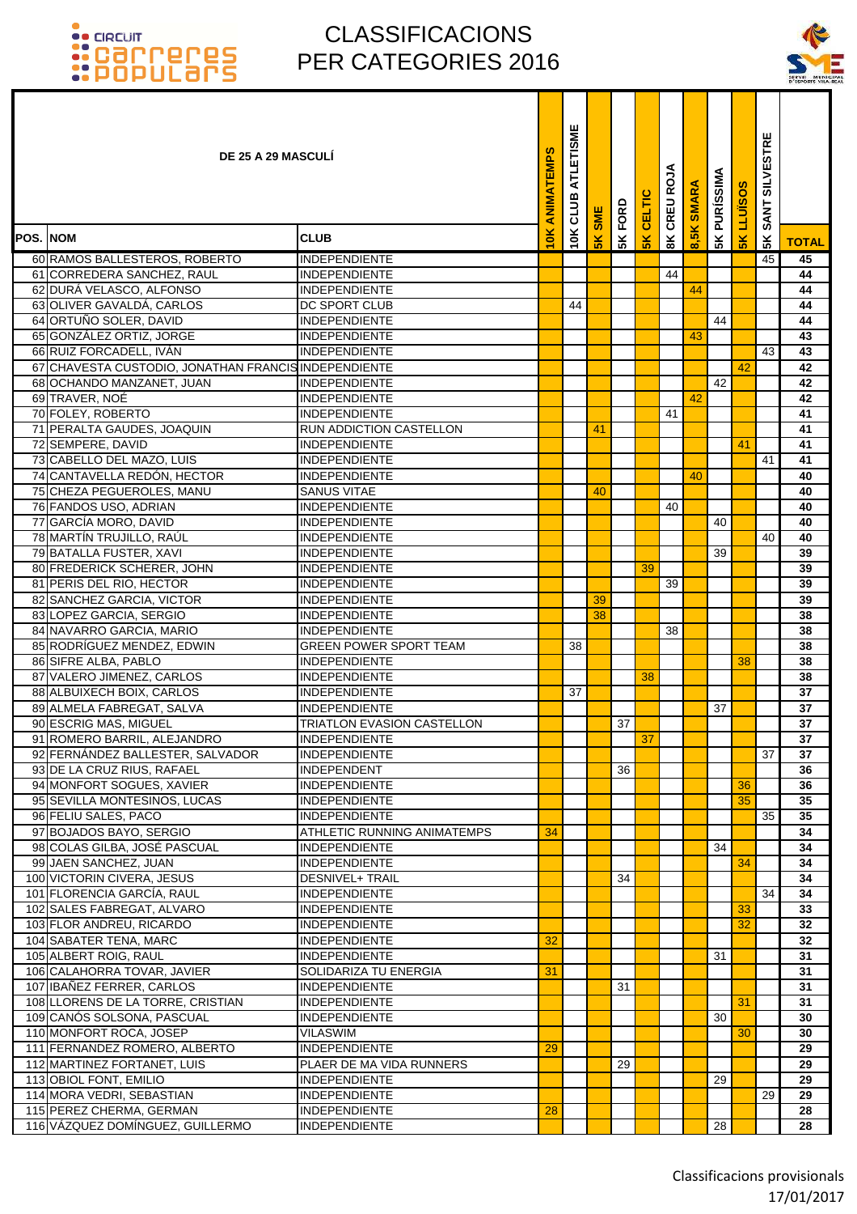# CLASSIFICACIONS PER CATEGORIES 2016

| POS. | NOM | CLUB | 10K ANIMATEMPS | 10K CLUB ATLETISME | 5K SME | 5K FORD | 5K CELTIC | 8K CREU ROJA | 8,5K SMARA | 5K PURÍSSIMA | 5K LLUÏSOS | 5K SANT SILVESTRE | TOTAL |
|---|---|---|---|---|---|---|---|---|---|---|---|---|---|
| **DE 25 A 29 MASCULÍ** | | | | | | | | | | | | | |
| 60 | RAMOS BALLESTEROS, ROBERTO | INDEPENDIENTE | | | | | | | | | | 45 | 45 |
| 61 | CORREDERA SANCHEZ, RAUL | INDEPENDIENTE | | | | | | 44 | | | | | 44 |
| 62 | DURÁ VELASCO, ALFONSO | INDEPENDIENTE | | | | | | | 44 | | | | 44 |
| 63 | OLIVER GAVALDÁ, CARLOS | DC SPORT CLUB | | 44 | | | | | | | | | 44 |
| 64 | ORTUÑO SOLER, DAVID | INDEPENDIENTE | | | | | | | | 44 | | | 44 |
| 65 | GONZÁLEZ ORTIZ, JORGE | INDEPENDIENTE | | | | | | | 43 | | | | 43 |
| 66 | RUIZ FORCADELL, IVÁN | INDEPENDIENTE | | | | | | | | | | 43 | 43 |
| 67 | CHAVESTA CUSTODIO, JONATHAN FRANCIS | INDEPENDIENTE | | | | | | | | | 42 | | 42 |
| 68 | OCHANDO MANZANET, JUAN | INDEPENDIENTE | | | | | | | | 42 | | | 42 |
| 69 | TRAVER, NOÉ | INDEPENDIENTE | | | | | | | 42 | | | | 42 |
| 70 | FOLEY, ROBERTO | INDEPENDIENTE | | | | | | 41 | | | | | 41 |
| 71 | PERALTA GAUDES, JOAQUIN | RUN ADDICTION CASTELLON | | | 41 | | | | | | | | 41 |
| 72 | SEMPERE, DAVID | INDEPENDIENTE | | | | | | | | | 41 | | 41 |
| 73 | CABELLO DEL MAZO, LUIS | INDEPENDIENTE | | | | | | | | | | 41 | 41 |
| 74 | CANTAVELLA REDÓN, HECTOR | INDEPENDIENTE | | | | | | | 40 | | | | 40 |
| 75 | CHEZA PEGUEROLES, MANU | SANUS VITAE | | | 40 | | | | | | | | 40 |
| 76 | FANDOS USO, ADRIAN | INDEPENDIENTE | | | | | | 40 | | | | | 40 |
| 77 | GARCÍA MORO, DAVID | INDEPENDIENTE | | | | | | | | 40 | | | 40 |
| 78 | MARTÍN TRUJILLO, RAÚL | INDEPENDIENTE | | | | | | | | | | 40 | 40 |
| 79 | BATALLA FUSTER, XAVI | INDEPENDIENTE | | | | | | | | 39 | | | 39 |
| 80 | FREDERICK SCHERER, JOHN | INDEPENDIENTE | | | | | 39 | | | | | | 39 |
| 81 | PERIS DEL RIO, HECTOR | INDEPENDIENTE | | | | | | 39 | | | | | 39 |
| 82 | SANCHEZ GARCIA, VICTOR | INDEPENDIENTE | | | 39 | | | | | | | | 39 |
| 83 | LOPEZ GARCIA, SERGIO | INDEPENDIENTE | | | 38 | | | | | | | | 38 |
| 84 | NAVARRO GARCIA, MARIO | INDEPENDIENTE | | | | | | 38 | | | | | 38 |
| 85 | RODRÍGUEZ MENDEZ, EDWIN | GREEN POWER SPORT TEAM | | 38 | | | | | | | | | 38 |
| 86 | SIFRE ALBA, PABLO | INDEPENDIENTE | | | | | | | | | 38 | | 38 |
| 87 | VALERO JIMENEZ, CARLOS | INDEPENDIENTE | | | | | 38 | | | | | | 38 |
| 88 | ALBUIXECH BOIX, CARLOS | INDEPENDIENTE | | 37 | | | | | | | | | 37 |
| 89 | ALMELA FABREGAT, SALVA | INDEPENDIENTE | | | | | | | | 37 | | | 37 |
| 90 | ESCRIG MAS, MIGUEL | TRIATLON EVASION CASTELLON | | | | 37 | | | | | | | 37 |
| 91 | ROMERO BARRIL, ALEJANDRO | INDEPENDIENTE | | | | | 37 | | | | | | 37 |
| 92 | FERNÁNDEZ BALLESTER, SALVADOR | INDEPENDIENTE | | | | | | | | | | 37 | 37 |
| 93 | DE LA CRUZ RIUS, RAFAEL | INDEPENDENT | | | | 36 | | | | | | | 36 |
| 94 | MONFORT SOGUES, XAVIER | INDEPENDIENTE | | | | | | | | | 36 | | 36 |
| 95 | SEVILLA MONTESINOS, LUCAS | INDEPENDIENTE | | | | | | | | | 35 | | 35 |
| 96 | FELIU SALES, PACO | INDEPENDIENTE | | | | | | | | | | 35 | 35 |
| 97 | BOJADOS BAYO, SERGIO | ATHLETIC RUNNING ANIMATEMPS | 34 | | | | | | | | | | 34 |
| 98 | COLAS GILBA, JOSÉ PASCUAL | INDEPENDIENTE | | | | | | | | 34 | | | 34 |
| 99 | JAEN SANCHEZ, JUAN | INDEPENDIENTE | | | | | | | | | 34 | | 34 |
| 100 | VICTORIN CIVERA, JESUS | DESNIVEL+ TRAIL | | | | 34 | | | | | | | 34 |
| 101 | FLORENCIA GARCÍA, RAUL | INDEPENDIENTE | | | | | | | | | | 34 | 34 |
| 102 | SALES FABREGAT, ALVARO | INDEPENDIENTE | | | | | | | | | 33 | | 33 |
| 103 | FLOR ANDREU, RICARDO | INDEPENDIENTE | | | | | | | | | 32 | | 32 |
| 104 | SABATER TENA, MARC | INDEPENDIENTE | 32 | | | | | | | | | | 32 |
| 105 | ALBERT ROIG, RAUL | INDEPENDIENTE | | | | | | | | 31 | | | 31 |
| 106 | CALAHORRA TOVAR, JAVIER | SOLIDARIZA TU ENERGIA | 31 | | | | | | | | | | 31 |
| 107 | IBAÑEZ FERRER, CARLOS | INDEPENDIENTE | | | | 31 | | | | | | | 31 |
| 108 | LLORENS DE LA TORRE, CRISTIAN | INDEPENDIENTE | | | | | | | | | 31 | | 31 |
| 109 | CANÓS SOLSONA, PASCUAL | INDEPENDIENTE | | | | | | | | 30 | | | 30 |
| 110 | MONFORT ROCA, JOSEP | VILASWIM | | | | | | | | | 30 | | 30 |
| 111 | FERNANDEZ ROMERO, ALBERTO | INDEPENDIENTE | 29 | | | | | | | | | | 29 |
| 112 | MARTINEZ FORTANET, LUIS | PLAER DE MA VIDA RUNNERS | | | | 29 | | | | | | | 29 |
| 113 | OBIOL FONT, EMILIO | INDEPENDIENTE | | | | | | | | 29 | | | 29 |
| 114 | MORA VEDRI, SEBASTIAN | INDEPENDIENTE | | | | | | | | | | 29 | 29 |
| 115 | PEREZ CHERMA, GERMAN | INDEPENDIENTE | 28 | | | | | | | | | | 28 |
| 116 | VÁZQUEZ DOMÍNGUEZ, GUILLERMO | INDEPENDIENTE | | | | | | | | 28 | | | 28 |

Classificacions provisionals
17/01/2017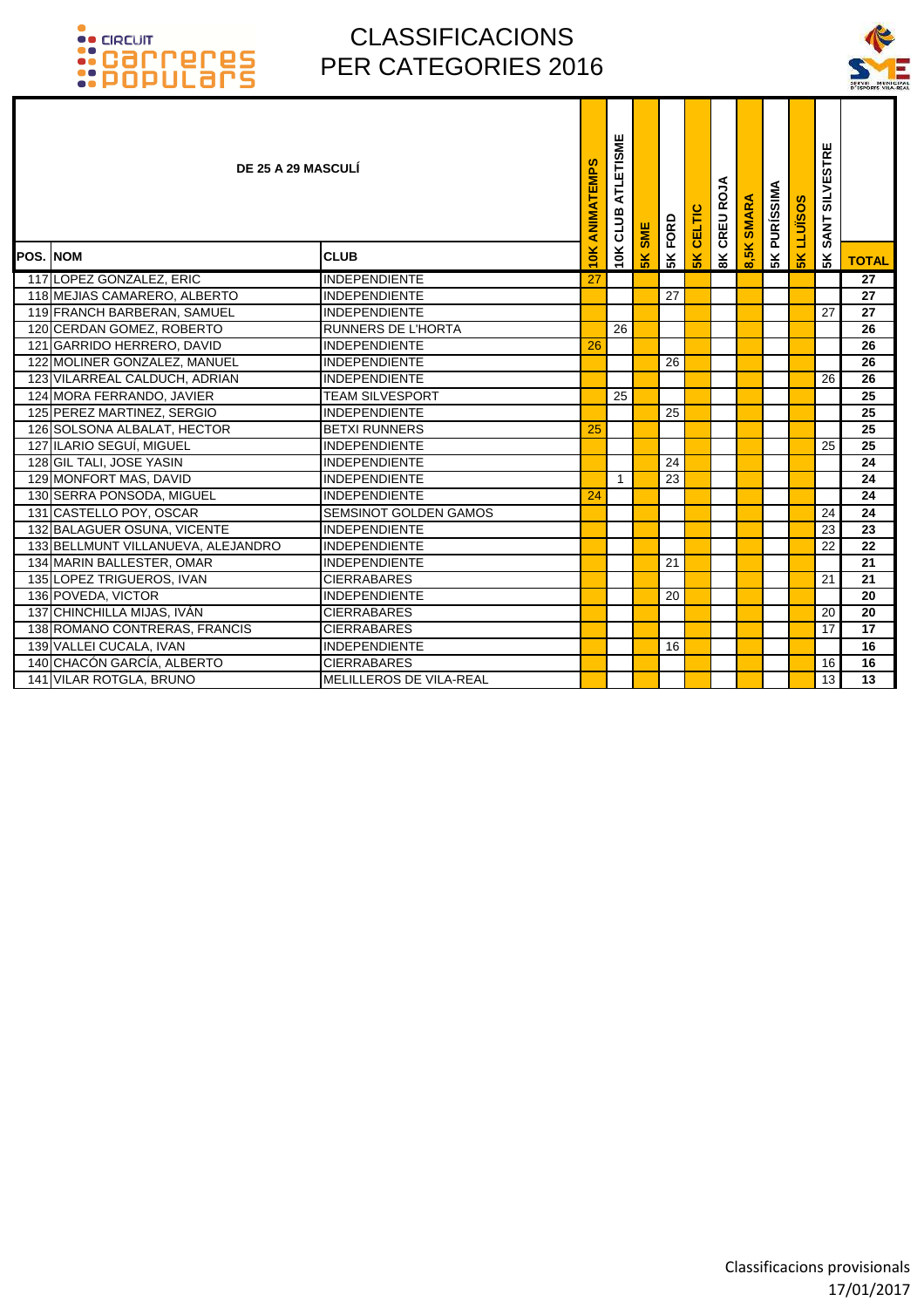# CLASSIFICACIONS PER CATEGORIES 2016

**DE 25 A 29 MASCULÍ**

| POS. | NOM | CLUB | 10K ANIMATEMPS | 10K CLUB ATLETISME | 5K SME | 5K FORD | 5K CELTIC | 8K CREU ROJA | 8,5K SMARA | 5K PURÍSSIMA | 5K LLUÏSOS | 5K SANT SILVESTRE | TOTAL |
|---|---|---|---|---|---|---|---|---|---|---|---|---|---|
| 117 | LOPEZ GONZALEZ, ERIC | INDEPENDIENTE | 27 | | | | | | | | | | 27 |
| 118 | MEJIAS CAMARERO, ALBERTO | INDEPENDIENTE | | | | 27 | | | | | | | 27 |
| 119 | FRANCH BARBERAN, SAMUEL | INDEPENDIENTE | | | | | | | | | | 27 | 27 |
| 120 | CERDAN GOMEZ, ROBERTO | RUNNERS DE L'HORTA | | 26 | | | | | | | | | 26 |
| 121 | GARRIDO HERRERO, DAVID | INDEPENDIENTE | 26 | | | | | | | | | | 26 |
| 122 | MOLINER GONZALEZ, MANUEL | INDEPENDIENTE | | | | 26 | | | | | | | 26 |
| 123 | VILARREAL CALDUCH, ADRIAN | INDEPENDIENTE | | | | | | | | | | 26 | 26 |
| 124 | MORA FERRANDO, JAVIER | TEAM SILVESPORT | | 25 | | | | | | | | | 25 |
| 125 | PEREZ MARTINEZ, SERGIO | INDEPENDIENTE | | | | 25 | | | | | | | 25 |
| 126 | SOLSONA ALBALAT, HECTOR | BETXI RUNNERS | 25 | | | | | | | | | | 25 |
| 127 | ILARIO SEGUÍ, MIGUEL | INDEPENDIENTE | | | | | | | | | | 25 | 25 |
| 128 | GIL TALI, JOSE YASIN | INDEPENDIENTE | | | | 24 | | | | | | | 24 |
| 129 | MONFORT MAS, DAVID | INDEPENDIENTE | | 1 | | 23 | | | | | | | 24 |
| 130 | SERRA PONSODA, MIGUEL | INDEPENDIENTE | 24 | | | | | | | | | | 24 |
| 131 | CASTELLO POY, OSCAR | SEMSINOT GOLDEN GAMOS | | | | | | | | | | 24 | 24 |
| 132 | BALAGUER OSUNA, VICENTE | INDEPENDIENTE | | | | | | | | | | 23 | 23 |
| 133 | BELLMUNT VILLANUEVA, ALEJANDRO | INDEPENDIENTE | | | | | | | | | | 22 | 22 |
| 134 | MARIN BALLESTER, OMAR | INDEPENDIENTE | | | | 21 | | | | | | | 21 |
| 135 | LOPEZ TRIGUEROS, IVAN | CIERRABARES | | | | | | | | | | 21 | 21 |
| 136 | POVEDA, VICTOR | INDEPENDIENTE | | | | 20 | | | | | | | 20 |
| 137 | CHINCHILLA MIJAS, IVÁN | CIERRABARES | | | | | | | | | | 20 | 20 |
| 138 | ROMANO CONTRERAS, FRANCIS | CIERRABARES | | | | | | | | | | 17 | 17 |
| 139 | VALLEI CUCALA, IVAN | INDEPENDIENTE | | | | 16 | | | | | | | 16 |
| 140 | CHACÓN GARCÍA, ALBERTO | CIERRABARES | | | | | | | | | | 16 | 16 |
| 141 | VILAR ROTGLA, BRUNO | MELILLEROS DE VILA-REAL | | | | | | | | | | 13 | 13 |

Classificacions provisionals
17/01/2017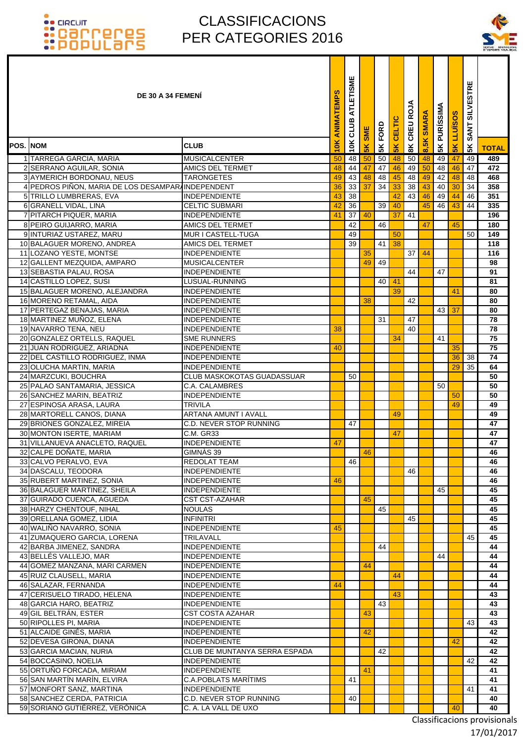# CLASSIFICACIONS PER CATEGORIES 2016

## DE 30 A 34 FEMENÍ

| POS. | NOM | CLUB | 10K ANIMATEMPS | 10K CLUB ATLETISME | 5K SME | 5K FORD | 5K CELTIC | 8K CREU ROJA | 8.5K SMARA | 5K PURÍSSIMA | 5K LLUÏSOS | 5K SANT SILVESTRE | TOTAL |
|---|---|---|---|---|---|---|---|---|---|---|---|---|---|
| 1 | TARREGA GARCIA, MARIA | MUSICALCENTER | 50 | 48 | 50 | 50 | 48 | 50 | 48 | 49 | 47 | 49 | 489 |
| 2 | SERRANO AGUILAR, SONIA | AMICS DEL TERMET | 48 | 44 | 47 | 47 | 46 | 49 | 50 | 48 | 46 | 47 | 472 |
| 3 | AYMERICH BORDONAU, NEUS | TARONGETES | 49 | 43 | 48 | 48 | 45 | 48 | 49 | 42 | 48 | 48 | 468 |
| 4 | PEDROS PIÑON, MARIA DE LOS DESAMPARA | INDEPENDENT | 36 | 33 | 37 | 34 | 33 | 38 | 43 | 40 | 30 | 34 | 358 |
| 5 | TRILLO LUMBRERAS, EVA | INDEPENDIENTE | 43 | 38 | | | 42 | 43 | 46 | 49 | 44 | 46 | 351 |
| 6 | GRANELL VIDAL, LINA | CELTIC SUBMARI | 42 | 36 | | 39 | 40 | | 45 | 46 | 43 | 44 | 335 |
| 7 | PITARCH PIQUER, MARIA | INDEPENDIENTE | 41 | 37 | 40 | | 37 | 41 | | | | | 196 |
| 8 | PEIRO GUIJARRO, MARIA | AMICS DEL TERMET | | 42 | | 46 | | | 47 | | 45 | | 180 |
| 9 | INTURIAZ USTAREZ, MARU | MUR I CASTELL-TUGA | | 49 | | | 50 | | | | | 50 | 149 |
| 10 | BALAGUER MORENO, ANDREA | AMICS DEL TERMET | | 39 | | 41 | 38 | | | | | | 118 |
| 11 | LOZANO YESTE, MONTSE | INDEPENDIENTE | | | 35 | | | 37 | 44 | | | | 116 |
| 12 | GALLENT MEZQUIDA, AMPARO | MUSICALCENTER | | | 49 | 49 | | | | | | | 98 |
| 13 | SEBASTIA PALAU, ROSA | INDEPENDIENTE | | | | | | 44 | | 47 | | | 91 |
| 14 | CASTILLO LOPEZ, SUSI | LUSUAL-RUNNING | | | | 40 | 41 | | | | | | 81 |
| 15 | BALAGUER MORENO, ALEJANDRA | INDEPENDIENTE | | | | | 39 | | | | 41 | | 80 |
| 16 | MORENO RETAMAL, AIDA | INDEPENDIENTE | | | 38 | | | 42 | | | | | 80 |
| 17 | PERTEGAZ BENAJAS, MARIA | INDEPENDIENTE | | | | | | | | 43 | 37 | | 80 |
| 18 | MARTINEZ MUÑOZ, ELENA | INDEPENDIENTE | | | | 31 | | 47 | | | | | 78 |
| 19 | NAVARRO TENA, NEU | INDEPENDIENTE | 38 | | | | | 40 | | | | | 78 |
| 20 | GONZALEZ ORTELLS, RAQUEL | SME RUNNERS | | | | | 34 | | | 41 | | | 75 |
| 21 | JUAN RODRIGUEZ, ARIADNA | INDEPENDIENTE | 40 | | | | | | | | 35 | | 75 |
| 22 | DEL CASTILLO RODRIGUEZ, INMA | INDEPENDIENTE | | | | | | | | | 36 | 38 | 74 |
| 23 | OLUCHA MARTIN, MARIA | INDEPENDIENTE | | | | | | | | | 29 | 35 | 64 |
| 24 | MARZCUKI, BOUCHRA | CLUB MASKOKOTAS GUADASSUAR | | 50 | | | | | | | | | 50 |
| 25 | PALAO SANTAMARIA, JESSICA | C.A. CALAMBRES | | | | | | | | 50 | | | 50 |
| 26 | SANCHEZ MARIN, BEATRIZ | INDEPENDIENTE | | | | | | | | | 50 | | 50 |
| 27 | ESPINOSA ARASA, LAURA | TRIVILA | | | | | | | | | 49 | | 49 |
| 28 | MARTORELL CANOS, DIANA | ARTANA AMUNT I AVALL | | | | | 49 | | | | | | 49 |
| 29 | BRIONES GONZALEZ, MIREIA | C.D. NEVER STOP RUNNING | | 47 | | | | | | | | | 47 |
| 30 | MONTON ISERTE, MARIAM | C.M. GR33 | | | | | 47 | | | | | | 47 |
| 31 | VILLANUEVA ANACLETO, RAQUEL | INDEPENDIENTE | 47 | | | | | | | | | | 47 |
| 32 | CALPE DOÑATE, MARIA | GIMNÀS 39 | | | 46 | | | | | | | | 46 |
| 33 | CALVO PERALVO, EVA | REDOLAT TEAM | | 46 | | | | | | | | | 46 |
| 34 | DASCALU, TEODORA | INDEPENDIENTE | | | | | | 46 | | | | | 46 |
| 35 | RUBERT MARTINEZ, SONIA | INDEPENDIENTE | 46 | | | | | | | | | | 46 |
| 36 | BALAGUER MARTINEZ, SHEILA | INDEPENDIENTE | | | | | | | | 45 | | | 45 |
| 37 | GUIRADO CUENCA, AGUEDA | CST CST-AZAHAR | | | 45 | | | | | | | | 45 |
| 38 | HARZY CHENTOUF, NIHAL | NOULAS | | | | 45 | | | | | | | 45 |
| 39 | ORELLANA GOMEZ, LIDIA | INFINITRI | | | | | | 45 | | | | | 45 |
| 40 | WALIÑO NAVARRO, SONIA | INDEPENDIENTE | 45 | | | | | | | | | | 45 |
| 41 | ZUMAQUERO GARCIA, LORENA | TRILAVALL | | | | | | | | | | 45 | 45 |
| 42 | BARBA JIMENEZ, SANDRA | INDEPENDIENTE | | | | 44 | | | | | | | 44 |
| 43 | BELLÉS VALLEJO, MAR | INDEPENDIENTE | | | | | | | | 44 | | | 44 |
| 44 | GOMEZ MANZANA, MARI CARMEN | INDEPENDIENTE | | | 44 | | | | | | | | 44 |
| 45 | RUIZ CLAUSELL, MARIA | INDEPENDIENTE | | | | | 44 | | | | | | 44 |
| 46 | SALAZAR, FERNANDA | INDEPENDIENTE | 44 | | | | | | | | | | 44 |
| 47 | CERISUELO TIRADO, HELENA | INDEPENDIENTE | | | | | 43 | | | | | | 43 |
| 48 | GARCIA HARO, BEATRIZ | INDEPENDIENTE | | | | 43 | | | | | | | 43 |
| 49 | GIL BELTRÁN, ESTER | CST COSTA AZAHAR | | | 43 | | | | | | | | 43 |
| 50 | RIPOLLES PI, MARIA | INDEPENDIENTE | | | | | | | | | | 43 | 43 |
| 51 | ALCAIDE GINÉS, MARIA | INDEPENDIENTE | | | 42 | | | | | | | | 42 |
| 52 | DEVESA GIRONA, DIANA | INDEPENDIENTE | | | | | | | | | 42 | | 42 |
| 53 | GARCIA MACIAN, NURIA | CLUB DE MUNTANYA SERRA ESPADA | | | | 42 | | | | | | | 42 |
| 54 | BOCCASINO, NOELIA | INDEPENDIENTE | | | | | | | | | | 42 | 42 |
| 55 | ORTUÑO FORCADA, MIRIAM | INDEPENDIENTE | | | 41 | | | | | | | | 41 |
| 56 | SAN MARTÍN MARÍN, ELVIRA | C.A.POBLATS MARÍTIMS | | 41 | | | | | | | | | 41 |
| 57 | MONFORT SANZ, MARTINA | INDEPENDIENTE | | | | | | | | | | 41 | 41 |
| 58 | SANCHEZ CERDA, PATRICIA | C.D. NEVER STOP RUNNING | | 40 | | | | | | | | | 40 |
| 59 | SORIANO GUTIÉRREZ, VERÓNICA | C. A. LA VALL DE UXO | | | | | | | | | 40 | | 40 |

Classificacions provisionals
17/01/2017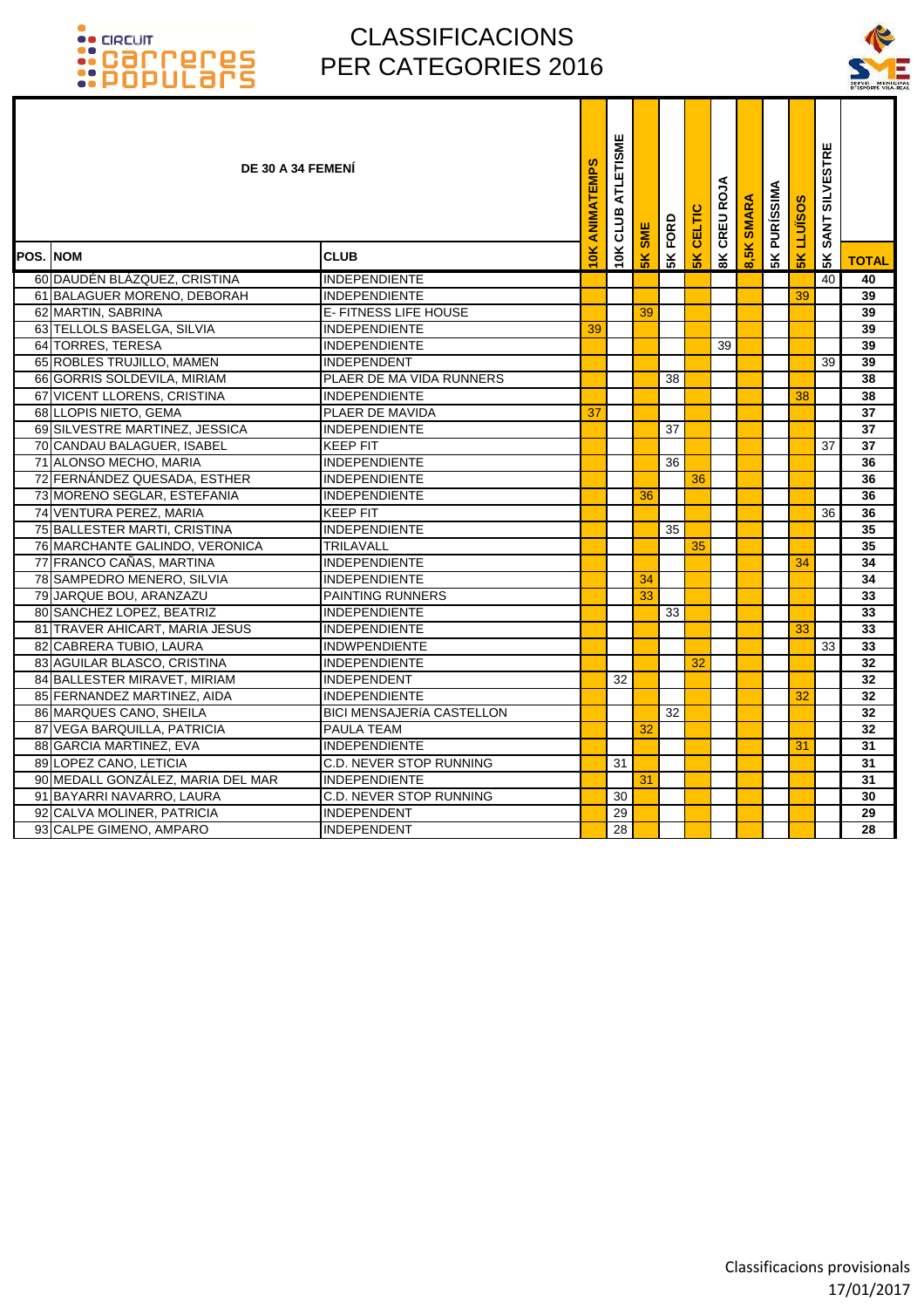# CLASSIFICACIONS PER CATEGORIES 2016

| POS. | NOM | CLUB | 10K ANIMATEMPS | 10K CLUB ATLETISME | 5K SME | 5K FORD | 5K CELTIC | 8K CREU ROJA | 8,5K SMARA | 5K PURÍSSIMA | 5K LLUÏSOS | 5K SANT SILVESTRE | TOTAL |
|---|---|---|---|---|---|---|---|---|---|---|---|---|---|
| **DE 30 A 34 FEMENÍ** | | | | | | | | | | | | | |
| 60 | DAUDÉN BLÁZQUEZ, CRISTINA | INDEPENDIENTE | | | | | | | | | | 40 | 40 |
| 61 | BALAGUER MORENO, DEBORAH | INDEPENDIENTE | | | | | | | | | 39 | | 39 |
| 62 | MARTIN, SABRINA | E- FITNESS LIFE HOUSE | | | 39 | | | | | | | | 39 |
| 63 | TELLOLS BASELGA, SILVIA | INDEPENDIENTE | 39 | | | | | | | | | | 39 |
| 64 | TORRES, TERESA | INDEPENDIENTE | | | | | | 39 | | | | | 39 |
| 65 | ROBLES TRUJILLO, MAMEN | INDEPENDENT | | | | | | | | | | 39 | 39 |
| 66 | GORRIS SOLDEVILA, MIRIAM | PLAER DE MA VIDA RUNNERS | | | | 38 | | | | | | | 38 |
| 67 | VICENT LLORENS, CRISTINA | INDEPENDIENTE | | | | | | | | | 38 | | 38 |
| 68 | LLOPIS NIETO, GEMA | PLAER DE MAVIDA | 37 | | | | | | | | | | 37 |
| 69 | SILVESTRE MARTINEZ, JESSICA | INDEPENDIENTE | | | | 37 | | | | | | | 37 |
| 70 | CANDAU BALAGUER, ISABEL | KEEP FIT | | | | | | | | | | 37 | 37 |
| 71 | ALONSO MECHO, MARIA | INDEPENDIENTE | | | | 36 | | | | | | | 36 |
| 72 | FERNÁNDEZ QUESADA, ESTHER | INDEPENDIENTE | | | | | 36 | | | | | | 36 |
| 73 | MORENO SEGLAR, ESTEFANIA | INDEPENDIENTE | | | 36 | | | | | | | | 36 |
| 74 | VENTURA PEREZ, MARIA | KEEP FIT | | | | | | | | | | 36 | 36 |
| 75 | BALLESTER MARTI, CRISTINA | INDEPENDIENTE | | | | 35 | | | | | | | 35 |
| 76 | MARCHANTE GALINDO, VERONICA | TRILAVALL | | | | | 35 | | | | | | 35 |
| 77 | FRANCO CAÑAS, MARTINA | INDEPENDIENTE | | | | | | | | | 34 | | 34 |
| 78 | SAMPEDRO MENERO, SILVIA | INDEPENDIENTE | | | 34 | | | | | | | | 34 |
| 79 | JARQUE BOU, ARANZAZU | PAINTING RUNNERS | | | 33 | | | | | | | | 33 |
| 80 | SANCHEZ LOPEZ, BEATRIZ | INDEPENDIENTE | | | | 33 | | | | | | | 33 |
| 81 | TRAVER AHICART, MARIA JESUS | INDEPENDIENTE | | | | | | | | | 33 | | 33 |
| 82 | CABRERA TUBIO, LAURA | INDWPENDIENTE | | | | | | | | | | 33 | 33 |
| 83 | AGUILAR BLASCO, CRISTINA | INDEPENDIENTE | | | | | 32 | | | | | | 32 |
| 84 | BALLESTER MIRAVET, MIRIAM | INDEPENDENT | | 32 | | | | | | | | | 32 |
| 85 | FERNANDEZ MARTINEZ, AIDA | INDEPENDIENTE | | | | | | | | | 32 | | 32 |
| 86 | MARQUES CANO, SHEILA | BICI MENSAJERÍA CASTELLON | | | | 32 | | | | | | | 32 |
| 87 | VEGA BARQUILLA, PATRICIA | PAULA TEAM | | | 32 | | | | | | | | 32 |
| 88 | GARCIA MARTINEZ, EVA | INDEPENDIENTE | | | | | | | | | 31 | | 31 |
| 89 | LOPEZ CANO, LETICIA | C.D. NEVER STOP RUNNING | | 31 | | | | | | | | | 31 |
| 90 | MEDALL GONZÁLEZ, MARIA DEL MAR | INDEPENDIENTE | | | 31 | | | | | | | | 31 |
| 91 | BAYARRI NAVARRO, LAURA | C.D. NEVER STOP RUNNING | | 30 | | | | | | | | | 30 |
| 92 | CALVA MOLINER, PATRICIA | INDEPENDENT | | 29 | | | | | | | | | 29 |
| 93 | CALPE GIMENO, AMPARO | INDEPENDENT | | 28 | | | | | | | | | 28 |

Classificacions provisionals
17/01/2017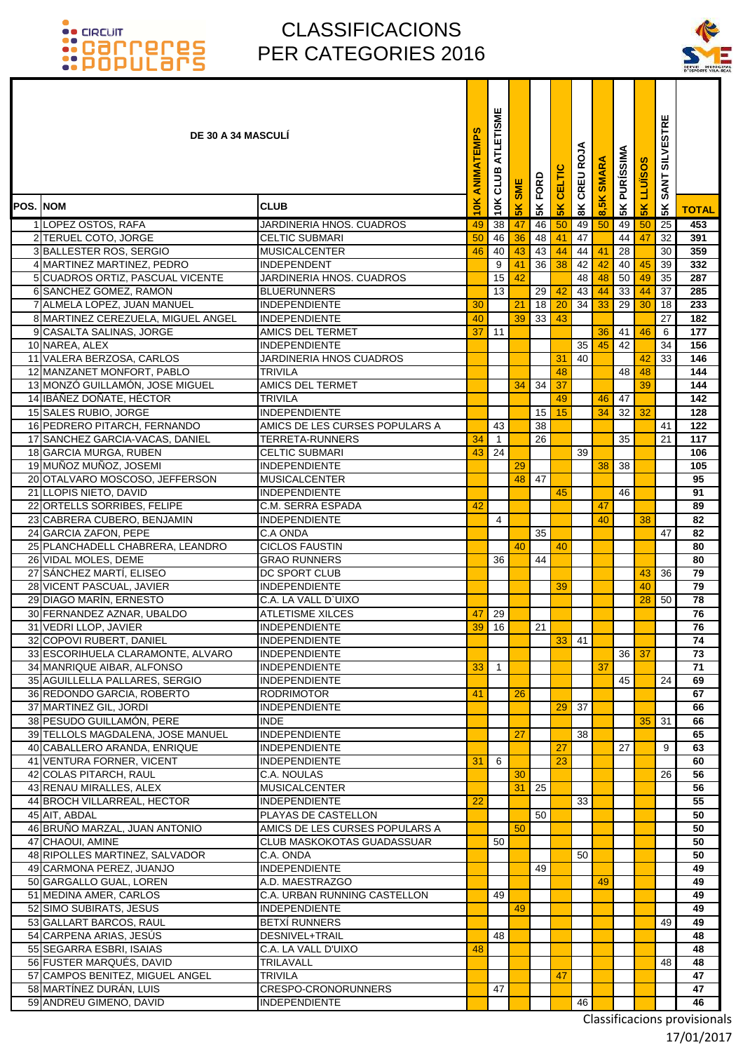# CLASSIFICACIONS PER CATEGORIES 2016

| POS. | NOM | CLUB | 10K ANIMATEMPS | 10K CLUB ATLETISME | 5K SME | 5K FORD | 5K CELTIC | 8K CREU ROJA | 8,5K SMARA | 5K PURISSIMA | 5K LLUÏSOS | 5K SANT SILVESTRE | TOTAL |
|---|---|---|---|---|---|---|---|---|---|---|---|---|---|
| **DE 30 A 34 MASCULÍ** | | | | | | | | | | | | | |
| 1 | LOPEZ OSTOS, RAFA | JARDINERIA HNOS. CUADROS | 49 | 38 | 47 | 46 | 50 | 49 | 50 | 49 | 50 | 25 | 453 |
| 2 | TERUEL COTO, JORGE | CELTIC SUBMARI | 50 | 46 | 36 | 48 | 41 | 47 | | 44 | 47 | 32 | 391 |
| 3 | BALLESTER ROS, SERGIO | MUSICALCENTER | 46 | 40 | 43 | 43 | 44 | 44 | 41 | 28 | | 30 | 359 |
| 4 | MARTINEZ MARTINEZ, PEDRO | INDEPENDENT | | 9 | 41 | 36 | 38 | 42 | 42 | 40 | 45 | 39 | 332 |
| 5 | CUADROS ORTIZ, PASCUAL VICENTE | JARDINERIA HNOS. CUADROS | | 15 | 42 | | | 48 | 48 | 50 | 49 | 35 | 287 |
| 6 | SANCHEZ GOMEZ, RAMON | BLUERUNNERS | | 13 | | 29 | 42 | 43 | 44 | 33 | 44 | 37 | 285 |
| 7 | ALMELA LOPEZ, JUAN MANUEL | INDEPENDIENTE | 30 | | 21 | 18 | 20 | 34 | 33 | 29 | 30 | 18 | 233 |
| 8 | MARTINEZ CEREZUELA, MIGUEL ANGEL | INDEPENDIENTE | 40 | | 39 | 33 | 43 | | | | | 27 | 182 |
| 9 | CASALTA SALINAS, JORGE | AMICS DEL TERMET | 37 | 11 | | | | | 36 | 41 | 46 | 6 | 177 |
| 10 | NAREA, ALEX | INDEPENDIENTE | | | | | | 35 | 45 | 42 | | 34 | 156 |
| 11 | VALERA BERZOSA, CARLOS | JARDINERIA HNOS CUADROS | | | | | 31 | 40 | | | 42 | 33 | 146 |
| 12 | MANZANET MONFORT, PABLO | TRIVILA | | | | | 48 | | | 48 | 48 | | 144 |
| 13 | MONZÓ GUILLAMÓN, JOSE MIGUEL | AMICS DEL TERMET | | | 34 | 34 | 37 | | | | 39 | | 144 |
| 14 | IBÁÑEZ DOÑATE, HÉCTOR | TRIVILA | | | | | 49 | | 46 | 47 | | | 142 |
| 15 | SALES RUBIO, JORGE | INDEPENDIENTE | | | | 15 | 15 | | 34 | 32 | 32 | | 128 |
| 16 | PEDRERO PITARCH, FERNANDO | AMICS DE LES CURSES POPULARS A | | 43 | | 38 | | | | | | 41 | 122 |
| 17 | SANCHEZ GARCIA-VACAS, DANIEL | TERRETA-RUNNERS | 34 | 1 | | 26 | | | | 35 | | 21 | 117 |
| 18 | GARCIA MURGA, RUBEN | CELTIC SUBMARI | 43 | 24 | | | | 39 | | | | | 106 |
| 19 | MUÑOZ MUÑOZ, JOSEMI | INDEPENDIENTE | | | 29 | | | | 38 | 38 | | | 105 |
| 20 | OTALVARO MOSCOSO, JEFFERSON | MUSICALCENTER | | | 48 | 47 | | | | | | | 95 |
| 21 | LLOPIS NIETO, DAVID | INDEPENDIENTE | | | | | 45 | | | 46 | | | 91 |
| 22 | ORTELLS SORRIBES, FELIPE | C.M. SERRA ESPADA | 42 | | | | | | 47 | | | | 89 |
| 23 | CABRERA CUBERO, BENJAMIN | INDEPENDIENTE | | 4 | | | | | 40 | | 38 | | 82 |
| 24 | GARCIA ZAFON, PEPE | C.A ONDA | | | | 35 | | | | | | 47 | 82 |
| 25 | PLANCHADELL CHABRERA, LEANDRO | CICLOS FAUSTIN | | | 40 | | 40 | | | | | | 80 |
| 26 | VIDAL MOLES, DEME | GRAO RUNNERS | | 36 | | 44 | | | | | | | 80 |
| 27 | SÁNCHEZ MARTÍ, ELISEO | DC SPORT CLUB | | | | | | | | | 43 | 36 | 79 |
| 28 | VICENT PASCUAL, JAVIER | INDEPENDIENTE | | | | | 39 | | | | 40 | | 79 |
| 29 | DIAGO MARÍN, ERNESTO | C.A. LA VALL D`UIXO | | | | | | | | | 28 | 50 | 78 |
| 30 | FERNANDEZ AZNAR, UBALDO | ATLETISME XILCES | 47 | 29 | | | | | | | | | 76 |
| 31 | VEDRI LLOP, JAVIER | INDEPENDIENTE | 39 | 16 | | 21 | | | | | | | 76 |
| 32 | COPOVI RUBERT, DANIEL | INDEPENDIENTE | | | | | 33 | 41 | | | | | 74 |
| 33 | ESCORIHUELA CLARAMONTE, ALVARO | INDEPENDIENTE | | | | | | | | 36 | 37 | | 73 |
| 34 | MANRIQUE AIBAR, ALFONSO | INDEPENDIENTE | 33 | 1 | | | | | 37 | | | | 71 |
| 35 | AGUILLELLA PALLARES, SERGIO | INDEPENDIENTE | | | | | | | | 45 | | 24 | 69 |
| 36 | REDONDO GARCIA, ROBERTO | RODRIMOTOR | 41 | | 26 | | | | | | | | 67 |
| 37 | MARTINEZ GIL, JORDI | INDEPENDIENTE | | | | | 29 | 37 | | | | | 66 |
| 38 | PESUDO GUILLAMÓN, PERE | INDE | | | | | | | | | 35 | 31 | 66 |
| 39 | TELLOLS MAGDALENA, JOSE MANUEL | INDEPENDIENTE | | | 27 | | | 38 | | | | | 65 |
| 40 | CABALLERO ARANDA, ENRIQUE | INDEPENDIENTE | | | | | 27 | | | 27 | | 9 | 63 |
| 41 | VENTURA FORNER, VICENT | INDEPENDIENTE | 31 | 6 | | | 23 | | | | | | 60 |
| 42 | COLAS PITARCH, RAUL | C.A. NOULAS | | | 30 | | | | | | | 26 | 56 |
| 43 | RENAU MIRALLES, ALEX | MUSICALCENTER | | | 31 | 25 | | | | | | | 56 |
| 44 | BROCH VILLARREAL, HECTOR | INDEPENDIENTE | 22 | | | | | 33 | | | | | 55 |
| 45 | AIT, ABDAL | PLAYAS DE CASTELLON | | | | 50 | | | | | | | 50 |
| 46 | BRUÑO MARZAL, JUAN ANTONIO | AMICS DE LES CURSES POPULARS A | | | 50 | | | | | | | | 50 |
| 47 | CHAOUI, AMINE | CLUB MASKOKOTAS GUADASSUAR | | 50 | | | | | | | | | 50 |
| 48 | RIPOLLES MARTINEZ, SALVADOR | C.A. ONDA | | | | | | 50 | | | | | 50 |
| 49 | CARMONA PEREZ, JUANJO | INDEPENDIENTE | | | | 49 | | | | | | | 49 |
| 50 | GARGALLO GUAL, LOREN | A.D. MAESTRAZGO | | | | | | | 49 | | | | 49 |
| 51 | MEDINA AMER, CARLOS | C.A. URBAN RUNNING CASTELLON | | 49 | | | | | | | | | 49 |
| 52 | SIMO SUBIRATS, JESUS | INDEPENDIENTE | | | 49 | | | | | | | | 49 |
| 53 | GALLART BARCOS, RAUL | BETXÍ RUNNERS | | | | | | | | | | 49 | 49 |
| 54 | CARPENA ARIAS, JESÚS | DESNIVEL+TRAIL | | 48 | | | | | | | | | 48 |
| 55 | SEGARRA ESBRI, ISAIAS | C.A. LA VALL D'UIXO | 48 | | | | | | | | | | 48 |
| 56 | FUSTER MARQUÉS, DAVID | TRILAVALL | | | | | | | | | | 48 | 48 |
| 57 | CAMPOS BENITEZ, MIGUEL ANGEL | TRIVILA | | | | | 47 | | | | | | 47 |
| 58 | MARTÍNEZ DURÁN, LUIS | CRESPO-CRONORUNNERS | | 47 | | | | | | | | | 47 |
| 59 | ANDREU GIMENO, DAVID | INDEPENDIENTE | | | | | | 46 | | | | | 46 |

Classificacions provisionals
17/01/2017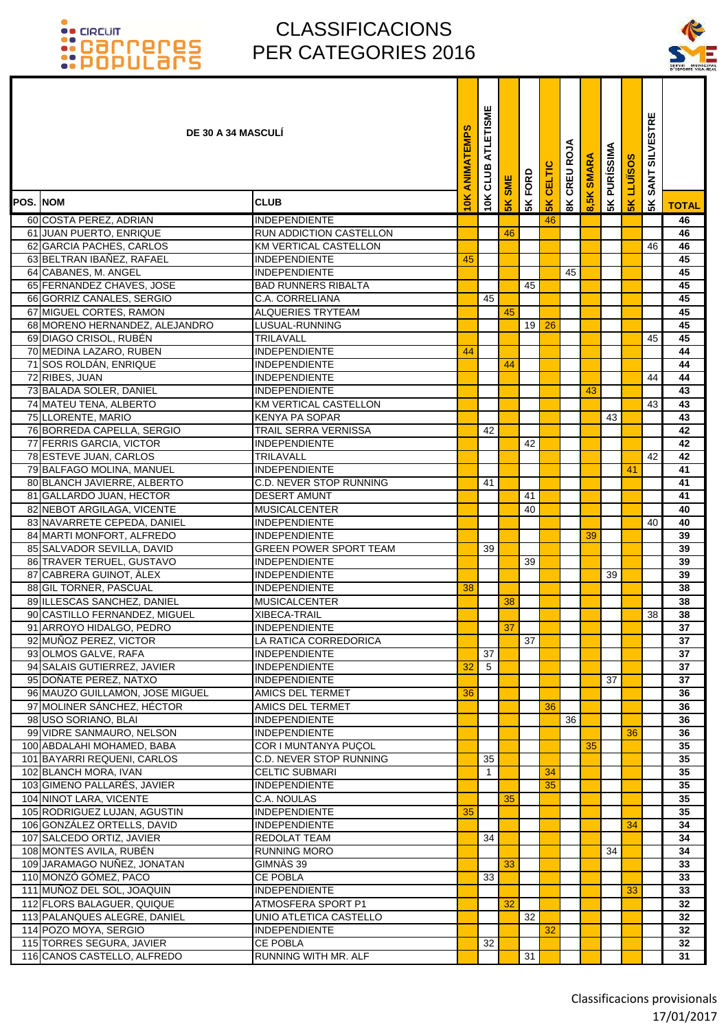# CLASSIFICACIONS PER CATEGORIES 2016

CIRCUIT CARRERES POPULARS

**DE 30 A 34 MASCULÍ**

| POS. | NOM | CLUB | 10K ANIMATEMPS | 10K CLUB ATLETISME | 5K SME | 5K FORD | 5K CELTIC | 8K CREU ROJA | 8,5K SMARA | 5K PURÍSSIMA | 5K LLUÏSOS | 5K SANT SILVESTRE | TOTAL |
|---|---|---|---|---|---|---|---|---|---|---|---|---|---|
| 60 | COSTA PEREZ, ADRIAN | INDEPENDIENTE | | | | | 46 | | | | | | 46 |
| 61 | JUAN PUERTO, ENRIQUE | RUN ADDICTION CASTELLON | | | 46 | | | | | | | | 46 |
| 62 | GARCIA PACHES, CARLOS | KM VERTICAL CASTELLON | | | | | | | | | | 46 | 46 |
| 63 | BELTRAN IBAÑEZ, RAFAEL | INDEPENDIENTE | 45 | | | | | | | | | | 45 |
| 64 | CABANES, M. ANGEL | INDEPENDIENTE | | | | | | 45 | | | | | 45 |
| 65 | FERNANDEZ CHAVES, JOSE | BAD RUNNERS RIBALTA | | | | 45 | | | | | | | 45 |
| 66 | GORRIZ CANALES, SERGIO | C.A. CORRELIANA | | 45 | | | | | | | | | 45 |
| 67 | MIGUEL CORTES, RAMON | ALQUERIES TRYTEAM | | | 45 | | | | | | | | 45 |
| 68 | MORENO HERNANDEZ, ALEJANDRO | LUSUAL-RUNNING | | | | 19 | 26 | | | | | | 45 |
| 69 | DIAGO CRISOL, RUBÉN | TRILAVALL | | | | | | | | | | 45 | 45 |
| 70 | MEDINA LAZARO, RUBEN | INDEPENDIENTE | 44 | | | | | | | | | | 44 |
| 71 | SOS ROLDÁN, ENRIQUE | INDEPENDIENTE | | | 44 | | | | | | | | 44 |
| 72 | RIBES, JUAN | INDEPENDIENTE | | | | | | | | | | 44 | 44 |
| 73 | BALADA SOLER, DANIEL | INDEPENDIENTE | | | | | | | 43 | | | | 43 |
| 74 | MATEU TENA, ALBERTO | KM VERTICAL CASTELLON | | | | | | | | | | 43 | 43 |
| 75 | LLORENTE, MARIO | KENYA PA SOPAR | | | | | | | | 43 | | | 43 |
| 76 | BORREDA CAPELLA, SERGIO | TRAIL SERRA VERNISSA | | 42 | | | | | | | | | 42 |
| 77 | FERRIS GARCIA, VICTOR | INDEPENDIENTE | | | | 42 | | | | | | | 42 |
| 78 | ESTEVE JUAN, CARLOS | TRILAVALL | | | | | | | | | | 42 | 42 |
| 79 | BALFAGO MOLINA, MANUEL | INDEPENDIENTE | | | | | | | | | 41 | | 41 |
| 80 | BLANCH JAVIERRE, ALBERTO | C.D. NEVER STOP RUNNING | | 41 | | | | | | | | | 41 |
| 81 | GALLARDO JUAN, HECTOR | DESERT AMUNT | | | | 41 | | | | | | | 41 |
| 82 | NEBOT ARGILAGA, VICENTE | MUSICALCENTER | | | | 40 | | | | | | | 40 |
| 83 | NAVARRETE CEPEDA, DANIEL | INDEPENDIENTE | | | | | | | | | | 40 | 40 |
| 84 | MARTI MONFORT, ALFREDO | INDEPENDIENTE | | | | | | | 39 | | | | 39 |
| 85 | SALVADOR SEVILLA, DAVID | GREEN POWER SPORT TEAM | | 39 | | | | | | | | | 39 |
| 86 | TRAVER TERUEL, GUSTAVO | INDEPENDIENTE | | | | 39 | | | | | | | 39 |
| 87 | CABRERA GUINOT, ÀLEX | INDEPENDIENTE | | | | | | | | 39 | | | 39 |
| 88 | GIL TORNER, PASCUAL | INDEPENDIENTE | 38 | | | | | | | | | | 38 |
| 89 | ILLESCAS SANCHEZ, DANIEL | MUSICALCENTER | | | 38 | | | | | | | | 38 |
| 90 | CASTILLO FERNANDEZ, MIGUEL | XIBECA-TRAIL | | | | | | | | | | 38 | 38 |
| 91 | ARROYO HIDALGO, PEDRO | INDEPENDIENTE | | | 37 | | | | | | | | 37 |
| 92 | MUÑOZ PEREZ, VICTOR | LA RATICA CORREDORICA | | | | 37 | | | | | | | 37 |
| 93 | OLMOS GALVE, RAFA | INDEPENDIENTE | | 37 | | | | | | | | | 37 |
| 94 | SALAIS GUTIERREZ, JAVIER | INDEPENDIENTE | 32 | 5 | | | | | | | | | 37 |
| 95 | DOÑATE PEREZ, NATXO | INDEPENDIENTE | | | | | | | | 37 | | | 37 |
| 96 | MAUZO GUILLAMON, JOSE MIGUEL | AMICS DEL TERMET | 36 | | | | | | | | | | 36 |
| 97 | MOLINER SÁNCHEZ, HÉCTOR | AMICS DEL TERMET | | | | | 36 | | | | | | 36 |
| 98 | USO SORIANO, BLAI | INDEPENDIENTE | | | | | | 36 | | | | | 36 |
| 99 | VIDRE SANMAURO, NELSON | INDEPENDIENTE | | | | | | | | | 36 | | 36 |
| 100 | ABDALAHI MOHAMED, BABA | COR I MUNTANYA PUÇOL | | | | | | | 35 | | | | 35 |
| 101 | BAYARRI REQUENI, CARLOS | C.D. NEVER STOP RUNNING | | 35 | | | | | | | | | 35 |
| 102 | BLANCH MORA, IVAN | CELTIC SUBMARI | | 1 | | | 34 | | | | | | 35 |
| 103 | GIMENO PALLARÉS, JAVIER | INDEPENDIENTE | | | | | 35 | | | | | | 35 |
| 104 | NINOT LARA, VICENTE | C.A. NOULAS | | | 35 | | | | | | | | 35 |
| 105 | RODRIGUEZ LUJAN, AGUSTIN | INDEPENDIENTE | 35 | | | | | | | | | | 35 |
| 106 | GONZÁLEZ ORTELLS, DAVID | INDEPENDIENTE | | | | | | | | | 34 | | 34 |
| 107 | SALCEDO ORTIZ, JAVIER | REDOLAT TEAM | | 34 | | | | | | | | | 34 |
| 108 | MONTES AVILA, RUBÉN | RUNNING MORO | | | | | | | | 34 | | | 34 |
| 109 | JARAMAGO NUÑEZ, JONATAN | GIMNÀS 39 | | | 33 | | | | | | | | 33 |
| 110 | MONZÓ GÓMEZ, PACO | CE POBLA | | 33 | | | | | | | | | 33 |
| 111 | MUÑOZ DEL SOL, JOAQUIN | INDEPENDIENTE | | | | | | | | | 33 | | 33 |
| 112 | FLORS BALAGUER, QUIQUE | ATMOSFERA SPORT P1 | | | 32 | | | | | | | | 32 |
| 113 | PALANQUES ALEGRE, DANIEL | UNIO ATLETICA CASTELLO | | | | 32 | | | | | | | 32 |
| 114 | POZO MOYA, SERGIO | INDEPENDIENTE | | | | | 32 | | | | | | 32 |
| 115 | TORRES SEGURA, JAVIER | CE POBLA | | 32 | | | | | | | | | 32 |
| 116 | CANOS CASTELLO, ALFREDO | RUNNING WITH MR. ALF | | | | 31 | | | | | | | 31 |

Classificacions provisionals
17/01/2017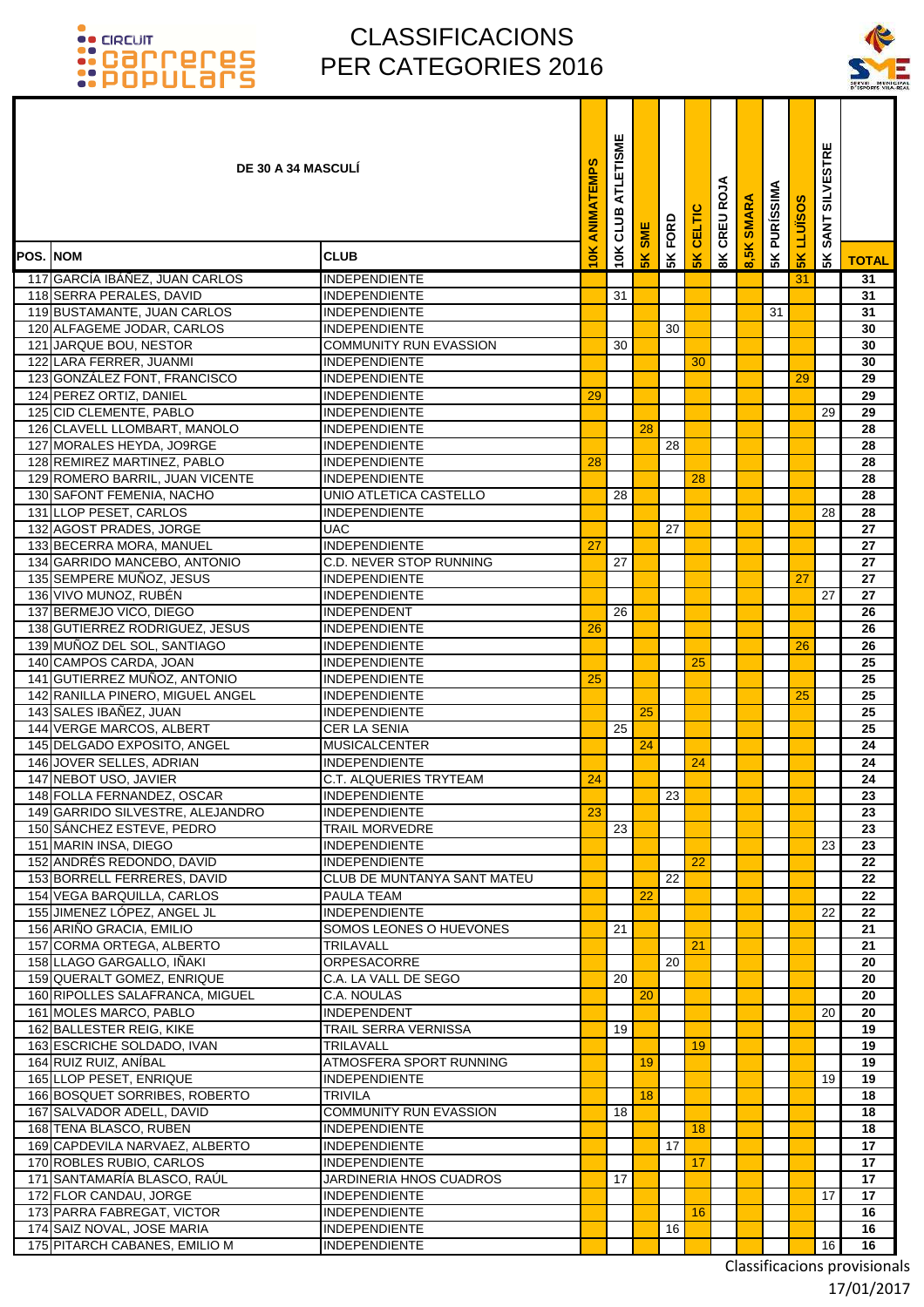# CLASSIFICACIONS PER CATEGORIES 2016

| POS. | NOM | CLUB | 10K ANIMATEMPS | 10K CLUB ATLETISME | 5K SME | 5K FORD | 5K CELTIC | 8K CREU ROJA | 8,5K SMARA | 5K PURÍSSIMA | 5K LLUÏSOS | 5K SANT SILVESTRE | TOTAL |
|---|---|---|---|---|---|---|---|---|---|---|---|---|---|
| | DE 30 A 34 MASCULÍ | | | | | | | | | | | | |
| 117 | GARCÍA IBÁÑEZ, JUAN CARLOS | INDEPENDIENTE | | | | | | | | | 31 | | 31 |
| 118 | SERRA PERALES, DAVID | INDEPENDIENTE | | 31 | | | | | | | | | 31 |
| 119 | BUSTAMANTE, JUAN CARLOS | INDEPENDIENTE | | | | | | | | 31 | | | 31 |
| 120 | ALFAGEME JODAR, CARLOS | INDEPENDIENTE | | | | 30 | | | | | | | 30 |
| 121 | JARQUE BOU, NESTOR | COMMUNITY RUN EVASSION | | 30 | | | | | | | | | 30 |
| 122 | LARA FERRER, JUANMI | INDEPENDIENTE | | | | | 30 | | | | | | 30 |
| 123 | GONZÁLEZ FONT, FRANCISCO | INDEPENDIENTE | | | | | | | | | 29 | | 29 |
| 124 | PEREZ ORTIZ, DANIEL | INDEPENDIENTE | 29 | | | | | | | | | | 29 |
| 125 | CID CLEMENTE, PABLO | INDEPENDIENTE | | | | | | | | | | 29 | 29 |
| 126 | CLAVELL LLOMBART, MANOLO | INDEPENDIENTE | | | 28 | | | | | | | | 28 |
| 127 | MORALES HEYDA, JO9RGE | INDEPENDIENTE | | | | 28 | | | | | | | 28 |
| 128 | REMIREZ MARTINEZ, PABLO | INDEPENDIENTE | 28 | | | | | | | | | | 28 |
| 129 | ROMERO BARRIL, JUAN VICENTE | INDEPENDIENTE | | | | | 28 | | | | | | 28 |
| 130 | SAFONT FEMENIA, NACHO | UNIO ATLETICA CASTELLO | | 28 | | | | | | | | | 28 |
| 131 | LLOP PESET, CARLOS | INDEPENDIENTE | | | | | | | | | | 28 | 28 |
| 132 | AGOST PRADES, JORGE | UAC | | | | 27 | | | | | | | 27 |
| 133 | BECERRA MORA, MANUEL | INDEPENDIENTE | 27 | | | | | | | | | | 27 |
| 134 | GARRIDO MANCEBO, ANTONIO | C.D. NEVER STOP RUNNING | | 27 | | | | | | | | | 27 |
| 135 | SEMPERE MUÑOZ, JESUS | INDEPENDIENTE | | | | | | | | | 27 | | 27 |
| 136 | VIVO MUNOZ, RUBÉN | INDEPENDIENTE | | | | | | | | | | 27 | 27 |
| 137 | BERMEJO VICO, DIEGO | INDEPENDENT | | 26 | | | | | | | | | 26 |
| 138 | GUTIERREZ RODRIGUEZ, JESUS | INDEPENDIENTE | 26 | | | | | | | | | | 26 |
| 139 | MUÑOZ DEL SOL, SANTIAGO | INDEPENDIENTE | | | | | | | | | 26 | | 26 |
| 140 | CAMPOS CARDA, JOAN | INDEPENDIENTE | | | | | 25 | | | | | | 25 |
| 141 | GUTIERREZ MUÑOZ, ANTONIO | INDEPENDIENTE | 25 | | | | | | | | | | 25 |
| 142 | RANILLA PINERO, MIGUEL ANGEL | INDEPENDIENTE | | | | | | | | | 25 | | 25 |
| 143 | SALES IBAÑEZ, JUAN | INDEPENDIENTE | | | 25 | | | | | | | | 25 |
| 144 | VERGE MARCOS, ALBERT | CER LA SENIA | | 25 | | | | | | | | | 25 |
| 145 | DELGADO EXPOSITO, ANGEL | MUSICALCENTER | | | 24 | | | | | | | | 24 |
| 146 | JOVER SELLES, ADRIAN | INDEPENDIENTE | | | | | 24 | | | | | | 24 |
| 147 | NEBOT USO, JAVIER | C.T. ALQUERIES TRYTEAM | 24 | | | | | | | | | | 24 |
| 148 | FOLLA FERNANDEZ, OSCAR | INDEPENDIENTE | | | | 23 | | | | | | | 23 |
| 149 | GARRIDO SILVESTRE, ALEJANDRO | INDEPENDIENTE | 23 | | | | | | | | | | 23 |
| 150 | SÁNCHEZ ESTEVE, PEDRO | TRAIL MORVEDRE | | 23 | | | | | | | | | 23 |
| 151 | MARIN INSA, DIEGO | INDEPENDIENTE | | | | | | | | | | 23 | 23 |
| 152 | ANDRÉS REDONDO, DAVID | INDEPENDIENTE | | | | | 22 | | | | | | 22 |
| 153 | BORRELL FERRERES, DAVID | CLUB DE MUNTANYA SANT MATEU | | | | 22 | | | | | | | 22 |
| 154 | VEGA BARQUILLA, CARLOS | PAULA TEAM | | | 22 | | | | | | | | 22 |
| 155 | JIMENEZ LÓPEZ, ANGEL JL | INDEPENDIENTE | | | | | | | | | | 22 | 22 |
| 156 | ARIÑO GRACIA, EMILIO | SOMOS LEONES O HUEVONES | | 21 | | | | | | | | | 21 |
| 157 | CORMA ORTEGA, ALBERTO | TRILAVALL | | | | | 21 | | | | | | 21 |
| 158 | LLAGO GARGALLO, IÑAKI | ORPESACORRE | | | | 20 | | | | | | | 20 |
| 159 | QUERALT GOMEZ, ENRIQUE | C.A. LA VALL DE SEGO | | 20 | | | | | | | | | 20 |
| 160 | RIPOLLES SALAFRANCA, MIGUEL | C.A. NOULAS | | | 20 | | | | | | | | 20 |
| 161 | MOLES MARCO, PABLO | INDEPENDENT | | | | | | | | | | 20 | 20 |
| 162 | BALLESTER REIG, KIKE | TRAIL SERRA VERNISSA | | 19 | | | | | | | | | 19 |
| 163 | ESCRICHE SOLDADO, IVAN | TRILAVALL | | | | | 19 | | | | | | 19 |
| 164 | RUIZ RUIZ, ANÍBAL | ATMOSFERA SPORT RUNNING | | | 19 | | | | | | | | 19 |
| 165 | LLOP PESET, ENRIQUE | INDEPENDIENTE | | | | | | | | | | 19 | 19 |
| 166 | BOSQUET SORRIBES, ROBERTO | TRIVILA | | | 18 | | | | | | | | 18 |
| 167 | SALVADOR ADELL, DAVID | COMMUNITY RUN EVASSION | | 18 | | | | | | | | | 18 |
| 168 | TENA BLASCO, RUBEN | INDEPENDIENTE | | | | | 18 | | | | | | 18 |
| 169 | CAPDEVILA NARVAEZ, ALBERTO | INDEPENDIENTE | | | | 17 | | | | | | | 17 |
| 170 | ROBLES RUBIO, CARLOS | INDEPENDIENTE | | | | | 17 | | | | | | 17 |
| 171 | SANTAMARÍA BLASCO, RAÚL | JARDINERIA HNOS CUADROS | | 17 | | | | | | | | | 17 |
| 172 | FLOR CANDAU, JORGE | INDEPENDIENTE | | | | | | | | | | 17 | 17 |
| 173 | PARRA FABREGAT, VICTOR | INDEPENDIENTE | | | | | 16 | | | | | | 16 |
| 174 | SAIZ NOVAL, JOSE MARIA | INDEPENDIENTE | | | | 16 | | | | | | | 16 |
| 175 | PITARCH CABANES, EMILIO M | INDEPENDIENTE | | | | | | | | | | 16 | 16 |

Classificacions provisionals
17/01/2017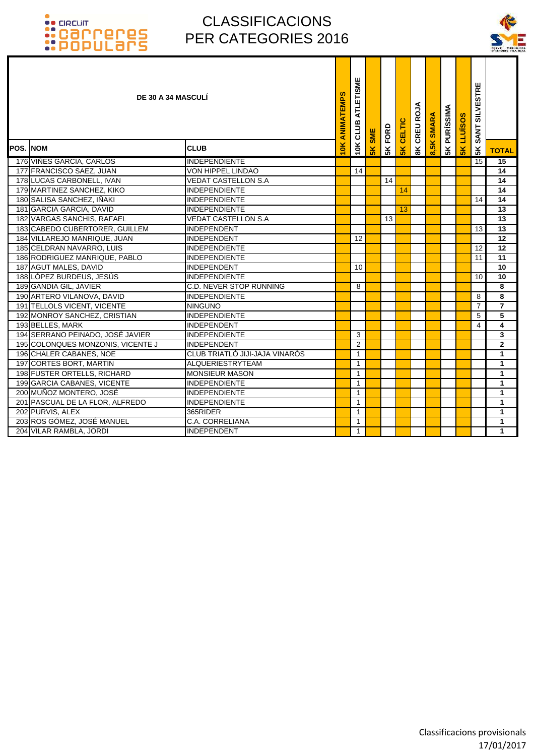# CLASSIFICACIONS PER CATEGORIES 2016

## DE 30 A 34 MASCULÍ

| POS. | NOM | CLUB | 10K ANIMATEMPS | 10K CLUB ATLETISME | 5K SME | 5K FORD | 5K CELTIC | 8K CREU ROJA | 8,5K SMARA | 5K PURÍSSIMA | 5K LLUÏSOS | 5K SANT SILVESTRE | TOTAL |
|---|---|---|---|---|---|---|---|---|---|---|---|---|---|
| 176 | VIÑES GARCIA, CARLOS | INDEPENDIENTE | | | | | | | | | | 15 | 15 |
| 177 | FRANCISCO SAEZ, JUAN | VON HIPPEL LINDAO | | 14 | | | | | | | | | 14 |
| 178 | LUCAS CARBONELL, IVAN | VEDAT CASTELLON S.A | | | | 14 | | | | | | | 14 |
| 179 | MARTINEZ SANCHEZ, KIKO | INDEPENDIENTE | | | | | 14 | | | | | | 14 |
| 180 | SALISA SANCHEZ, IÑAKI | INDEPENDIENTE | | | | | | | | | | 14 | 14 |
| 181 | GARCIA GARCIA, DAVID | INDEPENDIENTE | | | | | 13 | | | | | | 13 |
| 182 | VARGAS SANCHIS, RAFAEL | VEDAT CASTELLON S.A | | | | 13 | | | | | | | 13 |
| 183 | CABEDO CUBERTORER, GUILLEM | INDEPENDENT | | | | | | | | | | 13 | 13 |
| 184 | VILLAREJO MANRIQUE, JUAN | INDEPENDENT | | 12 | | | | | | | | | 12 |
| 185 | CELDRAN NAVARRO, LUIS | INDEPENDIENTE | | | | | | | | | | 12 | 12 |
| 186 | RODRIGUEZ MANRIQUE, PABLO | INDEPENDIENTE | | | | | | | | | | 11 | 11 |
| 187 | AGUT MALES, DAVID | INDEPENDENT | | 10 | | | | | | | | | 10 |
| 188 | LÓPEZ BURDEUS, JESÚS | INDEPENDIENTE | | | | | | | | | | 10 | 10 |
| 189 | GANDIA GIL, JAVIER | C.D. NEVER STOP RUNNING | | 8 | | | | | | | | | 8 |
| 190 | ARTERO VILANOVA, DAVID | INDEPENDIENTE | | | | | | | | | | 8 | 8 |
| 191 | TELLOLS VICENT, VICENTE | NINGUNO | | | | | | | | | | 7 | 7 |
| 192 | MONROY SANCHEZ, CRISTIAN | INDEPENDIENTE | | | | | | | | | | 5 | 5 |
| 193 | BELLES, MARK | INDEPENDENT | | | | | | | | | | 4 | 4 |
| 194 | SERRANO PEINADO, JOSÉ JAVIER | INDEPENDIENTE | | 3 | | | | | | | | | 3 |
| 195 | COLONQUES MONZONIS, VICENTE J | INDEPENDENT | | 2 | | | | | | | | | 2 |
| 196 | CHALER CABANES, NOE | CLUB TRIATLÓ JIJI-JAJA VINARÒS | | 1 | | | | | | | | | 1 |
| 197 | CORTES BORT, MARTIN | ALQUERIESTRYTEAM | | 1 | | | | | | | | | 1 |
| 198 | FUSTER ORTELLS, RICHARD | MONSIEUR MASON | | 1 | | | | | | | | | 1 |
| 199 | GARCIA CABANES, VICENTE | INDEPENDIENTE | | 1 | | | | | | | | | 1 |
| 200 | MUÑOZ MONTERO, JOSÉ | INDEPENDIENTE | | 1 | | | | | | | | | 1 |
| 201 | PASCUAL DE LA FLOR, ALFREDO | INDEPENDIENTE | | 1 | | | | | | | | | 1 |
| 202 | PURVIS, ALEX | 365RIDER | | 1 | | | | | | | | | 1 |
| 203 | ROS GÓMEZ, JOSÉ MANUEL | C.A. CORRELIANA | | 1 | | | | | | | | | 1 |
| 204 | VILAR RAMBLA, JORDI | INDEPENDENT | | 1 | | | | | | | | | 1 |

Classificacions provisionals
17/01/2017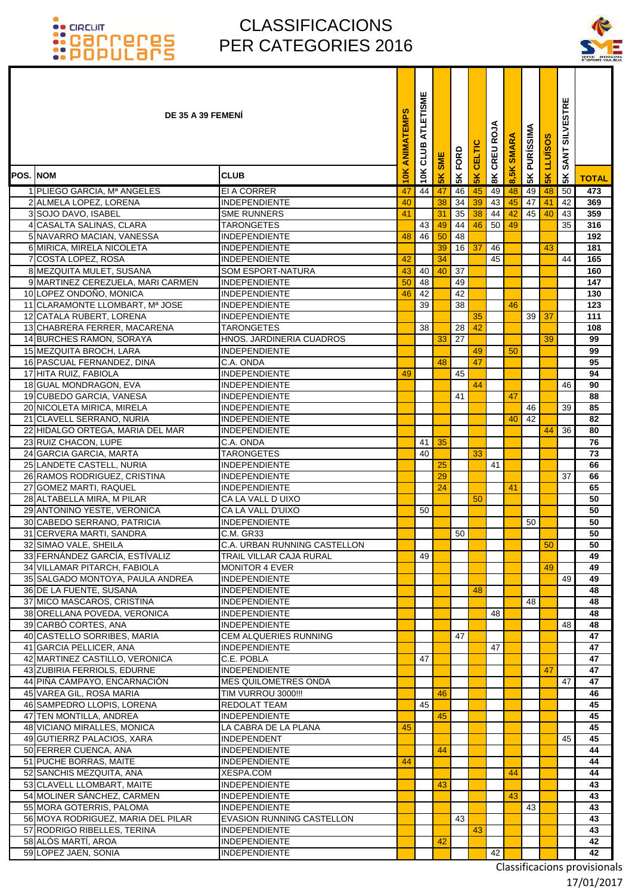# CLASSIFICACIONS PER CATEGORIES 2016

| DE 35 A 39 FEMENÍ | | | | | | | | | | | | | |
|---|---|---|---|---|---|---|---|---|---|---|---|---|---|
| POS. | NOM | CLUB | 10K ANIMATEMPS | 10K CLUB ATLETISME | 5K SME | 5K FORD | 5K CELTIC | 8K CREU ROJA | 8,5K SMARA | 5K PURÍSSIMA | 5K LLUÏSOS | 5K SANT SILVESTRE | TOTAL |
| 1 | PLIEGO GARCIA, Mª ANGELES | EI A CORRER | 47 | 44 | 47 | 46 | 45 | 49 | 48 | 49 | 48 | 50 | 473 |
| 2 | ALMELA LOPEZ, LORENA | INDEPENDIENTE | 40 | | 38 | 34 | 39 | 43 | 45 | 47 | 41 | 42 | 369 |
| 3 | SOJO DAVO, ISABEL | SME RUNNERS | 41 | | 31 | 35 | 38 | 44 | 42 | 45 | 40 | 43 | 359 |
| 4 | CASALTA SALINAS, CLARA | TARONGETES | | 43 | 49 | 44 | 46 | 50 | 49 | | | 35 | 316 |
| 5 | NAVARRO MACIAN, VANESSA | INDEPENDIENTE | 48 | 46 | 50 | 48 | | | | | | | 192 |
| 6 | MIRICA, MIRELA NICOLETA | INDEPENDIENTE | | | 39 | 16 | 37 | 46 | | | 43 | | 181 |
| 7 | COSTA LOPEZ, ROSA | INDEPENDIENTE | 42 | | 34 | | | 45 | | | | 44 | 165 |
| 8 | MEZQUITA MULET, SUSANA | SOM ESPORT-NATURA | 43 | 40 | 40 | 37 | | | | | | | 160 |
| 9 | MARTINEZ CEREZUELA, MARI CARMEN | INDEPENDIENTE | 50 | 48 | | 49 | | | | | | | 147 |
| 10 | LOPEZ ONDOÑO, MONICA | INDEPENDIENTE | 46 | 42 | | 42 | | | | | | | 130 |
| 11 | CLARAMONTE LLOMBART, Mª JOSE | INDEPENDIENTE | | 39 | | 38 | | | 46 | | | | 123 |
| 12 | CATALA RUBERT, LORENA | INDEPENDIENTE | | | | | 35 | | | 39 | 37 | | 111 |
| 13 | CHABRERA FERRER, MACARENA | TARONGETES | | 38 | | 28 | 42 | | | | | | 108 |
| 14 | BURCHES RAMON, SORAYA | HNOS. JARDINERIA CUADROS | | | 33 | 27 | | | | | 39 | | 99 |
| 15 | MEZQUITA BROCH, LARA | INDEPENDIENTE | | | | | 49 | | 50 | | | | 99 |
| 16 | PASCUAL FERNANDEZ, DINA | C.A. ONDA | | | 48 | | 47 | | | | | | 95 |
| 17 | HITA RUIZ, FABIOLA | INDEPENDIENTE | 49 | | | 45 | | | | | | | 94 |
| 18 | GUAL MONDRAGON, EVA | INDEPENDIENTE | | | | | 44 | | | | | 46 | 90 |
| 19 | CUBEDO GARCIA, VANESA | INDEPENDIENTE | | | | 41 | | | 47 | | | | 88 |
| 20 | NICOLETA MIRICA, MIRELA | INDEPENDIENTE | | | | | | | | 46 | | 39 | 85 |
| 21 | CLAVELL SERRANO, NURIA | INDEPENDIENTE | | | | | | | 40 | 42 | | | 82 |
| 22 | HIDALGO ORTEGA, MARIA DEL MAR | INDEPENDIENTE | | | | | | | | | 44 | 36 | 80 |
| 23 | RUIZ CHACON, LUPE | C.A. ONDA | | 41 | 35 | | | | | | | | 76 |
| 24 | GARCIA GARCIA, MARTA | TARONGETES | | 40 | | | 33 | | | | | | 73 |
| 25 | LANDETE CASTELL, NURIA | INDEPENDIENTE | | | 25 | | | 41 | | | | | 66 |
| 26 | RAMOS RODRIGUEZ, CRISTINA | INDEPENDIENTE | | | 29 | | | | | | | 37 | 66 |
| 27 | GOMEZ MARTI, RAQUEL | INDEPENDIENTE | | | 24 | | | | 41 | | | | 65 |
| 28 | ALTABELLA MIRA, M PILAR | CA LA VALL D UIXO | | | | | 50 | | | | | | 50 |
| 29 | ANTONINO YESTE, VERONICA | CA LA VALL D'UIXO | | 50 | | | | | | | | | 50 |
| 30 | CABEDO SERRANO, PATRICIA | INDEPENDIENTE | | | | | | | | 50 | | | 50 |
| 31 | CERVERA MARTI, SANDRA | C.M. GR33 | | | | 50 | | | | | | | 50 |
| 32 | SIMAO VALE, SHEILA | C.A. URBAN RUNNING CASTELLON | | | | | | | | | 50 | | 50 |
| 33 | FERNÁNDEZ GARCÍA, ESTÍVALIZ | TRAIL VILLAR CAJA RURAL | | 49 | | | | | | | | | 49 |
| 34 | VILLAMAR PITARCH, FABIOLA | MONITOR 4 EVER | | | | | | | | | 49 | | 49 |
| 35 | SALGADO MONTOYA, PAULA ANDREA | INDEPENDIENTE | | | | | | | | | | 49 | 49 |
| 36 | DE LA FUENTE, SUSANA | INDEPENDIENTE | | | | | 48 | | | | | | 48 |
| 37 | MICO MASCAROS, CRISTINA | INDEPENDIENTE | | | | | | | | 48 | | | 48 |
| 38 | ORELLANA POVEDA, VERONICA | INDEPENDIENTE | | | | | | 48 | | | | | 48 |
| 39 | CARBÓ CORTES, ANA | INDEPENDIENTE | | | | | | | | | | 48 | 48 |
| 40 | CASTELLO SORRIBES, MARIA | CEM ALQUERIES RUNNING | | | | 47 | | | | | | | 47 |
| 41 | GARCIA PELLICER, ANA | INDEPENDIENTE | | | | | | 47 | | | | | 47 |
| 42 | MARTINEZ CASTILLO, VERONICA | C.E. POBLA | | 47 | | | | | | | | | 47 |
| 43 | ZUBIRIA FERRIOLS, EDURNE | INDEPENDIENTE | | | | | | | | | 47 | | 47 |
| 44 | PIÑA CAMPAYO, ENCARNACIÓN | MES QUILOMETRES ONDA | | | | | | | | | | 47 | 47 |
| 45 | VAREA GIL, ROSA MARIA | TIM VURROU 3000!!! | | | 46 | | | | | | | | 46 |
| 46 | SAMPEDRO LLOPIS, LORENA | REDOLAT TEAM | | 45 | | | | | | | | | 45 |
| 47 | TEN MONTILLA, ANDREA | INDEPENDIENTE | | | 45 | | | | | | | | 45 |
| 48 | VICIANO MIRALLES, MONICA | LA CABRA DE LA PLANA | 45 | | | | | | | | | | 45 |
| 49 | GUTIERRZ PALACIOS, XARA | INDEPENDENT | | | | | | | | | | 45 | 45 |
| 50 | FERRER CUENCA, ANA | INDEPENDIENTE | | | 44 | | | | | | | | 44 |
| 51 | PUCHE BORRAS, MAITE | INDEPENDIENTE | 44 | | | | | | | | | | 44 |
| 52 | SANCHIS MEZQUITA, ANA | XESPA.COM | | | | | | | 44 | | | | 44 |
| 53 | CLAVELL LLOMBART, MAITE | INDEPENDIENTE | | | 43 | | | | | | | | 43 |
| 54 | MOLINER SÁNCHEZ, CARMEN | INDEPENDIENTE | | | | | | | 43 | | | | 43 |
| 55 | MORA GOTERRIS, PALOMA | INDEPENDIENTE | | | | | | | | 43 | | | 43 |
| 56 | MOYA RODRIGUEZ, MARIA DEL PILAR | EVASION RUNNING CASTELLON | | | | 43 | | | | | | | 43 |
| 57 | RODRIGO RIBELLES, TERINA | INDEPENDIENTE | | | | | 43 | | | | | | 43 |
| 58 | ALÓS MARTÍ, AROA | INDEPENDIENTE | | | 42 | | | | | | | | 42 |
| 59 | LOPEZ JAEN, SONIA | INDEPENDIENTE | | | | | | 42 | | | | | 42 |

Classificacions provisionals
17/01/2017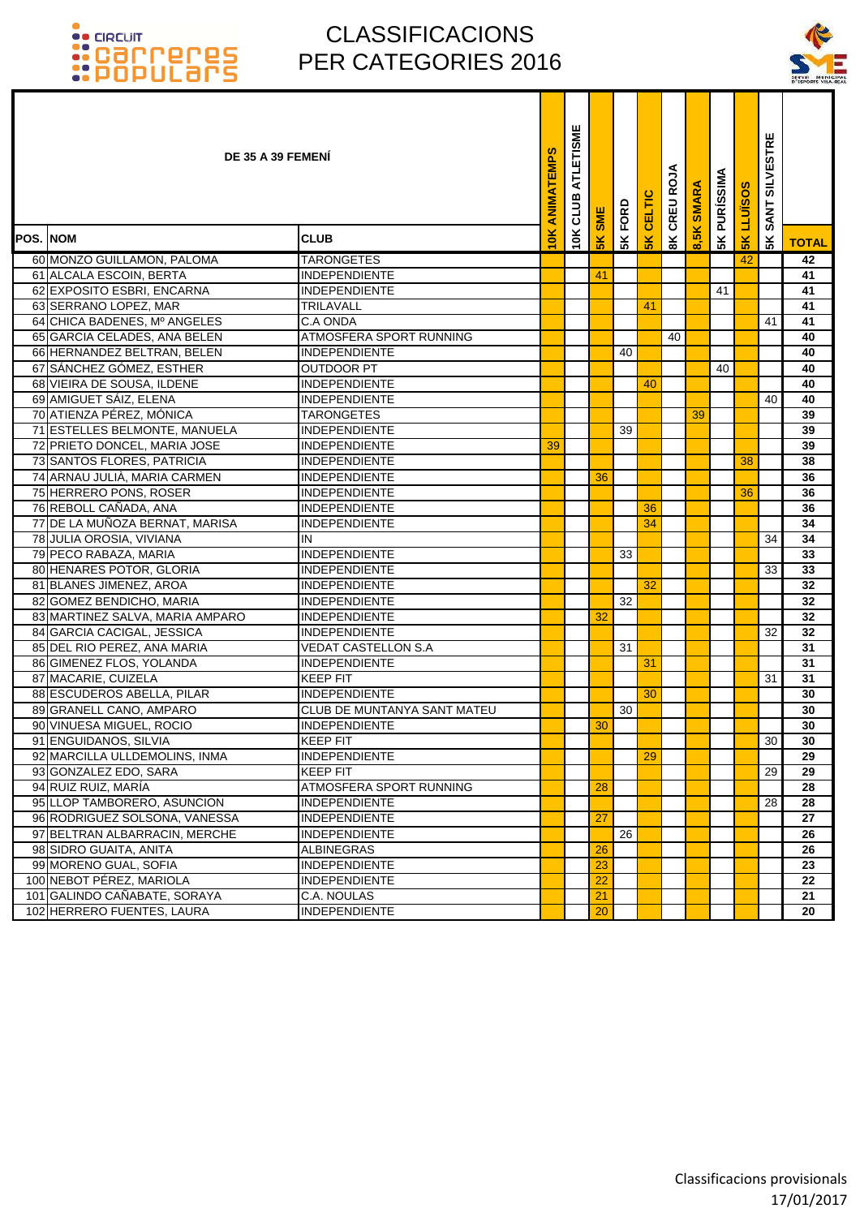# CLASSIFICACIONS PER CATEGORIES 2016

| DE 35 A 39 FEMENÍ | | | | | | | | | | | | | |
|---|---|---|---|---|---|---|---|---|---|---|---|---|---|
| POS. | NOM | CLUB | 10K ANIMATEMPS | 10K CLUB ATLETISME | 5K SME | 5K FORD | 5K CELTIC | 8K CREU ROJA | 8,5K SMARA | 5K PURÍSSIMA | 5K LLUÏSOS | 5K SANT SILVESTRE | TOTAL |
| 60 | MONZO GUILLAMON, PALOMA | TARONGETES | | | | | | | | | 42 | | 42 |
| 61 | ALCALA ESCOIN, BERTA | INDEPENDIENTE | | | 41 | | | | | | | | 41 |
| 62 | EXPOSITO ESBRI, ENCARNA | INDEPENDIENTE | | | | | | | | 41 | | | 41 |
| 63 | SERRANO LOPEZ, MAR | TRILAVALL | | | | | 41 | | | | | | 41 |
| 64 | CHICA BADENES, Mº ANGELES | C.A ONDA | | | | | | | | | | 41 | 41 |
| 65 | GARCIA CELADES, ANA BELEN | ATMOSFERA SPORT RUNNING | | | | | | 40 | | | | | 40 |
| 66 | HERNANDEZ BELTRAN, BELEN | INDEPENDIENTE | | | | 40 | | | | | | | 40 |
| 67 | SÁNCHEZ GÓMEZ, ESTHER | OUTDOOR PT | | | | | | | | 40 | | | 40 |
| 68 | VIEIRA DE SOUSA, ILDENE | INDEPENDIENTE | | | | | 40 | | | | | | 40 |
| 69 | AMIGUET SÁIZ, ELENA | INDEPENDIENTE | | | | | | | | | | 40 | 40 |
| 70 | ATIENZA PÉREZ, MÓNICA | TARONGETES | | | | | | | 39 | | | | 39 |
| 71 | ESTELLES BELMONTE, MANUELA | INDEPENDIENTE | | | | 39 | | | | | | | 39 |
| 72 | PRIETO DONCEL, MARIA JOSE | INDEPENDIENTE | 39 | | | | | | | | | | 39 |
| 73 | SANTOS FLORES, PATRICIA | INDEPENDIENTE | | | | | | | | | 38 | | 38 |
| 74 | ARNAU JULIÀ, MARIA CARMEN | INDEPENDIENTE | | | 36 | | | | | | | | 36 |
| 75 | HERRERO PONS, ROSER | INDEPENDIENTE | | | | | | | | | 36 | | 36 |
| 76 | REBOLL CAÑADA, ANA | INDEPENDIENTE | | | | | 36 | | | | | | 36 |
| 77 | DE LA MUÑOZA BERNAT, MARISA | INDEPENDIENTE | | | | | 34 | | | | | | 34 |
| 78 | JULIA OROSIA, VIVIANA | IN | | | | | | | | | | 34 | 34 |
| 79 | PECO RABAZA, MARIA | INDEPENDIENTE | | | | 33 | | | | | | | 33 |
| 80 | HENARES POTOR, GLORIA | INDEPENDIENTE | | | | | | | | | | 33 | 33 |
| 81 | BLANES JIMENEZ, AROA | INDEPENDIENTE | | | | | 32 | | | | | | 32 |
| 82 | GOMEZ BENDICHO, MARIA | INDEPENDIENTE | | | | 32 | | | | | | | 32 |
| 83 | MARTINEZ SALVA, MARIA AMPARO | INDEPENDIENTE | | | 32 | | | | | | | | 32 |
| 84 | GARCIA CACIGAL, JESSICA | INDEPENDIENTE | | | | | | | | | | 32 | 32 |
| 85 | DEL RIO PEREZ, ANA MARIA | VEDAT CASTELLON S.A | | | | 31 | | | | | | | 31 |
| 86 | GIMENEZ FLOS, YOLANDA | INDEPENDIENTE | | | | | 31 | | | | | | 31 |
| 87 | MACARIE, CUIZELA | KEEP FIT | | | | | | | | | | 31 | 31 |
| 88 | ESCUDEROS ABELLA, PILAR | INDEPENDIENTE | | | | | 30 | | | | | | 30 |
| 89 | GRANELL CANO, AMPARO | CLUB DE MUNTANYA SANT MATEU | | | | 30 | | | | | | | 30 |
| 90 | VINUESA MIGUEL, ROCIO | INDEPENDIENTE | | | 30 | | | | | | | | 30 |
| 91 | ENGUIDANOS, SILVIA | KEEP FIT | | | | | | | | | | 30 | 30 |
| 92 | MARCILLA ULLDEMOLINS, INMA | INDEPENDIENTE | | | | | 29 | | | | | | 29 |
| 93 | GONZALEZ EDO, SARA | KEEP FIT | | | | | | | | | | 29 | 29 |
| 94 | RUIZ RUIZ, MARÍA | ATMOSFERA SPORT RUNNING | | | 28 | | | | | | | | 28 |
| 95 | LLOP TAMBORERO, ASUNCION | INDEPENDIENTE | | | | | | | | | | 28 | 28 |
| 96 | RODRIGUEZ SOLSONA, VANESSA | INDEPENDIENTE | | | 27 | | | | | | | | 27 |
| 97 | BELTRAN ALBARRACIN, MERCHE | INDEPENDIENTE | | | | 26 | | | | | | | 26 |
| 98 | SIDRO GUAITA, ANITA | ALBINEGRAS | | | 26 | | | | | | | | 26 |
| 99 | MORENO GUAL, SOFIA | INDEPENDIENTE | | | 23 | | | | | | | | 23 |
| 100 | NEBOT PÉREZ, MARIOLA | INDEPENDIENTE | | | 22 | | | | | | | | 22 |
| 101 | GALINDO CAÑABATE, SORAYA | C.A. NOULAS | | | 21 | | | | | | | | 21 |
| 102 | HERRERO FUENTES, LAURA | INDEPENDIENTE | | | 20 | | | | | | | | 20 |

Classificacions provisionals
17/01/2017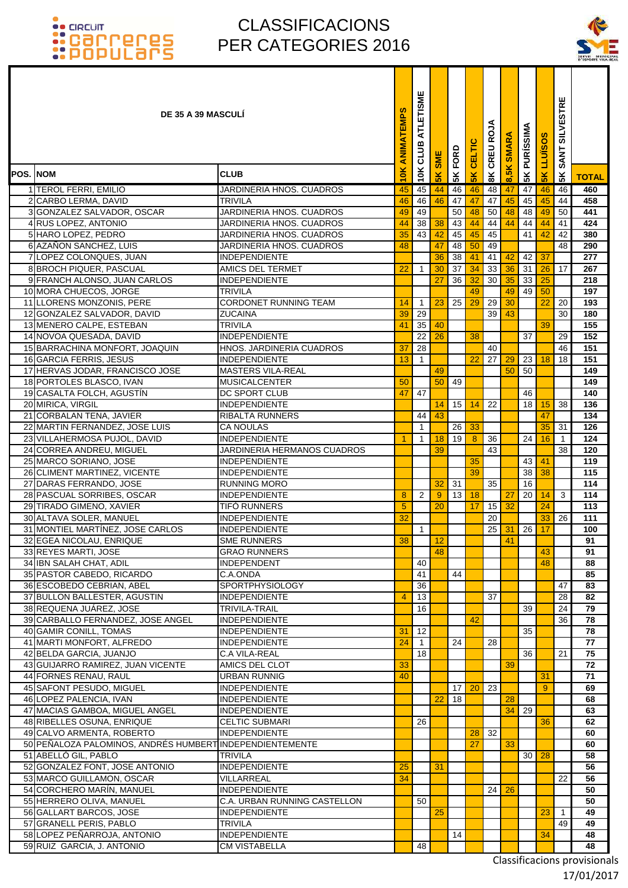# CLASSIFICACIONS PER CATEGORIES 2016

| POS. | NOM | CLUB | 10K ANIMATEMPS | 10K CLUB ATLETISME | 5K SME | 5K FORD | 5K CELTIC | 8K CREU ROJA | 8,5K SMARA | 5K PURÍSSIMA | 5K LLUÏSOS | 5K SANT SILVESTRE | TOTAL |
|---|---|---|---|---|---|---|---|---|---|---|---|---|---|
| **DE 35 A 39 MASCULÍ** | | | | | | | | | | | | | |
| 1 | TEROL FERRI, EMILIO | JARDINERIA HNOS. CUADROS | 45 | 45 | 44 | 46 | 46 | 48 | 47 | 47 | 46 | 46 | 460 |
| 2 | CARBO LERMA, DAVID | TRIVILA | 46 | 46 | 46 | 47 | 47 | 47 | 45 | 45 | 45 | 44 | 458 |
| 3 | GONZALEZ SALVADOR, OSCAR | JARDINERIA HNOS. CUADROS | 49 | 49 | | 50 | 48 | 50 | 48 | 48 | 49 | 50 | 441 |
| 4 | RUS LOPEZ, ANTONIO | JARDINERIA HNOS. CUADROS | 44 | 38 | 38 | 43 | 44 | 44 | 44 | 44 | 44 | 41 | 424 |
| 5 | HARO LOPEZ, PEDRO | JARDINERIA HNOS. CUADROS | 35 | 43 | 42 | 45 | 45 | 45 | | 41 | 42 | 42 | 380 |
| 6 | AZAÑON SANCHEZ, LUIS | JARDINERIA HNOS. CUADROS | 48 | | 47 | 48 | 50 | 49 | | | | 48 | 290 |
| 7 | LOPEZ COLONQUES, JUAN | INDEPENDIENTE | | | 36 | 38 | 41 | 41 | 42 | 42 | 37 | | 277 |
| 8 | BROCH PIQUER, PASCUAL | AMICS DEL TERMET | 22 | 1 | 30 | 37 | 34 | 33 | 36 | 31 | 26 | 17 | 267 |
| 9 | FRANCH ALONSO, JUAN CARLOS | INDEPENDIENTE | | | 27 | 36 | 32 | 30 | 35 | 33 | 25 | | 218 |
| 10 | MORA CHUECOS, JORGE | TRIVILA | | | | | 49 | | 49 | 49 | 50 | | 197 |
| 11 | LLORENS MONZONIS, PERE | CORDONET RUNNING TEAM | 14 | 1 | 23 | 25 | 29 | 29 | 30 | | 22 | 20 | 193 |
| 12 | GONZALEZ SALVADOR, DAVID | ZUCAINA | 39 | 29 | | | | 39 | 43 | | | 30 | 180 |
| 13 | MENERO CALPE, ESTEBAN | TRIVILA | 41 | 35 | 40 | | | | | | 39 | | 155 |
| 14 | NOVOA QUESADA, DAVID | INDEPENDIENTE | | 22 | 26 | | 38 | | | 37 | | 29 | 152 |
| 15 | BARRACHINA MONFORT, JOAQUIN | HNOS. JARDINERIA CUADROS | 37 | 28 | | | | 40 | | | | 46 | 151 |
| 16 | GARCIA FERRIS, JESUS | INDEPENDIENTE | 13 | 1 | | | 22 | 27 | 29 | 23 | 18 | 18 | 151 |
| 17 | HERVAS JODAR, FRANCISCO JOSE | MASTERS VILA-REAL | | | 49 | | | | 50 | 50 | | | 149 |
| 18 | PORTOLES BLASCO, IVAN | MUSICALCENTER | 50 | | 50 | 49 | | | | | | | 149 |
| 19 | CASALTA FOLCH, AGUSTÍN | DC SPORT CLUB | 47 | 47 | | | | | | 46 | | | 140 |
| 20 | MIRICA, VIRGIL | INDEPENDIENTE | | | 14 | 15 | 14 | 22 | | 18 | 15 | 38 | 136 |
| 21 | CORBALAN TENA, JAVIER | RIBALTA RUNNERS | | 44 | 43 | | | | | | 47 | | 134 |
| 22 | MARTIN FERNANDEZ, JOSE LUIS | CA NOULAS | | 1 | | 26 | 33 | | | | 35 | 31 | 126 |
| 23 | VILLAHERMOSA PUJOL, DAVID | INDEPENDIENTE | 1 | 1 | 18 | 19 | 8 | 36 | | 24 | 16 | 1 | 124 |
| 24 | CORREA ANDREU, MIGUEL | JARDINERIA HERMANOS CUADROS | | | 39 | | | 43 | | | | 38 | 120 |
| 25 | MARCO SORIANO, JOSE | INDEPENDIENTE | | | | | 35 | | | 43 | 41 | | 119 |
| 26 | CLIMENT MARTINEZ, VICENTE | INDEPENDIENTE | | | | | 39 | | | 38 | 38 | | 115 |
| 27 | DARAS FERRANDO, JOSE | RUNNING MORO | | | 32 | 31 | | 35 | | 16 | | | 114 |
| 28 | PASCUAL SORRIBES, OSCAR | INDEPENDIENTE | 8 | 2 | 9 | 13 | 18 | | 27 | 20 | 14 | 3 | 114 |
| 29 | TIRADO GIMENO, XAVIER | TIFÓ RUNNERS | 5 | | 20 | | 17 | 15 | 32 | | 24 | | 113 |
| 30 | ALTAVA SOLER, MANUEL | INDEPENDIENTE | 32 | | | | | 20 | | | 33 | 26 | 111 |
| 31 | MONTIEL MARTÍNEZ, JOSE CARLOS | INDEPENDIENTE | | 1 | | | | 25 | 31 | 26 | 17 | | 100 |
| 32 | EGEA NICOLAU, ENRIQUE | SME RUNNERS | 38 | | 12 | | | | 41 | | | | 91 |
| 33 | REYES MARTI, JOSE | GRAO RUNNERS | | | 48 | | | | | | 43 | | 91 |
| 34 | IBN SALAH CHAT, ADIL | INDEPENDENT | | 40 | | | | | | | 48 | | 88 |
| 35 | PASTOR CABEDO, RICARDO | C.A.ONDA | | 41 | | 44 | | | | | | | 85 |
| 36 | ESCOBEDO CEBRIAN, ABEL | SPORTPHYSIOLOGY | | 36 | | | | | | | | 47 | 83 |
| 37 | BULLON BALLESTER, AGUSTIN | INDEPENDIENTE | 4 | 13 | | | | 37 | | | | 28 | 82 |
| 38 | REQUENA JUÁREZ, JOSE | TRIVILA-TRAIL | | 16 | | | | | | 39 | | 24 | 79 |
| 39 | CARBALLO FERNANDEZ, JOSE ANGEL | INDEPENDIENTE | | | | | 42 | | | | | 36 | 78 |
| 40 | GAMIR CONILL, TOMAS | INDEPENDIENTE | 31 | 12 | | | | | | 35 | | | 78 |
| 41 | MARTI MONFORT, ALFREDO | INDEPENDIENTE | 24 | 1 | | 24 | | 28 | | | | | 77 |
| 42 | BELDA GARCIA, JUANJO | C.A VILA-REAL | | 18 | | | | | | 36 | | 21 | 75 |
| 43 | GUIJARRO RAMIREZ, JUAN VICENTE | AMICS DEL CLOT | 33 | | | | | | 39 | | | | 72 |
| 44 | FORNES RENAU, RAUL | URBAN RUNNIG | 40 | | | | | | | | 31 | | 71 |
| 45 | SAFONT PESUDO, MIGUEL | INDEPENDIENTE | | | | 17 | 20 | 23 | | | 9 | | 69 |
| 46 | LOPEZ PALENCIA, IVAN | INDEPENDIENTE | | | 22 | 18 | | | 28 | | | | 68 |
| 47 | MACIAS GAMBOA, MIGUEL ANGEL | INDEPENDIENTE | | | | | | | 34 | 29 | | | 63 |
| 48 | RIBELLES OSUNA, ENRIQUE | CELTIC SUBMARI | | 26 | | | | | | | 36 | | 62 |
| 49 | CALVO ARMENTA, ROBERTO | INDEPENDIENTE | | | | | 28 | 32 | | | | | 60 |
| 50 | PEÑALOZA PALOMINOS, ANDRÉS HUMBERT | INDEPENDIENTEMENTE | | | | | 27 | | 33 | | | | 60 |
| 51 | ABELLÓ GIL, PABLO | TRIVILA | | | | | | | | 30 | 28 | | 58 |
| 52 | GONZALEZ FONT, JOSE ANTONIO | INDEPENDIENTE | 25 | | 31 | | | | | | | | 56 |
| 53 | MARCO GUILLAMON, OSCAR | VILLARREAL | 34 | | | | | | | | | 22 | 56 |
| 54 | CORCHERO MARÍN, MANUEL | INDEPENDIENTE | | | | | | 24 | 26 | | | | 50 |
| 55 | HERRERO OLIVA, MANUEL | C.A. URBAN RUNNING CASTELLON | | 50 | | | | | | | | | 50 |
| 56 | GALLART BARCOS, JOSE | INDEPENDIENTE | | | 25 | | | | | | 23 | 1 | 49 |
| 57 | GRANELL PERIS, PABLO | TRIVILA | | | | | | | | | | 49 | 49 |
| 58 | LOPEZ PEÑARROJA, ANTONIO | INDEPENDIENTE | | | | 14 | | | | | 34 | | 48 |
| 59 | RUIZ GARCIA, J. ANTONIO | CM VISTABELLA | | 48 | | | | | | | | | 48 |

Classificacions provisionals
17/01/2017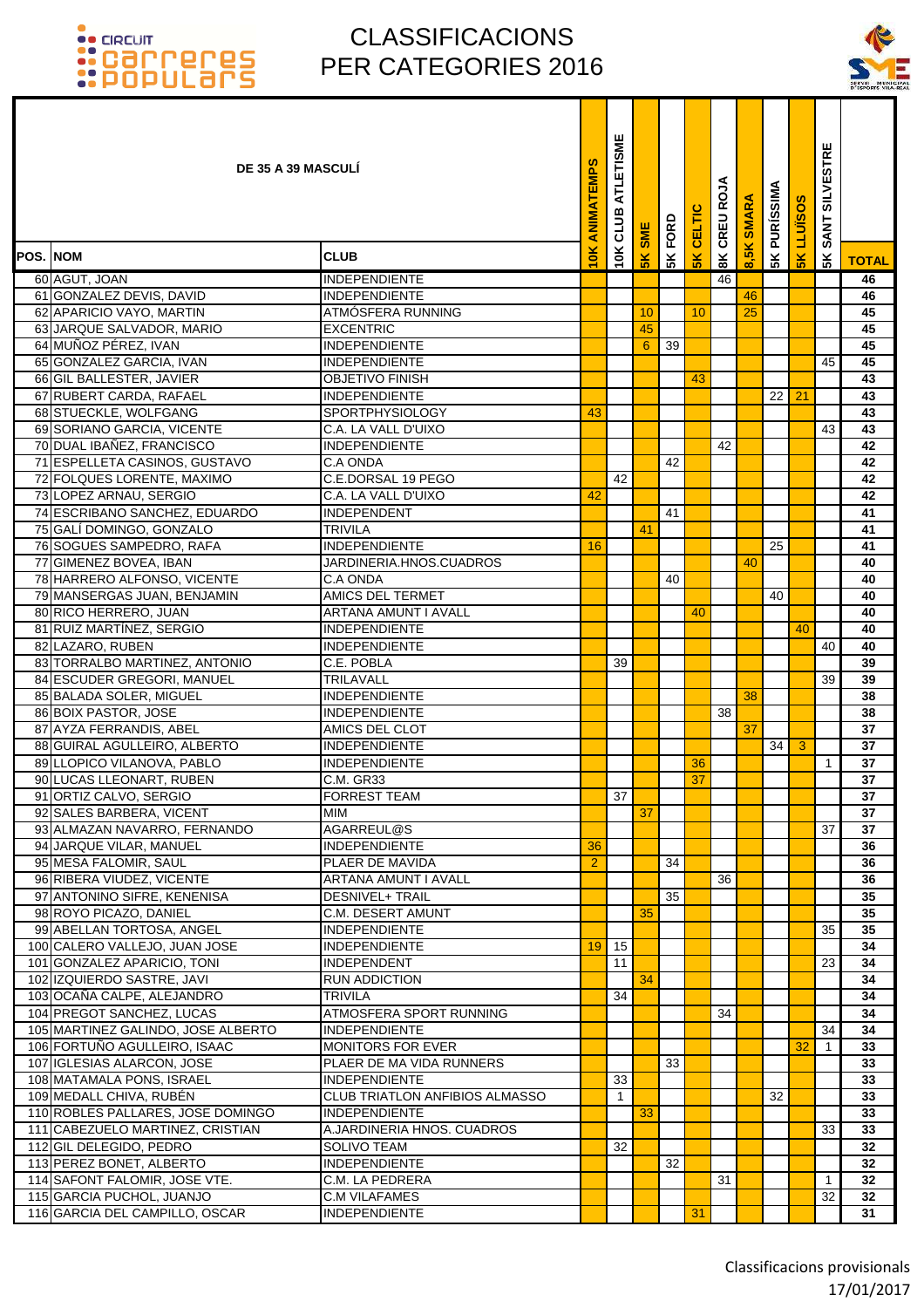# CLASSIFICACIONS PER CATEGORIES 2016

| POS. | NOM | CLUB | 10K ANIMATEMPS | 10K CLUB ATLETISME | 5K SME | 5K FORD | 5K CELTIC | 8K CREU ROJA | 8,5K SMARA | 5K PURISSIMA | 5K LLUÏSOS | 5K SANT SILVESTRE | TOTAL |
|---|---|---|---|---|---|---|---|---|---|---|---|---|---|
| **DE 35 A 39 MASCULÍ** | | | | | | | | | | | | | |
| 60 | AGUT, JOAN | INDEPENDIENTE | | | | | | 46 | | | | | 46 |
| 61 | GONZALEZ DEVIS, DAVID | INDEPENDIENTE | | | | | | | 46 | | | | 46 |
| 62 | APARICIO VAYO, MARTIN | ATMÓSFERA RUNNING | | | 10 | | 10 | | 25 | | | | 45 |
| 63 | JARQUE SALVADOR, MARIO | EXCENTRIC | | | 45 | | | | | | | | 45 |
| 64 | MUÑOZ PÉREZ, IVAN | INDEPENDIENTE | | | 6 | 39 | | | | | | | 45 |
| 65 | GONZALEZ GARCIA, IVAN | INDEPENDIENTE | | | | | | | | | | 45 | 45 |
| 66 | GIL BALLESTER, JAVIER | OBJETIVO FINISH | | | | | 43 | | | | | | 43 |
| 67 | RUBERT CARDA, RAFAEL | INDEPENDIENTE | | | | | | | | 22 | 21 | | 43 |
| 68 | STUECKLE, WOLFGANG | SPORTPHYSIOLOGY | 43 | | | | | | | | | | 43 |
| 69 | SORIANO GARCIA, VICENTE | C.A. LA VALL D'UIXO | | | | | | | | | | 43 | 43 |
| 70 | DUAL IBAÑEZ, FRANCISCO | INDEPENDIENTE | | | | | | 42 | | | | | 42 |
| 71 | ESPELLETA CASINOS, GUSTAVO | C.A ONDA | | | | 42 | | | | | | | 42 |
| 72 | FOLQUES LORENTE, MAXIMO | C.E.DORSAL 19 PEGO | | 42 | | | | | | | | | 42 |
| 73 | LOPEZ ARNAU, SERGIO | C.A. LA VALL D'UIXO | 42 | | | | | | | | | | 42 |
| 74 | ESCRIBANO SANCHEZ, EDUARDO | INDEPENDENT | | | | 41 | | | | | | | 41 |
| 75 | GALÍ DOMINGO, GONZALO | TRIVILA | | | 41 | | | | | | | | 41 |
| 76 | SOGUES SAMPEDRO, RAFA | INDEPENDIENTE | 16 | | | | | | | 25 | | | 41 |
| 77 | GIMENEZ BOVEA, IBAN | JARDINERIA.HNOS.CUADROS | | | | | | | 40 | | | | 40 |
| 78 | HARRERO ALFONSO, VICENTE | C.A ONDA | | | | 40 | | | | | | | 40 |
| 79 | MANSERGAS JUAN, BENJAMIN | AMICS DEL TERMET | | | | | | | | 40 | | | 40 |
| 80 | RICO HERRERO, JUAN | ARTANA AMUNT I AVALL | | | | | 40 | | | | | | 40 |
| 81 | RUIZ MARTÍNEZ, SERGIO | INDEPENDIENTE | | | | | | | | | 40 | | 40 |
| 82 | LAZARO, RUBEN | INDEPENDIENTE | | | | | | | | | | 40 | 40 |
| 83 | TORRALBO MARTINEZ, ANTONIO | C.E. POBLA | | 39 | | | | | | | | | 39 |
| 84 | ESCUDER GREGORI, MANUEL | TRILAVALL | | | | | | | | | | 39 | 39 |
| 85 | BALADA SOLER, MIGUEL | INDEPENDIENTE | | | | | | | 38 | | | | 38 |
| 86 | BOIX PASTOR, JOSE | INDEPENDIENTE | | | | | | 38 | | | | | 38 |
| 87 | AYZA FERRANDIS, ABEL | AMICS DEL CLOT | | | | | | | 37 | | | | 37 |
| 88 | GUIRAL AGULLEIRO, ALBERTO | INDEPENDIENTE | | | | | | | | 34 | 3 | | 37 |
| 89 | LLOPICO VILANOVA, PABLO | INDEPENDIENTE | | | | | 36 | | | | | 1 | 37 |
| 90 | LUCAS LLEONART, RUBEN | C.M. GR33 | | | | | 37 | | | | | | 37 |
| 91 | ORTIZ CALVO, SERGIO | FORREST TEAM | | 37 | | | | | | | | | 37 |
| 92 | SALES BARBERA, VICENT | MIM | | | 37 | | | | | | | | 37 |
| 93 | ALMAZAN NAVARRO, FERNANDO | AGARREUL@S | | | | | | | | | | 37 | 37 |
| 94 | JARQUE VILAR, MANUEL | INDEPENDIENTE | 36 | | | | | | | | | | 36 |
| 95 | MESA FALOMIR, SAUL | PLAER DE MAVIDA | 2 | | | 34 | | | | | | | 36 |
| 96 | RIBERA VIUDEZ, VICENTE | ARTANA AMUNT I AVALL | | | | | | 36 | | | | | 36 |
| 97 | ANTONINO SIFRE, KENENISA | DESNIVEL+ TRAIL | | | | 35 | | | | | | | 35 |
| 98 | ROYO PICAZO, DANIEL | C.M. DESERT AMUNT | | | 35 | | | | | | | | 35 |
| 99 | ABELLAN TORTOSA, ANGEL | INDEPENDIENTE | | | | | | | | | | 35 | 35 |
| 100 | CALERO VALLEJO, JUAN JOSE | INDEPENDIENTE | 19 | 15 | | | | | | | | | 34 |
| 101 | GONZALEZ APARICIO, TONI | INDEPENDENT | | 11 | | | | | | | | 23 | 34 |
| 102 | IZQUIERDO SASTRE, JAVI | RUN ADDICTION | | | 34 | | | | | | | | 34 |
| 103 | OCAÑA CALPE, ALEJANDRO | TRIVILA | | 34 | | | | | | | | | 34 |
| 104 | PREGOT SANCHEZ, LUCAS | ATMOSFERA SPORT RUNNING | | | | | | 34 | | | | | 34 |
| 105 | MARTINEZ GALINDO, JOSE ALBERTO | INDEPENDIENTE | | | | | | | | | | 34 | 34 |
| 106 | FORTUÑO AGULLEIRO, ISAAC | MONITORS FOR EVER | | | | | | | | | 32 | 1 | 33 |
| 107 | IGLESIAS ALARCON, JOSE | PLAER DE MA VIDA RUNNERS | | | | 33 | | | | | | | 33 |
| 108 | MATAMALA PONS, ISRAEL | INDEPENDIENTE | | 33 | | | | | | | | | 33 |
| 109 | MEDALL CHIVA, RUBÉN | CLUB TRIATLON ANFIBIOS ALMASSO | | 1 | | | | | | 32 | | | 33 |
| 110 | ROBLES PALLARES, JOSE DOMINGO | INDEPENDIENTE | | | 33 | | | | | | | | 33 |
| 111 | CABEZUELO MARTINEZ, CRISTIAN | A.JARDINERIA HNOS. CUADROS | | | | | | | | | | 33 | 33 |
| 112 | GIL DELEGIDO, PEDRO | SOLIVO TEAM | | 32 | | | | | | | | | 32 |
| 113 | PEREZ BONET, ALBERTO | INDEPENDIENTE | | | | 32 | | | | | | | 32 |
| 114 | SAFONT FALOMIR, JOSE VTE. | C.M. LA PEDRERA | | | | | | 31 | | | | 1 | 32 |
| 115 | GARCIA PUCHOL, JUANJO | C.M VILAFAMES | | | | | | | | | | 32 | 32 |
| 116 | GARCIA DEL CAMPILLO, OSCAR | INDEPENDIENTE | | | | | 31 | | | | | | 31 |

Classificacions provisionals
17/01/2017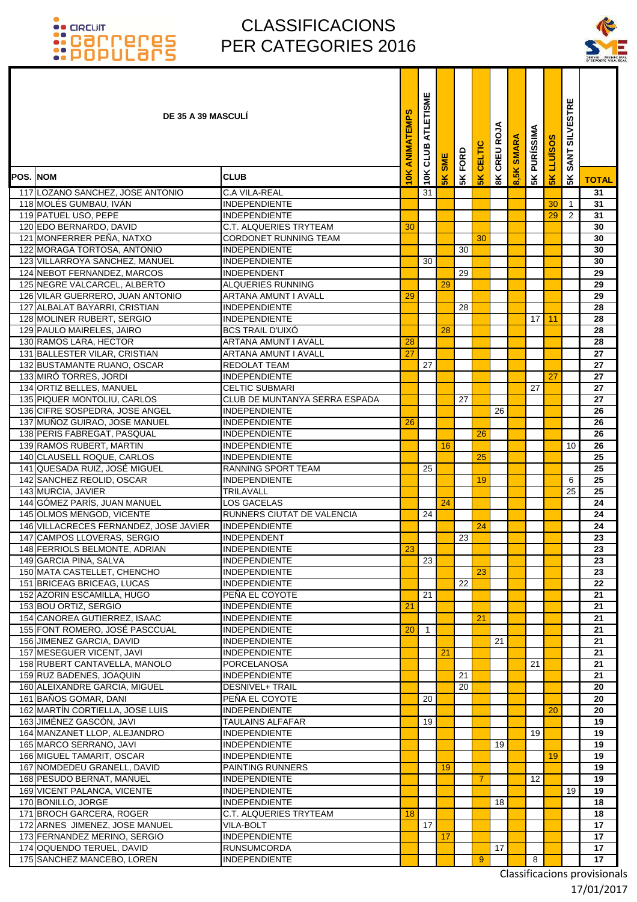# CLASSIFICACIONS PER CATEGORIES 2016

## DE 35 A 39 MASCULÍ

| POS. | NOM | CLUB | 10K ANIMATEMPS | 10K CLUB ATLETISME | 5K SME | 5K FORD | 5K CELTIC | 8K CREU ROJA | 8,5K SMARA | 5K PURÍSSIMA | 5K LLUÏSOS | 5K SANT SILVESTRE | TOTAL |
|---|---|---|---|---|---|---|---|---|---|---|---|---|---|
| 117 | LOZANO SANCHEZ, JOSE ANTONIO | C.A VILA-REAL | | 31 | | | | | | | | | 31 |
| 118 | MOLÉS GUMBAU, IVÁN | INDEPENDIENTE | | | | | | | | | 30 | 1 | 31 |
| 119 | PATUEL USO, PEPE | INDEPENDIENTE | | | | | | | | | 29 | 2 | 31 |
| 120 | EDO BERNARDO, DAVID | C.T. ALQUERIES TRYTEAM | 30 | | | | | | | | | | 30 |
| 121 | MONFERRER PEÑA, NATXO | CORDONET RUNNING TEAM | | | | | 30 | | | | | | 30 |
| 122 | MORAGA TORTOSA, ANTONIO | INDEPENDIENTE | | | | 30 | | | | | | | 30 |
| 123 | VILLARROYA SANCHEZ, MANUEL | INDEPENDIENTE | | 30 | | | | | | | | | 30 |
| 124 | NEBOT FERNANDEZ, MARCOS | INDEPENDENT | | | | 29 | | | | | | | 29 |
| 125 | NEGRE VALCARCEL, ALBERTO | ALQUERIES RUNNING | | | 29 | | | | | | | | 29 |
| 126 | VILAR GUERRERO, JUAN ANTONIO | ARTANA AMUNT I AVALL | 29 | | | | | | | | | | 29 |
| 127 | ALBALAT BAYARRI, CRISTIAN | INDEPENDIENTE | | | | 28 | | | | | | | 28 |
| 128 | MOLINER RUBERT, SERGIO | INDEPENDIENTE | | | | | | | | 17 | 11 | | 28 |
| 129 | PAULO MAIRELES, JAIRO | BCS TRAIL D'UIXÓ | | | 28 | | | | | | | | 28 |
| 130 | RAMOS LARA, HECTOR | ARTANA AMUNT I AVALL | 28 | | | | | | | | | | 28 |
| 131 | BALLESTER VILAR, CRISTIAN | ARTANA AMUNT I AVALL | 27 | | | | | | | | | | 27 |
| 132 | BUSTAMANTE RUANO, OSCAR | REDOLAT TEAM | | 27 | | | | | | | | | 27 |
| 133 | MIRÓ TORRES, JORDI | INDEPENDIENTE | | | | | | | | | 27 | | 27 |
| 134 | ORTIZ BELLES, MANUEL | CELTIC SUBMARI | | | | | | | | 27 | | | 27 |
| 135 | PIQUER MONTOLIU, CARLOS | CLUB DE MUNTANYA SERRA ESPADA | | | | 27 | | | | | | | 27 |
| 136 | CIFRE SOSPEDRA, JOSE ANGEL | INDEPENDIENTE | | | | | | 26 | | | | | 26 |
| 137 | MUÑOZ GUIRAO, JOSE MANUEL | INDEPENDIENTE | 26 | | | | | | | | | | 26 |
| 138 | PERIS FABREGAT, PASQUAL | INDEPENDIENTE | | | | | 26 | | | | | | 26 |
| 139 | RAMOS RUBERT, MARTIN | INDEPENDIENTE | | | 16 | | | | | | | 10 | 26 |
| 140 | CLAUSELL ROQUE, CARLOS | INDEPENDIENTE | | | | | 25 | | | | | | 25 |
| 141 | QUESADA RUIZ, JOSÉ MIGUEL | RANNING SPORT TEAM | | 25 | | | | | | | | | 25 |
| 142 | SANCHEZ REOLID, OSCAR | INDEPENDIENTE | | | | | 19 | | | | | 6 | 25 |
| 143 | MURCIA, JAVIER | TRILAVALL | | | | | | | | | | 25 | 25 |
| 144 | GÓMEZ PARÍS, JUAN MANUEL | LOS GACELAS | | | 24 | | | | | | | | 24 |
| 145 | OLMOS MENGOD, VICENTE | RUNNERS CIUTAT DE VALENCIA | | 24 | | | | | | | | | 24 |
| 146 | VILLACRECES FERNANDEZ, JOSE JAVIER | INDEPENDIENTE | | | | | 24 | | | | | | 24 |
| 147 | CAMPOS LLOVERAS, SERGIO | INDEPENDENT | | | | 23 | | | | | | | 23 |
| 148 | FERRIOLS BELMONTE, ADRIAN | INDEPENDIENTE | 23 | | | | | | | | | | 23 |
| 149 | GARCIA PINA, SALVA | INDEPENDIENTE | | 23 | | | | | | | | | 23 |
| 150 | MATA CASTELLET, CHENCHO | INDEPENDIENTE | | | | | 23 | | | | | | 23 |
| 151 | BRICEAG BRICEAG, LUCAS | INDEPENDIENTE | | | | 22 | | | | | | | 22 |
| 152 | AZORIN ESCAMILLA, HUGO | PEÑA EL COYOTE | | 21 | | | | | | | | | 21 |
| 153 | BOU ORTIZ, SERGIO | INDEPENDIENTE | 21 | | | | | | | | | | 21 |
| 154 | CANOREA GUTIERREZ, ISAAC | INDEPENDIENTE | | | | | 21 | | | | | | 21 |
| 155 | FONT ROMERO, JOSÉ PASCCUAL | INDEPENDIENTE | 20 | 1 | | | | | | | | | 21 |
| 156 | JIMENEZ GARCIA, DAVID | INDEPENDIENTE | | | | | | 21 | | | | | 21 |
| 157 | MESEGUER VICENT, JAVI | INDEPENDIENTE | | | 21 | | | | | | | | 21 |
| 158 | RUBERT CANTAVELLA, MANOLO | PORCELANOSA | | | | | | | | 21 | | | 21 |
| 159 | RUZ BADENES, JOAQUIN | INDEPENDIENTE | | | | 21 | | | | | | | 21 |
| 160 | ALEIXANDRE GARCIA, MIGUEL | DESNIVEL+ TRAIL | | | | 20 | | | | | | | 20 |
| 161 | BAÑOS GOMAR, DANI | PEÑA EL COYOTE | | 20 | | | | | | | | | 20 |
| 162 | MARTÍN CORTIELLA, JOSE LUIS | INDEPENDIENTE | | | | | | | | | 20 | | 20 |
| 163 | JIMÉNEZ GASCÓN, JAVI | TAULAINS ALFAFAR | | 19 | | | | | | | | | 19 |
| 164 | MANZANET LLOP, ALEJANDRO | INDEPENDIENTE | | | | | | | | 19 | | | 19 |
| 165 | MARCO SERRANO, JAVI | INDEPENDIENTE | | | | | | 19 | | | | | 19 |
| 166 | MIGUEL TAMARIT, OSCAR | INDEPENDIENTE | | | | | | | | | 19 | | 19 |
| 167 | NOMDEDEU GRANELL, DAVID | PAINTING RUNNERS | | | 19 | | | | | | | | 19 |
| 168 | PESUDO BERNAT, MANUEL | INDEPENDIENTE | | | | | 7 | | | 12 | | | 19 |
| 169 | VICENT PALANCA, VICENTE | INDEPENDIENTE | | | | | | | | | | 19 | 19 |
| 170 | BONILLO, JORGE | INDEPENDIENTE | | | | | | 18 | | | | | 18 |
| 171 | BROCH GARCERA, ROGER | C.T. ALQUERIES TRYTEAM | 18 | | | | | | | | | | 18 |
| 172 | ARNES JIMENEZ, JOSE MANUEL | VILA-BOLT | | 17 | | | | | | | | | 17 |
| 173 | FERNANDEZ MERINO, SERGIO | INDEPENDIENTE | | | 17 | | | | | | | | 17 |
| 174 | OQUENDO TERUEL, DAVID | RUNSUMCORDA | | | | | | 17 | | | | | 17 |
| 175 | SANCHEZ MANCEBO, LOREN | INDEPENDIENTE | | | | | 9 | | | 8 | | | 17 |

Classificacions provisionals
17/01/2017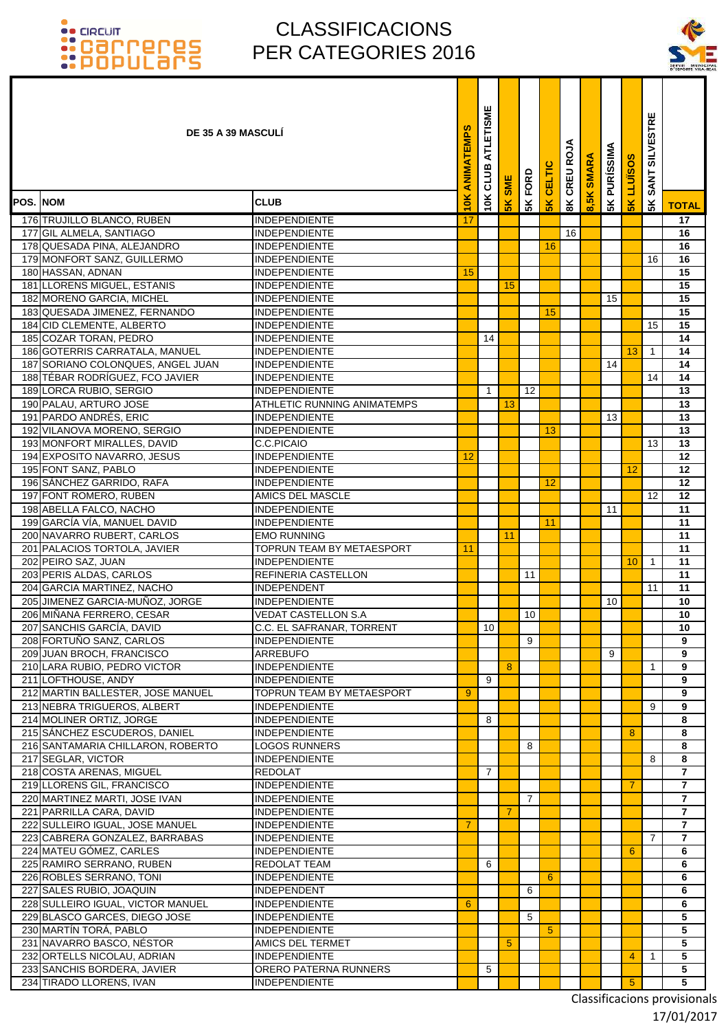# CLASSIFICACIONS PER CATEGORIES 2016

| POS. | NOM | CLUB | 10K ANIMATEMPS | 10K CLUB ATLETISME | 5K SME | 5K FORD | 5K CELTIC | 8K CREU ROJA | 8,5K SMARA | 5K PURÍSSIMA | 5K LLUÏSOS | 5K SANT SILVESTRE | TOTAL |
|---|---|---|---|---|---|---|---|---|---|---|---|---|---|
| **DE 35 A 39 MASCULÍ** | | | | | | | | | | | | | |
| 176 | TRUJILLO BLANCO, RUBEN | INDEPENDIENTE | 17 | | | | | | | | | | **17** |
| 177 | GIL ALMELA, SANTIAGO | INDEPENDIENTE | | | | | | 16 | | | | | **16** |
| 178 | QUESADA PINA, ALEJANDRO | INDEPENDIENTE | | | | | 16 | | | | | | **16** |
| 179 | MONFORT SANZ, GUILLERMO | INDEPENDIENTE | | | | | | | | | | 16 | **16** |
| 180 | HASSAN, ADNAN | INDEPENDIENTE | 15 | | | | | | | | | | **15** |
| 181 | LLORENS MIGUEL, ESTANIS | INDEPENDIENTE | | | 15 | | | | | | | | **15** |
| 182 | MORENO GARCIA, MICHEL | INDEPENDIENTE | | | | | | | | 15 | | | **15** |
| 183 | QUESADA JIMENEZ, FERNANDO | INDEPENDIENTE | | | | | 15 | | | | | | **15** |
| 184 | CID CLEMENTE, ALBERTO | INDEPENDIENTE | | | | | | | | | | 15 | **15** |
| 185 | COZAR TORAN, PEDRO | INDEPENDIENTE | | 14 | | | | | | | | | **14** |
| 186 | GOTERRIS CARRATALA, MANUEL | INDEPENDIENTE | | | | | | | | | 13 | 1 | **14** |
| 187 | SORIANO COLONQUES, ANGEL JUAN | INDEPENDIENTE | | | | | | | | 14 | | | **14** |
| 188 | TÉBAR RODRÍGUEZ, FCO JAVIER | INDEPENDIENTE | | | | | | | | | | 14 | **14** |
| 189 | LORCA RUBIO, SERGIO | INDEPENDIENTE | | 1 | | 12 | | | | | | | **13** |
| 190 | PALAU, ARTURO JOSE | ATHLETIC RUNNING ANIMATEMPS | | | 13 | | | | | | | | **13** |
| 191 | PARDO ANDRÉS, ERIC | INDEPENDIENTE | | | | | | | | 13 | | | **13** |
| 192 | VILANOVA MORENO, SERGIO | INDEPENDIENTE | | | | | 13 | | | | | | **13** |
| 193 | MONFORT MIRALLES, DAVID | C.C.PICAIO | | | | | | | | | | 13 | **13** |
| 194 | EXPOSITO NAVARRO, JESUS | INDEPENDIENTE | 12 | | | | | | | | | | **12** |
| 195 | FONT SANZ, PABLO | INDEPENDIENTE | | | | | | | | | 12 | | **12** |
| 196 | SÁNCHEZ GARRIDO, RAFA | INDEPENDIENTE | | | | | 12 | | | | | | **12** |
| 197 | FONT ROMERO, RUBEN | AMICS DEL MASCLE | | | | | | | | | | 12 | **12** |
| 198 | ABELLA FALCO, NACHO | INDEPENDIENTE | | | | | | | | 11 | | | **11** |
| 199 | GARCÍA VÍA, MANUEL DAVID | INDEPENDIENTE | | | | | 11 | | | | | | **11** |
| 200 | NAVARRO RUBERT, CARLOS | EMO RUNNING | | | 11 | | | | | | | | **11** |
| 201 | PALACIOS TORTOLA, JAVIER | TOPRUN TEAM BY METAESPORT | 11 | | | | | | | | | | **11** |
| 202 | PEIRO SAZ, JUAN | INDEPENDIENTE | | | | | | | | | 10 | 1 | **11** |
| 203 | PERIS ALDAS, CARLOS | REFINERIA CASTELLON | | | | 11 | | | | | | | **11** |
| 204 | GARCIA MARTINEZ, NACHO | INDEPENDENT | | | | | | | | | | 11 | **11** |
| 205 | JIMENEZ GARCIA-MUÑOZ, JORGE | INDEPENDIENTE | | | | | | | | 10 | | | **10** |
| 206 | MIÑANA FERRERO, CESAR | VEDAT CASTELLON S.A | | | | 10 | | | | | | | **10** |
| 207 | SANCHIS GARCÍA, DAVID | C.C. EL SAFRANAR, TORRENT | | 10 | | | | | | | | | **10** |
| 208 | FORTUÑO SANZ, CARLOS | INDEPENDIENTE | | | | 9 | | | | | | | **9** |
| 209 | JUAN BROCH, FRANCISCO | ARREBUFO | | | | | | | | 9 | | | **9** |
| 210 | LARA RUBIO, PEDRO VICTOR | INDEPENDIENTE | | | 8 | | | | | | | 1 | **9** |
| 211 | LOFTHOUSE, ANDY | INDEPENDIENTE | | 9 | | | | | | | | | **9** |
| 212 | MARTIN BALLESTER, JOSE MANUEL | TOPRUN TEAM BY METAESPORT | 9 | | | | | | | | | | **9** |
| 213 | NEBRA TRIGUEROS, ALBERT | INDEPENDIENTE | | | | | | | | | | 9 | **9** |
| 214 | MOLINER ORTIZ, JORGE | INDEPENDIENTE | | 8 | | | | | | | | | **8** |
| 215 | SÁNCHEZ ESCUDEROS, DANIEL | INDEPENDIENTE | | | | | | | | | 8 | | **8** |
| 216 | SANTAMARIA CHILLARON, ROBERTO | LOGOS RUNNERS | | | | 8 | | | | | | | **8** |
| 217 | SEGLAR, VICTOR | INDEPENDIENTE | | | | | | | | | | 8 | **8** |
| 218 | COSTA ARENAS, MIGUEL | REDOLAT | | 7 | | | | | | | | | **7** |
| 219 | LLORENS GIL, FRANCISCO | INDEPENDIENTE | | | | | | | | | 7 | | **7** |
| 220 | MARTINEZ MARTI, JOSE IVAN | INDEPENDIENTE | | | | 7 | | | | | | | **7** |
| 221 | PARRILLA CARA, DAVID | INDEPENDIENTE | | | 7 | | | | | | | | **7** |
| 222 | SULLEIRO IGUAL, JOSE MANUEL | INDEPENDIENTE | 7 | | | | | | | | | | **7** |
| 223 | CABRERA GONZALEZ, BARRABAS | INDEPENDIENTE | | | | | | | | | | 7 | **7** |
| 224 | MATEU GÓMEZ, CARLES | INDEPENDIENTE | | | | | | | | | 6 | | **6** |
| 225 | RAMIRO SERRANO, RUBEN | REDOLAT TEAM | | 6 | | | | | | | | | **6** |
| 226 | ROBLES SERRANO, TONI | INDEPENDIENTE | | | | | 6 | | | | | | **6** |
| 227 | SALES RUBIO, JOAQUIN | INDEPENDENT | | | | 6 | | | | | | | **6** |
| 228 | SULLEIRO IGUAL, VICTOR MANUEL | INDEPENDIENTE | 6 | | | | | | | | | | **6** |
| 229 | BLASCO GARCES, DIEGO JOSE | INDEPENDIENTE | | | | 5 | | | | | | | **5** |
| 230 | MARTÍN TORÁ, PABLO | INDEPENDIENTE | | | | | 5 | | | | | | **5** |
| 231 | NAVARRO BASCO, NÉSTOR | AMICS DEL TERMET | | | 5 | | | | | | | | **5** |
| 232 | ORTELLS NICOLAU, ADRIAN | INDEPENDIENTE | | | | | | | | | 4 | 1 | **5** |
| 233 | SANCHIS BORDERA, JAVIER | ORERO PATERNA RUNNERS | | 5 | | | | | | | | | **5** |
| 234 | TIRADO LLORENS, IVAN | INDEPENDIENTE | | | | | | | | | 5 | | **5** |

Classificacions provisionals
17/01/2017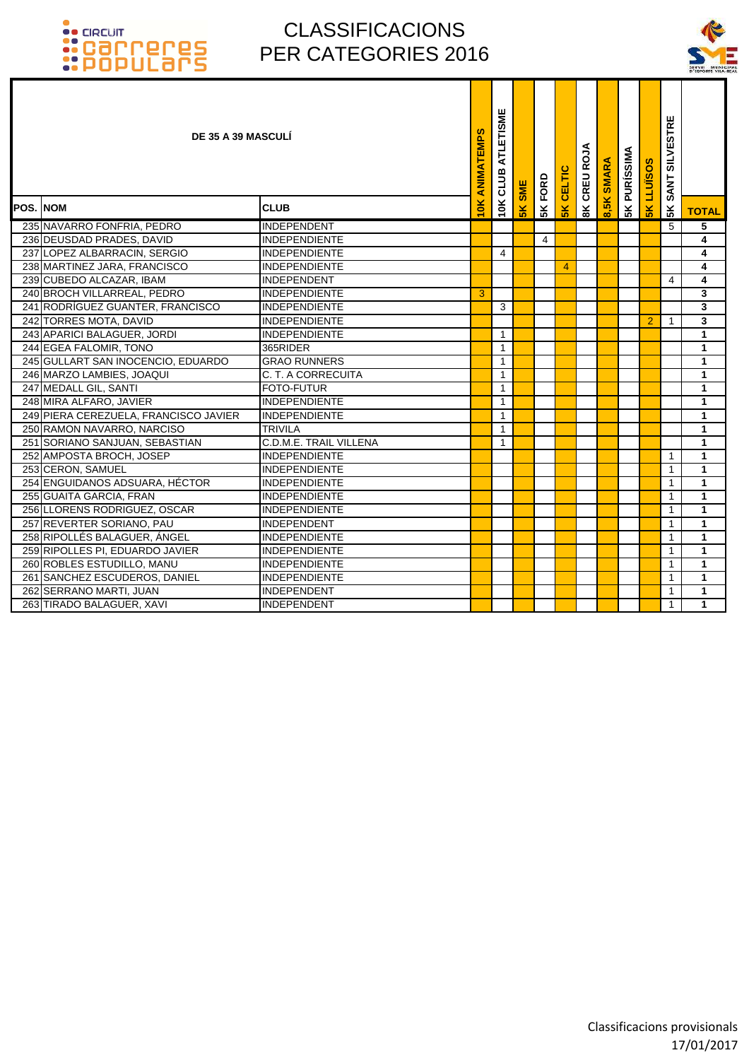# CLASSIFICACIONS PER CATEGORIES 2016

**DE 35 A 39 MASCULÍ**

| POS. | NOM | CLUB | 10K ANIMATEMPS | 10K CLUB ATLETISME | 5K SME | 5K FORD | 5K CELTIC | 8K CREU ROJA | 8,5K SMARA | 5K PURÍSSIMA | 5K LLUÏSOS | 5K SANT SILVESTRE | TOTAL |
|---|---|---|---|---|---|---|---|---|---|---|---|---|---|
| 235 | NAVARRO FONFRIA, PEDRO | INDEPENDENT | | | | | | | | | | 5 | 5 |
| 236 | DEUSDAD PRADES, DAVID | INDEPENDIENTE | | | | 4 | | | | | | | 4 |
| 237 | LOPEZ ALBARRACIN, SERGIO | INDEPENDIENTE | | 4 | | | | | | | | | 4 |
| 238 | MARTINEZ JARA, FRANCISCO | INDEPENDIENTE | | | | | 4 | | | | | | 4 |
| 239 | CUBEDO ALCAZAR, IBAM | INDEPENDENT | | | | | | | | | | 4 | 4 |
| 240 | BROCH VILLARREAL, PEDRO | INDEPENDIENTE | 3 | | | | | | | | | | 3 |
| 241 | RODRÍGUEZ GUANTER, FRANCISCO | INDEPENDIENTE | | 3 | | | | | | | | | 3 |
| 242 | TORRES MOTA, DAVID | INDEPENDIENTE | | | | | | | | | 2 | 1 | 3 |
| 243 | APARICI BALAGUER, JORDI | INDEPENDIENTE | | 1 | | | | | | | | | 1 |
| 244 | EGEA FALOMIR, TONO | 365RIDER | | 1 | | | | | | | | | 1 |
| 245 | GULLART SAN INOCENCIO, EDUARDO | GRAO RUNNERS | | 1 | | | | | | | | | 1 |
| 246 | MARZO LAMBIES, JOAQUI | C. T. A CORRECUITA | | 1 | | | | | | | | | 1 |
| 247 | MEDALL GIL, SANTI | FOTO-FUTUR | | 1 | | | | | | | | | 1 |
| 248 | MIRA ALFARO, JAVIER | INDEPENDIENTE | | 1 | | | | | | | | | 1 |
| 249 | PIERA CEREZUELA, FRANCISCO JAVIER | INDEPENDIENTE | | 1 | | | | | | | | | 1 |
| 250 | RAMON NAVARRO, NARCISO | TRIVILA | | 1 | | | | | | | | | 1 |
| 251 | SORIANO SANJUAN, SEBASTIAN | C.D.M.E. TRAIL VILLENA | | 1 | | | | | | | | | 1 |
| 252 | AMPOSTA BROCH, JOSEP | INDEPENDIENTE | | | | | | | | | | 1 | 1 |
| 253 | CERON, SAMUEL | INDEPENDIENTE | | | | | | | | | | 1 | 1 |
| 254 | ENGUIDANOS ADSUARA, HÉCTOR | INDEPENDIENTE | | | | | | | | | | 1 | 1 |
| 255 | GUAITA GARCIA, FRAN | INDEPENDIENTE | | | | | | | | | | 1 | 1 |
| 256 | LLORENS RODRIGUEZ, OSCAR | INDEPENDIENTE | | | | | | | | | | 1 | 1 |
| 257 | REVERTER SORIANO, PAU | INDEPENDENT | | | | | | | | | | 1 | 1 |
| 258 | RIPOLLÉS BALAGUER, ÁNGEL | INDEPENDIENTE | | | | | | | | | | 1 | 1 |
| 259 | RIPOLLES PI, EDUARDO JAVIER | INDEPENDIENTE | | | | | | | | | | 1 | 1 |
| 260 | ROBLES ESTUDILLO, MANU | INDEPENDIENTE | | | | | | | | | | 1 | 1 |
| 261 | SANCHEZ ESCUDEROS, DANIEL | INDEPENDIENTE | | | | | | | | | | 1 | 1 |
| 262 | SERRANO MARTI, JUAN | INDEPENDENT | | | | | | | | | | 1 | 1 |
| 263 | TIRADO BALAGUER, XAVI | INDEPENDENT | | | | | | | | | | 1 | 1 |

Classificacions provisionals
17/01/2017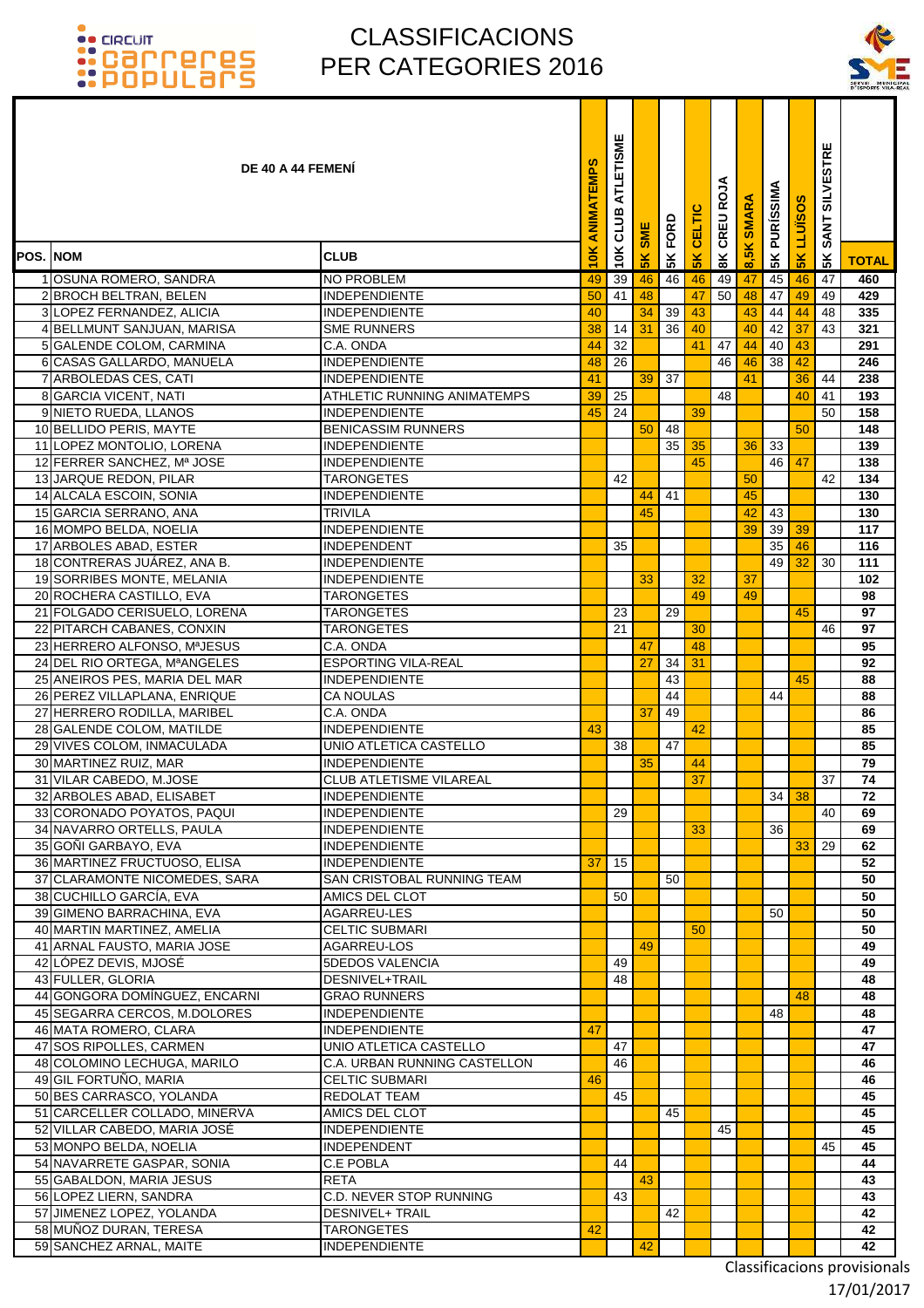# CLASSIFICACIONS PER CATEGORIES 2016

| POS. | NOM | CLUB | 10K ANIMATEMPS | 10K CLUB ATLETISME | 5K SME | 5K FORD | 5K CELTIC | 8K CREU ROJA | 8,5K SMARA | 5K PURÍSSIMA | 5K LLUÏSOS | 5K SANT SILVESTRE | TOTAL |
|---|---|---|---|---|---|---|---|---|---|---|---|---|---|
| **DE 40 A 44 FEMENÍ** | | | | | | | | | | | | | |
| 1 | OSUNA ROMERO, SANDRA | NO PROBLEM | 49 | 39 | 46 | 46 | 46 | 49 | 47 | 45 | 46 | 47 | 460 |
| 2 | BROCH BELTRAN, BELEN | INDEPENDIENTE | 50 | 41 | 48 | | 47 | 50 | 48 | 47 | 49 | 49 | 429 |
| 3 | LOPEZ FERNANDEZ, ALICIA | INDEPENDIENTE | 40 | | 34 | 39 | 43 | | 43 | 44 | 44 | 48 | 335 |
| 4 | BELLMUNT SANJUAN, MARISA | SME RUNNERS | 38 | 14 | 31 | 36 | 40 | | 40 | 42 | 37 | 43 | 321 |
| 5 | GALENDE COLOM, CARMINA | C.A. ONDA | 44 | 32 | | | 41 | 47 | 44 | 40 | 43 | | 291 |
| 6 | CASAS GALLARDO, MANUELA | INDEPENDIENTE | 48 | 26 | | | | 46 | 46 | 38 | 42 | | 246 |
| 7 | ARBOLEDAS CES, CATI | INDEPENDIENTE | 41 | | 39 | 37 | | | 41 | | 36 | 44 | 238 |
| 8 | GARCIA VICENT, NATI | ATHLETIC RUNNING ANIMATEMPS | 39 | 25 | | | | 48 | | | 40 | 41 | 193 |
| 9 | NIETO RUEDA, LLANOS | INDEPENDIENTE | 45 | 24 | | | 39 | | | | | 50 | 158 |
| 10 | BELLIDO PERIS, MAYTE | BENICASSIM RUNNERS | | | 50 | 48 | | | | | 50 | | 148 |
| 11 | LOPEZ MONTOLIO, LORENA | INDEPENDIENTE | | | | 35 | 35 | | 36 | 33 | | | 139 |
| 12 | FERRER SANCHEZ, Mª JOSE | INDEPENDIENTE | | | | | 45 | | | 46 | 47 | | 138 |
| 13 | JARQUE REDON, PILAR | TARONGETES | | 42 | | | | | 50 | | | 42 | 134 |
| 14 | ALCALA ESCOIN, SONIA | INDEPENDIENTE | | | 44 | 41 | | | 45 | | | | 130 |
| 15 | GARCIA SERRANO, ANA | TRIVILA | | | 45 | | | | 42 | 43 | | | 130 |
| 16 | MOMPO BELDA, NOELIA | INDEPENDIENTE | | | | | | | 39 | 39 | 39 | | 117 |
| 17 | ARBOLES ABAD, ESTER | INDEPENDENT | | 35 | | | | | | 35 | 46 | | 116 |
| 18 | CONTRERAS JUÁREZ, ANA B. | INDEPENDIENTE | | | | | | | | 49 | 32 | 30 | 111 |
| 19 | SORRIBES MONTE, MELANIA | INDEPENDIENTE | | | 33 | | 32 | | 37 | | | | 102 |
| 20 | ROCHERA CASTILLO, EVA | TARONGETES | | | | | 49 | | 49 | | | | 98 |
| 21 | FOLGADO CERISUELO, LORENA | TARONGETES | | 23 | | 29 | | | | | 45 | | 97 |
| 22 | PITARCH CABANES, CONXIN | TARONGETES | | 21 | | | 30 | | | | | 46 | 97 |
| 23 | HERRERO ALFONSO, MªJESUS | C.A. ONDA | | | 47 | | 48 | | | | | | 95 |
| 24 | DEL RIO ORTEGA, MªANGELES | ESPORTING VILA-REAL | | | 27 | 34 | 31 | | | | | | 92 |
| 25 | ANEIROS PES, MARIA DEL MAR | INDEPENDIENTE | | | | 43 | | | | | 45 | | 88 |
| 26 | PEREZ VILLAPLANA, ENRIQUE | CA NOULAS | | | | 44 | | | | 44 | | | 88 |
| 27 | HERRERO RODILLA, MARIBEL | C.A. ONDA | | | 37 | 49 | | | | | | | 86 |
| 28 | GALENDE COLOM, MATILDE | INDEPENDIENTE | 43 | | | | 42 | | | | | | 85 |
| 29 | VIVES COLOM, INMACULADA | UNIO ATLETICA CASTELLO | | 38 | | 47 | | | | | | | 85 |
| 30 | MARTINEZ RUIZ, MAR | INDEPENDIENTE | | | 35 | | 44 | | | | | | 79 |
| 31 | VILAR CABEDO, M.JOSE | CLUB ATLETISME VILAREAL | | | | | 37 | | | | | 37 | 74 |
| 32 | ARBOLES ABAD, ELISABET | INDEPENDIENTE | | | | | | | | 34 | 38 | | 72 |
| 33 | CORONADO POYATOS, PAQUI | INDEPENDIENTE | | 29 | | | | | | | | 40 | 69 |
| 34 | NAVARRO ORTELLS, PAULA | INDEPENDIENTE | | | | | 33 | | | 36 | | | 69 |
| 35 | GOÑI GARBAYO, EVA | INDEPENDIENTE | | | | | | | | | 33 | 29 | 62 |
| 36 | MARTINEZ FRUCTUOSO, ELISA | INDEPENDIENTE | 37 | 15 | | | | | | | | | 52 |
| 37 | CLARAMONTE NICOMEDES, SARA | SAN CRISTOBAL RUNNING TEAM | | | | 50 | | | | | | | 50 |
| 38 | CUCHILLO GARCÍA, EVA | AMICS DEL CLOT | | 50 | | | | | | | | | 50 |
| 39 | GIMENO BARRACHINA, EVA | AGARREU-LES | | | | | | | | 50 | | | 50 |
| 40 | MARTIN MARTINEZ, AMELIA | CELTIC SUBMARI | | | | | 50 | | | | | | 50 |
| 41 | ARNAL FAUSTO, MARIA JOSE | AGARREU-LOS | | | 49 | | | | | | | | 49 |
| 42 | LÓPEZ DEVIS, MJOSÉ | 5DEDOS VALENCIA | | 49 | | | | | | | | | 49 |
| 43 | FULLER, GLORIA | DESNIVEL+TRAIL | | 48 | | | | | | | | | 48 |
| 44 | GONGORA DOMÍNGUEZ, ENCARNI | GRAO RUNNERS | | | | | | | | | 48 | | 48 |
| 45 | SEGARRA CERCOS, M.DOLORES | INDEPENDIENTE | | | | | | | | 48 | | | 48 |
| 46 | MATA ROMERO, CLARA | INDEPENDIENTE | 47 | | | | | | | | | | 47 |
| 47 | SOS RIPOLLES, CARMEN | UNIO ATLETICA CASTELLO | | 47 | | | | | | | | | 47 |
| 48 | COLOMINO LECHUGA, MARILO | C.A. URBAN RUNNING CASTELLON | | 46 | | | | | | | | | 46 |
| 49 | GIL FORTUÑO, MARIA | CELTIC SUBMARI | 46 | | | | | | | | | | 46 |
| 50 | BES CARRASCO, YOLANDA | REDOLAT TEAM | | 45 | | | | | | | | | 45 |
| 51 | CARCELLER COLLADO, MINERVA | AMICS DEL CLOT | | | | 45 | | | | | | | 45 |
| 52 | VILLAR CABEDO, MARIA JOSÉ | INDEPENDIENTE | | | | | | 45 | | | | | 45 |
| 53 | MONPO BELDA, NOELIA | INDEPENDENT | | | | | | | | | | 45 | 45 |
| 54 | NAVARRETE GASPAR, SONIA | C.E POBLA | | 44 | | | | | | | | | 44 |
| 55 | GABALDON, MARIA JESUS | RETA | | | 43 | | | | | | | | 43 |
| 56 | LOPEZ LIERN, SANDRA | C.D. NEVER STOP RUNNING | | 43 | | | | | | | | | 43 |
| 57 | JIMENEZ LOPEZ, YOLANDA | DESNIVEL+ TRAIL | | | | 42 | | | | | | | 42 |
| 58 | MUÑOZ DURAN, TERESA | TARONGETES | 42 | | | | | | | | | | 42 |
| 59 | SANCHEZ ARNAL, MAITE | INDEPENDIENTE | | | 42 | | | | | | | | 42 |

Classificacions provisionals
17/01/2017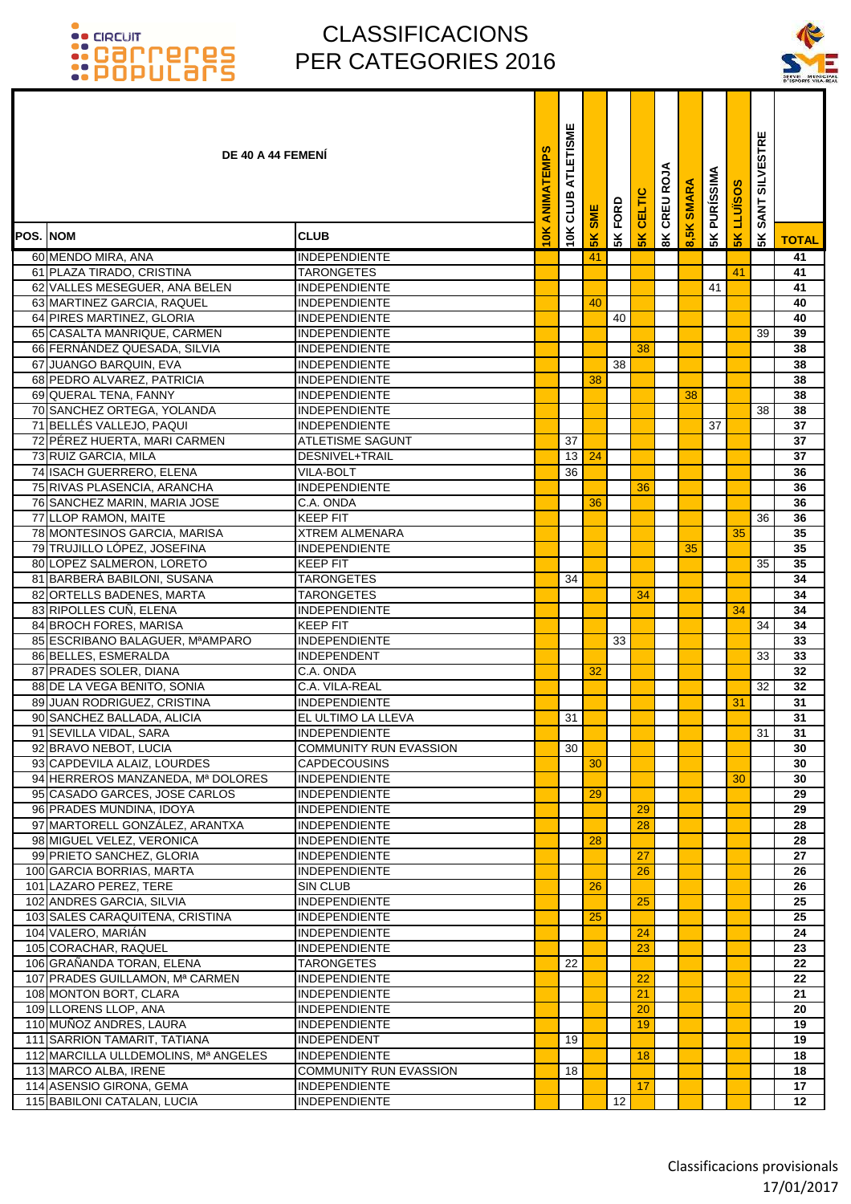# CLASSIFICACIONS PER CATEGORIES 2016

| POS. | NOM | CLUB | 10K ANIMATEMPS | 10K CLUB ATLETISME | 5K SME | 5K FORD | 5K CELTIC | 8K CREU ROJA | 8,5K SMARA | 5K PURÍSSIMA | 5K LLUÏSOS | 5K SANT SILVESTRE | TOTAL |
|---|---|---|---|---|---|---|---|---|---|---|---|---|---|
| | **DE 40 A 44 FEMENÍ** | | | | | | | | | | | | |
| 60 | MENDO MIRA, ANA | INDEPENDIENTE | | | 41 | | | | | | | | 41 |
| 61 | PLAZA TIRADO, CRISTINA | TARONGETES | | | | | | | | | 41 | | 41 |
| 62 | VALLES MESEGUER, ANA BELEN | INDEPENDIENTE | | | | | | | | 41 | | | 41 |
| 63 | MARTINEZ GARCIA, RAQUEL | INDEPENDIENTE | | | 40 | | | | | | | | 40 |
| 64 | PIRES MARTINEZ, GLORIA | INDEPENDIENTE | | | | 40 | | | | | | | 40 |
| 65 | CASALTA MANRIQUE, CARMEN | INDEPENDIENTE | | | | | | | | | | 39 | 39 |
| 66 | FERNÁNDEZ QUESADA, SILVIA | INDEPENDIENTE | | | | | 38 | | | | | | 38 |
| 67 | JUANGO BARQUIN, EVA | INDEPENDIENTE | | | | 38 | | | | | | | 38 |
| 68 | PEDRO ALVAREZ, PATRICIA | INDEPENDIENTE | | | 38 | | | | | | | | 38 |
| 69 | QUERAL TENA, FANNY | INDEPENDIENTE | | | | | | | 38 | | | | 38 |
| 70 | SANCHEZ ORTEGA, YOLANDA | INDEPENDIENTE | | | | | | | | | | 38 | 38 |
| 71 | BELLÉS VALLEJO, PAQUI | INDEPENDIENTE | | | | | | | | 37 | | | 37 |
| 72 | PÉREZ HUERTA, MARI CARMEN | ATLETISME SAGUNT | | 37 | | | | | | | | | 37 |
| 73 | RUIZ GARCIA, MILA | DESNIVEL+TRAIL | | 13 | 24 | | | | | | | | 37 |
| 74 | ISACH GUERRERO, ELENA | VILA-BOLT | | 36 | | | | | | | | | 36 |
| 75 | RIVAS PLASENCIA, ARANCHA | INDEPENDIENTE | | | | | 36 | | | | | | 36 |
| 76 | SANCHEZ MARIN, MARIA JOSE | C.A. ONDA | | | 36 | | | | | | | | 36 |
| 77 | LLOP RAMON, MAITE | KEEP FIT | | | | | | | | | | 36 | 36 |
| 78 | MONTESINOS GARCIA, MARISA | XTREM ALMENARA | | | | | | | | | 35 | | 35 |
| 79 | TRUJILLO LÓPEZ, JOSEFINA | INDEPENDIENTE | | | | | | | 35 | | | | 35 |
| 80 | LOPEZ SALMERON, LORETO | KEEP FIT | | | | | | | | | | 35 | 35 |
| 81 | BARBERÀ BABILONI, SUSANA | TARONGETES | | 34 | | | | | | | | | 34 |
| 82 | ORTELLS BADENES, MARTA | TARONGETES | | | | | 34 | | | | | | 34 |
| 83 | RIPOLLES CUÑ, ELENA | INDEPENDIENTE | | | | | | | | | 34 | | 34 |
| 84 | BROCH FORES, MARISA | KEEP FIT | | | | | | | | | | 34 | 34 |
| 85 | ESCRIBANO BALAGUER, MªAMPARO | INDEPENDIENTE | | | | 33 | | | | | | | 33 |
| 86 | BELLES, ESMERALDA | INDEPENDENT | | | | | | | | | | 33 | 33 |
| 87 | PRADES SOLER, DIANA | C.A. ONDA | | | 32 | | | | | | | | 32 |
| 88 | DE LA VEGA BENITO, SONIA | C.A. VILA-REAL | | | | | | | | | | 32 | 32 |
| 89 | JUAN RODRIGUEZ, CRISTINA | INDEPENDIENTE | | | | | | | | | 31 | | 31 |
| 90 | SANCHEZ BALLADA, ALICIA | EL ULTIMO LA LLEVA | | 31 | | | | | | | | | 31 |
| 91 | SEVILLA VIDAL, SARA | INDEPENDIENTE | | | | | | | | | | 31 | 31 |
| 92 | BRAVO NEBOT, LUCIA | COMMUNITY RUN EVASSION | | 30 | | | | | | | | | 30 |
| 93 | CAPDEVILA ALAIZ, LOURDES | CAPDECOUSINS | | | 30 | | | | | | | | 30 |
| 94 | HERREROS MANZANEDA, Mª DOLORES | INDEPENDIENTE | | | | | | | | | 30 | | 30 |
| 95 | CASADO GARCES, JOSE CARLOS | INDEPENDIENTE | | | 29 | | | | | | | | 29 |
| 96 | PRADES MUNDINA, IDOYA | INDEPENDIENTE | | | | | 29 | | | | | | 29 |
| 97 | MARTORELL GONZÁLEZ, ARANTXA | INDEPENDIENTE | | | | | 28 | | | | | | 28 |
| 98 | MIGUEL VELEZ, VERONICA | INDEPENDIENTE | | | 28 | | | | | | | | 28 |
| 99 | PRIETO SANCHEZ, GLORIA | INDEPENDIENTE | | | | | 27 | | | | | | 27 |
| 100 | GARCIA BORRIAS, MARTA | INDEPENDIENTE | | | | | 26 | | | | | | 26 |
| 101 | LAZARO PEREZ, TERE | SIN CLUB | | | 26 | | | | | | | | 26 |
| 102 | ANDRES GARCIA, SILVIA | INDEPENDIENTE | | | | | 25 | | | | | | 25 |
| 103 | SALES CARAQUITENA, CRISTINA | INDEPENDIENTE | | | 25 | | | | | | | | 25 |
| 104 | VALERO, MARIÁN | INDEPENDIENTE | | | | | 24 | | | | | | 24 |
| 105 | CORACHAR, RAQUEL | INDEPENDIENTE | | | | | 23 | | | | | | 23 |
| 106 | GRAÑANDA TORAN, ELENA | TARONGETES | | 22 | | | | | | | | | 22 |
| 107 | PRADES GUILLAMON, Mª CARMEN | INDEPENDIENTE | | | | | 22 | | | | | | 22 |
| 108 | MONTON BORT, CLARA | INDEPENDIENTE | | | | | 21 | | | | | | 21 |
| 109 | LLORENS LLOP, ANA | INDEPENDIENTE | | | | | 20 | | | | | | 20 |
| 110 | MUÑOZ ANDRES, LAURA | INDEPENDIENTE | | | | | 19 | | | | | | 19 |
| 111 | SARRION TAMARIT, TATIANA | INDEPENDENT | | 19 | | | | | | | | | 19 |
| 112 | MARCILLA ULLDEMOLINS, Mª ANGELES | INDEPENDIENTE | | | | | 18 | | | | | | 18 |
| 113 | MARCO ALBA, IRENE | COMMUNITY RUN EVASSION | | 18 | | | | | | | | | 18 |
| 114 | ASENSIO GIRONA, GEMA | INDEPENDIENTE | | | | | 17 | | | | | | 17 |
| 115 | BABILONI CATALAN, LUCIA | INDEPENDIENTE | | | | 12 | | | | | | | 12 |

Classificacions provisionals
17/01/2017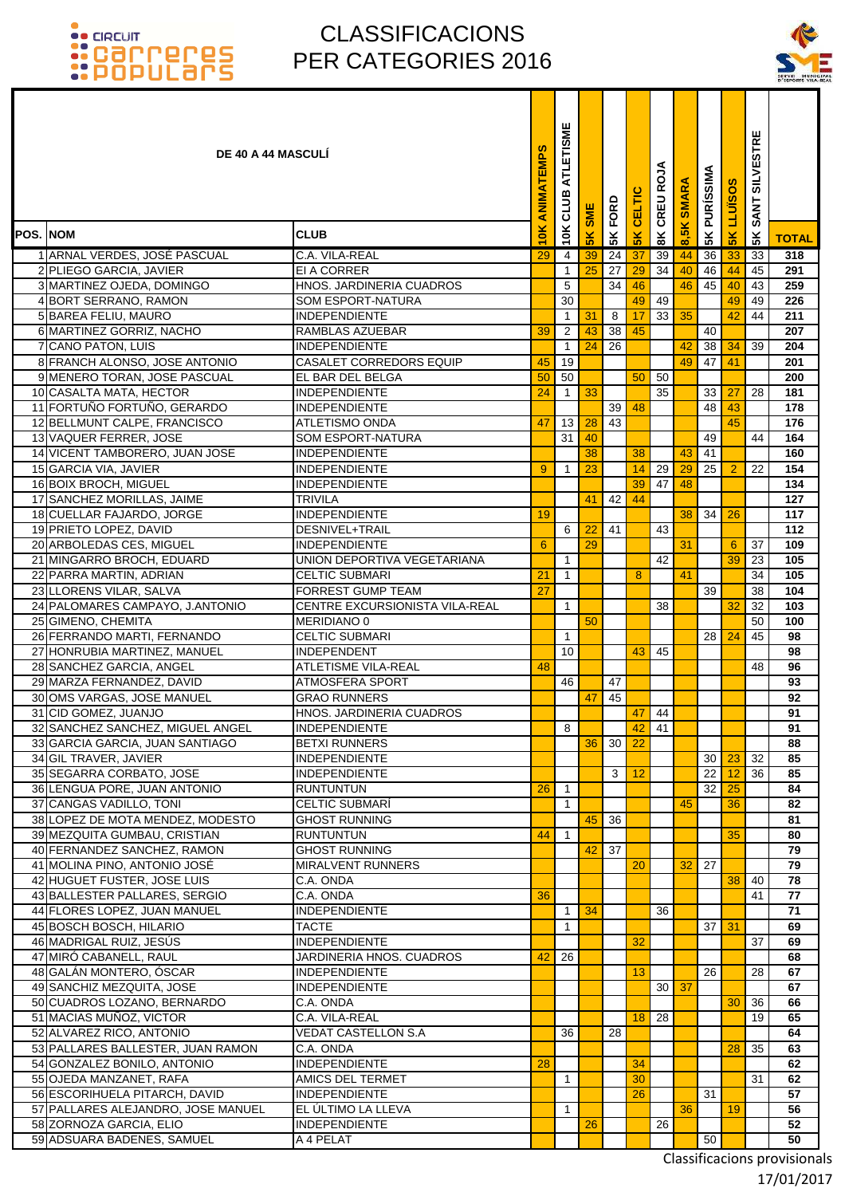# CIRCUIT CARRERES POPULARS

# CLASSIFICACIONS PER CATEGORIES 2016

## DE 40 A 44 MASCULÍ

| POS. | NOM | CLUB | 10K ANIMATEMPS | 10K CLUB ATLETISME | 5K SME | 5K FORD | 5K CELTIC | 8K CREU ROJA | 8,5K SMARA | 5K PURÍSSIMA | 5K LLUÏSOS | 5K SANT SILVESTRE | TOTAL |
|---|---|---|---|---|---|---|---|---|---|---|---|---|---|
| 1 | ARNAL VERDES, JOSÉ PASCUAL | C.A. VILA-REAL | 29 | 4 | 39 | 24 | 37 | 39 | 44 | 36 | 33 | 33 | 318 |
| 2 | PLIEGO GARCIA, JAVIER | EI A CORRER | | 1 | 25 | 27 | 29 | 34 | 40 | 46 | 44 | 45 | 291 |
| 3 | MARTINEZ OJEDA, DOMINGO | HNOS. JARDINERIA CUADROS | | 5 | | 34 | 46 | | 46 | 45 | 40 | 43 | 259 |
| 4 | BORT SERRANO, RAMON | SOM ESPORT-NATURA | | 30 | | | 49 | 49 | | | 49 | 49 | 226 |
| 5 | BAREA FELIU, MAURO | INDEPENDIENTE | | 1 | 31 | 8 | 17 | 33 | 35 | | 42 | 44 | 211 |
| 6 | MARTINEZ GORRIZ, NACHO | RAMBLAS AZUEBAR | 39 | 2 | 43 | 38 | 45 | | | 40 | | | 207 |
| 7 | CANO PATON, LUIS | INDEPENDIENTE | | 1 | 24 | 26 | | | 42 | 38 | 34 | 39 | 204 |
| 8 | FRANCH ALONSO, JOSE ANTONIO | CASALET CORREDORS EQUIP | 45 | 19 | | | | | 49 | 47 | 41 | | 201 |
| 9 | MENERO TORAN, JOSE PASCUAL | EL BAR DEL BELGA | 50 | 50 | | | 50 | 50 | | | | | 200 |
| 10 | CASALTA MATA, HECTOR | INDEPENDIENTE | 24 | 1 | 33 | | | 35 | | 33 | 27 | 28 | 181 |
| 11 | FORTUÑO FORTUÑO, GERARDO | INDEPENDIENTE | | | | 39 | 48 | | | 48 | 43 | | 178 |
| 12 | BELLMUNT CALPE, FRANCISCO | ATLETISMO ONDA | 47 | 13 | 28 | 43 | | | | | 45 | | 176 |
| 13 | VAQUER FERRER, JOSE | SOM ESPORT-NATURA | | 31 | 40 | | | | | 49 | | 44 | 164 |
| 14 | VICENT TAMBORERO, JUAN JOSE | INDEPENDIENTE | | | 38 | | 38 | | 43 | 41 | | | 160 |
| 15 | GARCIA VIA, JAVIER | INDEPENDIENTE | 9 | 1 | 23 | | 14 | 29 | 29 | 25 | 2 | 22 | 154 |
| 16 | BOIX BROCH, MIGUEL | INDEPENDIENTE | | | | | 39 | 47 | 48 | | | | 134 |
| 17 | SANCHEZ MORILLAS, JAIME | TRIVILA | | | 41 | 42 | 44 | | | | | | 127 |
| 18 | CUELLAR FAJARDO, JORGE | INDEPENDIENTE | 19 | | | | | | 38 | 34 | 26 | | 117 |
| 19 | PRIETO LOPEZ, DAVID | DESNIVEL+TRAIL | | 6 | 22 | 41 | | 43 | | | | | 112 |
| 20 | ARBOLEDAS CES, MIGUEL | INDEPENDIENTE | 6 | | 29 | | | | 31 | | 6 | 37 | 109 |
| 21 | MINGARRO BROCH, EDUARD | UNION DEPORTIVA VEGETARIANA | | 1 | | | | 42 | | | 39 | 23 | 105 |
| 22 | PARRA MARTIN, ADRIAN | CELTIC SUBMARI | 21 | 1 | | | 8 | | 41 | | | 34 | 105 |
| 23 | LLORENS VILAR, SALVA | FORREST GUMP TEAM | 27 | | | | | | | 39 | | 38 | 104 |
| 24 | PALOMARES CAMPAYO, J.ANTONIO | CENTRE EXCURSIONISTA VILA-REAL | | 1 | | | | 38 | | | 32 | 32 | 103 |
| 25 | GIMENO, CHEMITA | MERIDIANO 0 | | | 50 | | | | | | | 50 | 100 |
| 26 | FERRANDO MARTI, FERNANDO | CELTIC SUBMARI | | 1 | | | | | | 28 | 24 | 45 | 98 |
| 27 | HONRUBIA MARTINEZ, MANUEL | INDEPENDENT | | 10 | | | 43 | 45 | | | | | 98 |
| 28 | SANCHEZ GARCIA, ANGEL | ATLETISME VILA-REAL | 48 | | | | | | | | | 48 | 96 |
| 29 | MARZA FERNANDEZ, DAVID | ATMOSFERA SPORT | | 46 | | 47 | | | | | | | 93 |
| 30 | OMS VARGAS, JOSE MANUEL | GRAO RUNNERS | | | 47 | 45 | | | | | | | 92 |
| 31 | CID GOMEZ, JUANJO | HNOS. JARDINERIA CUADROS | | | | | 47 | 44 | | | | | 91 |
| 32 | SANCHEZ SANCHEZ, MIGUEL ANGEL | INDEPENDIENTE | | 8 | | | 42 | 41 | | | | | 91 |
| 33 | GARCIA GARCIA, JUAN SANTIAGO | BETXI RUNNERS | | | 36 | 30 | 22 | | | | | | 88 |
| 34 | GIL TRAVER, JAVIER | INDEPENDIENTE | | | | | | | | 30 | 23 | 32 | 85 |
| 35 | SEGARRA CORBATO, JOSE | INDEPENDIENTE | | | | 3 | 12 | | | 22 | 12 | 36 | 85 |
| 36 | LENGUA PORE, JUAN ANTONIO | RUNTUNTUN | 26 | 1 | | | | | | 32 | 25 | | 84 |
| 37 | CANGAS VADILLO, TONI | CELTIC SUBMARÍ | | 1 | | | | | 45 | | 36 | | 82 |
| 38 | LOPEZ DE MOTA MENDEZ, MODESTO | GHOST RUNNING | | | 45 | 36 | | | | | | | 81 |
| 39 | MEZQUITA GUMBAU, CRISTIAN | RUNTUNTUN | 44 | 1 | | | | | | | 35 | | 80 |
| 40 | FERNANDEZ SANCHEZ, RAMON | GHOST RUNNING | | | 42 | 37 | | | | | | | 79 |
| 41 | MOLINA PINO, ANTONIO JOSÉ | MIRALVENT RUNNERS | | | | | 20 | | 32 | 27 | | | 79 |
| 42 | HUGUET FUSTER, JOSE LUIS | C.A. ONDA | | | | | | | | | 38 | 40 | 78 |
| 43 | BALLESTER PALLARES, SERGIO | C.A. ONDA | 36 | | | | | | | | | 41 | 77 |
| 44 | FLORES LOPEZ, JUAN MANUEL | INDEPENDIENTE | | 1 | 34 | | | 36 | | | | | 71 |
| 45 | BOSCH BOSCH, HILARIO | TACTE | | 1 | | | | | | 37 | 31 | | 69 |
| 46 | MADRIGAL RUIZ, JESÚS | INDEPENDIENTE | | | | | 32 | | | | | 37 | 69 |
| 47 | MIRÓ CABANELL, RAUL | JARDINERIA HNOS. CUADROS | 42 | 26 | | | | | | | | | 68 |
| 48 | GALÁN MONTERO, ÓSCAR | INDEPENDIENTE | | | | | 13 | | | 26 | | 28 | 67 |
| 49 | SANCHIZ MEZQUITA, JOSE | INDEPENDIENTE | | | | | | 30 | 37 | | | | 67 |
| 50 | CUADROS LOZANO, BERNARDO | C.A. ONDA | | | | | | | | | 30 | 36 | 66 |
| 51 | MACIAS MUÑOZ, VICTOR | C.A. VILA-REAL | | | | | 18 | 28 | | | | 19 | 65 |
| 52 | ALVAREZ RICO, ANTONIO | VEDAT CASTELLON S.A | | 36 | | 28 | | | | | | | 64 |
| 53 | PALLARES BALLESTER, JUAN RAMON | C.A. ONDA | | | | | | | | | 28 | 35 | 63 |
| 54 | GONZALEZ BONILO, ANTONIO | INDEPENDIENTE | 28 | | | | 34 | | | | | | 62 |
| 55 | OJEDA MANZANET, RAFA | AMICS DEL TERMET | | 1 | | | 30 | | | | | 31 | 62 |
| 56 | ESCORIHUELA PITARCH, DAVID | INDEPENDIENTE | | | | | 26 | | | 31 | | | 57 |
| 57 | PALLARES ALEJANDRO, JOSE MANUEL | EL ÚLTIMO LA LLEVA | | 1 | | | | | 36 | | 19 | | 56 |
| 58 | ZORNOZA GARCIA, ELIO | INDEPENDIENTE | | | 26 | | | 26 | | | | | 52 |
| 59 | ADSUARA BADENES, SAMUEL | A 4 PELAT | | | | | | | | 50 | | | 50 |

Classificacions provisionals
17/01/2017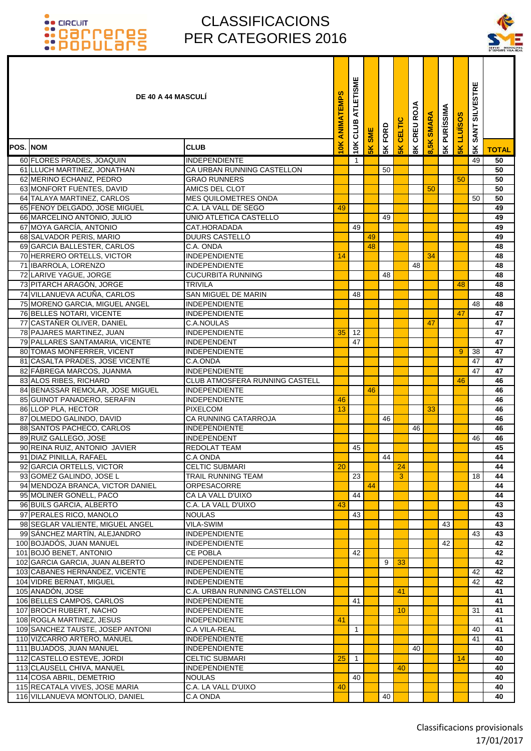# CLASSIFICACIONS PER CATEGORIES 2016

| POS. | NOM | CLUB | 10K ANIMATEMPS | 10K CLUB ATLETISME | 5K SME | 5K FORD | 5K CELTIC | 8K CREU ROJA | 8,5K SMARA | 5K PURÍSSIMA | 5K LLUÏSOS | 5K SANT SILVESTRE | TOTAL |
|---|---|---|---|---|---|---|---|---|---|---|---|---|---|
| **DE 40 A 44 MASCULÍ** | | | | | | | | | | | | | |
| 60 | FLORES PRADES, JOAQUIN | INDEPENDIENTE | | 1 | | | | | | | | 49 | 50 |
| 61 | LLUCH MARTINEZ, JONATHAN | CA URBAN RUNNING CASTELLON | | | | 50 | | | | | | | 50 |
| 62 | MERINO ECHANIZ, PEDRO | GRAO RUNNERS | | | | | | | | | 50 | | 50 |
| 63 | MONFORT FUENTES, DAVID | AMICS DEL CLOT | | | | | | | 50 | | | | 50 |
| 64 | TALAYA MARTINEZ, CARLOS | MES QUILOMETRES ONDA | | | | | | | | | | 50 | 50 |
| 65 | FENOY DELGADO, JOSE MIGUEL | C.A. LA VALL DE SEGO | 49 | | | | | | | | | | 49 |
| 66 | MARCELINO ANTONIO, JULIO | UNIO ATLETICA CASTELLO | | | | 49 | | | | | | | 49 |
| 67 | MOYA GARCÍA, ANTONIO | CAT.HORADADA | | 49 | | | | | | | | | 49 |
| 68 | SALVADOR PERIS, MARIO | DUURS CASTELLÓ | | | 49 | | | | | | | | 49 |
| 69 | GARCIA BALLESTER, CARLOS | C.A. ONDA | | | 48 | | | | | | | | 48 |
| 70 | HERRERO ORTELLS, VICTOR | INDEPENDIENTE | 14 | | | | | | 34 | | | | 48 |
| 71 | IBARROLA, LORENZO | INDEPENDIENTE | | | | | | 48 | | | | | 48 |
| 72 | LARIVE YAGUE, JORGE | CUCURBITA RUNNING | | | | 48 | | | | | | | 48 |
| 73 | PITARCH ARAGÓN, JORGE | TRIVILA | | | | | | | | | 48 | | 48 |
| 74 | VILLANUEVA ACUÑA, CARLOS | SAN MIGUEL DE MARIN | | 48 | | | | | | | | | 48 |
| 75 | MORENO GARCIA, MIGUEL ANGEL | INDEPENDIENTE | | | | | | | | | | 48 | 48 |
| 76 | BELLES NOTARI, VICENTE | INDEPENDIENTE | | | | | | | | | 47 | | 47 |
| 77 | CASTAÑER OLIVER, DANIEL | C.A.NOULAS | | | | | | | 47 | | | | 47 |
| 78 | PAJARES MARTINEZ, JUAN | INDEPENDIENTE | 35 | 12 | | | | | | | | | 47 |
| 79 | PALLARES SANTAMARIA, VICENTE | INDEPENDENT | | 47 | | | | | | | | | 47 |
| 80 | TOMAS MONFERRER, VICENT | INDEPENDIENTE | | | | | | | | | 9 | 38 | 47 |
| 81 | CASALTA PRADES, JOSE VICENTE | C.A.ONDA | | | | | | | | | | 47 | 47 |
| 82 | FÁBREGA MARCOS, JUANMA | INDEPENDIENTE | | | | | | | | | | 47 | 47 |
| 83 | ALOS RIBES, RICHARD | CLUB ATMOSFERA RUNNING CASTELL | | | | | | | | | 46 | | 46 |
| 84 | BENASSAR REMOLAR, JOSE MIGUEL | INDEPENDIENTE | | | 46 | | | | | | | | 46 |
| 85 | GUINOT PANADERO, SERAFIN | INDEPENDIENTE | 46 | | | | | | | | | | 46 |
| 86 | LLOP PLA, HECTOR | PIXELCOM | 13 | | | | | | 33 | | | | 46 |
| 87 | OLMEDO GALINDO, DAVID | CA RUNNING CATARROJA | | | | 46 | | | | | | | 46 |
| 88 | SANTOS PACHECO, CARLOS | INDEPENDIENTE | | | | | | 46 | | | | | 46 |
| 89 | RUIZ GALLEGO, JOSE | INDEPENDENT | | | | | | | | | | 46 | 46 |
| 90 | REINA RUIZ, ANTONIO JAVIER | REDOLAT TEAM | | 45 | | | | | | | | | 45 |
| 91 | DIAZ PINILLA, RAFAEL | C.A ONDA | | | | 44 | | | | | | | 44 |
| 92 | GARCIA ORTELLS, VICTOR | CELTIC SUBMARI | 20 | | | | 24 | | | | | | 44 |
| 93 | GOMEZ GALINDO, JOSE L | TRAIL RUNNING TEAM | | 23 | | | 3 | | | | | 18 | 44 |
| 94 | MENDOZA BRANCA, VICTOR DANIEL | ORPESACORRE | | | 44 | | | | | | | | 44 |
| 95 | MOLINER GONELL, PACO | CA LA VALL D'UIXO | | 44 | | | | | | | | | 44 |
| 96 | BUILS GARCIA, ALBERTO | C.A. LA VALL D'UIXO | 43 | | | | | | | | | | 43 |
| 97 | PERALES RICO, MANOLO | NOULAS | | 43 | | | | | | | | | 43 |
| 98 | SEGLAR VALIENTE, MIGUEL ANGEL | VILA-SWIM | | | | | | | | 43 | | | 43 |
| 99 | SÁNCHEZ MARTÍN, ALEJANDRO | INDEPENDIENTE | | | | | | | | | | 43 | 43 |
| 100 | BOJADÓS, JUAN MANUEL | INDEPENDIENTE | | | | | | | | 42 | | | 42 |
| 101 | BOJÓ BENET, ANTONIO | CE POBLA | | 42 | | | | | | | | | 42 |
| 102 | GARCIA GARCIA, JUAN ALBERTO | INDEPENDIENTE | | | | 9 | 33 | | | | | | 42 |
| 103 | CABANES HERNÁNDEZ, VICENTE | INDEPENDIENTE | | | | | | | | | | 42 | 42 |
| 104 | VIDRE BERNAT, MIGUEL | INDEPENDIENTE | | | | | | | | | | 42 | 42 |
| 105 | ANADÓN, JOSE | C.A. URBAN RUNNING CASTELLON | | | | | 41 | | | | | | 41 |
| 106 | BELLES CAMPOS, CARLOS | INDEPENDIENTE | | 41 | | | | | | | | | 41 |
| 107 | BROCH RUBERT, NACHO | INDEPENDIENTE | | | | | 10 | | | | | 31 | 41 |
| 108 | ROGLA MARTINEZ, JESUS | INDEPENDIENTE | 41 | | | | | | | | | | 41 |
| 109 | SANCHEZ TAUSTE, JOSEP ANTONI | C.A VILA-REAL | | 1 | | | | | | | | 40 | 41 |
| 110 | VIZCARRO ARTERO, MANUEL | INDEPENDIENTE | | | | | | | | | | 41 | 41 |
| 111 | BUJADOS, JUAN MANUEL | INDEPENDIENTE | | | | | | 40 | | | | | 40 |
| 112 | CASTELLO ESTEVE, JORDI | CELTIC SUBMARI | 25 | 1 | | | | | | | 14 | | 40 |
| 113 | CLAUSELL CHIVA, MANUEL | INDEPENDIENTE | | | | | 40 | | | | | | 40 |
| 114 | COSA ABRIL, DEMETRIO | NOULAS | | 40 | | | | | | | | | 40 |
| 115 | RECATALA VIVES, JOSE MARIA | C.A. LA VALL D'UIXO | 40 | | | | | | | | | | 40 |
| 116 | VILLANUEVA MONTOLIO, DANIEL | C.A ONDA | | | | 40 | | | | | | | 40 |

Classificacions provisionals
17/01/2017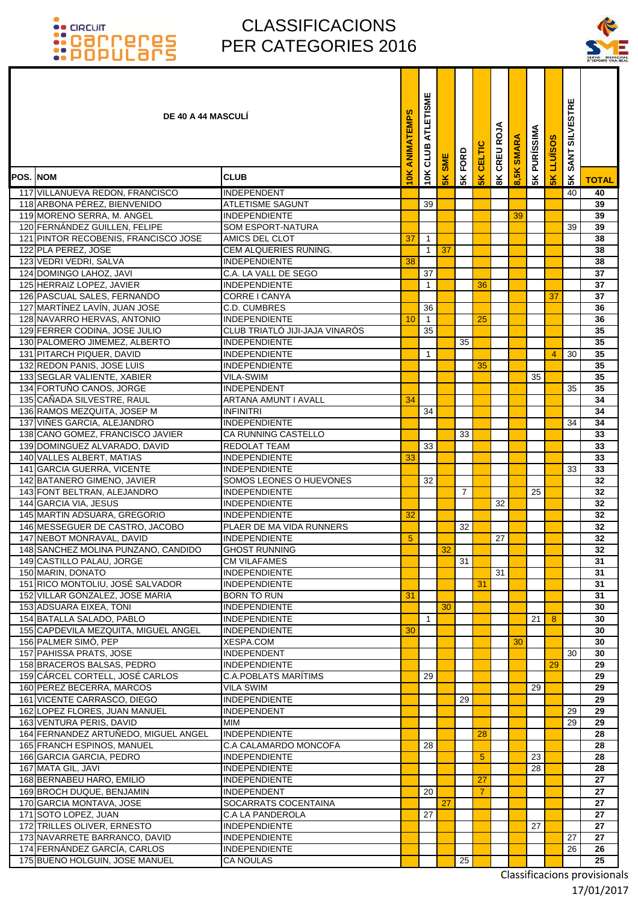# CLASSIFICACIONS PER CATEGORIES 2016

**DE 40 A 44 MASCULÍ**

| POS. | NOM | CLUB | 10K ANIMATEMPS | 10K CLUB ATLETISME | 5K SME | 5K FORD | 5K CELTIC | 8K CREU ROJA | 8,5K SMARA | 5K PURÍSSIMA | 5K LLUÏSOS | 5K SANT SILVESTRE | TOTAL |
|---|---|---|---|---|---|---|---|---|---|---|---|---|---|
| 117 | VILLANUEVA REDON, FRANCISCO | INDEPENDENT | | | | | | | | | | 40 | 40 |
| 118 | ARBONA PÉREZ, BIENVENIDO | ATLETISME SAGUNT | | 39 | | | | | | | | | 39 |
| 119 | MORENO SERRA, M. ANGEL | INDEPENDIENTE | | | | | | | 39 | | | | 39 |
| 120 | FERNÁNDEZ GUILLEN, FELIPE | SOM ESPORT-NATURA | | | | | | | | | | 39 | 39 |
| 121 | PINTOR RECOBENIS, FRANCISCO JOSE | AMICS DEL CLOT | 37 | 1 | | | | | | | | | 38 |
| 122 | PLA PEREZ, JOSE | CEM ALQUERIES RUNING. | | 1 | 37 | | | | | | | | 38 |
| 123 | VEDRI VEDRI, SALVA | INDEPENDIENTE | 38 | | | | | | | | | | 38 |
| 124 | DOMINGO LAHOZ, JAVI | C.A. LA VALL DE SEGO | | 37 | | | | | | | | | 37 |
| 125 | HERRAIZ LOPEZ, JAVIER | INDEPENDIENTE | | 1 | | | 36 | | | | | | 37 |
| 126 | PASCUAL SALES, FERNANDO | CORRE I CANYA | | | | | | | | | 37 | | 37 |
| 127 | MARTÍNEZ LAVÍN, JUAN JOSE | C.D. CUMBRES | | 36 | | | | | | | | | 36 |
| 128 | NAVARRO HERVAS, ANTONIO | INDEPENDIENTE | 10 | 1 | | | 25 | | | | | | 36 |
| 129 | FERRER CODINA, JOSE JULIO | CLUB TRIATLÓ JIJI-JAJA VINARÒS | | 35 | | | | | | | | | 35 |
| 130 | PALOMERO JIMEMEZ, ALBERTO | INDEPENDIENTE | | | | 35 | | | | | | | 35 |
| 131 | PITARCH PIQUER, DAVID | INDEPENDIENTE | | 1 | | | | | | | 4 | 30 | 35 |
| 132 | REDON PANIS, JOSE LUIS | INDEPENDIENTE | | | | | 35 | | | | | | 35 |
| 133 | SEGLAR VALIENTE, XABIER | VILA-SWIM | | | | | | | | 35 | | | 35 |
| 134 | FORTUÑO CANOS, JORGE | INDEPENDENT | | | | | | | | | | 35 | 35 |
| 135 | CAÑADA SILVESTRE, RAUL | ARTANA AMUNT I AVALL | 34 | | | | | | | | | | 34 |
| 136 | RAMOS MEZQUITA, JOSEP M | INFINITRI | | 34 | | | | | | | | | 34 |
| 137 | VIÑES GARCIA, ALEJANDRO | INDEPENDIENTE | | | | | | | | | | 34 | 34 |
| 138 | CANO GOMEZ, FRANCISCO JAVIER | CA RUNNING CASTELLO | | | | 33 | | | | | | | 33 |
| 139 | DOMINGUEZ ALVARADO, DAVID | REDOLAT TEAM | | 33 | | | | | | | | | 33 |
| 140 | VALLES ALBERT, MATIAS | INDEPENDIENTE | 33 | | | | | | | | | | 33 |
| 141 | GARCIA GUERRA, VICENTE | INDEPENDIENTE | | | | | | | | | | 33 | 33 |
| 142 | BATANERO GIMENO, JAVIER | SOMOS LEONES O HUEVONES | | 32 | | | | | | | | | 32 |
| 143 | FONT BELTRAN, ALEJANDRO | INDEPENDIENTE | | | | 7 | | | | 25 | | | 32 |
| 144 | GARCIA VIA, JESUS | INDEPENDIENTE | | | | | | 32 | | | | | 32 |
| 145 | MARTIN ADSUARA, GREGORIO | INDEPENDIENTE | 32 | | | | | | | | | | 32 |
| 146 | MESSEGUER DE CASTRO, JACOBO | PLAER DE MA VIDA RUNNERS | | | | 32 | | | | | | | 32 |
| 147 | NEBOT MONRAVAL, DAVID | INDEPENDIENTE | 5 | | | | | 27 | | | | | 32 |
| 148 | SANCHEZ MOLINA PUNZANO, CANDIDO | GHOST RUNNING | | | 32 | | | | | | | | 32 |
| 149 | CASTILLO PALAU, JORGE | CM VILAFAMES | | | | 31 | | | | | | | 31 |
| 150 | MARIN, DONATO | INDEPENDIENTE | | | | | | 31 | | | | | 31 |
| 151 | RICO MONTOLIU, JOSÉ SALVADOR | INDEPENDIENTE | | | | | 31 | | | | | | 31 |
| 152 | VILLAR GONZALEZ, JOSE MARIA | BORN TO RUN | 31 | | | | | | | | | | 31 |
| 153 | ADSUARA EIXEA, TONI | INDEPENDIENTE | | | 30 | | | | | | | | 30 |
| 154 | BATALLA SALADO, PABLO | INDEPENDIENTE | | 1 | | | | | | 21 | 8 | | 30 |
| 155 | CAPDEVILA MEZQUITA, MIGUEL ANGEL | INDEPENDIENTE | 30 | | | | | | | | | | 30 |
| 156 | PALMER SIMÓ, PEP | XESPA.COM | | | | | | | 30 | | | | 30 |
| 157 | PAHISSA PRATS, JOSE | INDEPENDENT | | | | | | | | | | 30 | 30 |
| 158 | BRACEROS BALSAS, PEDRO | INDEPENDIENTE | | | | | | | | | 29 | | 29 |
| 159 | CÁRCEL CORTELL, JOSÉ CARLOS | C.A.POBLATS MARÍTIMS | | 29 | | | | | | | | | 29 |
| 160 | PEREZ BECERRA, MARCOS | VILA SWIM | | | | | | | | 29 | | | 29 |
| 161 | VICENTE CARRASCO, DIEGO | INDEPENDIENTE | | | | 29 | | | | | | | 29 |
| 162 | LOPEZ FLORES, JUAN MANUEL | INDEPENDENT | | | | | | | | | | 29 | 29 |
| 163 | VENTURA PERIS, DAVID | MIM | | | | | | | | | | 29 | 29 |
| 164 | FERNANDEZ ARTUÑEDO, MIGUEL ANGEL | INDEPENDIENTE | | | | | 28 | | | | | | 28 |
| 165 | FRANCH ESPINOS, MANUEL | C.A CALAMARDO MONCOFA | | 28 | | | | | | | | | 28 |
| 166 | GARCIA GARCIA, PEDRO | INDEPENDIENTE | | | | | 5 | | | 23 | | | 28 |
| 167 | MATA GIL, JAVI | INDEPENDIENTE | | | | | | | | 28 | | | 28 |
| 168 | BERNABEU HARO, EMILIO | INDEPENDIENTE | | | | | 27 | | | | | | 27 |
| 169 | BROCH DUQUE, BENJAMIN | INDEPENDENT | | 20 | | | 7 | | | | | | 27 |
| 170 | GARCIA MONTAVA, JOSE | SOCARRATS COCENTAINA | | | 27 | | | | | | | | 27 |
| 171 | SOTO LOPEZ, JUAN | C.A LA PANDEROLA | | 27 | | | | | | | | | 27 |
| 172 | TRILLES OLIVER, ERNESTO | INDEPENDIENTE | | | | | | | | 27 | | | 27 |
| 173 | NAVARRETE BARRANCO, DAVID | INDEPENDIENTE | | | | | | | | | | 27 | 27 |
| 174 | FERNÁNDEZ GARCÍA, CARLOS | INDEPENDIENTE | | | | | | | | | | 26 | 26 |
| 175 | BUENO HOLGUIN, JOSE MANUEL | CA NOULAS | | | | 25 | | | | | | | 25 |

Classificacions provisionals
17/01/2017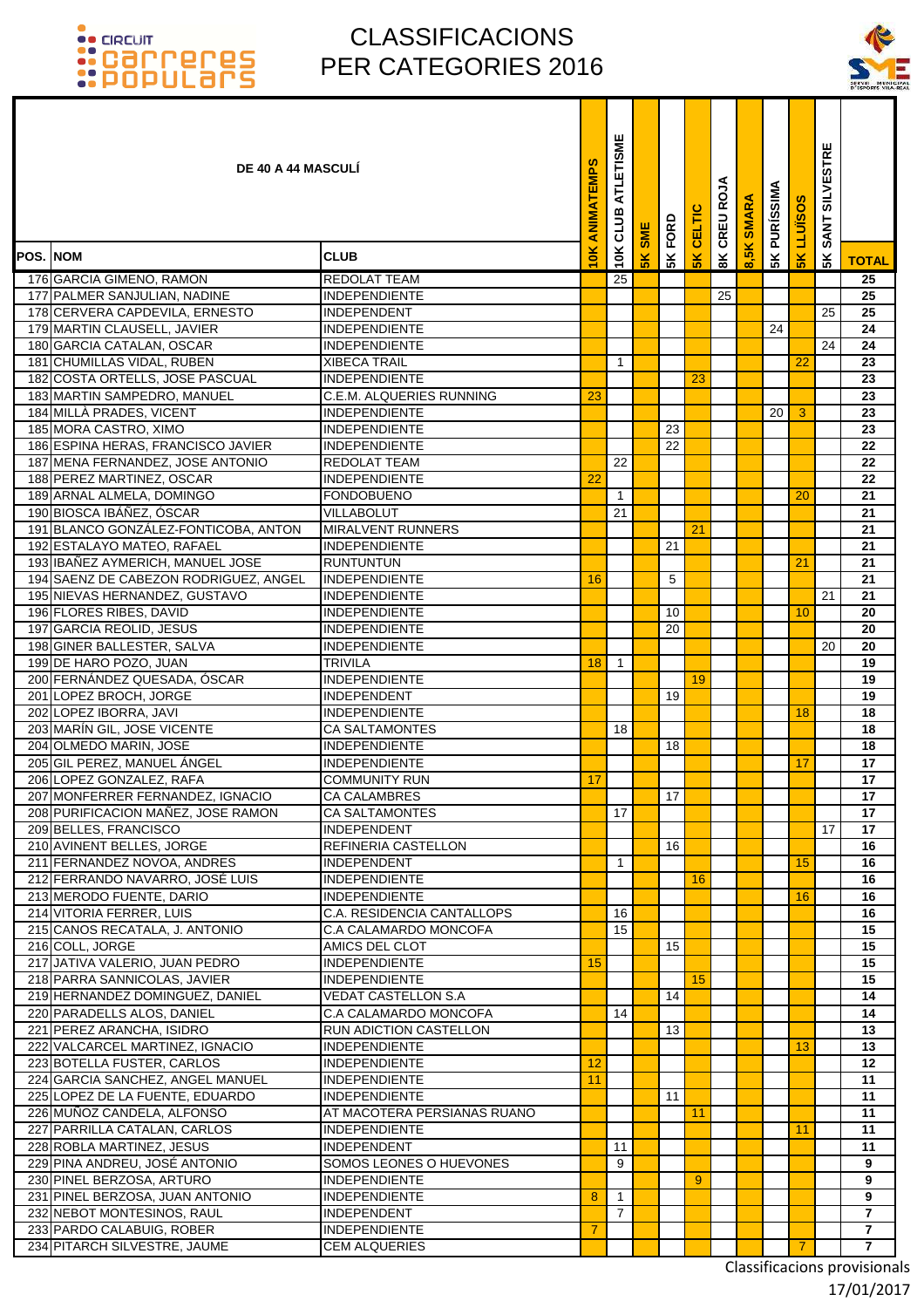# CLASSIFICACIONS PER CATEGORIES 2016

| POS. | NOM | CLUB | 10K ANIMATEMPS | 10K CLUB ATLETISME | 5K SME | 5K FORD | 5K CELTIC | 8K CREU ROJA | 8,5K SMARA | 5K PURÍSSIMA | 5K LLUÏSOS | 5K SANT SILVESTRE | TOTAL |
|---|---|---|---|---|---|---|---|---|---|---|---|---|---|
| **DE 40 A 44 MASCULÍ** | | | | | | | | | | | | | |
| 176 | GARCIA GIMENO, RAMON | REDOLAT TEAM | | 25 | | | | | | | | | 25 |
| 177 | PALMER SANJULIAN, NADINE | INDEPENDIENTE | | | | | | 25 | | | | | 25 |
| 178 | CERVERA CAPDEVILA, ERNESTO | INDEPENDENT | | | | | | | | | | 25 | 25 |
| 179 | MARTIN CLAUSELL, JAVIER | INDEPENDIENTE | | | | | | | | 24 | | | 24 |
| 180 | GARCIA CATALAN, OSCAR | INDEPENDIENTE | | | | | | | | | | 24 | 24 |
| 181 | CHUMILLAS VIDAL, RUBEN | XIBECA TRAIL | | 1 | | | | | | | 22 | | 23 |
| 182 | COSTA ORTELLS, JOSE PASCUAL | INDEPENDIENTE | | | | | 23 | | | | | | 23 |
| 183 | MARTIN SAMPEDRO, MANUEL | C.E.M. ALQUERIES RUNNING | 23 | | | | | | | | | | 23 |
| 184 | MILLÀ PRADES, VICENT | INDEPENDIENTE | | | | | | | | 20 | 3 | | 23 |
| 185 | MORA CASTRO, XIMO | INDEPENDIENTE | | | | 23 | | | | | | | 23 |
| 186 | ESPINA HERAS, FRANCISCO JAVIER | INDEPENDIENTE | | | | 22 | | | | | | | 22 |
| 187 | MENA FERNANDEZ, JOSE ANTONIO | REDOLAT TEAM | | 22 | | | | | | | | | 22 |
| 188 | PEREZ MARTINEZ, OSCAR | INDEPENDIENTE | 22 | | | | | | | | | | 22 |
| 189 | ARNAL ALMELA, DOMINGO | FONDOBUENO | | 1 | | | | | | | 20 | | 21 |
| 190 | BIOSCA IBÁÑEZ, ÓSCAR | VILLABOLUT | | 21 | | | | | | | | | 21 |
| 191 | BLANCO GONZÁLEZ-FONTICOBA, ANTON | MIRALVENT RUNNERS | | | | | 21 | | | | | | 21 |
| 192 | ESTALAYO MATEO, RAFAEL | INDEPENDIENTE | | | | 21 | | | | | | | 21 |
| 193 | IBAÑEZ AYMERICH, MANUEL JOSE | RUNTUNTUN | | | | | | | | | 21 | | 21 |
| 194 | SAENZ DE CABEZON RODRIGUEZ, ANGEL | INDEPENDIENTE | 16 | | | 5 | | | | | | | 21 |
| 195 | NIEVAS HERNANDEZ, GUSTAVO | INDEPENDIENTE | | | | | | | | | | 21 | 21 |
| 196 | FLORES RIBES, DAVID | INDEPENDIENTE | | | | 10 | | | | | 10 | | 20 |
| 197 | GARCIA REOLID, JESUS | INDEPENDIENTE | | | | 20 | | | | | | | 20 |
| 198 | GINER BALLESTER, SALVA | INDEPENDIENTE | | | | | | | | | | 20 | 20 |
| 199 | DE HARO POZO, JUAN | TRIVILA | 18 | 1 | | | | | | | | | 19 |
| 200 | FERNÁNDEZ QUESADA, ÓSCAR | INDEPENDIENTE | | | | | 19 | | | | | | 19 |
| 201 | LOPEZ BROCH, JORGE | INDEPENDENT | | | | 19 | | | | | | | 19 |
| 202 | LOPEZ IBORRA, JAVI | INDEPENDIENTE | | | | | | | | | 18 | | 18 |
| 203 | MARÍN GIL, JOSE VICENTE | CA SALTAMONTES | | 18 | | | | | | | | | 18 |
| 204 | OLMEDO MARIN, JOSE | INDEPENDIENTE | | | | 18 | | | | | | | 18 |
| 205 | GIL PEREZ, MANUEL ÁNGEL | INDEPENDIENTE | | | | | | | | | 17 | | 17 |
| 206 | LOPEZ GONZALEZ, RAFA | COMMUNITY RUN | 17 | | | | | | | | | | 17 |
| 207 | MONFERRER FERNANDEZ, IGNACIO | CA CALAMBRES | | | | 17 | | | | | | | 17 |
| 208 | PURIFICACION MAÑEZ, JOSE RAMON | CA SALTAMONTES | | 17 | | | | | | | | | 17 |
| 209 | BELLES, FRANCISCO | INDEPENDENT | | | | | | | | | | 17 | 17 |
| 210 | AVINENT BELLES, JORGE | REFINERIA CASTELLON | | | | 16 | | | | | | | 16 |
| 211 | FERNANDEZ NOVOA, ANDRES | INDEPENDENT | | 1 | | | | | | | 15 | | 16 |
| 212 | FERRANDO NAVARRO, JOSÉ LUIS | INDEPENDIENTE | | | | | 16 | | | | | | 16 |
| 213 | MERODO FUENTE, DARIO | INDEPENDIENTE | | | | | | | | | 16 | | 16 |
| 214 | VITORIA FERRER, LUIS | C.A. RESIDENCIA CANTALLOPS | | 16 | | | | | | | | | 16 |
| 215 | CANOS RECATALA, J. ANTONIO | C.A CALAMARDO MONCOFA | | 15 | | | | | | | | | 15 |
| 216 | COLL, JORGE | AMICS DEL CLOT | | | | 15 | | | | | | | 15 |
| 217 | JATIVA VALERIO, JUAN PEDRO | INDEPENDIENTE | 15 | | | | | | | | | | 15 |
| 218 | PARRA SANNICOLAS, JAVIER | INDEPENDIENTE | | | | | 15 | | | | | | 15 |
| 219 | HERNANDEZ DOMINGUEZ, DANIEL | VEDAT CASTELLON S.A | | | | 14 | | | | | | | 14 |
| 220 | PARADELLS ALOS, DANIEL | C.A CALAMARDO MONCOFA | | 14 | | | | | | | | | 14 |
| 221 | PEREZ ARANCHA, ISIDRO | RUN ADICTION CASTELLON | | | | 13 | | | | | | | 13 |
| 222 | VALCARCEL MARTINEZ, IGNACIO | INDEPENDIENTE | | | | | | | | | 13 | | 13 |
| 223 | BOTELLA FUSTER, CARLOS | INDEPENDIENTE | 12 | | | | | | | | | | 12 |
| 224 | GARCIA SANCHEZ, ANGEL MANUEL | INDEPENDIENTE | 11 | | | | | | | | | | 11 |
| 225 | LOPEZ DE LA FUENTE, EDUARDO | INDEPENDIENTE | | | | 11 | | | | | | | 11 |
| 226 | MUÑOZ CANDELA, ALFONSO | AT MACOTERA PERSIANAS RUANO | | | | | 11 | | | | | | 11 |
| 227 | PARRILLA CATALAN, CARLOS | INDEPENDIENTE | | | | | | | | | 11 | | 11 |
| 228 | ROBLA MARTINEZ, JESUS | INDEPENDENT | | 11 | | | | | | | | | 11 |
| 229 | PINA ANDREU, JOSÉ ANTONIO | SOMOS LEONES O HUEVONES | | 9 | | | | | | | | | 9 |
| 230 | PINEL BERZOSA, ARTURO | INDEPENDIENTE | | | | | 9 | | | | | | 9 |
| 231 | PINEL BERZOSA, JUAN ANTONIO | INDEPENDIENTE | 8 | 1 | | | | | | | | | 9 |
| 232 | NEBOT MONTESINOS, RAUL | INDEPENDENT | | 7 | | | | | | | | | 7 |
| 233 | PARDO CALABUIG, ROBER | INDEPENDIENTE | 7 | | | | | | | | | | 7 |
| 234 | PITARCH SILVESTRE, JAUME | CEM ALQUERIES | | | | | | | | | 7 | | 7 |

Classificacions provisionals
17/01/2017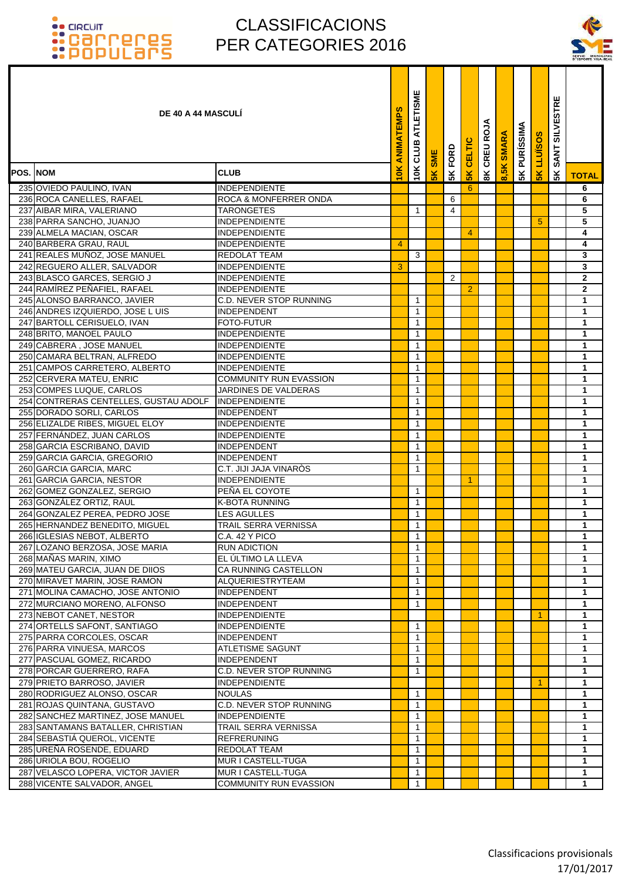# CLASSIFICACIONS PER CATEGORIES 2016

**DE 40 A 44 MASCULÍ**

| POS. | NOM | CLUB | 10K ANIMATEMPS | 10K CLUB ATLETISME | 5K SME | 5K FORD | 5K CELTIC | 8K CREU ROJA | 8,5K SMARA | 5K PURÍSSIMA | 5K LLUÏSOS | 5K SANT SILVESTRE | TOTAL |
|---|---|---|---|---|---|---|---|---|---|---|---|---|---|
| 235 | OVIEDO PAULINO, IVAN | INDEPENDIENTE | | | | | 6 | | | | | | 6 |
| 236 | ROCA CANELLES, RAFAEL | ROCA & MONFERRER ONDA | | | | 6 | | | | | | | 6 |
| 237 | AIBAR MIRA, VALERIANO | TARONGETES | | 1 | | 4 | | | | | | | 5 |
| 238 | PARRA SANCHO, JUANJO | INDEPENDIENTE | | | | | | | | | 5 | | 5 |
| 239 | ALMELA MACIAN, OSCAR | INDEPENDIENTE | | | | | 4 | | | | | | 4 |
| 240 | BARBERA GRAU, RAUL | INDEPENDIENTE | 4 | | | | | | | | | | 4 |
| 241 | REALES MUÑOZ, JOSE MANUEL | REDOLAT TEAM | | 3 | | | | | | | | | 3 |
| 242 | REGUERO ALLER, SALVADOR | INDEPENDIENTE | 3 | | | | | | | | | | 3 |
| 243 | BLASCO GARCES, SERGIO J | INDEPENDIENTE | | | | 2 | | | | | | | 2 |
| 244 | RAMÍREZ PEÑAFIEL, RAFAEL | INDEPENDIENTE | | | | | 2 | | | | | | 2 |
| 245 | ALONSO BARRANCO, JAVIER | C.D. NEVER STOP RUNNING | | 1 | | | | | | | | | 1 |
| 246 | ANDRES IZQUIERDO, JOSE L UIS | INDEPENDENT | | 1 | | | | | | | | | 1 |
| 247 | BARTOLL CERISUELO, IVAN | FOTO-FUTUR | | 1 | | | | | | | | | 1 |
| 248 | BRITO, MANOEL PAULO | INDEPENDIENTE | | 1 | | | | | | | | | 1 |
| 249 | CABRERA , JOSE MANUEL | INDEPENDIENTE | | 1 | | | | | | | | | 1 |
| 250 | CAMARA BELTRAN, ALFREDO | INDEPENDIENTE | | 1 | | | | | | | | | 1 |
| 251 | CAMPOS CARRETERO, ALBERTO | INDEPENDIENTE | | 1 | | | | | | | | | 1 |
| 252 | CERVERA MATEU, ENRIC | COMMUNITY RUN EVASSION | | 1 | | | | | | | | | 1 |
| 253 | COMPES LUQUE, CARLOS | JARDINES DE VALDERAS | | 1 | | | | | | | | | 1 |
| 254 | CONTRERAS CENTELLES, GUSTAU ADOLF | INDEPENDIENTE | | 1 | | | | | | | | | 1 |
| 255 | DORADO SORLI, CARLOS | INDEPENDENT | | 1 | | | | | | | | | 1 |
| 256 | ELIZALDE RIBES, MIGUEL ELOY | INDEPENDIENTE | | 1 | | | | | | | | | 1 |
| 257 | FERNÁNDEZ, JUAN CARLOS | INDEPENDIENTE | | 1 | | | | | | | | | 1 |
| 258 | GARCIA ESCRIBANO, DAVID | INDEPENDENT | | 1 | | | | | | | | | 1 |
| 259 | GARCIA GARCIA, GREGORIO | INDEPENDENT | | 1 | | | | | | | | | 1 |
| 260 | GARCIA GARCIA, MARC | C.T. JIJI JAJA VINARÒS | | 1 | | | | | | | | | 1 |
| 261 | GARCIA GARCIA, NESTOR | INDEPENDIENTE | | | | | 1 | | | | | | 1 |
| 262 | GOMEZ GONZALEZ, SERGIO | PEÑA EL COYOTE | | 1 | | | | | | | | | 1 |
| 263 | GONZÁLEZ ORTIZ, RAUL | K-BOTA RUNNING | | 1 | | | | | | | | | 1 |
| 264 | GONZALEZ PEREA, PEDRO JOSE | LES AGULLES | | 1 | | | | | | | | | 1 |
| 265 | HERNANDEZ BENEDITO, MIGUEL | TRAIL SERRA VERNISSA | | 1 | | | | | | | | | 1 |
| 266 | IGLESIAS NEBOT, ALBERTO | C.A. 42 Y PICO | | 1 | | | | | | | | | 1 |
| 267 | LOZANO BERZOSA, JOSE MARIA | RUN ADICTION | | 1 | | | | | | | | | 1 |
| 268 | MAÑAS MARIN, XIMO | EL ÚLTIMO LA LLEVA | | 1 | | | | | | | | | 1 |
| 269 | MATEU GARCIA, JUAN DE DIIOS | CA RUNNING CASTELLON | | 1 | | | | | | | | | 1 |
| 270 | MIRAVET MARIN, JOSE RAMON | ALQUERIESTRYTEAM | | 1 | | | | | | | | | 1 |
| 271 | MOLINA CAMACHO, JOSE ANTONIO | INDEPENDENT | | 1 | | | | | | | | | 1 |
| 272 | MURCIANO MORENO, ALFONSO | INDEPENDENT | | 1 | | | | | | | | | 1 |
| 273 | NEBOT CANET, NESTOR | INDEPENDIENTE | | | | | | | | | 1 | | 1 |
| 274 | ORTELLS SAFONT, SANTIAGO | INDEPENDIENTE | | 1 | | | | | | | | | 1 |
| 275 | PARRA CORCOLES, OSCAR | INDEPENDENT | | 1 | | | | | | | | | 1 |
| 276 | PARRA VINUESA, MARCOS | ATLETISME SAGUNT | | 1 | | | | | | | | | 1 |
| 277 | PASCUAL GOMEZ, RICARDO | INDEPENDENT | | 1 | | | | | | | | | 1 |
| 278 | PORCAR GUERRERO, RAFA | C.D. NEVER STOP RUNNING | | 1 | | | | | | | | | 1 |
| 279 | PRIETO BARROSO, JAVIER | INDEPENDIENTE | | | | | | | | | 1 | | 1 |
| 280 | RODRIGUEZ ALONSO, OSCAR | NOULAS | | 1 | | | | | | | | | 1 |
| 281 | ROJAS QUINTANA, GUSTAVO | C.D. NEVER STOP RUNNING | | 1 | | | | | | | | | 1 |
| 282 | SANCHEZ MARTINEZ, JOSE MANUEL | INDEPENDIENTE | | 1 | | | | | | | | | 1 |
| 283 | SANTAMANS BATALLER, CHRISTIAN | TRAIL SERRA VERNISSA | | 1 | | | | | | | | | 1 |
| 284 | SEBASTIÁ QUEROL, VICENTE | REFRERUNING | | 1 | | | | | | | | | 1 |
| 285 | UREÑA ROSENDE, EDUARD | REDOLAT TEAM | | 1 | | | | | | | | | 1 |
| 286 | URIOLA BOU, ROGELIO | MUR I CASTELL-TUGA | | 1 | | | | | | | | | 1 |
| 287 | VELASCO LOPERA, VICTOR JAVIER | MUR I CASTELL-TUGA | | 1 | | | | | | | | | 1 |
| 288 | VICENTE SALVADOR, ANGEL | COMMUNITY RUN EVASSION | | 1 | | | | | | | | | 1 |

Classificacions provisionals
17/01/2017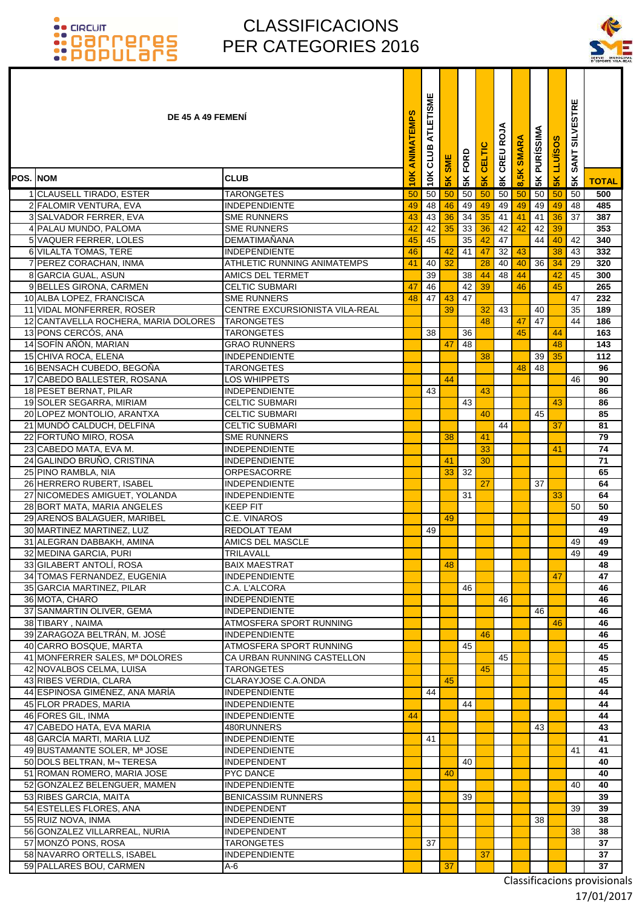# CLASSIFICACIONS PER CATEGORIES 2016

CIRCUIT CARRERES POPULARS

| POS. | NOM | CLUB | 10K ANIMATEMPS | 10K CLUB ATLETISME | 5K SME | 5K FORD | 5K CELTIC | 8K CREU ROJA | 8,5K SMARA | 5K PURÍSSIMA | 5K LLUÏSOS | 5K SANT SILVESTRE | TOTAL |
|---|---|---|---|---|---|---|---|---|---|---|---|---|---|
| **DE 45 A 49 FEMENÍ** | | | | | | | | | | | | | |
| 1 | CLAUSELL TIRADO, ESTER | TARONGETES | 50 | 50 | 50 | 50 | 50 | 50 | 50 | 50 | 50 | 50 | 500 |
| 2 | FALOMIR VENTURA, EVA | INDEPENDIENTE | 49 | 48 | 46 | 49 | 49 | 49 | 49 | 49 | 49 | 48 | 485 |
| 3 | SALVADOR FERRER, EVA | SME RUNNERS | 43 | 43 | 36 | 34 | 35 | 41 | 41 | 41 | 36 | 37 | 387 |
| 4 | PALAU MUNDO, PALOMA | SME RUNNERS | 42 | 42 | 35 | 33 | 36 | 42 | 42 | 42 | 39 | | 353 |
| 5 | VAQUER FERRER, LOLES | DEMATIMAÑANA | 45 | 45 | | 35 | 42 | 47 | | 44 | 40 | 42 | 340 |
| 6 | VILALTA TOMAS, TERE | INDEPENDIENTE | 46 | | 42 | 41 | 47 | 32 | 43 | | 38 | 43 | 332 |
| 7 | PEREZ CORACHAN, INMA | ATHLETIC RUNNING ANIMATEMPS | 41 | 40 | 32 | | 28 | 40 | 40 | 36 | 34 | 29 | 320 |
| 8 | GARCIA GUAL, ASUN | AMICS DEL TERMET | | 39 | | 38 | 44 | 48 | 44 | | 42 | 45 | 300 |
| 9 | BELLES GIRONA, CARMEN | CELTIC SUBMARI | 47 | 46 | | 42 | 39 | | 46 | | 45 | | 265 |
| 10 | ALBA LOPEZ, FRANCISCA | SME RUNNERS | 48 | 47 | 43 | 47 | | | | | | 47 | 232 |
| 11 | VIDAL MONFERRER, ROSER | CENTRE EXCURSIONISTA VILA-REAL | | | 39 | | 32 | 43 | | 40 | | 35 | 189 |
| 12 | CANTAVELLA ROCHERA, MARIA DOLORES | TARONGETES | | | | | 48 | | 47 | 47 | | 44 | 186 |
| 13 | PONS CERCÓS, ANA | TARONGETES | | 38 | | 36 | | | 45 | | 44 | | 163 |
| 14 | SOFÍN AÑÓN, MARIAN | GRAO RUNNERS | | | 47 | 48 | | | | | 48 | | 143 |
| 15 | CHIVA ROCA, ELENA | INDEPENDIENTE | | | | | 38 | | | 39 | 35 | | 112 |
| 16 | BENSACH CUBEDO, BEGOÑA | TARONGETES | | | | | | | 48 | 48 | | | 96 |
| 17 | CABEDO BALLESTER, ROSANA | LOS WHIPPETS | | | 44 | | | | | | | 46 | 90 |
| 18 | PESET BERNAT, PILAR | INDEPENDIENTE | | 43 | | | 43 | | | | | | 86 |
| 19 | SOLER SEGARRA, MIRIAM | CELTIC SUBMARI | | | | 43 | | | | | 43 | | 86 |
| 20 | LOPEZ MONTOLIO, ARANTXA | CELTIC SUBMARI | | | | | 40 | | | 45 | | | 85 |
| 21 | MUNDÓ CALDUCH, DELFINA | CELTIC SUBMARI | | | | | | 44 | | | 37 | | 81 |
| 22 | FORTUÑO MIRO, ROSA | SME RUNNERS | | | 38 | | 41 | | | | | | 79 |
| 23 | CABEDO MATA, EVA M. | INDEPENDIENTE | | | | | 33 | | | | 41 | | 74 |
| 24 | GALINDO BRUÑO, CRISTINA | INDEPENDIENTE | | | 41 | | 30 | | | | | | 71 |
| 25 | PINO RAMBLA, NIA | ORPESACORRE | | | 33 | 32 | | | | | | | 65 |
| 26 | HERRERO RUBERT, ISABEL | INDEPENDIENTE | | | | | 27 | | | 37 | | | 64 |
| 27 | NICOMEDES AMIGUET, YOLANDA | INDEPENDIENTE | | | | 31 | | | | | 33 | | 64 |
| 28 | BORT MATA, MARIA ANGELES | KEEP FIT | | | | | | | | | | 50 | 50 |
| 29 | ARENOS BALAGUER, MARIBEL | C.E. VINAROS | | | 49 | | | | | | | | 49 |
| 30 | MARTINEZ MARTINEZ, LUZ | REDOLAT TEAM | | 49 | | | | | | | | | 49 |
| 31 | ALEGRAN DABBAKH, AMINA | AMICS DEL MASCLE | | | | | | | | | | 49 | 49 |
| 32 | MEDINA GARCIA, PURI | TRILAVALL | | | | | | | | | | 49 | 49 |
| 33 | GILABERT ANTOLÍ, ROSA | BAIX MAESTRAT | | | 48 | | | | | | | | 48 |
| 34 | TOMAS FERNANDEZ, EUGENIA | INDEPENDIENTE | | | | | | | | | 47 | | 47 |
| 35 | GARCIA MARTINEZ, PILAR | C.A. L'ALCORA | | | | 46 | | | | | | | 46 |
| 36 | MOTA, CHARO | INDEPENDIENTE | | | | | | 46 | | | | | 46 |
| 37 | SANMARTIN OLIVER, GEMA | INDEPENDIENTE | | | | | | | | 46 | | | 46 |
| 38 | TIBARY , NAIMA | ATMOSFERA SPORT RUNNING | | | | | | | | | 46 | | 46 |
| 39 | ZARAGOZA BELTRÁN, M. JOSÉ | INDEPENDIENTE | | | | | 46 | | | | | | 46 |
| 40 | CARRO BOSQUE, MARTA | ATMOSFERA SPORT RUNNING | | | | 45 | | | | | | | 45 |
| 41 | MONFERRER SALES, Mª DOLORES | CA URBAN RUNNING CASTELLON | | | | | | 45 | | | | | 45 |
| 42 | NOVALBOS CELMA, LUISA | TARONGETES | | | | | 45 | | | | | | 45 |
| 43 | RIBES VERDIA, CLARA | CLARAYJOSE C.A.ONDA | | | 45 | | | | | | | | 45 |
| 44 | ESPINOSA GIMÉNEZ, ANA MARÍA | INDEPENDIENTE | | 44 | | | | | | | | | 44 |
| 45 | FLOR PRADES, MARIA | INDEPENDIENTE | | | | 44 | | | | | | | 44 |
| 46 | FORES GIL, INMA | INDEPENDIENTE | 44 | | | | | | | | | | 44 |
| 47 | CABEDO HATA, EVA MARIA | 480RUNNERS | | | | | | | | 43 | | | 43 |
| 48 | GARCÍA MARTI, MARIA LUZ | INDEPENDIENTE | | 41 | | | | | | | | | 41 |
| 49 | BUSTAMANTE SOLER, Mª JOSE | INDEPENDIENTE | | | | | | | | | | 41 | 41 |
| 50 | DOLS BELTRAN, M¬ TERESA | INDEPENDENT | | | | 40 | | | | | | | 40 |
| 51 | ROMAN ROMERO, MARIA JOSE | PYC DANCE | | | 40 | | | | | | | | 40 |
| 52 | GONZALEZ BELENGUER, MAMEN | INDEPENDIENTE | | | | | | | | | | 40 | 40 |
| 53 | RIBES GARCIA, MAITA | BENICASSIM RUNNERS | | | | 39 | | | | | | | 39 |
| 54 | ESTELLES FLORES, ANA | INDEPENDENT | | | | | | | | | | 39 | 39 |
| 55 | RUIZ NOVA, INMA | INDEPENDIENTE | | | | | | | | 38 | | | 38 |
| 56 | GONZALEZ VILLARREAL, NURIA | INDEPENDENT | | | | | | | | | | 38 | 38 |
| 57 | MONZÓ PONS, ROSA | TARONGETES | | 37 | | | | | | | | | 37 |
| 58 | NAVARRO ORTELLS, ISABEL | INDEPENDIENTE | | | | | 37 | | | | | | 37 |
| 59 | PALLARES BOU, CARMEN | A-6 | | | 37 | | | | | | | | 37 |

Classificacions provisionals
17/01/2017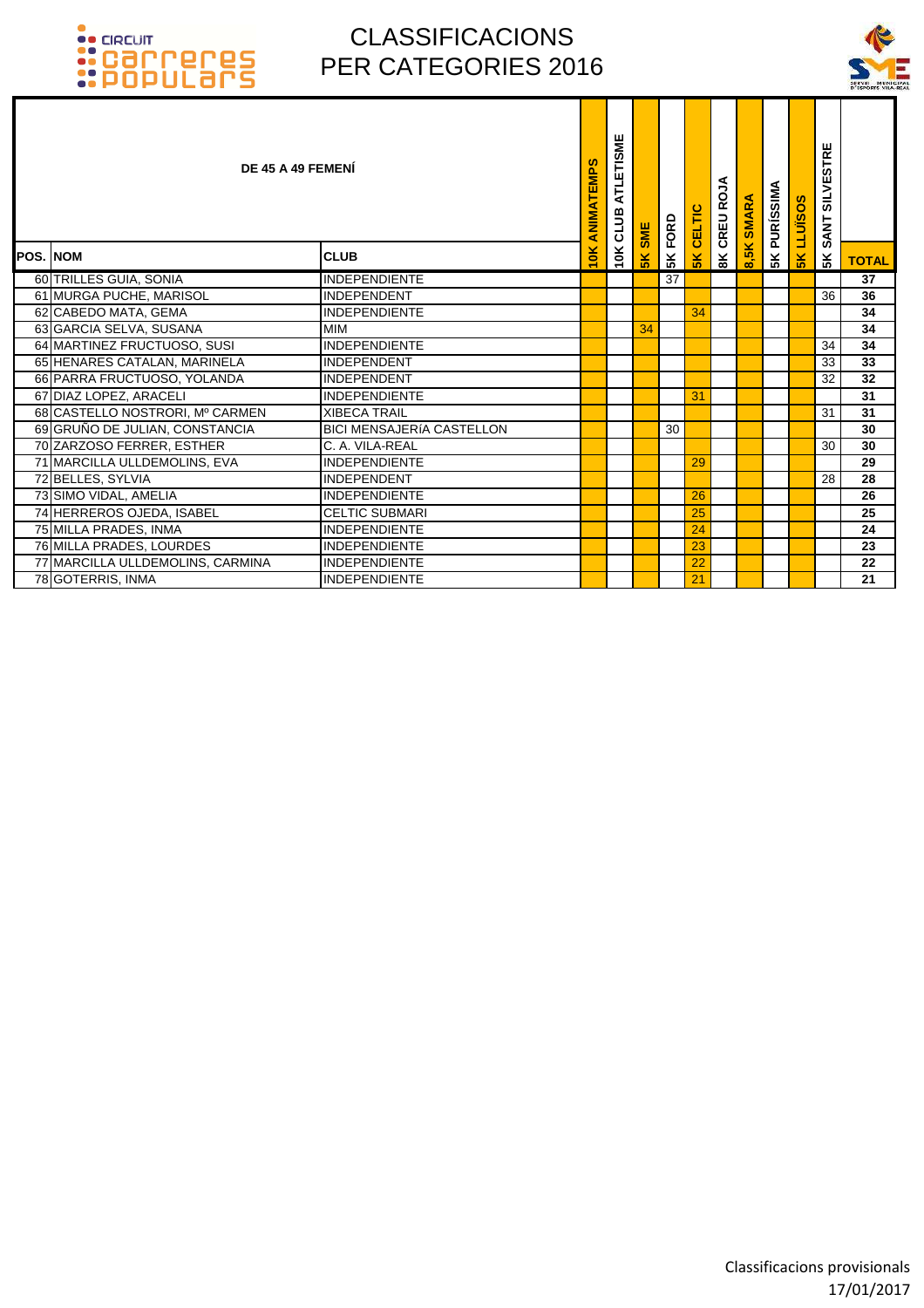# CLASSIFICACIONS PER CATEGORIES 2016

## DE 45 A 49 FEMENÍ

| POS. | NOM | CLUB | 10K ANIMATEMPS | 10K CLUB ATLETISME | 5K SME | 5K FORD | 5K CELTIC | 8K CREU ROJA | 8,5K SMARA | 5K PURÍSSIMA | 5K LLUÏSOS | 5K SANT SILVESTRE | TOTAL |
|---|---|---|---|---|---|---|---|---|---|---|---|---|---|
| 60 | TRILLES GUIA, SONIA | INDEPENDIENTE | | | | 37 | | | | | | | 37 |
| 61 | MURGA PUCHE, MARISOL | INDEPENDENT | | | | | | | | | | 36 | 36 |
| 62 | CABEDO MATA, GEMA | INDEPENDIENTE | | | | | 34 | | | | | | 34 |
| 63 | GARCIA SELVA, SUSANA | MIM | | | 34 | | | | | | | | 34 |
| 64 | MARTINEZ FRUCTUOSO, SUSI | INDEPENDIENTE | | | | | | | | | | 34 | 34 |
| 65 | HENARES CATALAN, MARINELA | INDEPENDENT | | | | | | | | | | 33 | 33 |
| 66 | PARRA FRUCTUOSO, YOLANDA | INDEPENDENT | | | | | | | | | | 32 | 32 |
| 67 | DIAZ LOPEZ, ARACELI | INDEPENDIENTE | | | | | 31 | | | | | | 31 |
| 68 | CASTELLO NOSTRORI, Mº CARMEN | XIBECA TRAIL | | | | | | | | | | 31 | 31 |
| 69 | GRUÑO DE JULIAN, CONSTANCIA | BICI MENSAJERÍA CASTELLON | | | | 30 | | | | | | | 30 |
| 70 | ZARZOSO FERRER, ESTHER | C. A. VILA-REAL | | | | | | | | | | 30 | 30 |
| 71 | MARCILLA ULLDEMOLINS, EVA | INDEPENDIENTE | | | | | 29 | | | | | | 29 |
| 72 | BELLES, SYLVIA | INDEPENDENT | | | | | | | | | | 28 | 28 |
| 73 | SIMO VIDAL, AMELIA | INDEPENDIENTE | | | | | 26 | | | | | | 26 |
| 74 | HERREROS OJEDA, ISABEL | CELTIC SUBMARI | | | | | 25 | | | | | | 25 |
| 75 | MILLA PRADES, INMA | INDEPENDIENTE | | | | | 24 | | | | | | 24 |
| 76 | MILLA PRADES, LOURDES | INDEPENDIENTE | | | | | 23 | | | | | | 23 |
| 77 | MARCILLA ULLDEMOLINS, CARMINA | INDEPENDIENTE | | | | | 22 | | | | | | 22 |
| 78 | GOTERRIS, INMA | INDEPENDIENTE | | | | | 21 | | | | | | 21 |

Classificacions provisionals
17/01/2017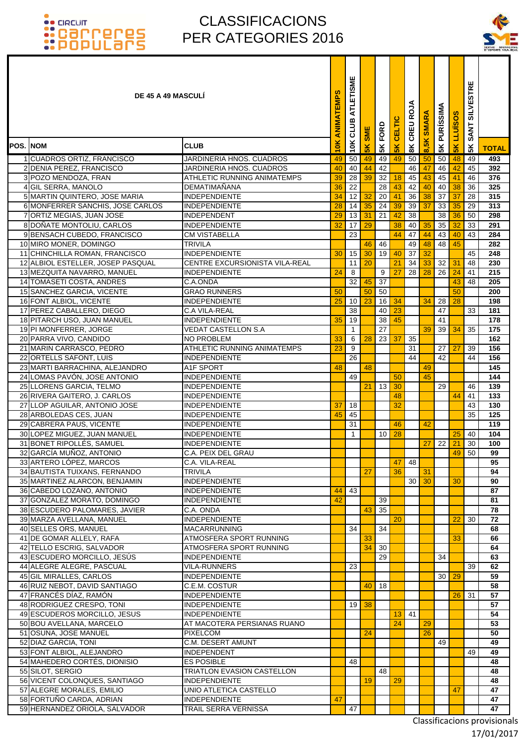# CLASSIFICACIONS PER CATEGORIES 2016

| POS. | NOM | CLUB | 10K ANIMATEMPS | 10K CLUB ATLETISME | 5K SME | 5K FORD | 5K CELTIC | 8K CREU ROJA | 8,5K SMARA | 5K PURISSIMA | 5K LLUÏSOS | 5K SANT SILVESTRE | TOTAL |
|---|---|---|---|---|---|---|---|---|---|---|---|---|---|
| **DE 45 A 49 MASCULÍ** | | | | | | | | | | | | | |
| 1 | CUADROS ORTIZ, FRANCISCO | JARDINERIA HNOS. CUADROS | 49 | 50 | 49 | 49 | 49 | 50 | 50 | 50 | 48 | 49 | 493 |
| 2 | DENIA PEREZ, FRANCISCO | JARDINERIA HNOS. CUADROS | 40 | 40 | 44 | 42 | | 46 | 47 | 46 | 42 | 45 | 392 |
| 3 | POZO MENDOZA, FRAN | ATHLETIC RUNNING ANIMATEMPS | 39 | 28 | 39 | 32 | 18 | 45 | 43 | 45 | 41 | 46 | 376 |
| 4 | GIL SERRA, MANOLO | DEMATIMAÑANA | 36 | 22 | | 28 | 43 | 42 | 40 | 40 | 38 | 36 | 325 |
| 5 | MARTIN QUINTERO, JOSE MARIA | INDEPENDIENTE | 34 | 12 | 32 | 20 | 41 | 36 | 38 | 37 | 37 | 28 | 315 |
| 6 | MONFERRER SANCHIS, JOSE CARLOS | INDEPENDIENTE | 28 | 14 | 35 | 24 | 39 | 39 | 37 | 33 | 35 | 29 | 313 |
| 7 | ORTIZ MEGIAS, JUAN JOSE | INDEPENDENT | 29 | 13 | 31 | 21 | 42 | 38 | | 38 | 36 | 50 | 298 |
| 8 | DOÑATE MONTOLIU, CARLOS | INDEPENDIENTE | 32 | 17 | 29 | | 38 | 40 | 35 | 35 | 32 | 33 | 291 |
| 9 | BENSACH CUBEDO, FRANCISCO | CM VISTABELLA | | 23 | | | 44 | 47 | 44 | 43 | 40 | 43 | 284 |
| 10 | MIRO MONER, DOMINGO | TRIVILA | | | 46 | 46 | | 49 | 48 | 48 | 45 | | 282 |
| 11 | CHINCHILLA ROMAN, FRANCISCO | INDEPENDIENTE | 30 | 15 | 30 | 19 | 40 | 37 | 32 | | | 45 | 248 |
| 12 | ALBIOL ESTELLER, JOSEP PASQUAL | CENTRE EXCURSIONISTA VILA-REAL | | 11 | 20 | | 21 | 34 | 33 | 32 | 31 | 48 | 230 |
| 13 | MEZQUITA NAVARRO, MANUEL | INDEPENDIENTE | 24 | 8 | | 9 | 27 | 28 | 28 | 26 | 24 | 41 | 215 |
| 14 | TOMASETI COSTA, ANDRES | C.A.ONDA | | 32 | 45 | 37 | | | | | 43 | 48 | 205 |
| 15 | SANCHEZ GARCIA, VICENTE | GRAO RUNNERS | 50 | | 50 | 50 | | | | | 50 | | 200 |
| 16 | FONT ALBIOL, VICENTE | INDEPENDIENTE | 25 | 10 | 23 | 16 | 34 | | 34 | 28 | 28 | | 198 |
| 17 | PEREZ CABALLERO, DIEGO | C.A VILA-REAL | | 38 | | 40 | 23 | | | 47 | | 33 | 181 |
| 18 | PITARCH USO, JUAN MANUEL | INDEPENDIENTE | 35 | 19 | | 38 | 45 | | | 41 | | | 178 |
| 19 | PI MONFERRER, JORGE | VEDAT CASTELLON S.A | | 1 | | 27 | | | 39 | 39 | 34 | 35 | 175 |
| 20 | PARRA VIVO, CANDIDO | NO PROBLEM | 33 | 6 | 28 | 23 | 37 | 35 | | | | | 162 |
| 21 | MARIN CARRASCO, PEDRO | ATHLETIC RUNNING ANIMATEMPS | 23 | 9 | | | | 31 | | 27 | 27 | 39 | 156 |
| 22 | ORTELLS SAFONT, LUIS | INDEPENDIENTE | | 26 | | | | 44 | | 42 | | 44 | 156 |
| 23 | MARTI BARRACHINA, ALEJANDRO | A1F SPORT | 48 | | 48 | | | | 49 | | | | 145 |
| 24 | LOMAS PAVÓN, JOSE ANTONIO | INDEPENDIENTE | | 49 | | | 50 | | 45 | | | | 144 |
| 25 | LLORENS GARCIA, TELMO | INDEPENDIENTE | | | 21 | 13 | 30 | | | 29 | | 46 | 139 |
| 26 | RIVERA GAITERO, J. CARLOS | INDEPENDIENTE | | | | | 48 | | | | 44 | 41 | 133 |
| 27 | LLOP AGUILAR, ANTONIO JOSE | INDEPENDIENTE | 37 | 18 | | | 32 | | | | | 43 | 130 |
| 28 | ARBOLEDAS CES, JUAN | INDEPENDIENTE | 45 | 45 | | | | | | | | 35 | 125 |
| 29 | CABRERA PAUS, VICENTE | INDEPENDIENTE | | 31 | | | 46 | | 42 | | | | 119 |
| 30 | LOPEZ MIGUEZ, JUAN MANUEL | INDEPENDIENTE | | 1 | | 10 | 28 | | | | 25 | 40 | 104 |
| 31 | BONET RIPOLLÉS, SAMUEL | INDEPENDIENTE | | | | | | | 27 | 22 | 21 | 30 | 100 |
| 32 | GARCÍA MUÑOZ, ANTONIO | C.A. PEIX DEL GRAU | | | | | | | | | 49 | 50 | 99 |
| 33 | ARTERO LÓPEZ, MARCOS | C.A. VILA-REAL | | | | | 47 | 48 | | | | | 95 |
| 34 | BAUTISTA TUIXANS, FERNANDO | TRIVILA | | | 27 | | 36 | | 31 | | | | 94 |
| 35 | MARTINEZ ALARCON, BENJAMIN | INDEPENDIENTE | | | | | | 30 | 30 | | 30 | | 90 |
| 36 | CABEDO LOZANO, ANTONIO | INDEPENDIENTE | 44 | 43 | | | | | | | | | 87 |
| 37 | GONZALEZ MORATO, DOMINGO | INDEPENDIENTE | 42 | | | 39 | | | | | | | 81 |
| 38 | ESCUDERO PALOMARES, JAVIER | C.A. ONDA | | | 43 | 35 | | | | | | | 78 |
| 39 | MARZA AVELLANA, MANUEL | INDEPENDIENTE | | | | | 20 | | | | 22 | 30 | 72 |
| 40 | SELLES ORS, MANUEL | MACARRUNNING | | 34 | | 34 | | | | | | | 68 |
| 41 | DE GOMAR ALLELY, RAFA | ATMOSFERA SPORT RUNNING | | | 33 | | | | | | 33 | | 66 |
| 42 | TELLO ESCRIG, SALVADOR | ATMOSFERA SPORT RUNNING | | | 34 | 30 | | | | | | | 64 |
| 43 | ESCUDERO MORCILLO, JESÚS | INDEPENDIENTE | | | | 29 | | | | 34 | | | 63 |
| 44 | ALEGRE ALEGRE, PASCUAL | VILA-RUNNERS | | 23 | | | | | | | | 39 | 62 |
| 45 | GIL MIRALLES, CARLOS | INDEPENDIENTE | | | | | | | | 30 | 29 | | 59 |
| 46 | RUIZ NEBOT, DAVID SANTIAGO | C.E.M. COSTUR | | | 40 | 18 | | | | | | | 58 |
| 47 | FRANCÉS DÍAZ, RAMÓN | INDEPENDIENTE | | | | | | | | | 26 | 31 | 57 |
| 48 | RODRIGUEZ CRESPO, TONI | INDEPENDIENTE | | 19 | 38 | | | | | | | | 57 |
| 49 | ESCUDEROS MORCILLO, JESUS | INDEPENDIENTE | | | | | 13 | 41 | | | | | 54 |
| 50 | BOU AVELLANA, MARCELO | AT MACOTERA PERSIANAS RUANO | | | | | 24 | | 29 | | | | 53 |
| 51 | OSUNA, JOSE MANUEL | PIXELCOM | | | 24 | | | | 26 | | | | 50 |
| 52 | DIAZ GARCIA, TONI | C.M. DESERT AMUNT | | | | | | | | 49 | | | 49 |
| 53 | FONT ALBIOL, ALEJANDRO | INDEPENDENT | | | | | | | | | | 49 | 49 |
| 54 | MAHEDERO CORTÉS, DIONISIO | ES POSIBLE | | 48 | | | | | | | | | 48 |
| 55 | SILOT, SERGIO | TRIATLON EVASION CASTELLON | | | | 48 | | | | | | | 48 |
| 56 | VICENT COLONQUES, SANTIAGO | INDEPENDIENTE | | | 19 | | 29 | | | | | | 48 |
| 57 | ALEGRE MORALES, EMILIO | UNIO ATLETICA CASTELLO | | | | | | | | | 47 | | 47 |
| 58 | FORTUÑO CARDA, ADRIAN | INDEPENDIENTE | 47 | | | | | | | | | | 47 |
| 59 | HERNANDEZ ORIOLA, SALVADOR | TRAIL SERRA VERNISSA | | 47 | | | | | | | | | 47 |

Classificacions provisionals
17/01/2017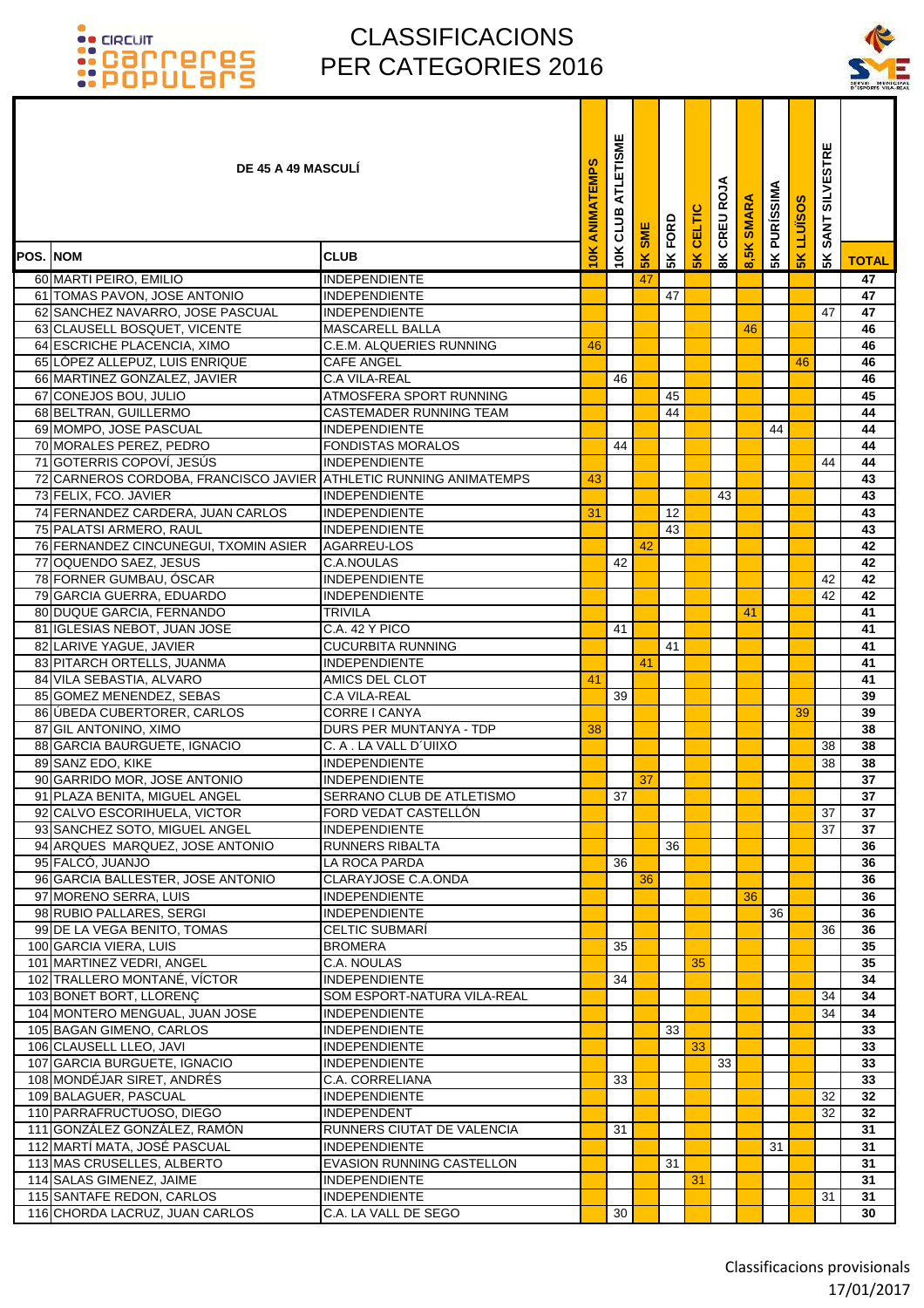# CLASSIFICACIONS PER CATEGORIES 2016

| POS. | NOM | CLUB | 10K ANIMATEMPS | 10K CLUB ATLETISME | 5K SME | 5K FORD | 5K CELTIC | 8K CREU ROJA | 8,5K SMARA | 5K PURÍSSIMA | 5K LLUÏSOS | 5K SANT SILVESTRE | TOTAL |
|---|---|---|---|---|---|---|---|---|---|---|---|---|---|
| **DE 45 A 49 MASCULÍ** | | | | | | | | | | | | | |
| 60 | MARTI PEIRO, EMILIO | INDEPENDIENTE | | | 47 | | | | | | | | 47 |
| 61 | TOMAS PAVON, JOSE ANTONIO | INDEPENDIENTE | | | | 47 | | | | | | | 47 |
| 62 | SANCHEZ NAVARRO, JOSE PASCUAL | INDEPENDIENTE | | | | | | | | | | 47 | 47 |
| 63 | CLAUSELL BOSQUET, VICENTE | MASCARELL BALLA | | | | | | | 46 | | | | 46 |
| 64 | ESCRICHE PLACENCIA, XIMO | C.E.M. ALQUERIES RUNNING | 46 | | | | | | | | | | 46 |
| 65 | LÓPEZ ALLEPUZ, LUIS ENRIQUE | CAFE ANGEL | | | | | | | | | 46 | | 46 |
| 66 | MARTINEZ GONZALEZ, JAVIER | C.A VILA-REAL | | 46 | | | | | | | | | 46 |
| 67 | CONEJOS BOU, JULIO | ATMOSFERA SPORT RUNNING | | | | 45 | | | | | | | 45 |
| 68 | BELTRAN, GUILLERMO | CASTEMADER RUNNING TEAM | | | | 44 | | | | | | | 44 |
| 69 | MOMPO, JOSE PASCUAL | INDEPENDIENTE | | | | | | | | 44 | | | 44 |
| 70 | MORALES PEREZ, PEDRO | FONDISTAS MORALOS | | 44 | | | | | | | | | 44 |
| 71 | GOTERRIS COPOVÍ, JESÚS | INDEPENDIENTE | | | | | | | | | | 44 | 44 |
| 72 | CARNEROS CORDOBA, FRANCISCO JAVIER | ATHLETIC RUNNING ANIMATEMPS | 43 | | | | | | | | | | 43 |
| 73 | FELIX, FCO. JAVIER | INDEPENDIENTE | | | | | | 43 | | | | | 43 |
| 74 | FERNANDEZ CARDERA, JUAN CARLOS | INDEPENDIENTE | 31 | | | 12 | | | | | | | 43 |
| 75 | PALATSI ARMERO, RAUL | INDEPENDIENTE | | | | 43 | | | | | | | 43 |
| 76 | FERNANDEZ CINCUNEGUI, TXOMIN ASIER | AGARREU-LOS | | | 42 | | | | | | | | 42 |
| 77 | OQUENDO SAEZ, JESUS | C.A.NOULAS | | 42 | | | | | | | | | 42 |
| 78 | FORNER GUMBAU, ÓSCAR | INDEPENDIENTE | | | | | | | | | | 42 | 42 |
| 79 | GARCIA GUERRA, EDUARDO | INDEPENDIENTE | | | | | | | | | | 42 | 42 |
| 80 | DUQUE GARCIA, FERNANDO | TRIVILA | | | | | | | 41 | | | | 41 |
| 81 | IGLESIAS NEBOT, JUAN JOSE | C.A. 42 Y PICO | | 41 | | | | | | | | | 41 |
| 82 | LARIVE YAGUE, JAVIER | CUCURBITA RUNNING | | | | 41 | | | | | | | 41 |
| 83 | PITARCH ORTELLS, JUANMA | INDEPENDIENTE | | | 41 | | | | | | | | 41 |
| 84 | VILA SEBASTIA, ALVARO | AMICS DEL CLOT | 41 | | | | | | | | | | 41 |
| 85 | GOMEZ MENENDEZ, SEBAS | C.A VILA-REAL | | 39 | | | | | | | | | 39 |
| 86 | ÚBEDA CUBERTORER, CARLOS | CORRE I CANYA | | | | | | | | | 39 | | 39 |
| 87 | GIL ANTONINO, XIMO | DURS PER MUNTANYA - TDP | 38 | | | | | | | | | | 38 |
| 88 | GARCIA BAURGUETE, IGNACIO | C. A . LA VALL D´UIIXO | | | | | | | | | | 38 | 38 |
| 89 | SANZ EDO, KIKE | INDEPENDIENTE | | | | | | | | | | 38 | 38 |
| 90 | GARRIDO MOR, JOSE ANTONIO | INDEPENDIENTE | | | 37 | | | | | | | | 37 |
| 91 | PLAZA BENITA, MIGUEL ANGEL | SERRANO CLUB DE ATLETISMO | | 37 | | | | | | | | | 37 |
| 92 | CALVO ESCORIHUELA, VICTOR | FORD VEDAT CASTELLÓN | | | | | | | | | | 37 | 37 |
| 93 | SANCHEZ SOTO, MIGUEL ANGEL | INDEPENDIENTE | | | | | | | | | | 37 | 37 |
| 94 | ARQUES MARQUEZ, JOSE ANTONIO | RUNNERS RIBALTA | | | | 36 | | | | | | | 36 |
| 95 | FALCÓ, JUANJO | LA ROCA PARDA | | 36 | | | | | | | | | 36 |
| 96 | GARCIA BALLESTER, JOSE ANTONIO | CLARAYJOSE C.A.ONDA | | | 36 | | | | | | | | 36 |
| 97 | MORENO SERRA, LUIS | INDEPENDIENTE | | | | | | | 36 | | | | 36 |
| 98 | RUBIO PALLARES, SERGI | INDEPENDIENTE | | | | | | | | 36 | | | 36 |
| 99 | DE LA VEGA BENITO, TOMAS | CELTIC SUBMARÍ | | | | | | | | | | 36 | 36 |
| 100 | GARCIA VIERA, LUIS | BROMERA | | 35 | | | | | | | | | 35 |
| 101 | MARTINEZ VEDRI, ANGEL | C.A. NOULAS | | | | | 35 | | | | | | 35 |
| 102 | TRALLERO MONTANÉ, VÍCTOR | INDEPENDIENTE | | 34 | | | | | | | | | 34 |
| 103 | BONET BORT, LLORENÇ | SOM ESPORT-NATURA VILA-REAL | | | | | | | | | | 34 | 34 |
| 104 | MONTERO MENGUAL, JUAN JOSE | INDEPENDIENTE | | | | | | | | | | 34 | 34 |
| 105 | BAGAN GIMENO, CARLOS | INDEPENDIENTE | | | | 33 | | | | | | | 33 |
| 106 | CLAUSELL LLEO, JAVI | INDEPENDIENTE | | | | | 33 | | | | | | 33 |
| 107 | GARCIA BURGUETE, IGNACIO | INDEPENDIENTE | | | | | | 33 | | | | | 33 |
| 108 | MONDÉJAR SIRET, ANDRÉS | C.A. CORRELIANA | | 33 | | | | | | | | | 33 |
| 109 | BALAGUER, PASCUAL | INDEPENDIENTE | | | | | | | | | | 32 | 32 |
| 110 | PARRAFRUCTUOSO, DIEGO | INDEPENDENT | | | | | | | | | | 32 | 32 |
| 111 | GONZÁLEZ GONZÁLEZ, RAMÓN | RUNNERS CIUTAT DE VALENCIA | | 31 | | | | | | | | | 31 |
| 112 | MARTÍ MATA, JOSÉ PASCUAL | INDEPENDIENTE | | | | | | | | 31 | | | 31 |
| 113 | MAS CRUSELLES, ALBERTO | EVASION RUNNING CASTELLON | | | | 31 | | | | | | | 31 |
| 114 | SALAS GIMENEZ, JAIME | INDEPENDIENTE | | | | | 31 | | | | | | 31 |
| 115 | SANTAFE REDON, CARLOS | INDEPENDIENTE | | | | | | | | | | 31 | 31 |
| 116 | CHORDA LACRUZ, JUAN CARLOS | C.A. LA VALL DE SEGO | | 30 | | | | | | | | | 30 |

Classificacions provisionals
17/01/2017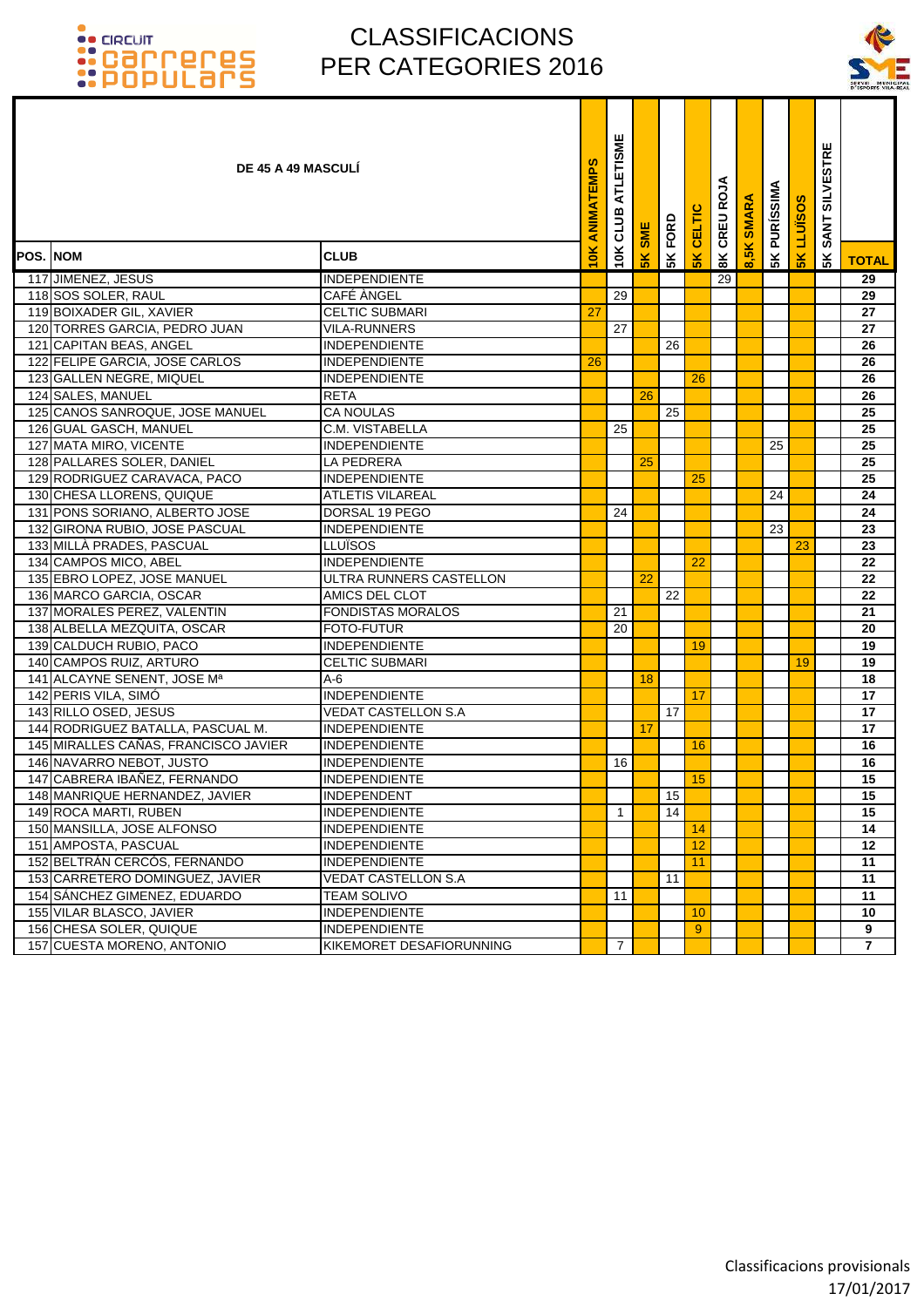# CLASSIFICACIONS PER CATEGORIES 2016

| POS. | NOM | CLUB | 10K ANIMATEMPS | 10K CLUB ATLETISME | 5K SME | 5K FORD | 5K CELTIC | 8K CREU ROJA | 8,5K SMARA | 5K PURÍSSIMA | 5K LLUÏSOS | 5K SANT SILVESTRE | TOTAL |
|---|---|---|---|---|---|---|---|---|---|---|---|---|---|
| **DE 45 A 49 MASCULÍ** | | | | | | | | | | | | | |
| 117 | JIMENEZ, JESUS | INDEPENDIENTE | | | | | | 29 | | | | | 29 |
| 118 | SOS SOLER, RAUL | CAFÉ ÀNGEL | | 29 | | | | | | | | | 29 |
| 119 | BOIXADER GIL, XAVIER | CELTIC SUBMARI | 27 | | | | | | | | | | 27 |
| 120 | TORRES GARCIA, PEDRO JUAN | VILA-RUNNERS | | 27 | | | | | | | | | 27 |
| 121 | CAPITAN BEAS, ANGEL | INDEPENDIENTE | | | | 26 | | | | | | | 26 |
| 122 | FELIPE GARCIA, JOSE CARLOS | INDEPENDIENTE | 26 | | | | | | | | | | 26 |
| 123 | GALLEN NEGRE, MIQUEL | INDEPENDIENTE | | | | | 26 | | | | | | 26 |
| 124 | SALES, MANUEL | RETA | | | 26 | | | | | | | | 26 |
| 125 | CANOS SANROQUE, JOSE MANUEL | CA NOULAS | | | | 25 | | | | | | | 25 |
| 126 | GUAL GASCH, MANUEL | C.M. VISTABELLA | | 25 | | | | | | | | | 25 |
| 127 | MATA MIRO, VICENTE | INDEPENDIENTE | | | | | | | | 25 | | | 25 |
| 128 | PALLARES SOLER, DANIEL | LA PEDRERA | | | 25 | | | | | | | | 25 |
| 129 | RODRIGUEZ CARAVACA, PACO | INDEPENDIENTE | | | | | 25 | | | | | | 25 |
| 130 | CHESA LLORENS, QUIQUE | ATLETIS VILAREAL | | | | | | | | 24 | | | 24 |
| 131 | PONS SORIANO, ALBERTO JOSE | DORSAL 19 PEGO | | 24 | | | | | | | | | 24 |
| 132 | GIRONA RUBIO, JOSE PASCUAL | INDEPENDIENTE | | | | | | | | 23 | | | 23 |
| 133 | MILLÀ PRADES, PASCUAL | LLUÏSOS | | | | | | | | | 23 | | 23 |
| 134 | CAMPOS MICO, ABEL | INDEPENDIENTE | | | | | 22 | | | | | | 22 |
| 135 | EBRO LOPEZ, JOSE MANUEL | ULTRA RUNNERS CASTELLON | | | 22 | | | | | | | | 22 |
| 136 | MARCO GARCIA, OSCAR | AMICS DEL CLOT | | | | 22 | | | | | | | 22 |
| 137 | MORALES PEREZ, VALENTIN | FONDISTAS MORALOS | | 21 | | | | | | | | | 21 |
| 138 | ALBELLA MEZQUITA, OSCAR | FOTO-FUTUR | | 20 | | | | | | | | | 20 |
| 139 | CALDUCH RUBIO, PACO | INDEPENDIENTE | | | | | 19 | | | | | | 19 |
| 140 | CAMPOS RUIZ, ARTURO | CELTIC SUBMARI | | | | | | | | | 19 | | 19 |
| 141 | ALCAYNE SENENT, JOSE Mª | A-6 | | | 18 | | | | | | | | 18 |
| 142 | PERIS VILA, SIMÓ | INDEPENDIENTE | | | | | 17 | | | | | | 17 |
| 143 | RILLO OSED, JESUS | VEDAT CASTELLON S.A | | | | 17 | | | | | | | 17 |
| 144 | RODRIGUEZ BATALLA, PASCUAL M. | INDEPENDIENTE | | | 17 | | | | | | | | 17 |
| 145 | MIRALLES CAÑAS, FRANCISCO JAVIER | INDEPENDIENTE | | | | | 16 | | | | | | 16 |
| 146 | NAVARRO NEBOT, JUSTO | INDEPENDIENTE | | 16 | | | | | | | | | 16 |
| 147 | CABRERA IBAÑEZ, FERNANDO | INDEPENDIENTE | | | | | 15 | | | | | | 15 |
| 148 | MANRIQUE HERNANDEZ, JAVIER | INDEPENDENT | | | | 15 | | | | | | | 15 |
| 149 | ROCA MARTI, RUBEN | INDEPENDIENTE | | 1 | | 14 | | | | | | | 15 |
| 150 | MANSILLA, JOSE ALFONSO | INDEPENDIENTE | | | | | 14 | | | | | | 14 |
| 151 | AMPOSTA, PASCUAL | INDEPENDIENTE | | | | | 12 | | | | | | 12 |
| 152 | BELTRÁN CERCÓS, FERNANDO | INDEPENDIENTE | | | | | 11 | | | | | | 11 |
| 153 | CARRETERO DOMINGUEZ, JAVIER | VEDAT CASTELLON S.A | | | | 11 | | | | | | | 11 |
| 154 | SÁNCHEZ GIMENEZ, EDUARDO | TEAM SOLIVO | | 11 | | | | | | | | | 11 |
| 155 | VILAR BLASCO, JAVIER | INDEPENDIENTE | | | | | 10 | | | | | | 10 |
| 156 | CHESA SOLER, QUIQUE | INDEPENDIENTE | | | | | 9 | | | | | | 9 |
| 157 | CUESTA MORENO, ANTONIO | KIKEMORET DESAFIORUNNING | | 7 | | | | | | | | | 7 |

Classificacions provisionals
17/01/2017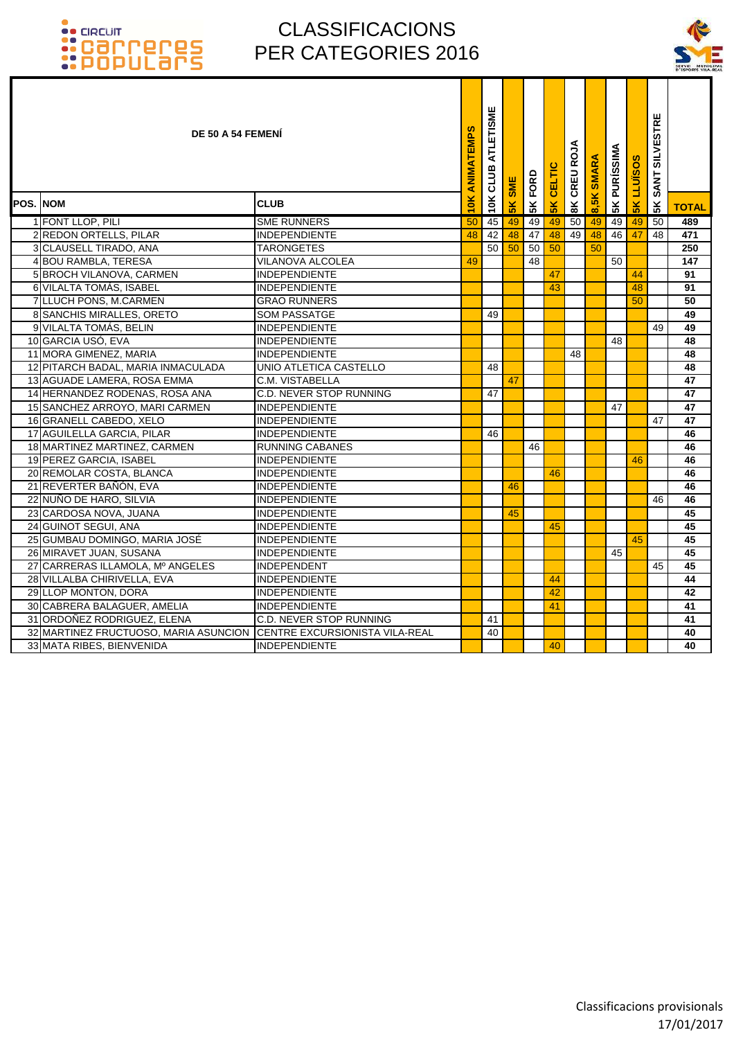# CLASSIFICACIONS PER CATEGORIES 2016

**DE 50 A 54 FEMENÍ**

| POS. | NOM | CLUB | 10K ANIMATEMPS | 10K CLUB ATLETISME | 5K SME | 5K FORD | 5K CELTIC | 8K CREU ROJA | 8,5K SMARA | 5K PURÍSSIMA | 5K LLUÏSOS | 5K SANT SILVESTRE | TOTAL |
|---|---|---|---|---|---|---|---|---|---|---|---|---|---|
| 1 | FONT LLOP, PILI | SME RUNNERS | 50 | 45 | 49 | 49 | 49 | 50 | 49 | 49 | 49 | 50 | 489 |
| 2 | REDON ORTELLS, PILAR | INDEPENDIENTE | 48 | 42 | 48 | 47 | 48 | 49 | 48 | 46 | 47 | 48 | 471 |
| 3 | CLAUSELL TIRADO, ANA | TARONGETES | | 50 | 50 | 50 | 50 | | 50 | | | | 250 |
| 4 | BOU RAMBLA, TERESA | VILANOVA ALCOLEA | 49 | | | 48 | | | | 50 | | | 147 |
| 5 | BROCH VILANOVA, CARMEN | INDEPENDIENTE | | | | | 47 | | | | 44 | | 91 |
| 6 | VILALTA TOMÁS, ISABEL | INDEPENDIENTE | | | | | 43 | | | | 48 | | 91 |
| 7 | LLUCH PONS, M.CARMEN | GRAO RUNNERS | | | | | | | | | 50 | | 50 |
| 8 | SANCHIS MIRALLES, ORETO | SOM PASSATGE | | 49 | | | | | | | | | 49 |
| 9 | VILALTA TOMÁS, BELIN | INDEPENDIENTE | | | | | | | | | | 49 | 49 |
| 10 | GARCIA USÓ, EVA | INDEPENDIENTE | | | | | | | | 48 | | | 48 |
| 11 | MORA GIMENEZ, MARIA | INDEPENDIENTE | | | | | | 48 | | | | | 48 |
| 12 | PITARCH BADAL, MARIA INMACULADA | UNIO ATLETICA CASTELLO | | 48 | | | | | | | | | 48 |
| 13 | AGUADE LAMERA, ROSA EMMA | C.M. VISTABELLA | | | 47 | | | | | | | | 47 |
| 14 | HERNANDEZ RODENAS, ROSA ANA | C.D. NEVER STOP RUNNING | | 47 | | | | | | | | | 47 |
| 15 | SANCHEZ ARROYO, MARI CARMEN | INDEPENDIENTE | | | | | | | | 47 | | | 47 |
| 16 | GRANELL CABEDO, XELO | INDEPENDIENTE | | | | | | | | | | 47 | 47 |
| 17 | AGUILELLA GARCIA, PILAR | INDEPENDIENTE | | 46 | | | | | | | | | 46 |
| 18 | MARTINEZ MARTINEZ, CARMEN | RUNNING CABANES | | | | 46 | | | | | | | 46 |
| 19 | PEREZ GARCIA, ISABEL | INDEPENDIENTE | | | | | | | | | 46 | | 46 |
| 20 | REMOLAR COSTA, BLANCA | INDEPENDIENTE | | | | | 46 | | | | | | 46 |
| 21 | REVERTER BAÑÓN, EVA | INDEPENDIENTE | | | 46 | | | | | | | | 46 |
| 22 | NUÑO DE HARO, SILVIA | INDEPENDIENTE | | | | | | | | | | 46 | 46 |
| 23 | CARDOSA NOVA, JUANA | INDEPENDIENTE | | | 45 | | | | | | | | 45 |
| 24 | GUINOT SEGUI, ANA | INDEPENDIENTE | | | | | 45 | | | | | | 45 |
| 25 | GUMBAU DOMINGO, MARIA JOSÉ | INDEPENDIENTE | | | | | | | | | 45 | | 45 |
| 26 | MIRAVET JUAN, SUSANA | INDEPENDIENTE | | | | | | | | 45 | | | 45 |
| 27 | CARRERAS ILLAMOLA, Mº ANGELES | INDEPENDENT | | | | | | | | | | 45 | 45 |
| 28 | VILLALBA CHIRIVELLA, EVA | INDEPENDIENTE | | | | | 44 | | | | | | 44 |
| 29 | LLOP MONTON, DORA | INDEPENDIENTE | | | | | 42 | | | | | | 42 |
| 30 | CABRERA BALAGUER, AMELIA | INDEPENDIENTE | | | | | 41 | | | | | | 41 |
| 31 | ORDOÑEZ RODRIGUEZ, ELENA | C.D. NEVER STOP RUNNING | | 41 | | | | | | | | | 41 |
| 32 | MARTINEZ FRUCTUOSO, MARIA ASUNCION | CENTRE EXCURSIONISTA VILA-REAL | | 40 | | | | | | | | | 40 |
| 33 | MATA RIBES, BIENVENIDA | INDEPENDIENTE | | | | | 40 | | | | | | 40 |

Classificacions provisionals
17/01/2017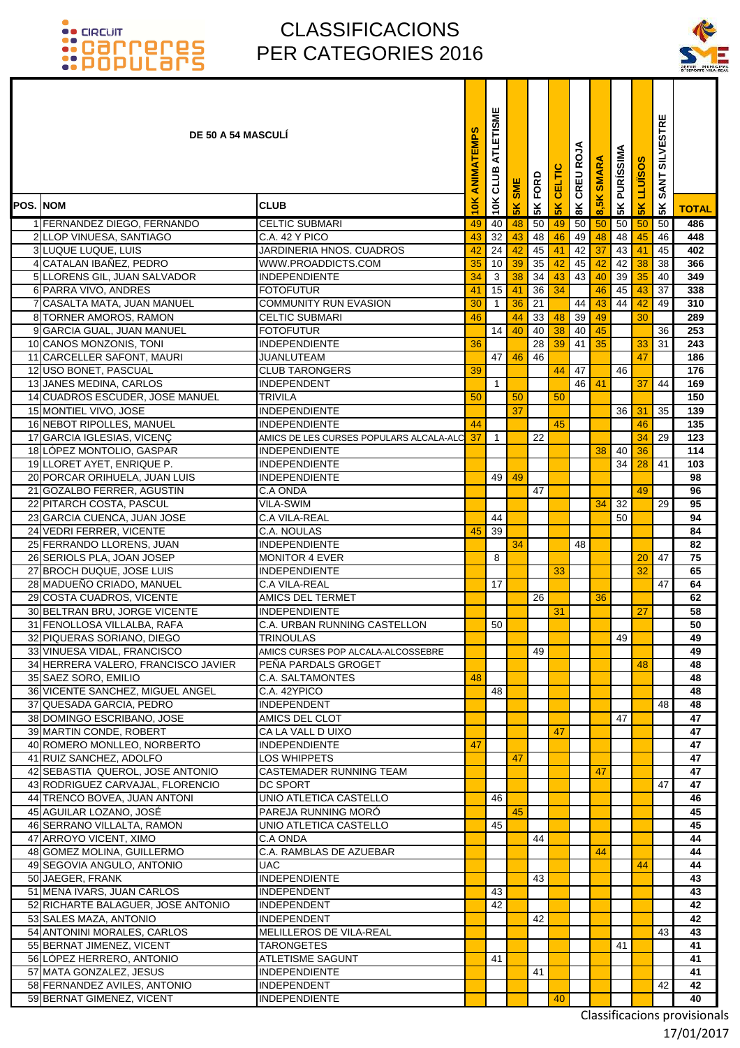# CLASSIFICACIONS PER CATEGORIES 2016

CIRCUIT CARRERES POPULARS

| POS. | NOM | CLUB | 10K ANIMATEMPS | 10K CLUB ATLETISME | 5K SME | 5K FORD | 5K CELTIC | 8K CREU ROJA | 8,5K SMARA | 5K PURÍSSIMA | 5K LLUÏSOS | 5K SANT SILVESTRE | TOTAL |
|---|---|---|---|---|---|---|---|---|---|---|---|---|---|
| | **DE 50 A 54 MASCULÍ** | | | | | | | | | | | | |
| 1 | FERNANDEZ DIEGO, FERNANDO | CELTIC SUBMARI | 49 | 40 | 48 | 50 | 49 | 50 | 50 | 50 | 50 | 50 | **486** |
| 2 | LLOP VINUESA, SANTIAGO | C.A. 42 Y PICO | 43 | 32 | 43 | 48 | 46 | 49 | 48 | 48 | 45 | 46 | **448** |
| 3 | LUQUE LUQUE, LUIS | JARDINERIA HNOS. CUADROS | 42 | 24 | 42 | 45 | 41 | 42 | 37 | 43 | 41 | 45 | **402** |
| 4 | CATALAN IBAÑEZ, PEDRO | WWW.PROADDICTS.COM | 35 | 10 | 39 | 35 | 42 | 45 | 42 | 42 | 38 | 38 | **366** |
| 5 | LLORENS GIL, JUAN SALVADOR | INDEPENDIENTE | 34 | 3 | 38 | 34 | 43 | 43 | 40 | 39 | 35 | 40 | **349** |
| 6 | PARRA VIVO, ANDRES | FOTOFUTUR | 41 | 15 | 41 | 36 | 34 | | 46 | 45 | 43 | 37 | **338** |
| 7 | CASALTA MATA, JUAN MANUEL | COMMUNITY RUN EVASION | 30 | 1 | 36 | 21 | | 44 | 43 | 44 | 42 | 49 | **310** |
| 8 | TORNER AMOROS, RAMON | CELTIC SUBMARI | 46 | | 44 | 33 | 48 | 39 | 49 | | 30 | | **289** |
| 9 | GARCIA GUAL, JUAN MANUEL | FOTOFUTUR | | 14 | 40 | 40 | 38 | 40 | 45 | | | 36 | **253** |
| 10 | CANOS MONZONIS, TONI | INDEPENDIENTE | 36 | | | 28 | 39 | 41 | 35 | | 33 | 31 | **243** |
| 11 | CARCELLER SAFONT, MAURI | JUANLUTEAM | | 47 | 46 | 46 | | | | | 47 | | **186** |
| 12 | USO BONET, PASCUAL | CLUB TARONGERS | 39 | | | | 44 | 47 | | 46 | | | **176** |
| 13 | JANES MEDINA, CARLOS | INDEPENDENT | | 1 | | | | 46 | 41 | | 37 | 44 | **169** |
| 14 | CUADROS ESCUDER, JOSE MANUEL | TRIVILA | 50 | | 50 | | 50 | | | | | | **150** |
| 15 | MONTIEL VIVO, JOSE | INDEPENDIENTE | | | 37 | | | | | 36 | 31 | 35 | **139** |
| 16 | NEBOT RIPOLLES, MANUEL | INDEPENDIENTE | 44 | | | | 45 | | | | 46 | | **135** |
| 17 | GARCIA IGLESIAS, VICENÇ | AMICS DE LES CURSES POPULARS ALCALA-ALC | 37 | 1 | | 22 | | | | | 34 | 29 | **123** |
| 18 | LÓPEZ MONTOLIO, GASPAR | INDEPENDIENTE | | | | | | | 38 | 40 | 36 | | **114** |
| 19 | LLORET AYET, ENRIQUE P. | INDEPENDIENTE | | | | | | | | 34 | 28 | 41 | **103** |
| 20 | PORCAR ORIHUELA, JUAN LUIS | INDEPENDIENTE | | 49 | 49 | | | | | | | | **98** |
| 21 | GOZALBO FERRER, AGUSTIN | C.A ONDA | | | | 47 | | | | | 49 | | **96** |
| 22 | PITARCH COSTA, PASCUL | VILA-SWIM | | | | | | | 34 | 32 | | 29 | **95** |
| 23 | GARCIA CUENCA, JUAN JOSE | C.A VILA-REAL | | 44 | | | | | | 50 | | | **94** |
| 24 | VEDRI FERRER, VICENTE | C.A. NOULAS | 45 | 39 | | | | | | | | | **84** |
| 25 | FERRANDO LLORENS, JUAN | INDEPENDIENTE | | | 34 | | | 48 | | | | | **82** |
| 26 | SERIOLS PLA, JOAN JOSEP | MONITOR 4 EVER | | 8 | | | | | | | 20 | 47 | **75** |
| 27 | BROCH DUQUE, JOSE LUIS | INDEPENDIENTE | | | | | 33 | | | | 32 | | **65** |
| 28 | MADUEÑO CRIADO, MANUEL | C.A VILA-REAL | | 17 | | | | | | | | 47 | **64** |
| 29 | COSTA CUADROS, VICENTE | AMICS DEL TERMET | | | | 26 | | | 36 | | | | **62** |
| 30 | BELTRAN BRU, JORGE VICENTE | INDEPENDIENTE | | | | | 31 | | | | 27 | | **58** |
| 31 | FENOLLOSA VILLALBA, RAFA | C.A. URBAN RUNNING CASTELLON | | 50 | | | | | | | | | **50** |
| 32 | PIQUERAS SORIANO, DIEGO | TRINOULAS | | | | | | | | 49 | | | **49** |
| 33 | VINUESA VIDAL, FRANCISCO | AMICS CURSES POP ALCALA-ALCOSSEBRE | | | | 49 | | | | | | | **49** |
| 34 | HERRERA VALERO, FRANCISCO JAVIER | PEÑA PARDALS GROGET | | | | | | | | | 48 | | **48** |
| 35 | SAEZ SORO, EMILIO | C.A. SALTAMONTES | 48 | | | | | | | | | | **48** |
| 36 | VICENTE SANCHEZ, MIGUEL ANGEL | C.A. 42YPICO | | 48 | | | | | | | | | **48** |
| 37 | QUESADA GARCIA, PEDRO | INDEPENDENT | | | | | | | | | | 48 | **48** |
| 38 | DOMINGO ESCRIBANO, JOSE | AMICS DEL CLOT | | | | | | | | 47 | | | **47** |
| 39 | MARTIN CONDE, ROBERT | CA LA VALL D UIXO | | | | | 47 | | | | | | **47** |
| 40 | ROMERO MONLLEO, NORBERTO | INDEPENDIENTE | 47 | | | | | | | | | | **47** |
| 41 | RUIZ SANCHEZ, ADOLFO | LOS WHIPPETS | | | 47 | | | | | | | | **47** |
| 42 | SEBASTIA QUEROL, JOSE ANTONIO | CASTEMADER RUNNING TEAM | | | | | | | 47 | | | | **47** |
| 43 | RODRIGUEZ CARVAJAL, FLORENCIO | DC SPORT | | | | | | | | | | 47 | **47** |
| 44 | TRENCO BOVEA, JUAN ANTONI | UNIO ATLETICA CASTELLO | | 46 | | | | | | | | | **46** |
| 45 | AGUILAR LOZANO, JOSÉ | PAREJA RUNNING MORÓ | | | 45 | | | | | | | | **45** |
| 46 | SERRANO VILLALTA, RAMON | UNIO ATLETICA CASTELLO | | 45 | | | | | | | | | **45** |
| 47 | ARROYO VICENT, XIMO | C.A ONDA | | | | 44 | | | | | | | **44** |
| 48 | GOMEZ MOLINA, GUILLERMO | C.A. RAMBLAS DE AZUEBAR | | | | | | | 44 | | | | **44** |
| 49 | SEGOVIA ANGULO, ANTONIO | UAC | | | | | | | | | 44 | | **44** |
| 50 | JAEGER, FRANK | INDEPENDIENTE | | | | 43 | | | | | | | **43** |
| 51 | MENA IVARS, JUAN CARLOS | INDEPENDENT | | 43 | | | | | | | | | **43** |
| 52 | RICHARTE BALAGUER, JOSE ANTONIO | INDEPENDENT | | 42 | | | | | | | | | **42** |
| 53 | SALES MAZA, ANTONIO | INDEPENDENT | | | | 42 | | | | | | | **42** |
| 54 | ANTONINI MORALES, CARLOS | MELILLEROS DE VILA-REAL | | | | | | | | | | 43 | **43** |
| 55 | BERNAT JIMENEZ, VICENT | TARONGETES | | | | | | | | 41 | | | **41** |
| 56 | LÓPEZ HERRERO, ANTONIO | ATLETISME SAGUNT | | 41 | | | | | | | | | **41** |
| 57 | MATA GONZALEZ, JESUS | INDEPENDIENTE | | | | 41 | | | | | | | **41** |
| 58 | FERNANDEZ AVILES, ANTONIO | INDEPENDENT | | | | | | | | | | 42 | **42** |
| 59 | BERNAT GIMENEZ, VICENT | INDEPENDIENTE | | | | | 40 | | | | | | **40** |

Classificacions provisionals
17/01/2017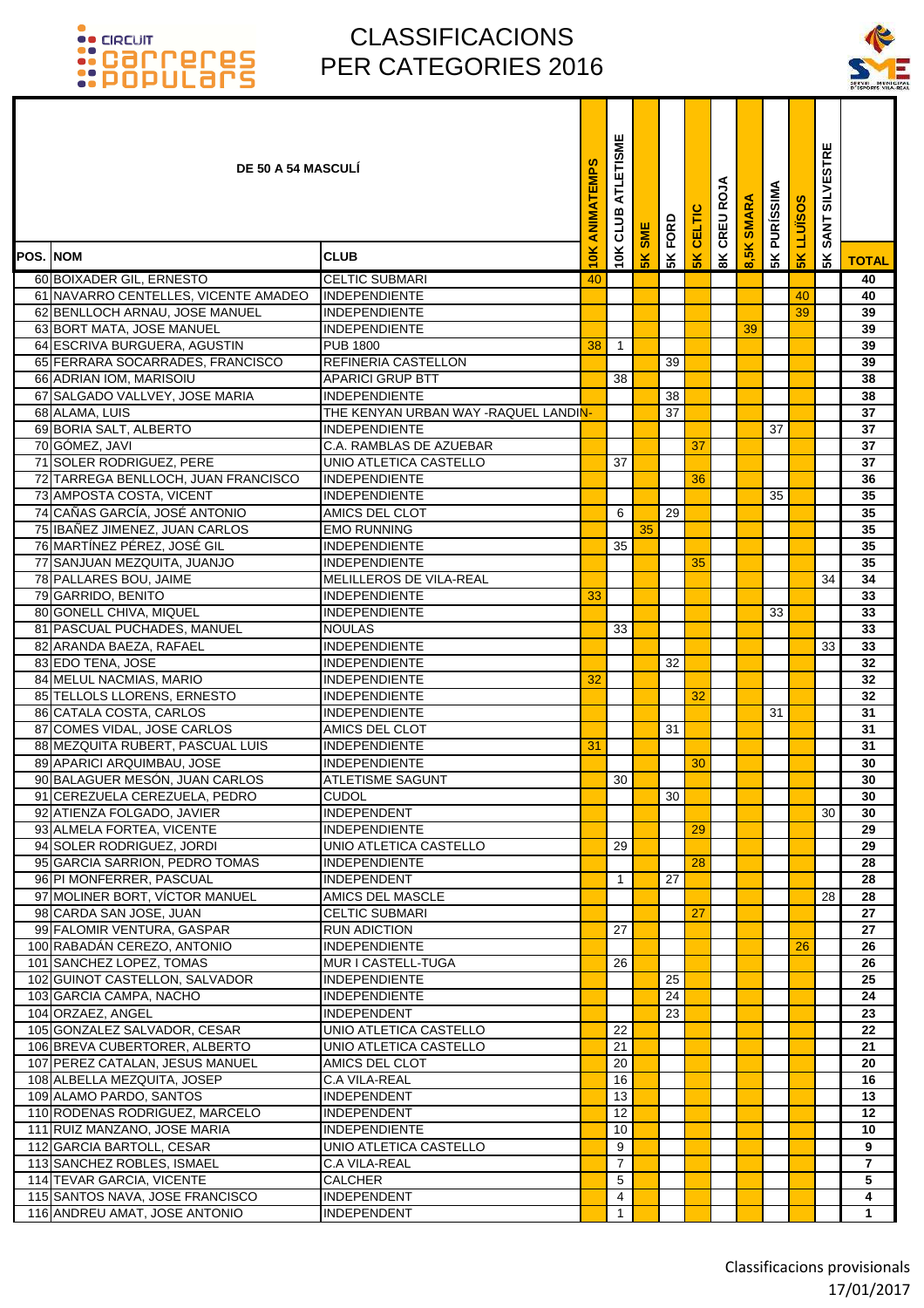# CLASSIFICACIONS PER CATEGORIES 2016

| POS. | NOM | CLUB | 10K ANIMATEMPS | 10K CLUB ATLETISME | 5K SME | 5K FORD | 5K CELTIC | 8K CREU ROJA | 8,5K SMARA | 5K PURÍSSIMA | 5K LLUÏSOS | 5K SANT SILVESTRE | TOTAL |
|---|---|---|---|---|---|---|---|---|---|---|---|---|---|
| | **DE 50 A 54 MASCULÍ** | | | | | | | | | | | | |
| 60 | BOIXADER GIL, ERNESTO | CELTIC SUBMARI | 40 | | | | | | | | | | 40 |
| 61 | NAVARRO CENTELLES, VICENTE AMADEO | INDEPENDIENTE | | | | | | | | | 40 | | 40 |
| 62 | BENLLOCH ARNAU, JOSE MANUEL | INDEPENDIENTE | | | | | | | | | 39 | | 39 |
| 63 | BORT MATA, JOSE MANUEL | INDEPENDIENTE | | | | | | | 39 | | | | 39 |
| 64 | ESCRIVA BURGUERA, AGUSTIN | PUB 1800 | 38 | 1 | | | | | | | | | 39 |
| 65 | FERRARA SOCARRADES, FRANCISCO | REFINERIA CASTELLON | | | | 39 | | | | | | | 39 |
| 66 | ADRIAN IOM, MARISOIU | APARICI GRUP BTT | | 38 | | | | | | | | | 38 |
| 67 | SALGADO VALLVEY, JOSE MARIA | INDEPENDIENTE | | | | 38 | | | | | | | 38 |
| 68 | ALAMA, LUIS | THE KENYAN URBAN WAY -RAQUEL LANDIN- | | | | 37 | | | | | | | 37 |
| 69 | BORIA SALT, ALBERTO | INDEPENDIENTE | | | | | | | | 37 | | | 37 |
| 70 | GÓMEZ, JAVI | C.A. RAMBLAS DE AZUEBAR | | | | | 37 | | | | | | 37 |
| 71 | SOLER RODRIGUEZ, PERE | UNIO ATLETICA CASTELLO | | 37 | | | | | | | | | 37 |
| 72 | TARREGA BENLLOCH, JUAN FRANCISCO | INDEPENDIENTE | | | | | 36 | | | | | | 36 |
| 73 | AMPOSTA COSTA, VICENT | INDEPENDIENTE | | | | | | | | 35 | | | 35 |
| 74 | CAÑAS GARCÍA, JOSÉ ANTONIO | AMICS DEL CLOT | | 6 | | 29 | | | | | | | 35 |
| 75 | IBAÑEZ JIMENEZ, JUAN CARLOS | EMO RUNNING | | | 35 | | | | | | | | 35 |
| 76 | MARTÍNEZ PÉREZ, JOSÉ GIL | INDEPENDIENTE | | 35 | | | | | | | | | 35 |
| 77 | SANJUAN MEZQUITA, JUANJO | INDEPENDIENTE | | | | | 35 | | | | | | 35 |
| 78 | PALLARES BOU, JAIME | MELILLEROS DE VILA-REAL | | | | | | | | | | 34 | 34 |
| 79 | GARRIDO, BENITO | INDEPENDIENTE | 33 | | | | | | | | | | 33 |
| 80 | GONELL CHIVA, MIQUEL | INDEPENDIENTE | | | | | | | | 33 | | | 33 |
| 81 | PASCUAL PUCHADES, MANUEL | NOULAS | | 33 | | | | | | | | | 33 |
| 82 | ARANDA BAEZA, RAFAEL | INDEPENDIENTE | | | | | | | | | | 33 | 33 |
| 83 | EDO TENA, JOSE | INDEPENDIENTE | | | | 32 | | | | | | | 32 |
| 84 | MELUL NACMIAS, MARIO | INDEPENDIENTE | 32 | | | | | | | | | | 32 |
| 85 | TELLOLS LLORENS, ERNESTO | INDEPENDIENTE | | | | | 32 | | | | | | 32 |
| 86 | CATALA COSTA, CARLOS | INDEPENDIENTE | | | | | | | | 31 | | | 31 |
| 87 | COMES VIDAL, JOSE CARLOS | AMICS DEL CLOT | | | | 31 | | | | | | | 31 |
| 88 | MEZQUITA RUBERT, PASCUAL LUIS | INDEPENDIENTE | 31 | | | | | | | | | | 31 |
| 89 | APARICI ARQUIMBAU, JOSE | INDEPENDIENTE | | | | | 30 | | | | | | 30 |
| 90 | BALAGUER MESÓN, JUAN CARLOS | ATLETISME SAGUNT | | 30 | | | | | | | | | 30 |
| 91 | CEREZUELA CEREZUELA, PEDRO | CUDOL | | | | 30 | | | | | | | 30 |
| 92 | ATIENZA FOLGADO, JAVIER | INDEPENDENT | | | | | | | | | | 30 | 30 |
| 93 | ALMELA FORTEA, VICENTE | INDEPENDIENTE | | | | | 29 | | | | | | 29 |
| 94 | SOLER RODRIGUEZ, JORDI | UNIO ATLETICA CASTELLO | | 29 | | | | | | | | | 29 |
| 95 | GARCIA SARRION, PEDRO TOMAS | INDEPENDIENTE | | | | | 28 | | | | | | 28 |
| 96 | PI MONFERRER, PASCUAL | INDEPENDENT | | 1 | | 27 | | | | | | | 28 |
| 97 | MOLINER BORT, VÍCTOR MANUEL | AMICS DEL MASCLE | | | | | | | | | | 28 | 28 |
| 98 | CARDA SAN JOSE, JUAN | CELTIC SUBMARI | | | | | 27 | | | | | | 27 |
| 99 | FALOMIR VENTURA, GASPAR | RUN ADICTION | | 27 | | | | | | | | | 27 |
| 100 | RABADÁN CEREZO, ANTONIO | INDEPENDIENTE | | | | | | | | | 26 | | 26 |
| 101 | SANCHEZ LOPEZ, TOMAS | MUR I CASTELL-TUGA | | 26 | | | | | | | | | 26 |
| 102 | GUINOT CASTELLON, SALVADOR | INDEPENDIENTE | | | | 25 | | | | | | | 25 |
| 103 | GARCIA CAMPA, NACHO | INDEPENDIENTE | | | | 24 | | | | | | | 24 |
| 104 | ORZAEZ, ANGEL | INDEPENDENT | | | | 23 | | | | | | | 23 |
| 105 | GONZALEZ SALVADOR, CESAR | UNIO ATLETICA CASTELLO | | 22 | | | | | | | | | 22 |
| 106 | BREVA CUBERTORER, ALBERTO | UNIO ATLETICA CASTELLO | | 21 | | | | | | | | | 21 |
| 107 | PEREZ CATALAN, JESUS MANUEL | AMICS DEL CLOT | | 20 | | | | | | | | | 20 |
| 108 | ALBELLA MEZQUITA, JOSEP | C.A VILA-REAL | | 16 | | | | | | | | | 16 |
| 109 | ALAMO PARDO, SANTOS | INDEPENDENT | | 13 | | | | | | | | | 13 |
| 110 | RODENAS RODRIGUEZ, MARCELO | INDEPENDENT | | 12 | | | | | | | | | 12 |
| 111 | RUIZ MANZANO, JOSE MARIA | INDEPENDIENTE | | 10 | | | | | | | | | 10 |
| 112 | GARCIA BARTOLL, CESAR | UNIO ATLETICA CASTELLO | | 9 | | | | | | | | | 9 |
| 113 | SANCHEZ ROBLES, ISMAEL | C.A VILA-REAL | | 7 | | | | | | | | | 7 |
| 114 | TEVAR GARCIA, VICENTE | CALCHER | | 5 | | | | | | | | | 5 |
| 115 | SANTOS NAVA, JOSE FRANCISCO | INDEPENDENT | | 4 | | | | | | | | | 4 |
| 116 | ANDREU AMAT, JOSE ANTONIO | INDEPENDENT | | 1 | | | | | | | | | 1 |

Classificacions provisionals
17/01/2017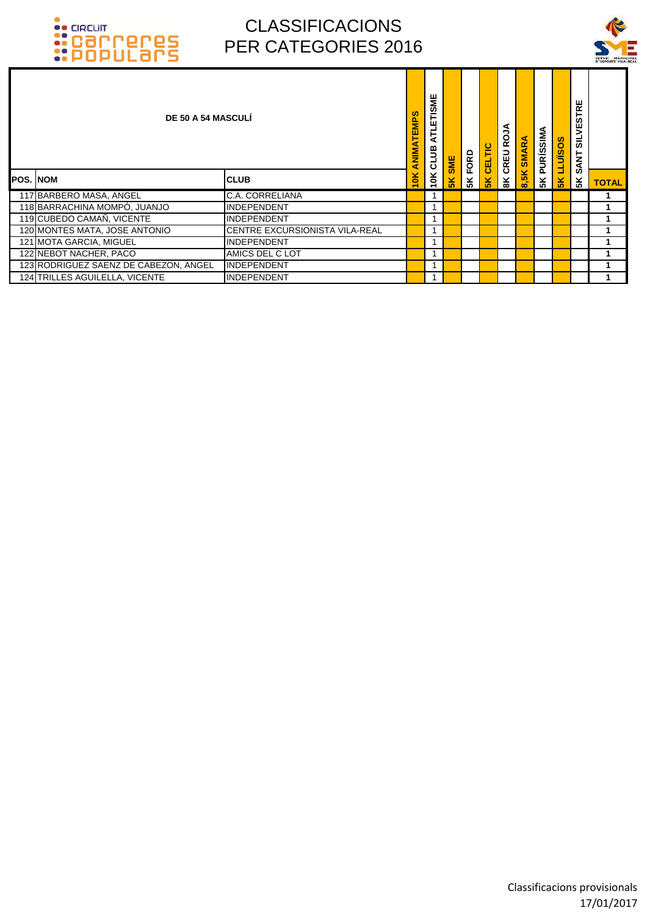# CLASSIFICACIONS PER CATEGORIES 2016

| POS. | NOM | CLUB | 10K ANIMATEMPS | 10K CLUB ATLETISME | 5K SME | 5K FORD | 5K CELTIC | 8K CREU ROJA | 8,5K SMARA | 5K PURÍSSIMA | 5K LLUÏSOS | 5K SANT SILVESTRE | TOTAL |
|---|---|---|---|---|---|---|---|---|---|---|---|---|---|
| **DE 50 A 54 MASCULÍ** | | | | | | | | | | | | | |
| 117 | BARBERO MASA, ANGEL | C.A. CORRELIANA | | 1 | | | | | | | | | 1 |
| 118 | BARRACHINA MOMPÓ, JUANJO | INDEPENDENT | | 1 | | | | | | | | | 1 |
| 119 | CUBEDO CAMAÑ, VICENTE | INDEPENDENT | | 1 | | | | | | | | | 1 |
| 120 | MONTES MATA, JOSE ANTONIO | CENTRE EXCURSIONISTA VILA-REAL | | 1 | | | | | | | | | 1 |
| 121 | MOTA GARCIA, MIGUEL | INDEPENDENT | | 1 | | | | | | | | | 1 |
| 122 | NEBOT NACHER, PACO | AMICS DEL C LOT | | 1 | | | | | | | | | 1 |
| 123 | RODRIGUEZ SAENZ DE CABEZON, ANGEL | INDEPENDENT | | 1 | | | | | | | | | 1 |
| 124 | TRILLES AGUILELLA, VICENTE | INDEPENDENT | | 1 | | | | | | | | | 1 |

Classificacions provisionals
17/01/2017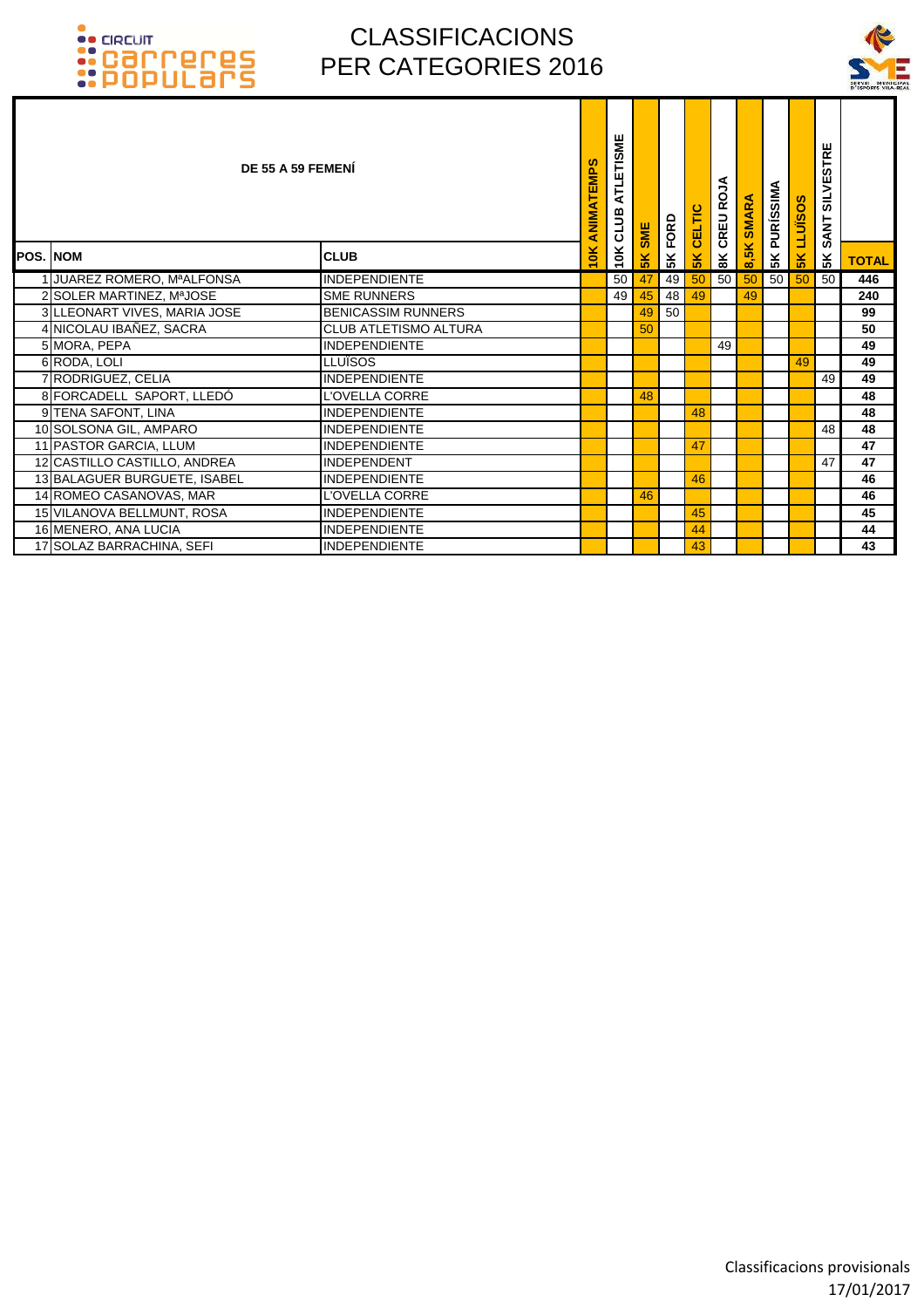# CLASSIFICACIONS PER CATEGORIES 2016

| POS. | NOM | CLUB | 10K ANIMATEMPS | 10K CLUB ATLETISME | 5K SME | 5K FORD | 5K CELTIC | 8K CREU ROJA | 8,5K SMARA | 5K PURÍSSIMA | 5K LLUÏSOS | 5K SANT SILVESTRE | TOTAL |
|---|---|---|---|---|---|---|---|---|---|---|---|---|---|
| **DE 55 A 59 FEMENÍ** | | | | | | | | | | | | | |
| 1 | JUAREZ ROMERO, MªALFONSA | INDEPENDIENTE | | 50 | 47 | 49 | 50 | 50 | 50 | 50 | 50 | 50 | 446 |
| 2 | SOLER MARTINEZ, MªJOSE | SME RUNNERS | | 49 | 45 | 48 | 49 | | 49 | | | | 240 |
| 3 | LLEONART VIVES, MARIA JOSE | BENICASSIM RUNNERS | | | 49 | 50 | | | | | | | 99 |
| 4 | NICOLAU IBAÑEZ, SACRA | CLUB ATLETISMO ALTURA | | | 50 | | | | | | | | 50 |
| 5 | MORA, PEPA | INDEPENDIENTE | | | | | | 49 | | | | | 49 |
| 6 | RODA, LOLI | LLUÏSOS | | | | | | | | | 49 | | 49 |
| 7 | RODRIGUEZ, CELIA | INDEPENDIENTE | | | | | | | | | | 49 | 49 |
| 8 | FORCADELL SAPORT, LLEDÓ | L'OVELLA CORRE | | | 48 | | | | | | | | 48 |
| 9 | TENA SAFONT, LINA | INDEPENDIENTE | | | | | 48 | | | | | | 48 |
| 10 | SOLSONA GIL, AMPARO | INDEPENDIENTE | | | | | | | | | | 48 | 48 |
| 11 | PASTOR GARCIA, LLUM | INDEPENDIENTE | | | | | 47 | | | | | | 47 |
| 12 | CASTILLO CASTILLO, ANDREA | INDEPENDENT | | | | | | | | | | 47 | 47 |
| 13 | BALAGUER BURGUETE, ISABEL | INDEPENDIENTE | | | | | 46 | | | | | | 46 |
| 14 | ROMEO CASANOVAS, MAR | L'OVELLA CORRE | | | 46 | | | | | | | | 46 |
| 15 | VILANOVA BELLMUNT, ROSA | INDEPENDIENTE | | | | | 45 | | | | | | 45 |
| 16 | MENERO, ANA LUCIA | INDEPENDIENTE | | | | | 44 | | | | | | 44 |
| 17 | SOLAZ BARRACHINA, SEFI | INDEPENDIENTE | | | | | 43 | | | | | | 43 |

Classificacions provisionals
17/01/2017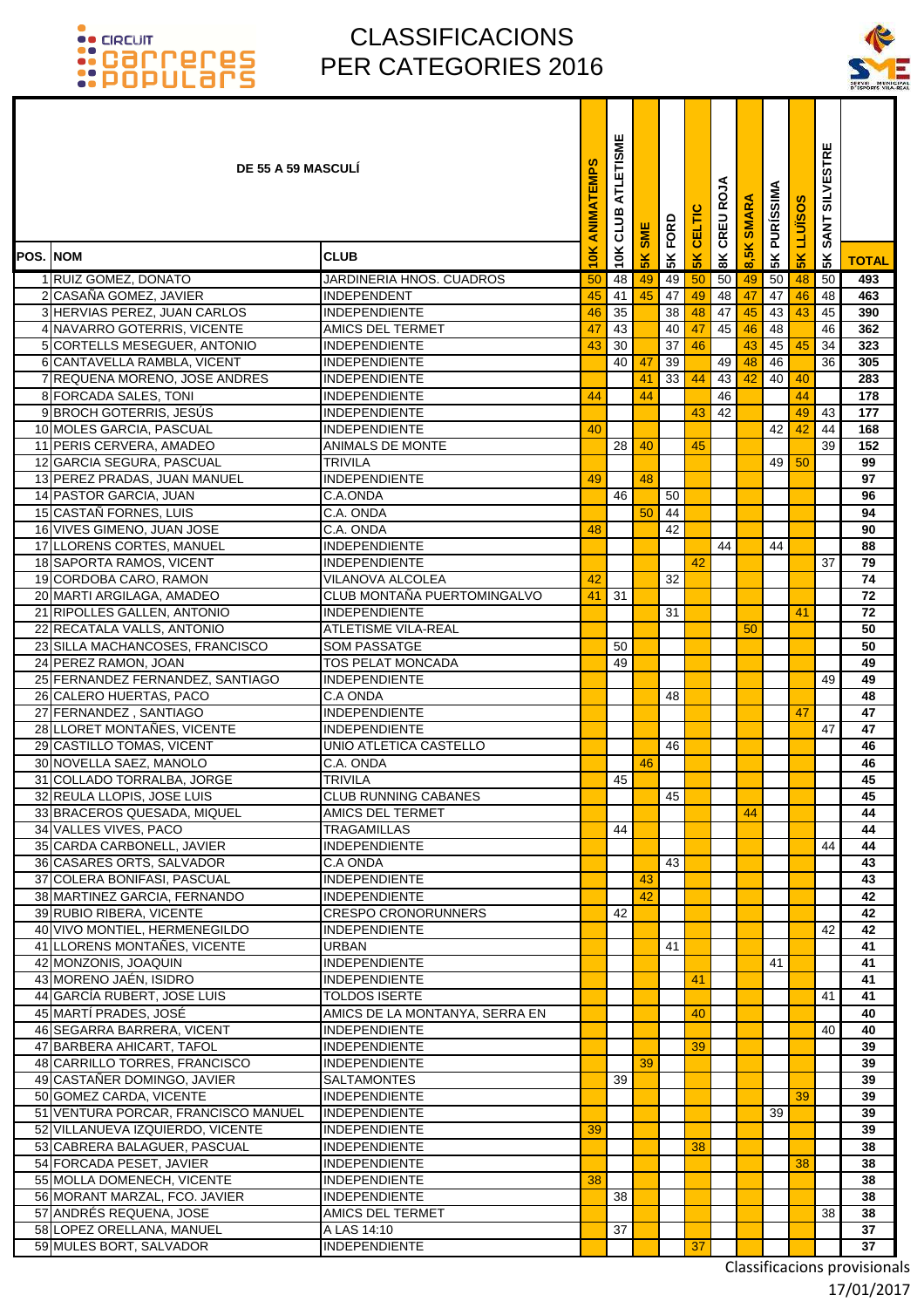# CLASSIFICACIONS PER CATEGORIES 2016

CIRCUIT carreres populars

## DE 55 A 59 MASCULÍ

| POS. | NOM | CLUB | 10K ANIMATEMPS | 10K CLUB ATLETISME | 5K SME | 5K FORD | 5K CELTIC | 8K CREU ROJA | 8,5K SMARA | 5K PURÍSSIMA | 5K LLUÏSOS | 5K SANT SILVESTRE | TOTAL |
|---|---|---|---|---|---|---|---|---|---|---|---|---|---|
| 1 | RUIZ GOMEZ, DONATO | JARDINERIA HNOS. CUADROS | 50 | 48 | 49 | 49 | 50 | 50 | 49 | 50 | 48 | 50 | 493 |
| 2 | CASAÑA GOMEZ, JAVIER | INDEPENDENT | 45 | 41 | 45 | 47 | 49 | 48 | 47 | 47 | 46 | 48 | 463 |
| 3 | HERVIAS PEREZ, JUAN CARLOS | INDEPENDIENTE | 46 | 35 | | 38 | 48 | 47 | 45 | 43 | 43 | 45 | 390 |
| 4 | NAVARRO GOTERRIS, VICENTE | AMICS DEL TERMET | 47 | 43 | | 40 | 47 | 45 | 46 | 48 | | 46 | 362 |
| 5 | CORTELLS MESEGUER, ANTONIO | INDEPENDIENTE | 43 | 30 | | 37 | 46 | | 43 | 45 | 45 | 34 | 323 |
| 6 | CANTAVELLA RAMBLA, VICENT | INDEPENDIENTE | | 40 | 47 | 39 | | 49 | 48 | 46 | | 36 | 305 |
| 7 | REQUENA MORENO, JOSE ANDRES | INDEPENDIENTE | | | 41 | 33 | 44 | 43 | 42 | 40 | 40 | | 283 |
| 8 | FORCADA SALES, TONI | INDEPENDIENTE | 44 | | 44 | | | 46 | | | 44 | | 178 |
| 9 | BROCH GOTERRIS, JESÚS | INDEPENDIENTE | | | | | 43 | 42 | | | 49 | 43 | 177 |
| 10 | MOLES GARCIA, PASCUAL | INDEPENDIENTE | 40 | | | | | | | 42 | 42 | 44 | 168 |
| 11 | PERIS CERVERA, AMADEO | ANIMALS DE MONTE | | 28 | 40 | | 45 | | | | | 39 | 152 |
| 12 | GARCIA SEGURA, PASCUAL | TRIVILA | | | | | | | | 49 | 50 | | 99 |
| 13 | PEREZ PRADAS, JUAN MANUEL | INDEPENDIENTE | 49 | | 48 | | | | | | | | 97 |
| 14 | PASTOR GARCIA, JUAN | C.A.ONDA | | 46 | | 50 | | | | | | | 96 |
| 15 | CASTAÑ FORNES, LUIS | C.A. ONDA | | | 50 | 44 | | | | | | | 94 |
| 16 | VIVES GIMENO, JUAN JOSE | C.A. ONDA | 48 | | | 42 | | | | | | | 90 |
| 17 | LLORENS CORTES, MANUEL | INDEPENDIENTE | | | | | | 44 | | 44 | | | 88 |
| 18 | SAPORTA RAMOS, VICENT | INDEPENDIENTE | | | | | 42 | | | | | 37 | 79 |
| 19 | CORDOBA CARO, RAMON | VILANOVA ALCOLEA | 42 | | | 32 | | | | | | | 74 |
| 20 | MARTI ARGILAGA, AMADEO | CLUB MONTAÑA PUERTOMINGALVO | 41 | 31 | | | | | | | | | 72 |
| 21 | RIPOLLES GALLEN, ANTONIO | INDEPENDIENTE | | | | 31 | | | | | 41 | | 72 |
| 22 | RECATALA VALLS, ANTONIO | ATLETISME VILA-REAL | | | | | | | 50 | | | | 50 |
| 23 | SILLA MACHANCOSES, FRANCISCO | SOM PASSATGE | | 50 | | | | | | | | | 50 |
| 24 | PEREZ RAMON, JOAN | TOS PELAT MONCADA | | 49 | | | | | | | | | 49 |
| 25 | FERNANDEZ FERNANDEZ, SANTIAGO | INDEPENDIENTE | | | | | | | | | | 49 | 49 |
| 26 | CALERO HUERTAS, PACO | C.A ONDA | | | | 48 | | | | | | | 48 |
| 27 | FERNANDEZ , SANTIAGO | INDEPENDIENTE | | | | | | | | | 47 | | 47 |
| 28 | LLORET MONTAÑES, VICENTE | INDEPENDIENTE | | | | | | | | | | 47 | 47 |
| 29 | CASTILLO TOMAS, VICENT | UNIO ATLETICA CASTELLO | | | | 46 | | | | | | | 46 |
| 30 | NOVELLA SAEZ, MANOLO | C.A. ONDA | | | 46 | | | | | | | | 46 |
| 31 | COLLADO TORRALBA, JORGE | TRIVILA | | 45 | | | | | | | | | 45 |
| 32 | REULA LLOPIS, JOSE LUIS | CLUB RUNNING CABANES | | | | 45 | | | | | | | 45 |
| 33 | BRACEROS QUESADA, MIQUEL | AMICS DEL TERMET | | | | | | | 44 | | | | 44 |
| 34 | VALLES VIVES, PACO | TRAGAMILLAS | | 44 | | | | | | | | | 44 |
| 35 | CARDA CARBONELL, JAVIER | INDEPENDIENTE | | | | | | | | | | 44 | 44 |
| 36 | CASARES ORTS, SALVADOR | C.A ONDA | | | | 43 | | | | | | | 43 |
| 37 | COLERA BONIFASI, PASCUAL | INDEPENDIENTE | | | 43 | | | | | | | | 43 |
| 38 | MARTINEZ GARCIA, FERNANDO | INDEPENDIENTE | | | 42 | | | | | | | | 42 |
| 39 | RUBIO RIBERA, VICENTE | CRESPO CRONORUNNERS | | 42 | | | | | | | | | 42 |
| 40 | VIVO MONTIEL, HERMENEGILDO | INDEPENDIENTE | | | | | | | | | | 42 | 42 |
| 41 | LLORENS MONTAÑES, VICENTE | URBAN | | | | 41 | | | | | | | 41 |
| 42 | MONZONIS, JOAQUIN | INDEPENDIENTE | | | | | | | | 41 | | | 41 |
| 43 | MORENO JAÉN, ISIDRO | INDEPENDIENTE | | | | | 41 | | | | | | 41 |
| 44 | GARCÍA RUBERT, JOSE LUIS | TOLDOS ISERTE | | | | | | | | | | 41 | 41 |
| 45 | MARTÍ PRADES, JOSÉ | AMICS DE LA MONTANYA, SERRA EN | | | | | 40 | | | | | | 40 |
| 46 | SEGARRA BARRERA, VICENT | INDEPENDIENTE | | | | | | | | | | 40 | 40 |
| 47 | BARBERA AHICART, TAFOL | INDEPENDIENTE | | | | | 39 | | | | | | 39 |
| 48 | CARRILLO TORRES, FRANCISCO | INDEPENDIENTE | | | 39 | | | | | | | | 39 |
| 49 | CASTAÑER DOMINGO, JAVIER | SALTAMONTES | | 39 | | | | | | | | | 39 |
| 50 | GOMEZ CARDA, VICENTE | INDEPENDIENTE | | | | | | | | | 39 | | 39 |
| 51 | VENTURA PORCAR, FRANCISCO MANUEL | INDEPENDIENTE | | | | | | | | 39 | | | 39 |
| 52 | VILLANUEVA IZQUIERDO, VICENTE | INDEPENDIENTE | 39 | | | | | | | | | | 39 |
| 53 | CABRERA BALAGUER, PASCUAL | INDEPENDIENTE | | | | | 38 | | | | | | 38 |
| 54 | FORCADA PESET, JAVIER | INDEPENDIENTE | | | | | | | | | 38 | | 38 |
| 55 | MOLLA DOMENECH, VICENTE | INDEPENDIENTE | 38 | | | | | | | | | | 38 |
| 56 | MORANT MARZAL, FCO. JAVIER | INDEPENDIENTE | | 38 | | | | | | | | | 38 |
| 57 | ANDRÉS REQUENA, JOSE | AMICS DEL TERMET | | | | | | | | | | 38 | 38 |
| 58 | LOPEZ ORELLANA, MANUEL | A LAS 14:10 | | 37 | | | | | | | | | 37 |
| 59 | MULES BORT, SALVADOR | INDEPENDIENTE | | | | | 37 | | | | | | 37 |

Classificacions provisionals
17/01/2017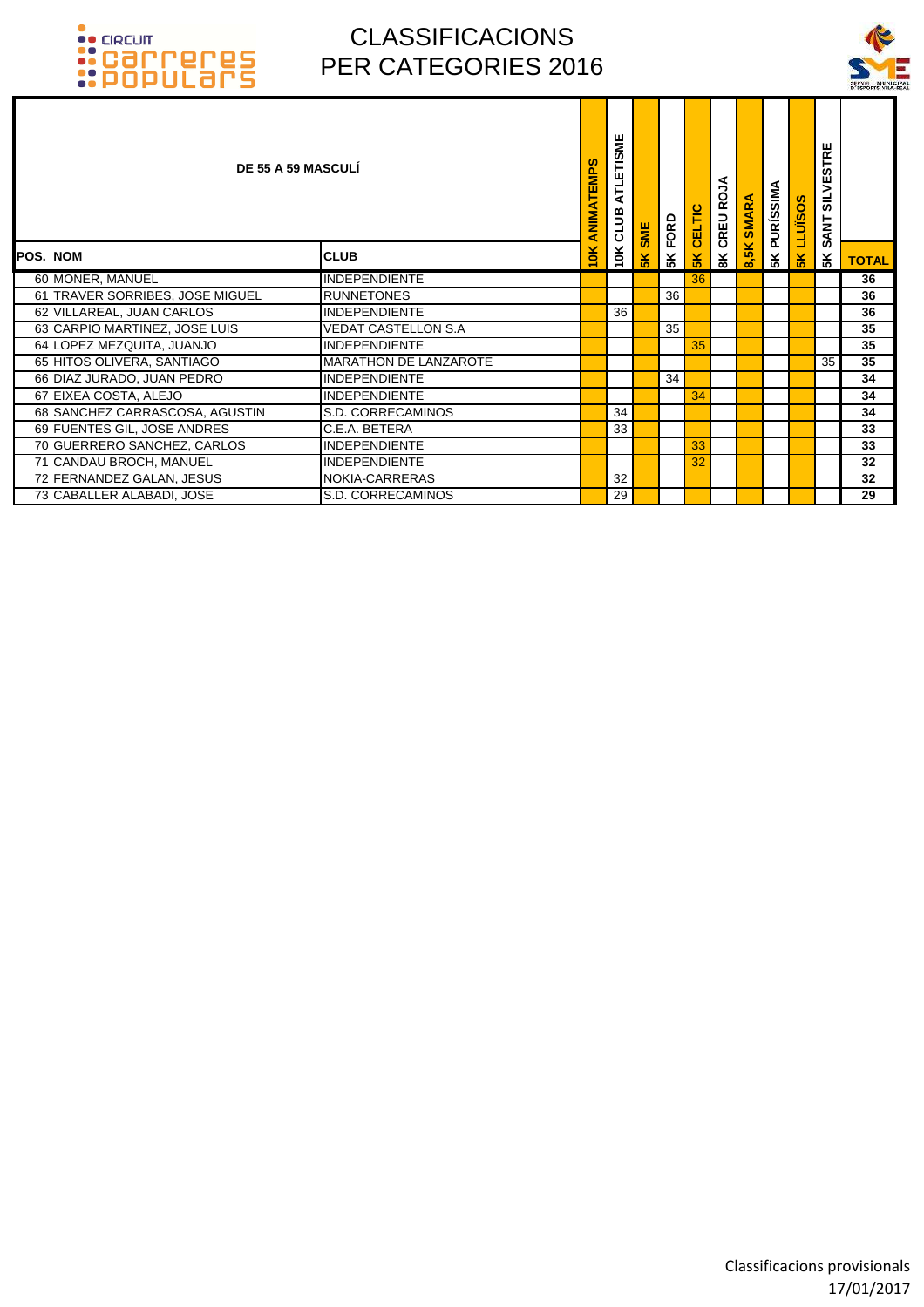# CLASSIFICACIONS PER CATEGORIES 2016

| POS. | NOM | CLUB | 10K ANIMATEMPS | 10K CLUB ATLETISME | 5K SME | 5K FORD | 5K CELTIC | 8K CREU ROJA | 8,5K SMARA | 5K PURÍSSIMA | 5K LLUÏSOS | 5K SANT SILVESTRE | TOTAL |
|---|---|---|---|---|---|---|---|---|---|---|---|---|---|
| **DE 55 A 59 MASCULÍ** | | | | | | | | | | | | | |
| 60 | MONER, MANUEL | INDEPENDIENTE | | | | | 36 | | | | | | 36 |
| 61 | TRAVER SORRIBES, JOSE MIGUEL | RUNNETONES | | | | 36 | | | | | | | 36 |
| 62 | VILLAREAL, JUAN CARLOS | INDEPENDIENTE | | 36 | | | | | | | | | 36 |
| 63 | CARPIO MARTINEZ, JOSE LUIS | VEDAT CASTELLON S.A | | | | 35 | | | | | | | 35 |
| 64 | LOPEZ MEZQUITA, JUANJO | INDEPENDIENTE | | | | | 35 | | | | | | 35 |
| 65 | HITOS OLIVERA, SANTIAGO | MARATHON DE LANZAROTE | | | | | | | | | | 35 | 35 |
| 66 | DIAZ JURADO, JUAN PEDRO | INDEPENDIENTE | | | | 34 | | | | | | | 34 |
| 67 | EIXEA COSTA, ALEJO | INDEPENDIENTE | | | | | 34 | | | | | | 34 |
| 68 | SANCHEZ CARRASCOSA, AGUSTIN | S.D. CORRECAMINOS | | 34 | | | | | | | | | 34 |
| 69 | FUENTES GIL, JOSE ANDRES | C.E.A. BETERA | | 33 | | | | | | | | | 33 |
| 70 | GUERRERO SANCHEZ, CARLOS | INDEPENDIENTE | | | | | 33 | | | | | | 33 |
| 71 | CANDAU BROCH, MANUEL | INDEPENDIENTE | | | | | 32 | | | | | | 32 |
| 72 | FERNANDEZ GALAN, JESUS | NOKIA-CARRERAS | | 32 | | | | | | | | | 32 |
| 73 | CABALLER ALABADI, JOSE | S.D. CORRECAMINOS | | 29 | | | | | | | | | 29 |

Classificacions provisionals
17/01/2017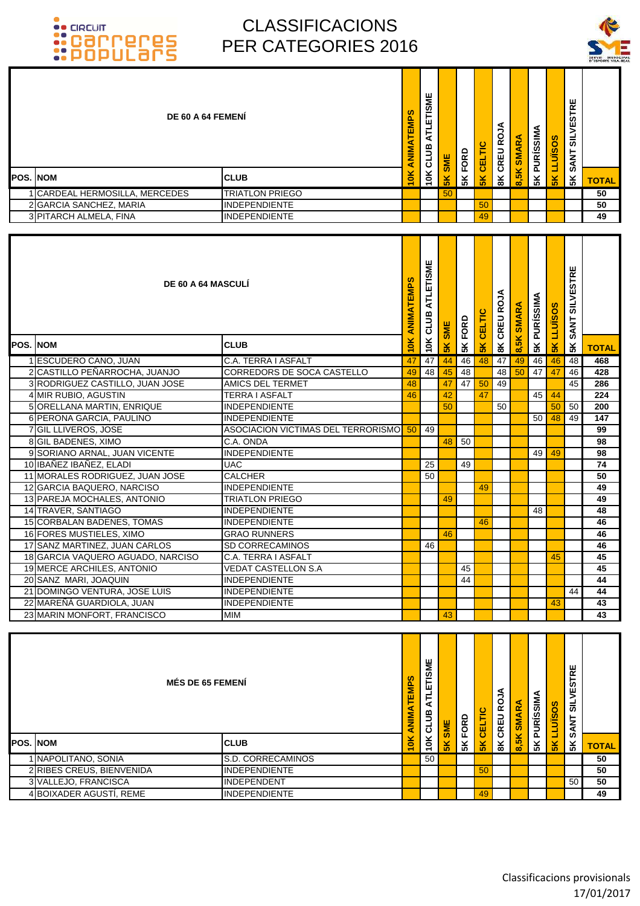# CLASSIFICACIONS PER CATEGORIES 2016

## DE 60 A 64 FEMENÍ

| POS. | NOM | CLUB | 10K ANIMATEMPS | 10K CLUB ATLETISME | 5K SME | 5K FORD | 5K CELTIC | 8K CREU ROJA | 8,5K SMARA | 5K PURÍSSIMA | 5K LLUÏSOS | 5K SANT SILVESTRE | TOTAL |
|---|---|---|---|---|---|---|---|---|---|---|---|---|---|
| 1 | CARDEAL HERMOSILLA, MERCEDES | TRIATLON PRIEGO | | | 50 | | | | | | | | 50 |
| 2 | GARCIA SANCHEZ, MARIA | INDEPENDIENTE | | | | | 50 | | | | | | 50 |
| 3 | PITARCH ALMELA, FINA | INDEPENDIENTE | | | | | 49 | | | | | | 49 |

## DE 60 A 64 MASCULÍ

| POS. | NOM | CLUB | 10K ANIMATEMPS | 10K CLUB ATLETISME | 5K SME | 5K FORD | 5K CELTIC | 8K CREU ROJA | 8,5K SMARA | 5K PURÍSSIMA | 5K LLUÏSOS | 5K SANT SILVESTRE | TOTAL |
|---|---|---|---|---|---|---|---|---|---|---|---|---|---|
| 1 | ESCUDERO CANO, JUAN | C.A. TERRA I ASFALT | 47 | 47 | 44 | 46 | 48 | 47 | 49 | 46 | 46 | 48 | 468 |
| 2 | CASTILLO PEÑARROCHA, JUANJO | CORREDORS DE SOCA CASTELLO | 49 | 48 | 45 | 48 | | 48 | 50 | 47 | 47 | 46 | 428 |
| 3 | RODRIGUEZ CASTILLO, JUAN JOSE | AMICS DEL TERMET | 48 | | 47 | 47 | 50 | 49 | | | | 45 | 286 |
| 4 | MIR RUBIO, AGUSTIN | TERRA I ASFALT | 46 | | 42 | | 47 | | | 45 | 44 | | 224 |
| 5 | ORELLANA MARTIN, ENRIQUE | INDEPENDIENTE | | | 50 | | | 50 | | | 50 | 50 | 200 |
| 6 | PERONA GARCIA, PAULINO | INDEPENDIENTE | | | | | | | | 50 | 48 | 49 | 147 |
| 7 | GIL LLIVEROS, JOSE | ASOCIACION VICTIMAS DEL TERRORISMO | 50 | 49 | | | | | | | | | 99 |
| 8 | GIL BADENES, XIMO | C.A. ONDA | | | 48 | 50 | | | | | | | 98 |
| 9 | SORIANO ARNAL, JUAN VICENTE | INDEPENDIENTE | | | | | | | | 49 | 49 | | 98 |
| 10 | IBAÑEZ IBAÑEZ, ELADI | UAC | | 25 | | 49 | | | | | | | 74 |
| 11 | MORALES RODRIGUEZ, JUAN JOSE | CALCHER | | 50 | | | | | | | | | 50 |
| 12 | GARCIA BAQUERO, NARCISO | INDEPENDIENTE | | | | | 49 | | | | | | 49 |
| 13 | PAREJA MOCHALES, ANTONIO | TRIATLON PRIEGO | | | 49 | | | | | | | | 49 |
| 14 | TRAVER, SANTIAGO | INDEPENDIENTE | | | | | | | | 48 | | | 48 |
| 15 | CORBALAN BADENES, TOMAS | INDEPENDIENTE | | | | | 46 | | | | | | 46 |
| 16 | FORES MUSTIELES, XIMO | GRAO RUNNERS | | | 46 | | | | | | | | 46 |
| 17 | SANZ MARTINEZ, JUAN CARLOS | SD CORRECAMINOS | | 46 | | | | | | | | | 46 |
| 18 | GARCIA VAQUERO AGUADO, NARCISO | C.A. TERRA I ASFALT | | | | | | | | | 45 | | 45 |
| 19 | MERCE ARCHILES, ANTONIO | VEDAT CASTELLON S.A | | | | 45 | | | | | | | 45 |
| 20 | SANZ MARI, JOAQUIN | INDEPENDIENTE | | | | 44 | | | | | | | 44 |
| 21 | DOMINGO VENTURA, JOSE LUIS | INDEPENDIENTE | | | | | | | | | | 44 | 44 |
| 22 | MAREÑÁ GUARDIOLA, JUAN | INDEPENDIENTE | | | | | | | | | 43 | | 43 |
| 23 | MARIN MONFORT, FRANCISCO | MIM | | | 43 | | | | | | | | 43 |

## MÉS DE 65 FEMENÍ

| POS. | NOM | CLUB | 10K ANIMATEMPS | 10K CLUB ATLETISME | 5K SME | 5K FORD | 5K CELTIC | 8K CREU ROJA | 8,5K SMARA | 5K PURÍSSIMA | 5K LLUÏSOS | 5K SANT SILVESTRE | TOTAL |
|---|---|---|---|---|---|---|---|---|---|---|---|---|---|
| 1 | NAPOLITANO, SONIA | S.D. CORRECAMINOS | | 50 | | | | | | | | | 50 |
| 2 | RIBES CREUS, BIENVENIDA | INDEPENDIENTE | | | | | 50 | | | | | | 50 |
| 3 | VALLEJO, FRANCISCA | INDEPENDENT | | | | | | | | | | 50 | 50 |
| 4 | BOIXADER AGUSTÍ, REME | INDEPENDIENTE | | | | | 49 | | | | | | 49 |

Classificacions provisionals
17/01/2017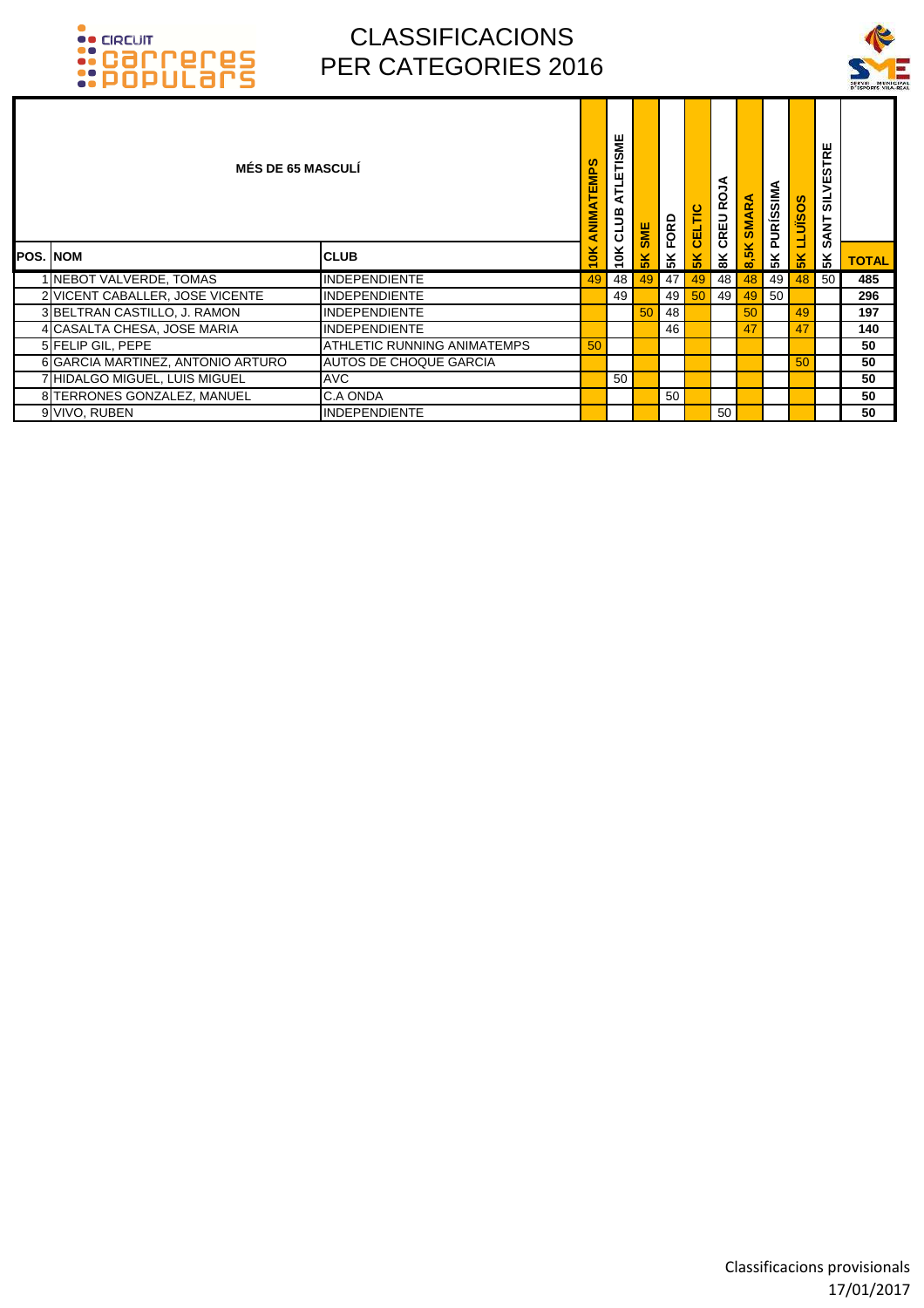# CLASSIFICACIONS PER CATEGORIES 2016

| MÉS DE 65 MASCULÍ | | | | | | | | | | | | | |
|---|---|---|---|---|---|---|---|---|---|---|---|---|---|
| POS. | NOM | CLUB | 10K ANIMATEMPS | 10K CLUB ATLETISME | 5K SME | 5K FORD | 5K CELTIC | 8K CREU ROJA | 8,5K SMARA | 5K PURÍSSIMA | 5K LLUÏSOS | 5K SANT SILVESTRE | TOTAL |
| 1 | NEBOT VALVERDE, TOMAS | INDEPENDIENTE | 49 | 48 | 49 | 47 | 49 | 48 | 48 | 49 | 48 | 50 | 485 |
| 2 | VICENT CABALLER, JOSE VICENTE | INDEPENDIENTE | | 49 | | 49 | 50 | 49 | 49 | 50 | | | 296 |
| 3 | BELTRAN CASTILLO, J. RAMON | INDEPENDIENTE | | | 50 | 48 | | | 50 | | 49 | | 197 |
| 4 | CASALTA CHESA, JOSE MARIA | INDEPENDIENTE | | | | 46 | | | 47 | | 47 | | 140 |
| 5 | FELIP GIL, PEPE | ATHLETIC RUNNING ANIMATEMPS | 50 | | | | | | | | | | 50 |
| 6 | GARCIA MARTINEZ, ANTONIO ARTURO | AUTOS DE CHOQUE GARCIA | | | | | | | | | 50 | | 50 |
| 7 | HIDALGO MIGUEL, LUIS MIGUEL | AVC | | 50 | | | | | | | | | 50 |
| 8 | TERRONES GONZALEZ, MANUEL | C.A ONDA | | | | 50 | | | | | | | 50 |
| 9 | VIVO, RUBEN | INDEPENDIENTE | | | | | | 50 | | | | | 50 |

Classificacions provisionals
17/01/2017